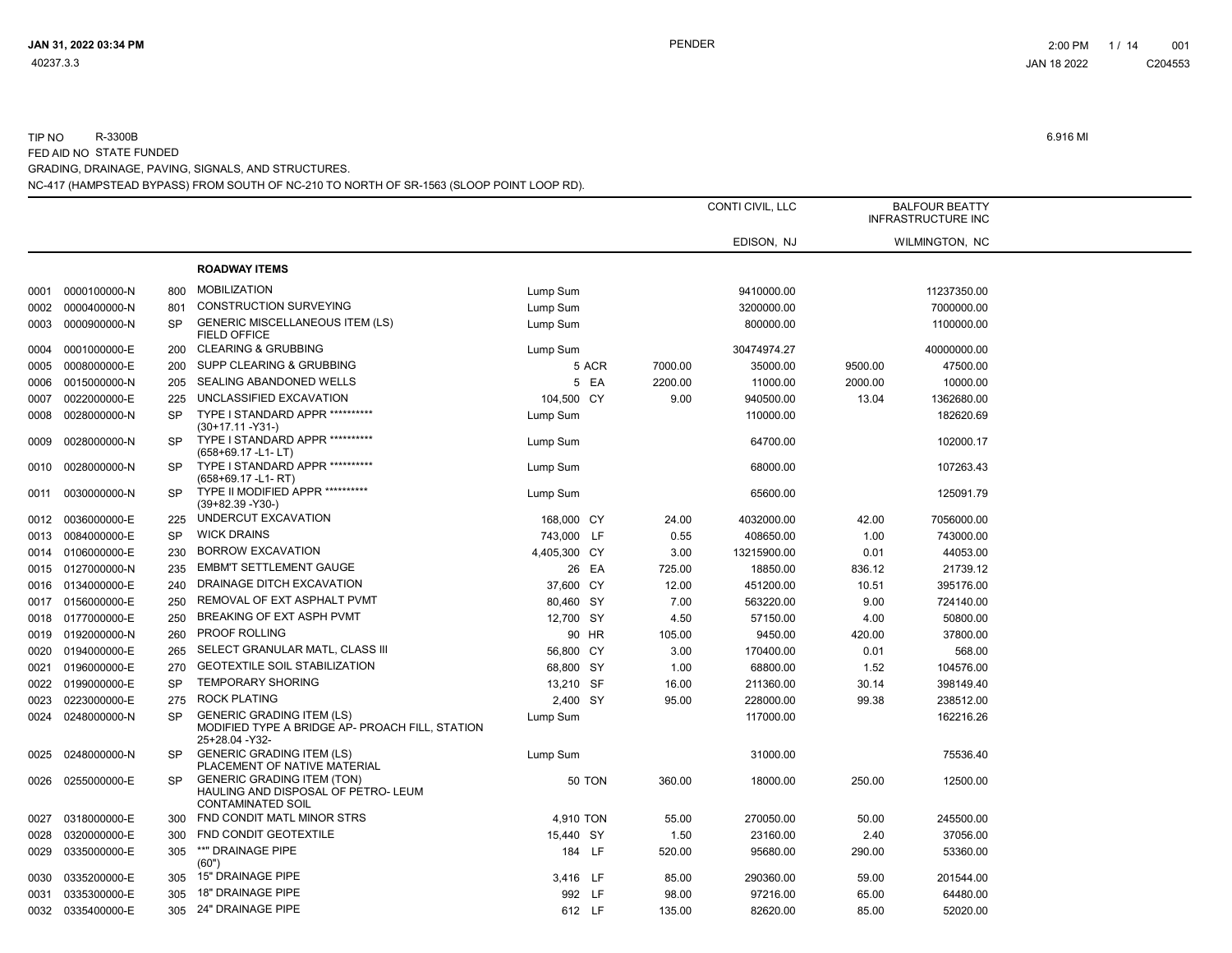TIP NO R-3300B

FED AID NO STATE FUNDED

GRADING, DRAINAGE, PAVING, SIGNALS, AND STRUCTURES.

NC-417 (HAMPSTEAD BYPASS) FROM SOUTH OF NC-210 TO NORTH OF SR-1563 (SLOOP POINT LOOP RD).

6.916 MI

| | | | | | | CONTI CIVIL, LLC | | BALFOUR BEATTY INFRASTRUCTURE INC | |
|---|---|---|---|---|---|---|---|---|---|
| | | | | | | EDISON, NJ | | WILMINGTON, NC | |
| | | | **ROADWAY ITEMS** | | | | | | |
| 0001 | 0000100000-N | 800 | MOBILIZATION | Lump Sum | | | 9410000.00 | | 11237350.00 |
| 0002 | 0000400000-N | 801 | CONSTRUCTION SURVEYING | Lump Sum | | | 3200000.00 | | 7000000.00 |
| 0003 | 0000900000-N | SP | GENERIC MISCELLANEOUS ITEM (LS) FIELD OFFICE | Lump Sum | | | 800000.00 | | 1100000.00 |
| 0004 | 0001000000-E | 200 | CLEARING & GRUBBING | Lump Sum | | | 30474974.27 | | 40000000.00 |
| 0005 | 0008000000-E | 200 | SUPP CLEARING & GRUBBING | 5 | ACR | 7000.00 | 35000.00 | 9500.00 | 47500.00 |
| 0006 | 0015000000-N | 205 | SEALING ABANDONED WELLS | 5 | EA | 2200.00 | 11000.00 | 2000.00 | 10000.00 |
| 0007 | 0022000000-E | 225 | UNCLASSIFIED EXCAVATION | 104,500 | CY | 9.00 | 940500.00 | 13.04 | 1362680.00 |
| 0008 | 0028000000-N | SP | TYPE I STANDARD APPR ********** (30+17.11 -Y31-) | Lump Sum | | | 110000.00 | | 182620.69 |
| 0009 | 0028000000-N | SP | TYPE I STANDARD APPR ********** (658+69.17 -L1- LT) | Lump Sum | | | 64700.00 | | 102000.17 |
| 0010 | 0028000000-N | SP | TYPE I STANDARD APPR ********** (658+69.17 -L1- RT) | Lump Sum | | | 68000.00 | | 107263.43 |
| 0011 | 0030000000-N | SP | TYPE II MODIFIED APPR ********** (39+82.39 -Y30-) | Lump Sum | | | 65600.00 | | 125091.79 |
| 0012 | 0036000000-E | 225 | UNDERCUT EXCAVATION | 168,000 | CY | 24.00 | 4032000.00 | 42.00 | 7056000.00 |
| 0013 | 0084000000-E | SP | WICK DRAINS | 743,000 | LF | 0.55 | 408650.00 | 1.00 | 743000.00 |
| 0014 | 0106000000-E | 230 | BORROW EXCAVATION | 4,405,300 | CY | 3.00 | 13215900.00 | 0.01 | 44053.00 |
| 0015 | 0127000000-N | 235 | EMBM'T SETTLEMENT GAUGE | 26 | EA | 725.00 | 18850.00 | 836.12 | 21739.12 |
| 0016 | 0134000000-E | 240 | DRAINAGE DITCH EXCAVATION | 37,600 | CY | 12.00 | 451200.00 | 10.51 | 395176.00 |
| 0017 | 0156000000-E | 250 | REMOVAL OF EXT ASPHALT PVMT | 80,460 | SY | 7.00 | 563220.00 | 9.00 | 724140.00 |
| 0018 | 0177000000-E | 250 | BREAKING OF EXT ASPH PVMT | 12,700 | SY | 4.50 | 57150.00 | 4.00 | 50800.00 |
| 0019 | 0192000000-N | 260 | PROOF ROLLING | 90 | HR | 105.00 | 9450.00 | 420.00 | 37800.00 |
| 0020 | 0194000000-E | 265 | SELECT GRANULAR MATL, CLASS III | 56,800 | CY | 3.00 | 170400.00 | 0.01 | 568.00 |
| 0021 | 0196000000-E | 270 | GEOTEXTILE SOIL STABILIZATION | 68,800 | SY | 1.00 | 68800.00 | 1.52 | 104576.00 |
| 0022 | 0199000000-E | SP | TEMPORARY SHORING | 13,210 | SF | 16.00 | 211360.00 | 30.14 | 398149.40 |
| 0023 | 0223000000-E | 275 | ROCK PLATING | 2,400 | SY | 95.00 | 228000.00 | 99.38 | 238512.00 |
| 0024 | 0248000000-N | SP | GENERIC GRADING ITEM (LS) MODIFIED TYPE A BRIDGE AP- PROACH FILL, STATION 25+28.04 -Y32- | Lump Sum | | | 117000.00 | | 162216.26 |
| 0025 | 0248000000-N | SP | GENERIC GRADING ITEM (LS) PLACEMENT OF NATIVE MATERIAL | Lump Sum | | | 31000.00 | | 75536.40 |
| 0026 | 0255000000-E | SP | GENERIC GRADING ITEM (TON) HAULING AND DISPOSAL OF PETRO- LEUM CONTAMINATED SOIL | 50 | TON | 360.00 | 18000.00 | 250.00 | 12500.00 |
| 0027 | 0318000000-E | 300 | FND CONDIT MATL MINOR STRS | 4,910 | TON | 55.00 | 270050.00 | 50.00 | 245500.00 |
| 0028 | 0320000000-E | 300 | FND CONDIT GEOTEXTILE | 15,440 | SY | 1.50 | 23160.00 | 2.40 | 37056.00 |
| 0029 | 0335000000-E | 305 | **" DRAINAGE PIPE (60") | 184 | LF | 520.00 | 95680.00 | 290.00 | 53360.00 |
| 0030 | 0335200000-E | 305 | 15" DRAINAGE PIPE | 3,416 | LF | 85.00 | 290360.00 | 59.00 | 201544.00 |
| 0031 | 0335300000-E | 305 | 18" DRAINAGE PIPE | 992 | LF | 98.00 | 97216.00 | 65.00 | 64480.00 |
| 0032 | 0335400000-E | 305 | 24" DRAINAGE PIPE | 612 | LF | 135.00 | 82620.00 | 85.00 | 52020.00 |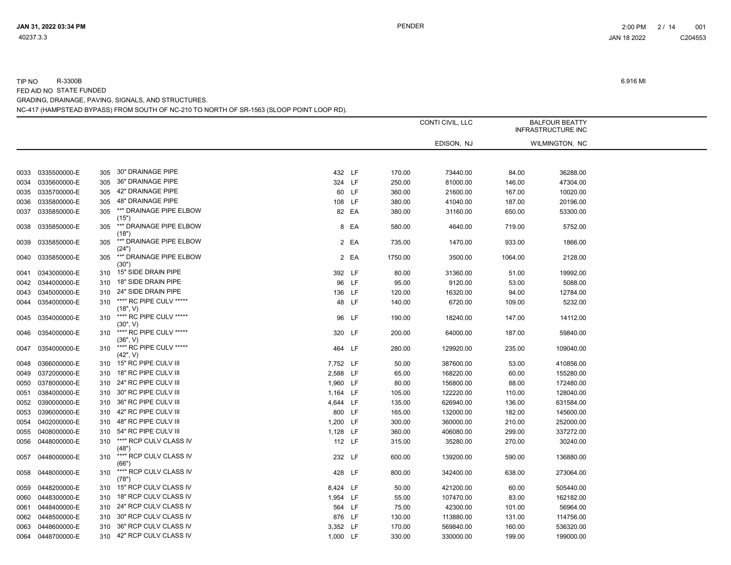TIP NO R-3300B

6.916 MI

FED AID NO STATE FUNDED

GRADING, DRAINAGE, PAVING, SIGNALS, AND STRUCTURES.

NC-417 (HAMPSTEAD BYPASS) FROM SOUTH OF NC-210 TO NORTH OF SR-1563 (SLOOP POINT LOOP RD).

| | | | | | | CONTI CIVIL, LLC | | BALFOUR BEATTY INFRASTRUCTURE INC | |
|---|---|---|---|---|---|---|---|---|---|
| | | | | | | EDISON, NJ | | WILMINGTON, NC | |
| 0033 | 0335500000-E | 305 | 30" DRAINAGE PIPE | 432 | LF | 170.00 | 73440.00 | 84.00 | 36288.00 |
| 0034 | 0335600000-E | 305 | 36" DRAINAGE PIPE | 324 | LF | 250.00 | 81000.00 | 146.00 | 47304.00 |
| 0035 | 0335700000-E | 305 | 42" DRAINAGE PIPE | 60 | LF | 360.00 | 21600.00 | 167.00 | 10020.00 |
| 0036 | 0335800000-E | 305 | 48" DRAINAGE PIPE | 108 | LF | 380.00 | 41040.00 | 187.00 | 20196.00 |
| 0037 | 0335850000-E | 305 | **" DRAINAGE PIPE ELBOW (15") | 82 | EA | 380.00 | 31160.00 | 650.00 | 53300.00 |
| 0038 | 0335850000-E | 305 | **" DRAINAGE PIPE ELBOW (18") | 8 | EA | 580.00 | 4640.00 | 719.00 | 5752.00 |
| 0039 | 0335850000-E | 305 | **" DRAINAGE PIPE ELBOW (24") | 2 | EA | 735.00 | 1470.00 | 933.00 | 1866.00 |
| 0040 | 0335850000-E | 305 | **" DRAINAGE PIPE ELBOW (30") | 2 | EA | 1750.00 | 3500.00 | 1064.00 | 2128.00 |
| 0041 | 0343000000-E | 310 | 15" SIDE DRAIN PIPE | 392 | LF | 80.00 | 31360.00 | 51.00 | 19992.00 |
| 0042 | 0344000000-E | 310 | 18" SIDE DRAIN PIPE | 96 | LF | 95.00 | 9120.00 | 53.00 | 5088.00 |
| 0043 | 0345000000-E | 310 | 24" SIDE DRAIN PIPE | 136 | LF | 120.00 | 16320.00 | 94.00 | 12784.00 |
| 0044 | 0354000000-E | 310 | ***" RC PIPE CULV ***** (18", V) | 48 | LF | 140.00 | 6720.00 | 109.00 | 5232.00 |
| 0045 | 0354000000-E | 310 | ***" RC PIPE CULV ***** (30", V) | 96 | LF | 190.00 | 18240.00 | 147.00 | 14112.00 |
| 0046 | 0354000000-E | 310 | ***" RC PIPE CULV ***** (36", V) | 320 | LF | 200.00 | 64000.00 | 187.00 | 59840.00 |
| 0047 | 0354000000-E | 310 | ***" RC PIPE CULV ***** (42", V) | 464 | LF | 280.00 | 129920.00 | 235.00 | 109040.00 |
| 0048 | 0366000000-E | 310 | 15" RC PIPE CULV III | 7,752 | LF | 50.00 | 387600.00 | 53.00 | 410856.00 |
| 0049 | 0372000000-E | 310 | 18" RC PIPE CULV III | 2,588 | LF | 65.00 | 168220.00 | 60.00 | 155280.00 |
| 0050 | 0378000000-E | 310 | 24" RC PIPE CULV III | 1,960 | LF | 80.00 | 156800.00 | 88.00 | 172480.00 |
| 0051 | 0384000000-E | 310 | 30" RC PIPE CULV III | 1,164 | LF | 105.00 | 122220.00 | 110.00 | 128040.00 |
| 0052 | 0390000000-E | 310 | 36" RC PIPE CULV III | 4,644 | LF | 135.00 | 626940.00 | 136.00 | 631584.00 |
| 0053 | 0396000000-E | 310 | 42" RC PIPE CULV III | 800 | LF | 165.00 | 132000.00 | 182.00 | 145600.00 |
| 0054 | 0402000000-E | 310 | 48" RC PIPE CULV III | 1,200 | LF | 300.00 | 360000.00 | 210.00 | 252000.00 |
| 0055 | 0408000000-E | 310 | 54" RC PIPE CULV III | 1,128 | LF | 360.00 | 406080.00 | 299.00 | 337272.00 |
| 0056 | 0448000000-E | 310 | ***" RCP CULV CLASS IV (48") | 112 | LF | 315.00 | 35280.00 | 270.00 | 30240.00 |
| 0057 | 0448000000-E | 310 | ***" RCP CULV CLASS IV (66") | 232 | LF | 600.00 | 139200.00 | 590.00 | 136880.00 |
| 0058 | 0448000000-E | 310 | ***" RCP CULV CLASS IV (78") | 428 | LF | 800.00 | 342400.00 | 638.00 | 273064.00 |
| 0059 | 0448200000-E | 310 | 15" RCP CULV CLASS IV | 8,424 | LF | 50.00 | 421200.00 | 60.00 | 505440.00 |
| 0060 | 0448300000-E | 310 | 18" RCP CULV CLASS IV | 1,954 | LF | 55.00 | 107470.00 | 83.00 | 162182.00 |
| 0061 | 0448400000-E | 310 | 24" RCP CULV CLASS IV | 564 | LF | 75.00 | 42300.00 | 101.00 | 56964.00 |
| 0062 | 0448500000-E | 310 | 30" RCP CULV CLASS IV | 876 | LF | 130.00 | 113880.00 | 131.00 | 114756.00 |
| 0063 | 0448600000-E | 310 | 36" RCP CULV CLASS IV | 3,352 | LF | 170.00 | 569840.00 | 160.00 | 536320.00 |
| 0064 | 0448700000-E | 310 | 42" RCP CULV CLASS IV | 1,000 | LF | 330.00 | 330000.00 | 199.00 | 199000.00 |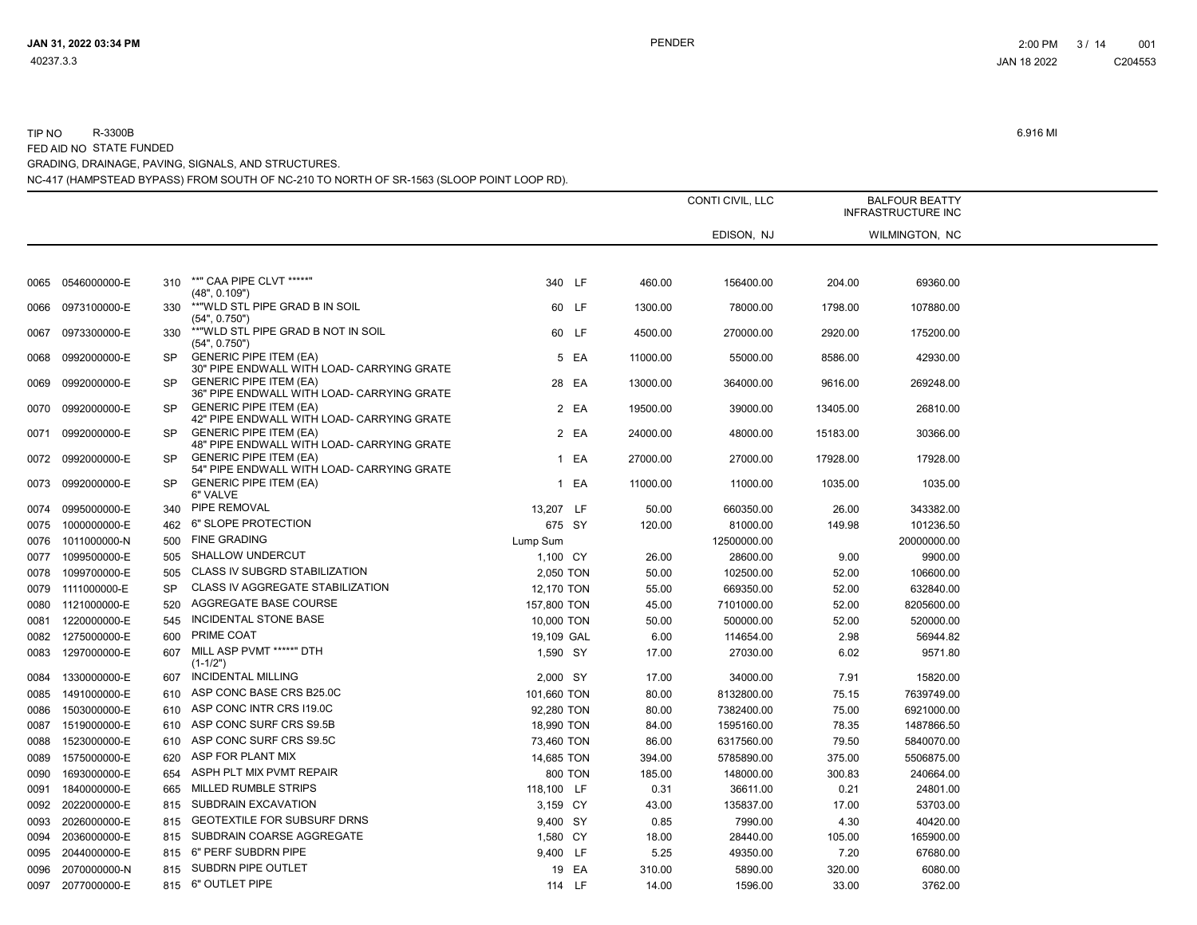TIP NO R-3300B

FED AID NO STATE FUNDED

GRADING, DRAINAGE, PAVING, SIGNALS, AND STRUCTURES.

NC-417 (HAMPSTEAD BYPASS) FROM SOUTH OF NC-210 TO NORTH OF SR-1563 (SLOOP POINT LOOP RD).

6.916 MI

| | | | | | | CONTI CIVIL, LLC | | BALFOUR BEATTY INFRASTRUCTURE INC | |
|---|---|---|---|---|---|---|---|---|---|
| | | | | | | EDISON, NJ | | WILMINGTON, NC | |
| 0065 | 0546000000-E | 310 | \*\*" CAA PIPE CLVT \*\*\*\*\*" (48", 0.109") | 340 | LF | 460.00 | 156400.00 | 204.00 | 69360.00 |
| 0066 | 0973100000-E | 330 | \*\*"WLD STL PIPE GRAD B IN SOIL (54", 0.750") | 60 | LF | 1300.00 | 78000.00 | 1798.00 | 107880.00 |
| 0067 | 0973300000-E | 330 | \*\*"WLD STL PIPE GRAD B NOT IN SOIL (54", 0.750") | 60 | LF | 4500.00 | 270000.00 | 2920.00 | 175200.00 |
| 0068 | 0992000000-E | SP | GENERIC PIPE ITEM (EA) 30" PIPE ENDWALL WITH LOAD- CARRYING GRATE | 5 | EA | 11000.00 | 55000.00 | 8586.00 | 42930.00 |
| 0069 | 0992000000-E | SP | GENERIC PIPE ITEM (EA) 36" PIPE ENDWALL WITH LOAD- CARRYING GRATE | 28 | EA | 13000.00 | 364000.00 | 9616.00 | 269248.00 |
| 0070 | 0992000000-E | SP | GENERIC PIPE ITEM (EA) 42" PIPE ENDWALL WITH LOAD- CARRYING GRATE | 2 | EA | 19500.00 | 39000.00 | 13405.00 | 26810.00 |
| 0071 | 0992000000-E | SP | GENERIC PIPE ITEM (EA) 48" PIPE ENDWALL WITH LOAD- CARRYING GRATE | 2 | EA | 24000.00 | 48000.00 | 15183.00 | 30366.00 |
| 0072 | 0992000000-E | SP | GENERIC PIPE ITEM (EA) 54" PIPE ENDWALL WITH LOAD- CARRYING GRATE | 1 | EA | 27000.00 | 27000.00 | 17928.00 | 17928.00 |
| 0073 | 0992000000-E | SP | GENERIC PIPE ITEM (EA) 6" VALVE | 1 | EA | 11000.00 | 11000.00 | 1035.00 | 1035.00 |
| 0074 | 0995000000-E | 340 | PIPE REMOVAL | 13,207 | LF | 50.00 | 660350.00 | 26.00 | 343382.00 |
| 0075 | 1000000000-E | 462 | 6" SLOPE PROTECTION | 675 | SY | 120.00 | 81000.00 | 149.98 | 101236.50 |
| 0076 | 1011000000-N | 500 | FINE GRADING | Lump Sum | | | 12500000.00 | | 20000000.00 |
| 0077 | 1099500000-E | 505 | SHALLOW UNDERCUT | 1,100 | CY | 26.00 | 28600.00 | 9.00 | 9900.00 |
| 0078 | 1099700000-E | 505 | CLASS IV SUBGRD STABILIZATION | 2,050 | TON | 50.00 | 102500.00 | 52.00 | 106600.00 |
| 0079 | 1111000000-E | SP | CLASS IV AGGREGATE STABILIZATION | 12,170 | TON | 55.00 | 669350.00 | 52.00 | 632840.00 |
| 0080 | 1121000000-E | 520 | AGGREGATE BASE COURSE | 157,800 | TON | 45.00 | 7101000.00 | 52.00 | 8205600.00 |
| 0081 | 1220000000-E | 545 | INCIDENTAL STONE BASE | 10,000 | TON | 50.00 | 500000.00 | 52.00 | 520000.00 |
| 0082 | 1275000000-E | 600 | PRIME COAT | 19,109 | GAL | 6.00 | 114654.00 | 2.98 | 56944.82 |
| 0083 | 1297000000-E | 607 | MILL ASP PVMT \*\*\*\*\*" DTH (1-1/2") | 1,590 | SY | 17.00 | 27030.00 | 6.02 | 9571.80 |
| 0084 | 1330000000-E | 607 | INCIDENTAL MILLING | 2,000 | SY | 17.00 | 34000.00 | 7.91 | 15820.00 |
| 0085 | 1491000000-E | 610 | ASP CONC BASE CRS B25.0C | 101,660 | TON | 80.00 | 8132800.00 | 75.15 | 7639749.00 |
| 0086 | 1503000000-E | 610 | ASP CONC INTR CRS I19.0C | 92,280 | TON | 80.00 | 7382400.00 | 75.00 | 6921000.00 |
| 0087 | 1519000000-E | 610 | ASP CONC SURF CRS S9.5B | 18,990 | TON | 84.00 | 1595160.00 | 78.35 | 1487866.50 |
| 0088 | 1523000000-E | 610 | ASP CONC SURF CRS S9.5C | 73,460 | TON | 86.00 | 6317560.00 | 79.50 | 5840070.00 |
| 0089 | 1575000000-E | 620 | ASP FOR PLANT MIX | 14,685 | TON | 394.00 | 5785890.00 | 375.00 | 5506875.00 |
| 0090 | 1693000000-E | 654 | ASPH PLT MIX PVMT REPAIR | 800 | TON | 185.00 | 148000.00 | 300.83 | 240664.00 |
| 0091 | 1840000000-E | 665 | MILLED RUMBLE STRIPS | 118,100 | LF | 0.31 | 36611.00 | 0.21 | 24801.00 |
| 0092 | 2022000000-E | 815 | SUBDRAIN EXCAVATION | 3,159 | CY | 43.00 | 135837.00 | 17.00 | 53703.00 |
| 0093 | 2026000000-E | 815 | GEOTEXTILE FOR SUBSURF DRNS | 9,400 | SY | 0.85 | 7990.00 | 4.30 | 40420.00 |
| 0094 | 2036000000-E | 815 | SUBDRAIN COARSE AGGREGATE | 1,580 | CY | 18.00 | 28440.00 | 105.00 | 165900.00 |
| 0095 | 2044000000-E | 815 | 6" PERF SUBDRN PIPE | 9,400 | LF | 5.25 | 49350.00 | 7.20 | 67680.00 |
| 0096 | 2070000000-N | 815 | SUBDRN PIPE OUTLET | 19 | EA | 310.00 | 5890.00 | 320.00 | 6080.00 |
| 0097 | 2077000000-E | 815 | 6" OUTLET PIPE | 114 | LF | 14.00 | 1596.00 | 33.00 | 3762.00 |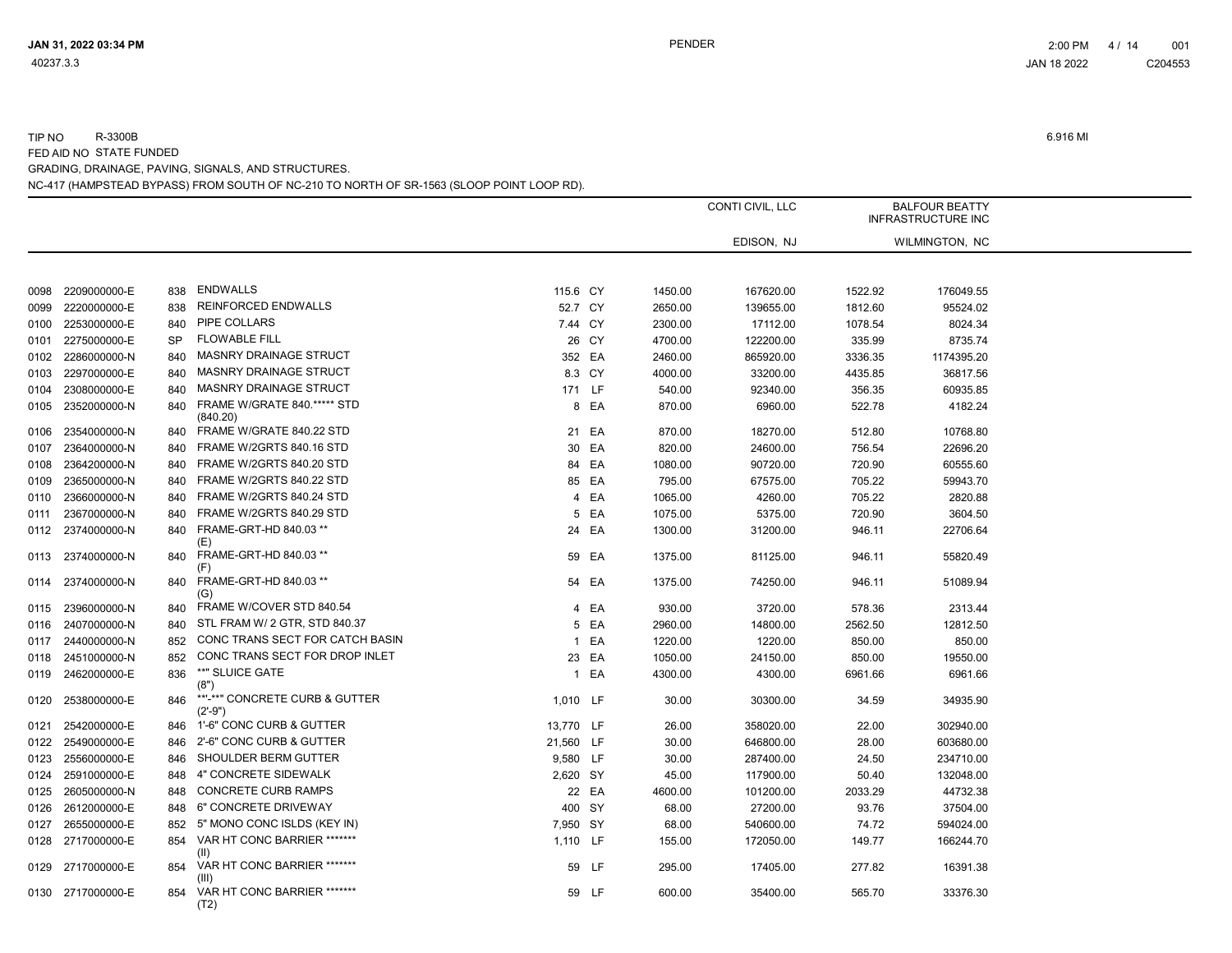TIP NO R-3300B

FED AID NO STATE FUNDED

GRADING, DRAINAGE, PAVING, SIGNALS, AND STRUCTURES.

NC-417 (HAMPSTEAD BYPASS) FROM SOUTH OF NC-210 TO NORTH OF SR-1563 (SLOOP POINT LOOP RD).

6.916 MI

| | | | | | | CONTI CIVIL, LLC | | BALFOUR BEATTY INFRASTRUCTURE INC | |
|---|---|---|---|---|---|---|---|---|---|
| | | | | | | EDISON, NJ | | WILMINGTON, NC | |
| 0098 | 2209000000-E | 838 | ENDWALLS | 115.6 | CY | 1450.00 | 167620.00 | 1522.92 | 176049.55 |
| 0099 | 2220000000-E | 838 | REINFORCED ENDWALLS | 52.7 | CY | 2650.00 | 139655.00 | 1812.60 | 95524.02 |
| 0100 | 2253000000-E | 840 | PIPE COLLARS | 7.44 | CY | 2300.00 | 17112.00 | 1078.54 | 8024.34 |
| 0101 | 2275000000-E | SP | FLOWABLE FILL | 26 | CY | 4700.00 | 122200.00 | 335.99 | 8735.74 |
| 0102 | 2286000000-N | 840 | MASNRY DRAINAGE STRUCT | 352 | EA | 2460.00 | 865920.00 | 3336.35 | 1174395.20 |
| 0103 | 2297000000-E | 840 | MASNRY DRAINAGE STRUCT | 8.3 | CY | 4000.00 | 33200.00 | 4435.85 | 36817.56 |
| 0104 | 2308000000-E | 840 | MASNRY DRAINAGE STRUCT | 171 | LF | 540.00 | 92340.00 | 356.35 | 60935.85 |
| 0105 | 2352000000-N | 840 | FRAME W/GRATE 840.***** STD (840.20) | 8 | EA | 870.00 | 6960.00 | 522.78 | 4182.24 |
| 0106 | 2354000000-N | 840 | FRAME W/GRATE 840.22 STD | 21 | EA | 870.00 | 18270.00 | 512.80 | 10768.80 |
| 0107 | 2364000000-N | 840 | FRAME W/2GRTS 840.16 STD | 30 | EA | 820.00 | 24600.00 | 756.54 | 22696.20 |
| 0108 | 2364200000-N | 840 | FRAME W/2GRTS 840.20 STD | 84 | EA | 1080.00 | 90720.00 | 720.90 | 60555.60 |
| 0109 | 2365000000-N | 840 | FRAME W/2GRTS 840.22 STD | 85 | EA | 795.00 | 67575.00 | 705.22 | 59943.70 |
| 0110 | 2366000000-N | 840 | FRAME W/2GRTS 840.24 STD | 4 | EA | 1065.00 | 4260.00 | 705.22 | 2820.88 |
| 0111 | 2367000000-N | 840 | FRAME W/2GRTS 840.29 STD | 5 | EA | 1075.00 | 5375.00 | 720.90 | 3604.50 |
| 0112 | 2374000000-N | 840 | FRAME-GRT-HD 840.03 ** (E) | 24 | EA | 1300.00 | 31200.00 | 946.11 | 22706.64 |
| 0113 | 2374000000-N | 840 | FRAME-GRT-HD 840.03 ** (F) | 59 | EA | 1375.00 | 81125.00 | 946.11 | 55820.49 |
| 0114 | 2374000000-N | 840 | FRAME-GRT-HD 840.03 ** (G) | 54 | EA | 1375.00 | 74250.00 | 946.11 | 51089.94 |
| 0115 | 2396000000-N | 840 | FRAME W/COVER STD 840.54 | 4 | EA | 930.00 | 3720.00 | 578.36 | 2313.44 |
| 0116 | 2407000000-N | 840 | STL FRAM W/ 2 GTR, STD 840.37 | 5 | EA | 2960.00 | 14800.00 | 2562.50 | 12812.50 |
| 0117 | 2440000000-N | 852 | CONC TRANS SECT FOR CATCH BASIN | 1 | EA | 1220.00 | 1220.00 | 850.00 | 850.00 |
| 0118 | 2451000000-N | 852 | CONC TRANS SECT FOR DROP INLET | 23 | EA | 1050.00 | 24150.00 | 850.00 | 19550.00 |
| 0119 | 2462000000-E | 836 | **" SLUICE GATE (8") | 1 | EA | 4300.00 | 4300.00 | 6961.66 | 6961.66 |
| 0120 | 2538000000-E | 846 | **'-**" CONCRETE CURB & GUTTER (2'-9") | 1,010 | LF | 30.00 | 30300.00 | 34.59 | 34935.90 |
| 0121 | 2542000000-E | 846 | 1'-6" CONC CURB & GUTTER | 13,770 | LF | 26.00 | 358020.00 | 22.00 | 302940.00 |
| 0122 | 2549000000-E | 846 | 2'-6" CONC CURB & GUTTER | 21,560 | LF | 30.00 | 646800.00 | 28.00 | 603680.00 |
| 0123 | 2556000000-E | 846 | SHOULDER BERM GUTTER | 9,580 | LF | 30.00 | 287400.00 | 24.50 | 234710.00 |
| 0124 | 2591000000-E | 848 | 4" CONCRETE SIDEWALK | 2,620 | SY | 45.00 | 117900.00 | 50.40 | 132048.00 |
| 0125 | 2605000000-N | 848 | CONCRETE CURB RAMPS | 22 | EA | 4600.00 | 101200.00 | 2033.29 | 44732.38 |
| 0126 | 2612000000-E | 848 | 6" CONCRETE DRIVEWAY | 400 | SY | 68.00 | 27200.00 | 93.76 | 37504.00 |
| 0127 | 2655000000-E | 852 | 5" MONO CONC ISLDS (KEY IN) | 7,950 | SY | 68.00 | 540600.00 | 74.72 | 594024.00 |
| 0128 | 2717000000-E | 854 | VAR HT CONC BARRIER ******* (II) | 1,110 | LF | 155.00 | 172050.00 | 149.77 | 166244.70 |
| 0129 | 2717000000-E | 854 | VAR HT CONC BARRIER ******* (III) | 59 | LF | 295.00 | 17405.00 | 277.82 | 16391.38 |
| 0130 | 2717000000-E | 854 | VAR HT CONC BARRIER ******* (T2) | 59 | LF | 600.00 | 35400.00 | 565.70 | 33376.30 |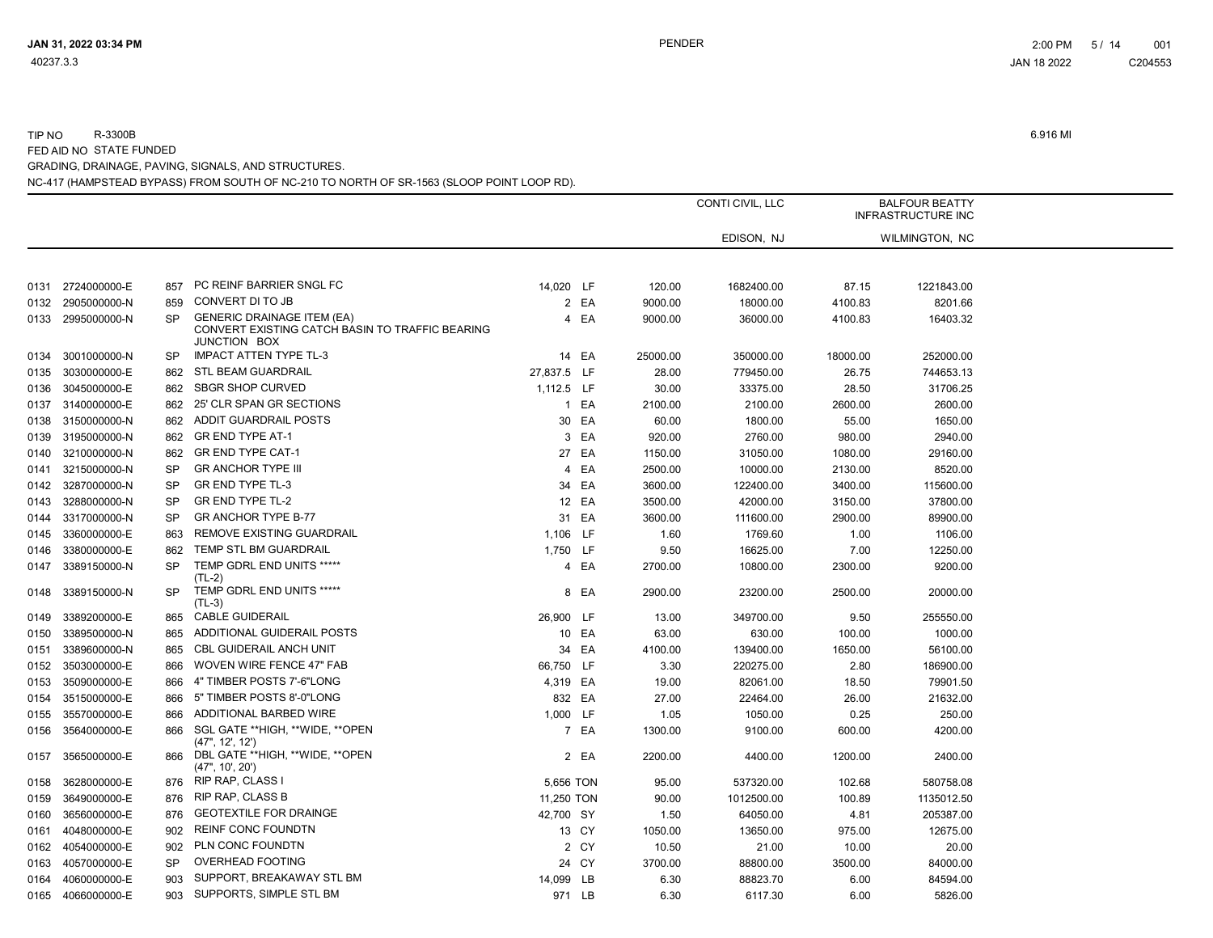TIP NO R-3300B

FED AID NO STATE FUNDED

GRADING, DRAINAGE, PAVING, SIGNALS, AND STRUCTURES.

NC-417 (HAMPSTEAD BYPASS) FROM SOUTH OF NC-210 TO NORTH OF SR-1563 (SLOOP POINT LOOP RD).

6.916 MI

| | | | | | | CONTI CIVIL, LLC EDISON, NJ | | BALFOUR BEATTY INFRASTRUCTURE INC WILMINGTON, NC | |
|---|---|---|---|---|---|---|---|---|---|
| 0131 | 2724000000-E | 857 | PC REINF BARRIER SNGL FC | 14,020 | LF | 120.00 | 1682400.00 | 87.15 | 1221843.00 |
| 0132 | 2905000000-N | 859 | CONVERT DI TO JB | 2 | EA | 9000.00 | 18000.00 | 4100.83 | 8201.66 |
| 0133 | 2995000000-N | SP | GENERIC DRAINAGE ITEM (EA) CONVERT EXISTING CATCH BASIN TO TRAFFIC BEARING JUNCTION BOX | 4 | EA | 9000.00 | 36000.00 | 4100.83 | 16403.32 |
| 0134 | 3001000000-N | SP | IMPACT ATTEN TYPE TL-3 | 14 | EA | 25000.00 | 350000.00 | 18000.00 | 252000.00 |
| 0135 | 3030000000-E | 862 | STL BEAM GUARDRAIL | 27,837.5 | LF | 28.00 | 779450.00 | 26.75 | 744653.13 |
| 0136 | 3045000000-E | 862 | SBGR SHOP CURVED | 1,112.5 | LF | 30.00 | 33375.00 | 28.50 | 31706.25 |
| 0137 | 3140000000-E | 862 | 25' CLR SPAN GR SECTIONS | 1 | EA | 2100.00 | 2100.00 | 2600.00 | 2600.00 |
| 0138 | 3150000000-N | 862 | ADDIT GUARDRAIL POSTS | 30 | EA | 60.00 | 1800.00 | 55.00 | 1650.00 |
| 0139 | 3195000000-N | 862 | GR END TYPE AT-1 | 3 | EA | 920.00 | 2760.00 | 980.00 | 2940.00 |
| 0140 | 3210000000-N | 862 | GR END TYPE CAT-1 | 27 | EA | 1150.00 | 31050.00 | 1080.00 | 29160.00 |
| 0141 | 3215000000-N | SP | GR ANCHOR TYPE III | 4 | EA | 2500.00 | 10000.00 | 2130.00 | 8520.00 |
| 0142 | 3287000000-N | SP | GR END TYPE TL-3 | 34 | EA | 3600.00 | 122400.00 | 3400.00 | 115600.00 |
| 0143 | 3288000000-N | SP | GR END TYPE TL-2 | 12 | EA | 3500.00 | 42000.00 | 3150.00 | 37800.00 |
| 0144 | 3317000000-N | SP | GR ANCHOR TYPE B-77 | 31 | EA | 3600.00 | 111600.00 | 2900.00 | 89900.00 |
| 0145 | 3360000000-E | 863 | REMOVE EXISTING GUARDRAIL | 1,106 | LF | 1.60 | 1769.60 | 1.00 | 1106.00 |
| 0146 | 3380000000-E | 862 | TEMP STL BM GUARDRAIL | 1,750 | LF | 9.50 | 16625.00 | 7.00 | 12250.00 |
| 0147 | 3389150000-N | SP | TEMP GDRL END UNITS ***** (TL-2) | 4 | EA | 2700.00 | 10800.00 | 2300.00 | 9200.00 |
| 0148 | 3389150000-N | SP | TEMP GDRL END UNITS ***** (TL-3) | 8 | EA | 2900.00 | 23200.00 | 2500.00 | 20000.00 |
| 0149 | 3389200000-E | 865 | CABLE GUIDERAIL | 26,900 | LF | 13.00 | 349700.00 | 9.50 | 255550.00 |
| 0150 | 3389500000-N | 865 | ADDITIONAL GUIDERAIL POSTS | 10 | EA | 63.00 | 630.00 | 100.00 | 1000.00 |
| 0151 | 3389600000-N | 865 | CBL GUIDERAIL ANCH UNIT | 34 | EA | 4100.00 | 139400.00 | 1650.00 | 56100.00 |
| 0152 | 3503000000-E | 866 | WOVEN WIRE FENCE 47" FAB | 66,750 | LF | 3.30 | 220275.00 | 2.80 | 186900.00 |
| 0153 | 3509000000-E | 866 | 4" TIMBER POSTS 7'-6"LONG | 4,319 | EA | 19.00 | 82061.00 | 18.50 | 79901.50 |
| 0154 | 3515000000-E | 866 | 5" TIMBER POSTS 8'-0"LONG | 832 | EA | 27.00 | 22464.00 | 26.00 | 21632.00 |
| 0155 | 3557000000-E | 866 | ADDITIONAL BARBED WIRE | 1,000 | LF | 1.05 | 1050.00 | 0.25 | 250.00 |
| 0156 | 3564000000-E | 866 | SGL GATE **HIGH, **WIDE, **OPEN (47", 12', 12') | 7 | EA | 1300.00 | 9100.00 | 600.00 | 4200.00 |
| 0157 | 3565000000-E | 866 | DBL GATE **HIGH, **WIDE, **OPEN (47", 10', 20') | 2 | EA | 2200.00 | 4400.00 | 1200.00 | 2400.00 |
| 0158 | 3628000000-E | 876 | RIP RAP, CLASS I | 5,656 | TON | 95.00 | 537320.00 | 102.68 | 580758.08 |
| 0159 | 3649000000-E | 876 | RIP RAP, CLASS B | 11,250 | TON | 90.00 | 1012500.00 | 100.89 | 1135012.50 |
| 0160 | 3656000000-E | 876 | GEOTEXTILE FOR DRAINGE | 42,700 | SY | 1.50 | 64050.00 | 4.81 | 205387.00 |
| 0161 | 4048000000-E | 902 | REINF CONC FOUNDTN | 13 | CY | 1050.00 | 13650.00 | 975.00 | 12675.00 |
| 0162 | 4054000000-E | 902 | PLN CONC FOUNDTN | 2 | CY | 10.50 | 21.00 | 10.00 | 20.00 |
| 0163 | 4057000000-E | SP | OVERHEAD FOOTING | 24 | CY | 3700.00 | 88800.00 | 3500.00 | 84000.00 |
| 0164 | 4060000000-E | 903 | SUPPORT, BREAKAWAY STL BM | 14,099 | LB | 6.30 | 88823.70 | 6.00 | 84594.00 |
| 0165 | 4066000000-E | 903 | SUPPORTS, SIMPLE STL BM | 971 | LB | 6.30 | 6117.30 | 6.00 | 5826.00 |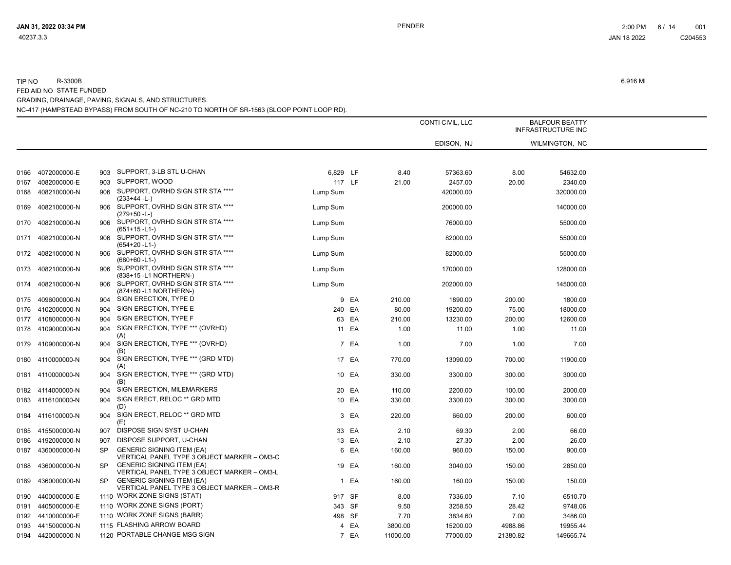TIP NO R-3300B 6.916 MI

FED AID NO STATE FUNDED

GRADING, DRAINAGE, PAVING, SIGNALS, AND STRUCTURES.

NC-417 (HAMPSTEAD BYPASS) FROM SOUTH OF NC-210 TO NORTH OF SR-1563 (SLOOP POINT LOOP RD).

| | | | | | | CONTI CIVIL, LLC | | BALFOUR BEATTY INFRASTRUCTURE INC | |
|---|---|---|---|---|---|---|---|---|---|
| | | | | | | EDISON, NJ | | WILMINGTON, NC | |
| 0166 | 4072000000-E | 903 | SUPPORT, 3-LB STL U-CHAN | 6,829 | LF | 8.40 | 57363.60 | 8.00 | 54632.00 |
| 0167 | 4082000000-E | 903 | SUPPORT, WOOD | 117 | LF | 21.00 | 2457.00 | 20.00 | 2340.00 |
| 0168 | 4082100000-N | 906 | SUPPORT, OVRHD SIGN STR STA **** (233+44 -L-) | Lump Sum | | | 420000.00 | | 320000.00 |
| 0169 | 4082100000-N | 906 | SUPPORT, OVRHD SIGN STR STA **** (279+50 -L-) | Lump Sum | | | 200000.00 | | 140000.00 |
| 0170 | 4082100000-N | 906 | SUPPORT, OVRHD SIGN STR STA **** (651+15 -L1-) | Lump Sum | | | 76000.00 | | 55000.00 |
| 0171 | 4082100000-N | 906 | SUPPORT, OVRHD SIGN STR STA **** (654+20 -L1-) | Lump Sum | | | 82000.00 | | 55000.00 |
| 0172 | 4082100000-N | 906 | SUPPORT, OVRHD SIGN STR STA **** (680+60 -L1-) | Lump Sum | | | 82000.00 | | 55000.00 |
| 0173 | 4082100000-N | 906 | SUPPORT, OVRHD SIGN STR STA **** (838+15 -L1 NORTHERN-) | Lump Sum | | | 170000.00 | | 128000.00 |
| 0174 | 4082100000-N | 906 | SUPPORT, OVRHD SIGN STR STA **** (874+60 -L1 NORTHERN-) | Lump Sum | | | 202000.00 | | 145000.00 |
| 0175 | 4096000000-N | 904 | SIGN ERECTION, TYPE D | 9 | EA | 210.00 | 1890.00 | 200.00 | 1800.00 |
| 0176 | 4102000000-N | 904 | SIGN ERECTION, TYPE E | 240 | EA | 80.00 | 19200.00 | 75.00 | 18000.00 |
| 0177 | 4108000000-N | 904 | SIGN ERECTION, TYPE F | 63 | EA | 210.00 | 13230.00 | 200.00 | 12600.00 |
| 0178 | 4109000000-N | 904 | SIGN ERECTION, TYPE *** (OVRHD) (A) | 11 | EA | 1.00 | 11.00 | 1.00 | 11.00 |
| 0179 | 4109000000-N | 904 | SIGN ERECTION, TYPE *** (OVRHD) (B) | 7 | EA | 1.00 | 7.00 | 1.00 | 7.00 |
| 0180 | 4110000000-N | 904 | SIGN ERECTION, TYPE *** (GRD MTD) (A) | 17 | EA | 770.00 | 13090.00 | 700.00 | 11900.00 |
| 0181 | 4110000000-N | 904 | SIGN ERECTION, TYPE *** (GRD MTD) (B) | 10 | EA | 330.00 | 3300.00 | 300.00 | 3000.00 |
| 0182 | 4114000000-N | 904 | SIGN ERECTION, MILEMARKERS | 20 | EA | 110.00 | 2200.00 | 100.00 | 2000.00 |
| 0183 | 4116100000-N | 904 | SIGN ERECT, RELOC ** GRD MTD (D) | 10 | EA | 330.00 | 3300.00 | 300.00 | 3000.00 |
| 0184 | 4116100000-N | 904 | SIGN ERECT, RELOC ** GRD MTD (E) | 3 | EA | 220.00 | 660.00 | 200.00 | 600.00 |
| 0185 | 4155000000-N | 907 | DISPOSE SIGN SYST U-CHAN | 33 | EA | 2.10 | 69.30 | 2.00 | 66.00 |
| 0186 | 4192000000-N | 907 | DISPOSE SUPPORT, U-CHAN | 13 | EA | 2.10 | 27.30 | 2.00 | 26.00 |
| 0187 | 4360000000-N | SP | GENERIC SIGNING ITEM (EA) VERTICAL PANEL TYPE 3 OBJECT MARKER – OM3-C | 6 | EA | 160.00 | 960.00 | 150.00 | 900.00 |
| 0188 | 4360000000-N | SP | GENERIC SIGNING ITEM (EA) VERTICAL PANEL TYPE 3 OBJECT MARKER – OM3-L | 19 | EA | 160.00 | 3040.00 | 150.00 | 2850.00 |
| 0189 | 4360000000-N | SP | GENERIC SIGNING ITEM (EA) VERTICAL PANEL TYPE 3 OBJECT MARKER – OM3-R | 1 | EA | 160.00 | 160.00 | 150.00 | 150.00 |
| 0190 | 4400000000-E | 1110 | WORK ZONE SIGNS (STAT) | 917 | SF | 8.00 | 7336.00 | 7.10 | 6510.70 |
| 0191 | 4405000000-E | 1110 | WORK ZONE SIGNS (PORT) | 343 | SF | 9.50 | 3258.50 | 28.42 | 9748.06 |
| 0192 | 4410000000-E | 1110 | WORK ZONE SIGNS (BARR) | 498 | SF | 7.70 | 3834.60 | 7.00 | 3486.00 |
| 0193 | 4415000000-N | 1115 | FLASHING ARROW BOARD | 4 | EA | 3800.00 | 15200.00 | 4988.86 | 19955.44 |
| 0194 | 4420000000-N | 1120 | PORTABLE CHANGE MSG SIGN | 7 | EA | 11000.00 | 77000.00 | 21380.82 | 149665.74 |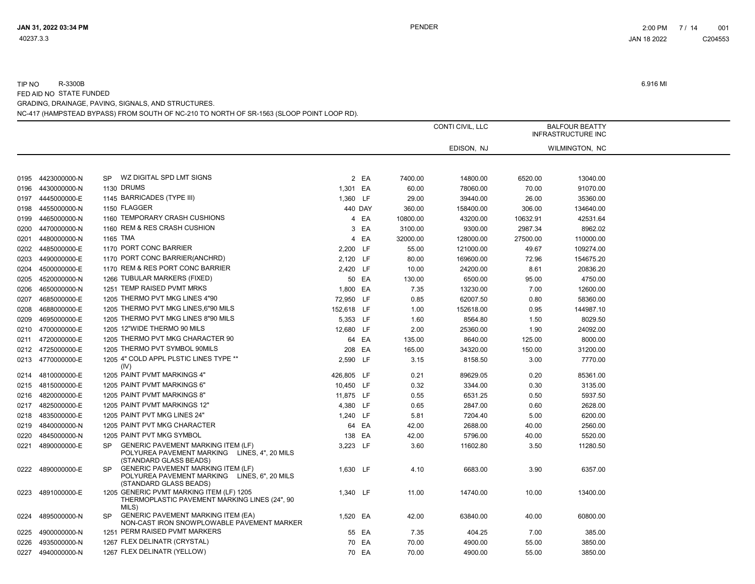TIP NO R-3300B

6.916 MI

FED AID NO STATE FUNDED

GRADING, DRAINAGE, PAVING, SIGNALS, AND STRUCTURES.

NC-417 (HAMPSTEAD BYPASS) FROM SOUTH OF NC-210 TO NORTH OF SR-1563 (SLOOP POINT LOOP RD).

| Line | Item No. | Sec | Description | Quantity | Unit | CONTI CIVIL, LLC EDISON, NJ Unit Price | CONTI CIVIL, LLC EDISON, NJ Amount | BALFOUR BEATTY INFRASTRUCTURE INC WILMINGTON, NC Unit Price | BALFOUR BEATTY INFRASTRUCTURE INC WILMINGTON, NC Amount |
|---|---|---|---|---|---|---|---|---|---|
| 0195 | 4423000000-N | SP | WZ DIGITAL SPD LMT SIGNS | 2 | EA | 7400.00 | 14800.00 | 6520.00 | 13040.00 |
| 0196 | 4430000000-N | 1130 | DRUMS | 1,301 | EA | 60.00 | 78060.00 | 70.00 | 91070.00 |
| 0197 | 4445000000-E | 1145 | BARRICADES (TYPE III) | 1,360 | LF | 29.00 | 39440.00 | 26.00 | 35360.00 |
| 0198 | 4455000000-N | 1150 | FLAGGER | 440 | DAY | 360.00 | 158400.00 | 306.00 | 134640.00 |
| 0199 | 4465000000-N | 1160 | TEMPORARY CRASH CUSHIONS | 4 | EA | 10800.00 | 43200.00 | 10632.91 | 42531.64 |
| 0200 | 4470000000-N | 1160 | REM & RES CRASH CUSHION | 3 | EA | 3100.00 | 9300.00 | 2987.34 | 8962.02 |
| 0201 | 4480000000-N | 1165 | TMA | 4 | EA | 32000.00 | 128000.00 | 27500.00 | 110000.00 |
| 0202 | 4485000000-E | 1170 | PORT CONC BARRIER | 2,200 | LF | 55.00 | 121000.00 | 49.67 | 109274.00 |
| 0203 | 4490000000-E | 1170 | PORT CONC BARRIER(ANCHRD) | 2,120 | LF | 80.00 | 169600.00 | 72.96 | 154675.20 |
| 0204 | 4500000000-E | 1170 | REM & RES PORT CONC BARRIER | 2,420 | LF | 10.00 | 24200.00 | 8.61 | 20836.20 |
| 0205 | 4520000000-N | 1266 | TUBULAR MARKERS (FIXED) | 50 | EA | 130.00 | 6500.00 | 95.00 | 4750.00 |
| 0206 | 4650000000-N | 1251 | TEMP RAISED PVMT MRKS | 1,800 | EA | 7.35 | 13230.00 | 7.00 | 12600.00 |
| 0207 | 4685000000-E | 1205 | THERMO PVT MKG LINES 4"90 | 72,950 | LF | 0.85 | 62007.50 | 0.80 | 58360.00 |
| 0208 | 4688000000-E | 1205 | THERMO PVT MKG LINES,6"90 MILS | 152,618 | LF | 1.00 | 152618.00 | 0.95 | 144987.10 |
| 0209 | 4695000000-E | 1205 | THERMO PVT MKG LINES 8"90 MILS | 5,353 | LF | 1.60 | 8564.80 | 1.50 | 8029.50 |
| 0210 | 4700000000-E | 1205 | 12"WIDE THERMO 90 MILS | 12,680 | LF | 2.00 | 25360.00 | 1.90 | 24092.00 |
| 0211 | 4720000000-E | 1205 | THERMO PVT MKG CHARACTER 90 | 64 | EA | 135.00 | 8640.00 | 125.00 | 8000.00 |
| 0212 | 4725000000-E | 1205 | THERMO PVT SYMBOL 90MILS | 208 | EA | 165.00 | 34320.00 | 150.00 | 31200.00 |
| 0213 | 4770000000-E | 1205 | 4" COLD APPL PLSTIC LINES TYPE ** (IV) | 2,590 | LF | 3.15 | 8158.50 | 3.00 | 7770.00 |
| 0214 | 4810000000-E | 1205 | PAINT PVMT MARKINGS 4" | 426,805 | LF | 0.21 | 89629.05 | 0.20 | 85361.00 |
| 0215 | 4815000000-E | 1205 | PAINT PVMT MARKINGS 6" | 10,450 | LF | 0.32 | 3344.00 | 0.30 | 3135.00 |
| 0216 | 4820000000-E | 1205 | PAINT PVMT MARKINGS 8" | 11,875 | LF | 0.55 | 6531.25 | 0.50 | 5937.50 |
| 0217 | 4825000000-E | 1205 | PAINT PVMT MARKINGS 12" | 4,380 | LF | 0.65 | 2847.00 | 0.60 | 2628.00 |
| 0218 | 4835000000-E | 1205 | PAINT PVT MKG LINES 24" | 1,240 | LF | 5.81 | 7204.40 | 5.00 | 6200.00 |
| 0219 | 4840000000-N | 1205 | PAINT PVT MKG CHARACTER | 64 | EA | 42.00 | 2688.00 | 40.00 | 2560.00 |
| 0220 | 4845000000-N | 1205 | PAINT PVT MKG SYMBOL | 138 | EA | 42.00 | 5796.00 | 40.00 | 5520.00 |
| 0221 | 4890000000-E | SP | GENERIC PAVEMENT MARKING ITEM (LF) POLYUREA PAVEMENT MARKING LINES, 4", 20 MILS (STANDARD GLASS BEADS) | 3,223 | LF | 3.60 | 11602.80 | 3.50 | 11280.50 |
| 0222 | 4890000000-E | SP | GENERIC PAVEMENT MARKING ITEM (LF) POLYUREA PAVEMENT MARKING LINES, 6", 20 MILS (STANDARD GLASS BEADS) | 1,630 | LF | 4.10 | 6683.00 | 3.90 | 6357.00 |
| 0223 | 4891000000-E | 1205 | GENERIC PVMT MARKING ITEM (LF) 1205 THERMOPLASTIC PAVEMENT MARKING LINES (24", 90 MILS) | 1,340 | LF | 11.00 | 14740.00 | 10.00 | 13400.00 |
| 0224 | 4895000000-N | SP | GENERIC PAVEMENT MARKING ITEM (EA) NON-CAST IRON SNOWPLOWABLE PAVEMENT MARKER | 1,520 | EA | 42.00 | 63840.00 | 40.00 | 60800.00 |
| 0225 | 4900000000-N | 1251 | PERM RAISED PVMT MARKERS | 55 | EA | 7.35 | 404.25 | 7.00 | 385.00 |
| 0226 | 4935000000-N | 1267 | FLEX DELINATR (CRYSTAL) | 70 | EA | 70.00 | 4900.00 | 55.00 | 3850.00 |
| 0227 | 4940000000-N | 1267 | FLEX DELINATR (YELLOW) | 70 | EA | 70.00 | 4900.00 | 55.00 | 3850.00 |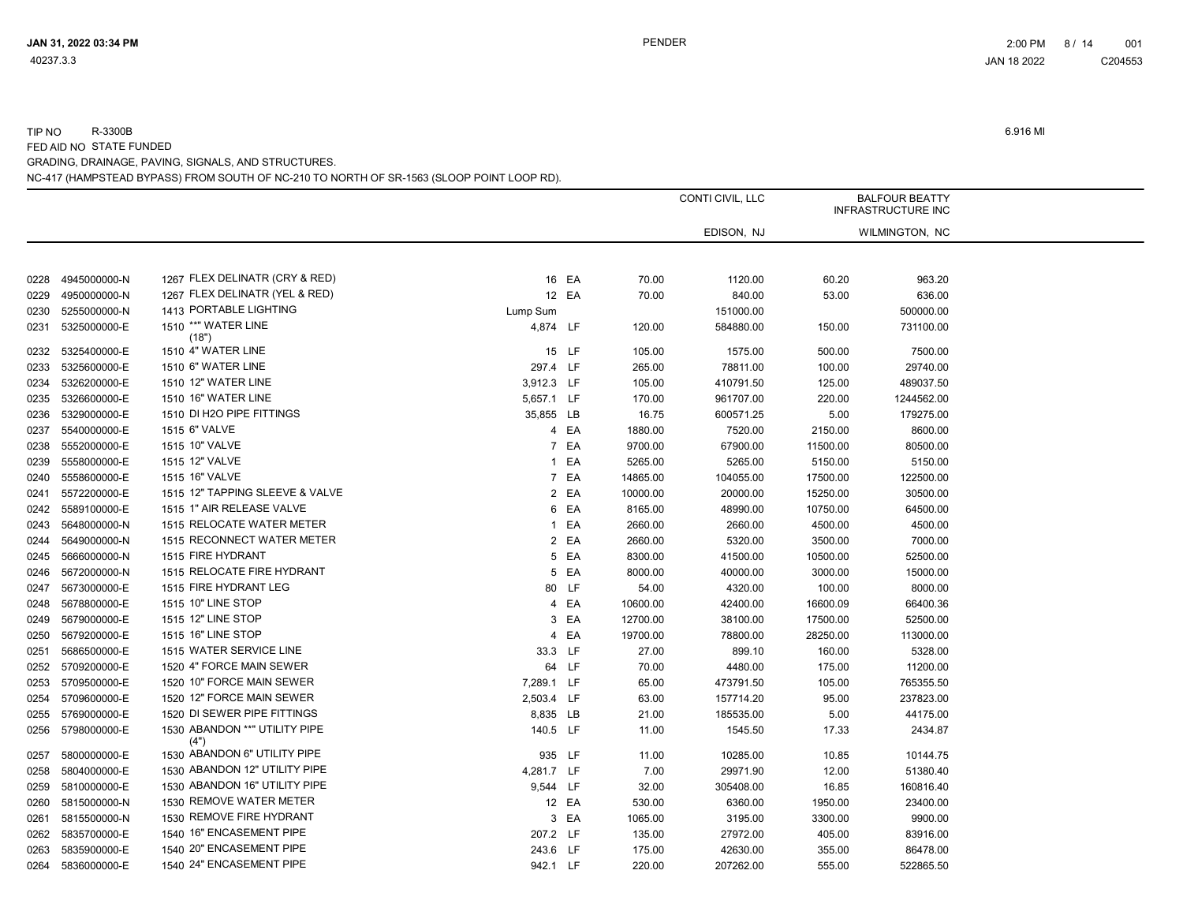TIP NO R-3300B

FED AID NO STATE FUNDED

GRADING, DRAINAGE, PAVING, SIGNALS, AND STRUCTURES.

NC-417 (HAMPSTEAD BYPASS) FROM SOUTH OF NC-210 TO NORTH OF SR-1563 (SLOOP POINT LOOP RD).

6.916 MI

| | | | | | | CONTI CIVIL, LLC EDISON, NJ | | BALFOUR BEATTY INFRASTRUCTURE INC WILMINGTON, NC | |
|---|---|---|---|---|---|---|---|---|---|
| 0228 | 4945000000-N | 1267 FLEX DELINATR (CRY & RED) | 16 | EA | 70.00 | 1120.00 | 60.20 | 963.20 |
| 0229 | 4950000000-N | 1267 FLEX DELINATR (YEL & RED) | 12 | EA | 70.00 | 840.00 | 53.00 | 636.00 |
| 0230 | 5255000000-N | 1413 PORTABLE LIGHTING | Lump Sum | | | 151000.00 | | 500000.00 |
| 0231 | 5325000000-E | 1510 **" WATER LINE (18") | 4,874 | LF | 120.00 | 584880.00 | 150.00 | 731100.00 |
| 0232 | 5325400000-E | 1510 4" WATER LINE | 15 | LF | 105.00 | 1575.00 | 500.00 | 7500.00 |
| 0233 | 5325600000-E | 1510 6" WATER LINE | 297.4 | LF | 265.00 | 78811.00 | 100.00 | 29740.00 |
| 0234 | 5326200000-E | 1510 12" WATER LINE | 3,912.3 | LF | 105.00 | 410791.50 | 125.00 | 489037.50 |
| 0235 | 5326600000-E | 1510 16" WATER LINE | 5,657.1 | LF | 170.00 | 961707.00 | 220.00 | 1244562.00 |
| 0236 | 5329000000-E | 1510 DI H2O PIPE FITTINGS | 35,855 | LB | 16.75 | 600571.25 | 5.00 | 179275.00 |
| 0237 | 5540000000-E | 1515 6" VALVE | 4 | EA | 1880.00 | 7520.00 | 2150.00 | 8600.00 |
| 0238 | 5552000000-E | 1515 10" VALVE | 7 | EA | 9700.00 | 67900.00 | 11500.00 | 80500.00 |
| 0239 | 5558000000-E | 1515 12" VALVE | 1 | EA | 5265.00 | 5265.00 | 5150.00 | 5150.00 |
| 0240 | 5558600000-E | 1515 16" VALVE | 7 | EA | 14865.00 | 104055.00 | 17500.00 | 122500.00 |
| 0241 | 5572200000-E | 1515 12" TAPPING SLEEVE & VALVE | 2 | EA | 10000.00 | 20000.00 | 15250.00 | 30500.00 |
| 0242 | 5589100000-E | 1515 1" AIR RELEASE VALVE | 6 | EA | 8165.00 | 48990.00 | 10750.00 | 64500.00 |
| 0243 | 5648000000-N | 1515 RELOCATE WATER METER | 1 | EA | 2660.00 | 2660.00 | 4500.00 | 4500.00 |
| 0244 | 5649000000-N | 1515 RECONNECT WATER METER | 2 | EA | 2660.00 | 5320.00 | 3500.00 | 7000.00 |
| 0245 | 5666000000-N | 1515 FIRE HYDRANT | 5 | EA | 8300.00 | 41500.00 | 10500.00 | 52500.00 |
| 0246 | 5672000000-N | 1515 RELOCATE FIRE HYDRANT | 5 | EA | 8000.00 | 40000.00 | 3000.00 | 15000.00 |
| 0247 | 5673000000-E | 1515 FIRE HYDRANT LEG | 80 | LF | 54.00 | 4320.00 | 100.00 | 8000.00 |
| 0248 | 5678800000-E | 1515 10" LINE STOP | 4 | EA | 10600.00 | 42400.00 | 16600.09 | 66400.36 |
| 0249 | 5679000000-E | 1515 12" LINE STOP | 3 | EA | 12700.00 | 38100.00 | 17500.00 | 52500.00 |
| 0250 | 5679200000-E | 1515 16" LINE STOP | 4 | EA | 19700.00 | 78800.00 | 28250.00 | 113000.00 |
| 0251 | 5686500000-E | 1515 WATER SERVICE LINE | 33.3 | LF | 27.00 | 899.10 | 160.00 | 5328.00 |
| 0252 | 5709200000-E | 1520 4" FORCE MAIN SEWER | 64 | LF | 70.00 | 4480.00 | 175.00 | 11200.00 |
| 0253 | 5709500000-E | 1520 10" FORCE MAIN SEWER | 7,289.1 | LF | 65.00 | 473791.50 | 105.00 | 765355.50 |
| 0254 | 5709600000-E | 1520 12" FORCE MAIN SEWER | 2,503.4 | LF | 63.00 | 157714.20 | 95.00 | 237823.00 |
| 0255 | 5769000000-E | 1520 DI SEWER PIPE FITTINGS | 8,835 | LB | 21.00 | 185535.00 | 5.00 | 44175.00 |
| 0256 | 5798000000-E | 1530 ABANDON **" UTILITY PIPE (4") | 140.5 | LF | 11.00 | 1545.50 | 17.33 | 2434.87 |
| 0257 | 5800000000-E | 1530 ABANDON 6" UTILITY PIPE | 935 | LF | 11.00 | 10285.00 | 10.85 | 10144.75 |
| 0258 | 5804000000-E | 1530 ABANDON 12" UTILITY PIPE | 4,281.7 | LF | 7.00 | 29971.90 | 12.00 | 51380.40 |
| 0259 | 5810000000-E | 1530 ABANDON 16" UTILITY PIPE | 9,544 | LF | 32.00 | 305408.00 | 16.85 | 160816.40 |
| 0260 | 5815000000-N | 1530 REMOVE WATER METER | 12 | EA | 530.00 | 6360.00 | 1950.00 | 23400.00 |
| 0261 | 5815500000-N | 1530 REMOVE FIRE HYDRANT | 3 | EA | 1065.00 | 3195.00 | 3300.00 | 9900.00 |
| 0262 | 5835700000-E | 1540 16" ENCASEMENT PIPE | 207.2 | LF | 135.00 | 27972.00 | 405.00 | 83916.00 |
| 0263 | 5835900000-E | 1540 20" ENCASEMENT PIPE | 243.6 | LF | 175.00 | 42630.00 | 355.00 | 86478.00 |
| 0264 | 5836000000-E | 1540 24" ENCASEMENT PIPE | 942.1 | LF | 220.00 | 207262.00 | 555.00 | 522865.50 |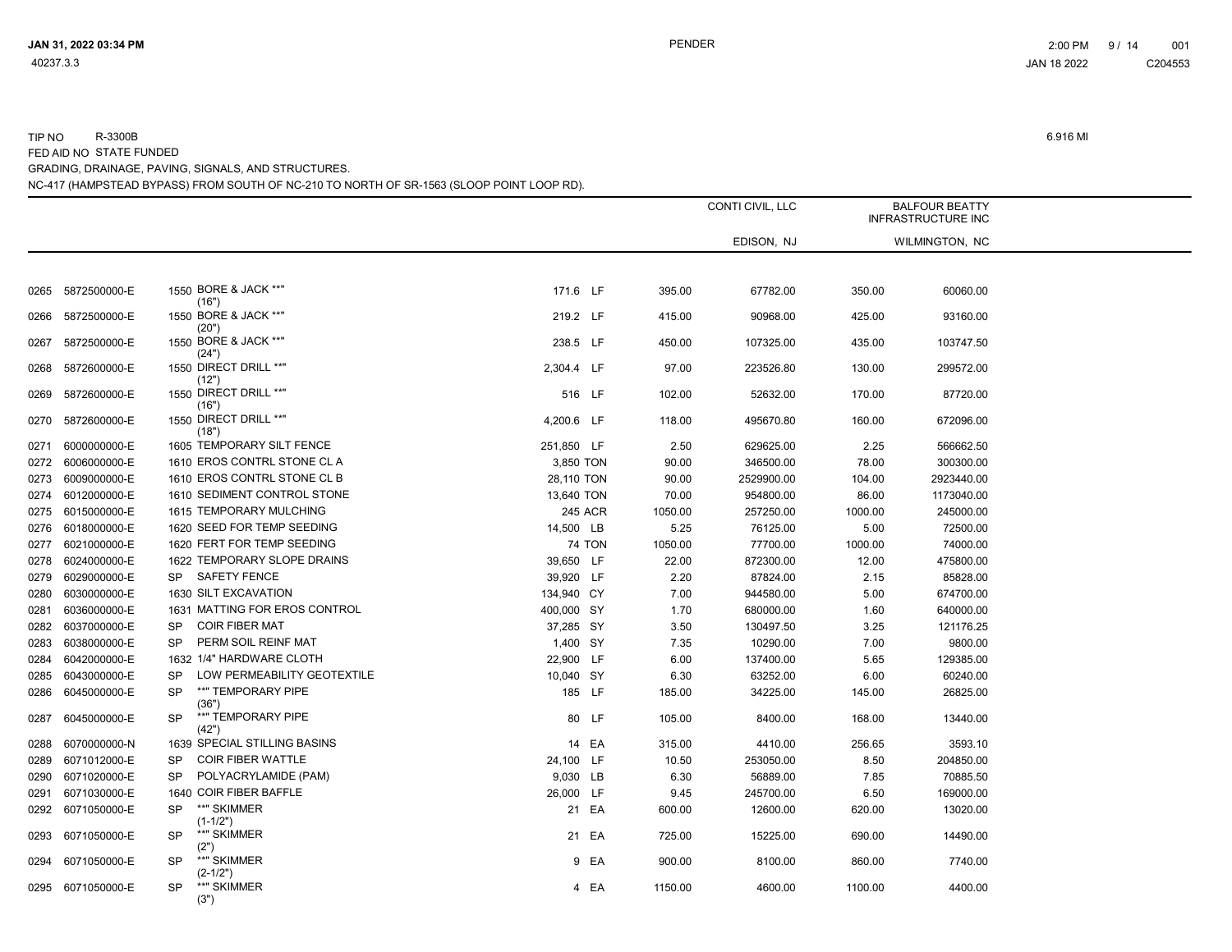TIP NO R-3300B

FED AID NO STATE FUNDED

GRADING, DRAINAGE, PAVING, SIGNALS, AND STRUCTURES.

NC-417 (HAMPSTEAD BYPASS) FROM SOUTH OF NC-210 TO NORTH OF SR-1563 (SLOOP POINT LOOP RD).

6.916 MI

| | | | | | | CONTI CIVIL, LLC | | BALFOUR BEATTY INFRASTRUCTURE INC | |
|---|---|---|---|---|---|---|---|---|---|
| | | | | | | EDISON, NJ | | WILMINGTON, NC | |
| 0265 | 5872500000-E | 1550 | BORE & JACK **" (16") | 171.6 | LF | 395.00 | 67782.00 | 350.00 | 60060.00 |
| 0266 | 5872500000-E | 1550 | BORE & JACK **" (20") | 219.2 | LF | 415.00 | 90968.00 | 425.00 | 93160.00 |
| 0267 | 5872500000-E | 1550 | BORE & JACK **" (24") | 238.5 | LF | 450.00 | 107325.00 | 435.00 | 103747.50 |
| 0268 | 5872600000-E | 1550 | DIRECT DRILL **" (12") | 2,304.4 | LF | 97.00 | 223526.80 | 130.00 | 299572.00 |
| 0269 | 5872600000-E | 1550 | DIRECT DRILL **" (16") | 516 | LF | 102.00 | 52632.00 | 170.00 | 87720.00 |
| 0270 | 5872600000-E | 1550 | DIRECT DRILL **" (18") | 4,200.6 | LF | 118.00 | 495670.80 | 160.00 | 672096.00 |
| 0271 | 6000000000-E | 1605 | TEMPORARY SILT FENCE | 251,850 | LF | 2.50 | 629625.00 | 2.25 | 566662.50 |
| 0272 | 6006000000-E | 1610 | EROS CONTRL STONE CL A | 3,850 | TON | 90.00 | 346500.00 | 78.00 | 300300.00 |
| 0273 | 6009000000-E | 1610 | EROS CONTRL STONE CL B | 28,110 | TON | 90.00 | 2529900.00 | 104.00 | 2923440.00 |
| 0274 | 6012000000-E | 1610 | SEDIMENT CONTROL STONE | 13,640 | TON | 70.00 | 954800.00 | 86.00 | 1173040.00 |
| 0275 | 6015000000-E | 1615 | TEMPORARY MULCHING | 245 | ACR | 1050.00 | 257250.00 | 1000.00 | 245000.00 |
| 0276 | 6018000000-E | 1620 | SEED FOR TEMP SEEDING | 14,500 | LB | 5.25 | 76125.00 | 5.00 | 72500.00 |
| 0277 | 6021000000-E | 1620 | FERT FOR TEMP SEEDING | 74 | TON | 1050.00 | 77700.00 | 1000.00 | 74000.00 |
| 0278 | 6024000000-E | 1622 | TEMPORARY SLOPE DRAINS | 39,650 | LF | 22.00 | 872300.00 | 12.00 | 475800.00 |
| 0279 | 6029000000-E | SP | SAFETY FENCE | 39,920 | LF | 2.20 | 87824.00 | 2.15 | 85828.00 |
| 0280 | 6030000000-E | 1630 | SILT EXCAVATION | 134,940 | CY | 7.00 | 944580.00 | 5.00 | 674700.00 |
| 0281 | 6036000000-E | 1631 | MATTING FOR EROS CONTROL | 400,000 | SY | 1.70 | 680000.00 | 1.60 | 640000.00 |
| 0282 | 6037000000-E | SP | COIR FIBER MAT | 37,285 | SY | 3.50 | 130497.50 | 3.25 | 121176.25 |
| 0283 | 6038000000-E | SP | PERM SOIL REINF MAT | 1,400 | SY | 7.35 | 10290.00 | 7.00 | 9800.00 |
| 0284 | 6042000000-E | 1632 | 1/4" HARDWARE CLOTH | 22,900 | LF | 6.00 | 137400.00 | 5.65 | 129385.00 |
| 0285 | 6043000000-E | SP | LOW PERMEABILITY GEOTEXTILE | 10,040 | SY | 6.30 | 63252.00 | 6.00 | 60240.00 |
| 0286 | 6045000000-E | SP | **" TEMPORARY PIPE (36") | 185 | LF | 185.00 | 34225.00 | 145.00 | 26825.00 |
| 0287 | 6045000000-E | SP | **" TEMPORARY PIPE (42") | 80 | LF | 105.00 | 8400.00 | 168.00 | 13440.00 |
| 0288 | 6070000000-N | 1639 | SPECIAL STILLING BASINS | 14 | EA | 315.00 | 4410.00 | 256.65 | 3593.10 |
| 0289 | 6071012000-E | SP | COIR FIBER WATTLE | 24,100 | LF | 10.50 | 253050.00 | 8.50 | 204850.00 |
| 0290 | 6071020000-E | SP | POLYACRYLAMIDE (PAM) | 9,030 | LB | 6.30 | 56889.00 | 7.85 | 70885.50 |
| 0291 | 6071030000-E | 1640 | COIR FIBER BAFFLE | 26,000 | LF | 9.45 | 245700.00 | 6.50 | 169000.00 |
| 0292 | 6071050000-E | SP | **" SKIMMER (1-1/2") | 21 | EA | 600.00 | 12600.00 | 620.00 | 13020.00 |
| 0293 | 6071050000-E | SP | **" SKIMMER (2") | 21 | EA | 725.00 | 15225.00 | 690.00 | 14490.00 |
| 0294 | 6071050000-E | SP | **" SKIMMER (2-1/2") | 9 | EA | 900.00 | 8100.00 | 860.00 | 7740.00 |
| 0295 | 6071050000-E | SP | **" SKIMMER (3") | 4 | EA | 1150.00 | 4600.00 | 1100.00 | 4400.00 |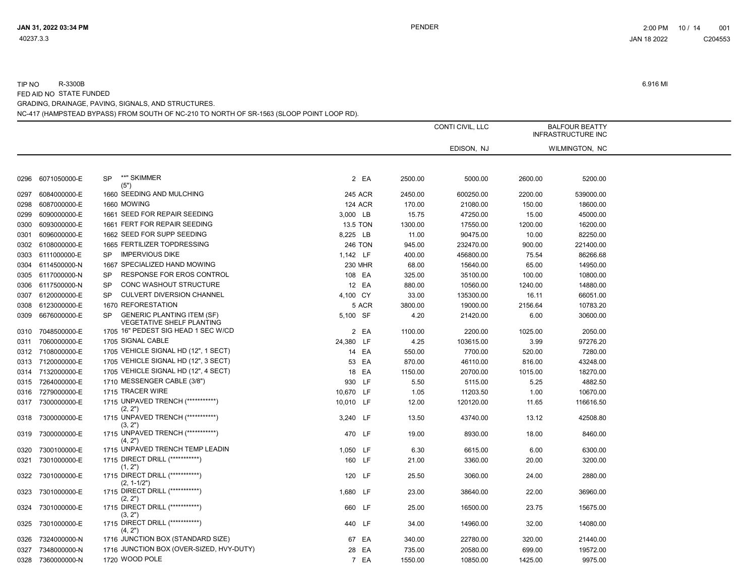TIP NO R-3300B

FED AID NO STATE FUNDED

GRADING, DRAINAGE, PAVING, SIGNALS, AND STRUCTURES.

NC-417 (HAMPSTEAD BYPASS) FROM SOUTH OF NC-210 TO NORTH OF SR-1563 (SLOOP POINT LOOP RD).

6.916 MI

| | | | | | | | CONTI CIVIL, LLC EDISON, NJ | | BALFOUR BEATTY INFRASTRUCTURE INC WILMINGTON, NC | |
|---|---|---|---|---|---|---|---|---|---|---|
| 0296 | 6071050000-E | SP | \*"" SKIMMER (5") | 2 | EA | 2500.00 | 5000.00 | 2600.00 | 5200.00 |
| 0297 | 6084000000-E | 1660 | SEEDING AND MULCHING | 245 | ACR | 2450.00 | 600250.00 | 2200.00 | 539000.00 |
| 0298 | 6087000000-E | 1660 | MOWING | 124 | ACR | 170.00 | 21080.00 | 150.00 | 18600.00 |
| 0299 | 6090000000-E | 1661 | SEED FOR REPAIR SEEDING | 3,000 | LB | 15.75 | 47250.00 | 15.00 | 45000.00 |
| 0300 | 6093000000-E | 1661 | FERT FOR REPAIR SEEDING | 13.5 | TON | 1300.00 | 17550.00 | 1200.00 | 16200.00 |
| 0301 | 6096000000-E | 1662 | SEED FOR SUPP SEEDING | 8,225 | LB | 11.00 | 90475.00 | 10.00 | 82250.00 |
| 0302 | 6108000000-E | 1665 | FERTILIZER TOPDRESSING | 246 | TON | 945.00 | 232470.00 | 900.00 | 221400.00 |
| 0303 | 6111000000-E | SP | IMPERVIOUS DIKE | 1,142 | LF | 400.00 | 456800.00 | 75.54 | 86266.68 |
| 0304 | 6114500000-N | 1667 | SPECIALIZED HAND MOWING | 230 | MHR | 68.00 | 15640.00 | 65.00 | 14950.00 |
| 0305 | 6117000000-N | SP | RESPONSE FOR EROS CONTROL | 108 | EA | 325.00 | 35100.00 | 100.00 | 10800.00 |
| 0306 | 6117500000-N | SP | CONC WASHOUT STRUCTURE | 12 | EA | 880.00 | 10560.00 | 1240.00 | 14880.00 |
| 0307 | 6120000000-E | SP | CULVERT DIVERSION CHANNEL | 4,100 | CY | 33.00 | 135300.00 | 16.11 | 66051.00 |
| 0308 | 6123000000-E | 1670 | REFORESTATION | 5 | ACR | 3800.00 | 19000.00 | 2156.64 | 10783.20 |
| 0309 | 6676000000-E | SP | GENERIC PLANTING ITEM (SF) VEGETATIVE SHELF PLANTING | 5,100 | SF | 4.20 | 21420.00 | 6.00 | 30600.00 |
| 0310 | 7048500000-E | 1705 | 16" PEDEST SIG HEAD 1 SEC W/CD | 2 | EA | 1100.00 | 2200.00 | 1025.00 | 2050.00 |
| 0311 | 7060000000-E | 1705 | SIGNAL CABLE | 24,380 | LF | 4.25 | 103615.00 | 3.99 | 97276.20 |
| 0312 | 7108000000-E | 1705 | VEHICLE SIGNAL HD (12", 1 SECT) | 14 | EA | 550.00 | 7700.00 | 520.00 | 7280.00 |
| 0313 | 7120000000-E | 1705 | VEHICLE SIGNAL HD (12", 3 SECT) | 53 | EA | 870.00 | 46110.00 | 816.00 | 43248.00 |
| 0314 | 7132000000-E | 1705 | VEHICLE SIGNAL HD (12", 4 SECT) | 18 | EA | 1150.00 | 20700.00 | 1015.00 | 18270.00 |
| 0315 | 7264000000-E | 1710 | MESSENGER CABLE (3/8") | 930 | LF | 5.50 | 5115.00 | 5.25 | 4882.50 |
| 0316 | 7279000000-E | 1715 | TRACER WIRE | 10,670 | LF | 1.05 | 11203.50 | 1.00 | 10670.00 |
| 0317 | 7300000000-E | 1715 | UNPAVED TRENCH (\*\*\*\*\*\*\*\*\*\*\*) (2, 2") | 10,010 | LF | 12.00 | 120120.00 | 11.65 | 116616.50 |
| 0318 | 7300000000-E | 1715 | UNPAVED TRENCH (\*\*\*\*\*\*\*\*\*\*\*) (3, 2") | 3,240 | LF | 13.50 | 43740.00 | 13.12 | 42508.80 |
| 0319 | 7300000000-E | 1715 | UNPAVED TRENCH (\*\*\*\*\*\*\*\*\*\*\*) (4, 2") | 470 | LF | 19.00 | 8930.00 | 18.00 | 8460.00 |
| 0320 | 7300100000-E | 1715 | UNPAVED TRENCH TEMP LEADIN | 1,050 | LF | 6.30 | 6615.00 | 6.00 | 6300.00 |
| 0321 | 7301000000-E | 1715 | DIRECT DRILL (\*\*\*\*\*\*\*\*\*\*\*) (1, 2") | 160 | LF | 21.00 | 3360.00 | 20.00 | 3200.00 |
| 0322 | 7301000000-E | 1715 | DIRECT DRILL (\*\*\*\*\*\*\*\*\*\*\*) (2, 1-1/2") | 120 | LF | 25.50 | 3060.00 | 24.00 | 2880.00 |
| 0323 | 7301000000-E | 1715 | DIRECT DRILL (\*\*\*\*\*\*\*\*\*\*\*) (2, 2") | 1,680 | LF | 23.00 | 38640.00 | 22.00 | 36960.00 |
| 0324 | 7301000000-E | 1715 | DIRECT DRILL (\*\*\*\*\*\*\*\*\*\*\*) (3, 2") | 660 | LF | 25.00 | 16500.00 | 23.75 | 15675.00 |
| 0325 | 7301000000-E | 1715 | DIRECT DRILL (\*\*\*\*\*\*\*\*\*\*\*) (4, 2") | 440 | LF | 34.00 | 14960.00 | 32.00 | 14080.00 |
| 0326 | 7324000000-N | 1716 | JUNCTION BOX (STANDARD SIZE) | 67 | EA | 340.00 | 22780.00 | 320.00 | 21440.00 |
| 0327 | 7348000000-N | 1716 | JUNCTION BOX (OVER-SIZED, HVY-DUTY) | 28 | EA | 735.00 | 20580.00 | 699.00 | 19572.00 |
| 0328 | 7360000000-N | 1720 | WOOD POLE | 7 | EA | 1550.00 | 10850.00 | 1425.00 | 9975.00 |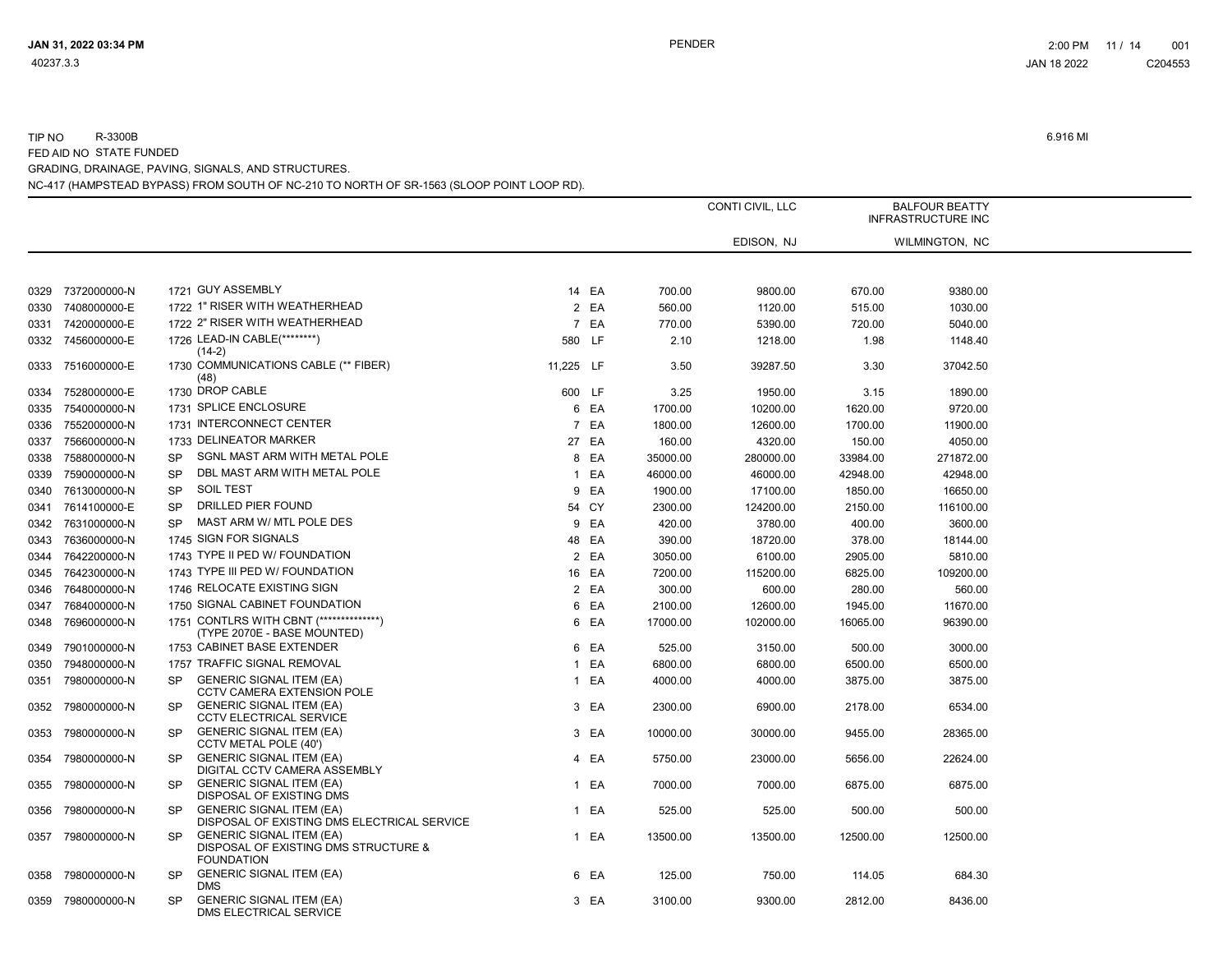TIP NO R-3300B

6.916 MI

FED AID NO STATE FUNDED

GRADING, DRAINAGE, PAVING, SIGNALS, AND STRUCTURES.

NC-417 (HAMPSTEAD BYPASS) FROM SOUTH OF NC-210 TO NORTH OF SR-1563 (SLOOP POINT LOOP RD).

| | | | | | | CONTI CIVIL, LLC | | BALFOUR BEATTY INFRASTRUCTURE INC | |
|---|---|---|---|---|---|---|---|---|---|
| | | | | | | EDISON, NJ | | WILMINGTON, NC | |
| 0329 | 7372000000-N | 1721 | GUY ASSEMBLY | 14 | EA | 700.00 | 9800.00 | 670.00 | 9380.00 |
| 0330 | 7408000000-E | 1722 | 1" RISER WITH WEATHERHEAD | 2 | EA | 560.00 | 1120.00 | 515.00 | 1030.00 |
| 0331 | 7420000000-E | 1722 | 2" RISER WITH WEATHERHEAD | 7 | EA | 770.00 | 5390.00 | 720.00 | 5040.00 |
| 0332 | 7456000000-E | 1726 | LEAD-IN CABLE(********) (14-2) | 580 | LF | 2.10 | 1218.00 | 1.98 | 1148.40 |
| 0333 | 7516000000-E | 1730 | COMMUNICATIONS CABLE (** FIBER) (48) | 11,225 | LF | 3.50 | 39287.50 | 3.30 | 37042.50 |
| 0334 | 7528000000-E | 1730 | DROP CABLE | 600 | LF | 3.25 | 1950.00 | 3.15 | 1890.00 |
| 0335 | 7540000000-N | 1731 | SPLICE ENCLOSURE | 6 | EA | 1700.00 | 10200.00 | 1620.00 | 9720.00 |
| 0336 | 7552000000-N | 1731 | INTERCONNECT CENTER | 7 | EA | 1800.00 | 12600.00 | 1700.00 | 11900.00 |
| 0337 | 7566000000-N | 1733 | DELINEATOR MARKER | 27 | EA | 160.00 | 4320.00 | 150.00 | 4050.00 |
| 0338 | 7588000000-N | SP | SGNL MAST ARM WITH METAL POLE | 8 | EA | 35000.00 | 280000.00 | 33984.00 | 271872.00 |
| 0339 | 7590000000-N | SP | DBL MAST ARM WITH METAL POLE | 1 | EA | 46000.00 | 46000.00 | 42948.00 | 42948.00 |
| 0340 | 7613000000-N | SP | SOIL TEST | 9 | EA | 1900.00 | 17100.00 | 1850.00 | 16650.00 |
| 0341 | 7614100000-E | SP | DRILLED PIER FOUND | 54 | CY | 2300.00 | 124200.00 | 2150.00 | 116100.00 |
| 0342 | 7631000000-N | SP | MAST ARM W/ MTL POLE DES | 9 | EA | 420.00 | 3780.00 | 400.00 | 3600.00 |
| 0343 | 7636000000-N | 1745 | SIGN FOR SIGNALS | 48 | EA | 390.00 | 18720.00 | 378.00 | 18144.00 |
| 0344 | 7642200000-N | 1743 | TYPE II PED W/ FOUNDATION | 2 | EA | 3050.00 | 6100.00 | 2905.00 | 5810.00 |
| 0345 | 7642300000-N | 1743 | TYPE III PED W/ FOUNDATION | 16 | EA | 7200.00 | 115200.00 | 6825.00 | 109200.00 |
| 0346 | 7648000000-N | 1746 | RELOCATE EXISTING SIGN | 2 | EA | 300.00 | 600.00 | 280.00 | 560.00 |
| 0347 | 7684000000-N | 1750 | SIGNAL CABINET FOUNDATION | 6 | EA | 2100.00 | 12600.00 | 1945.00 | 11670.00 |
| 0348 | 7696000000-N | 1751 | CONTLRS WITH CBNT (***************) (TYPE 2070E - BASE MOUNTED) | 6 | EA | 17000.00 | 102000.00 | 16065.00 | 96390.00 |
| 0349 | 7901000000-N | 1753 | CABINET BASE EXTENDER | 6 | EA | 525.00 | 3150.00 | 500.00 | 3000.00 |
| 0350 | 7948000000-N | 1757 | TRAFFIC SIGNAL REMOVAL | 1 | EA | 6800.00 | 6800.00 | 6500.00 | 6500.00 |
| 0351 | 7980000000-N | SP | GENERIC SIGNAL ITEM (EA) CCTV CAMERA EXTENSION POLE | 1 | EA | 4000.00 | 4000.00 | 3875.00 | 3875.00 |
| 0352 | 7980000000-N | SP | GENERIC SIGNAL ITEM (EA) CCTV ELECTRICAL SERVICE | 3 | EA | 2300.00 | 6900.00 | 2178.00 | 6534.00 |
| 0353 | 7980000000-N | SP | GENERIC SIGNAL ITEM (EA) CCTV METAL POLE (40') | 3 | EA | 10000.00 | 30000.00 | 9455.00 | 28365.00 |
| 0354 | 7980000000-N | SP | GENERIC SIGNAL ITEM (EA) DIGITAL CCTV CAMERA ASSEMBLY | 4 | EA | 5750.00 | 23000.00 | 5656.00 | 22624.00 |
| 0355 | 7980000000-N | SP | GENERIC SIGNAL ITEM (EA) DISPOSAL OF EXISTING DMS | 1 | EA | 7000.00 | 7000.00 | 6875.00 | 6875.00 |
| 0356 | 7980000000-N | SP | GENERIC SIGNAL ITEM (EA) DISPOSAL OF EXISTING DMS ELECTRICAL SERVICE | 1 | EA | 525.00 | 525.00 | 500.00 | 500.00 |
| 0357 | 7980000000-N | SP | GENERIC SIGNAL ITEM (EA) DISPOSAL OF EXISTING DMS STRUCTURE & FOUNDATION | 1 | EA | 13500.00 | 13500.00 | 12500.00 | 12500.00 |
| 0358 | 7980000000-N | SP | GENERIC SIGNAL ITEM (EA) DMS | 6 | EA | 125.00 | 750.00 | 114.05 | 684.30 |
| 0359 | 7980000000-N | SP | GENERIC SIGNAL ITEM (EA) DMS ELECTRICAL SERVICE | 3 | EA | 3100.00 | 9300.00 | 2812.00 | 8436.00 |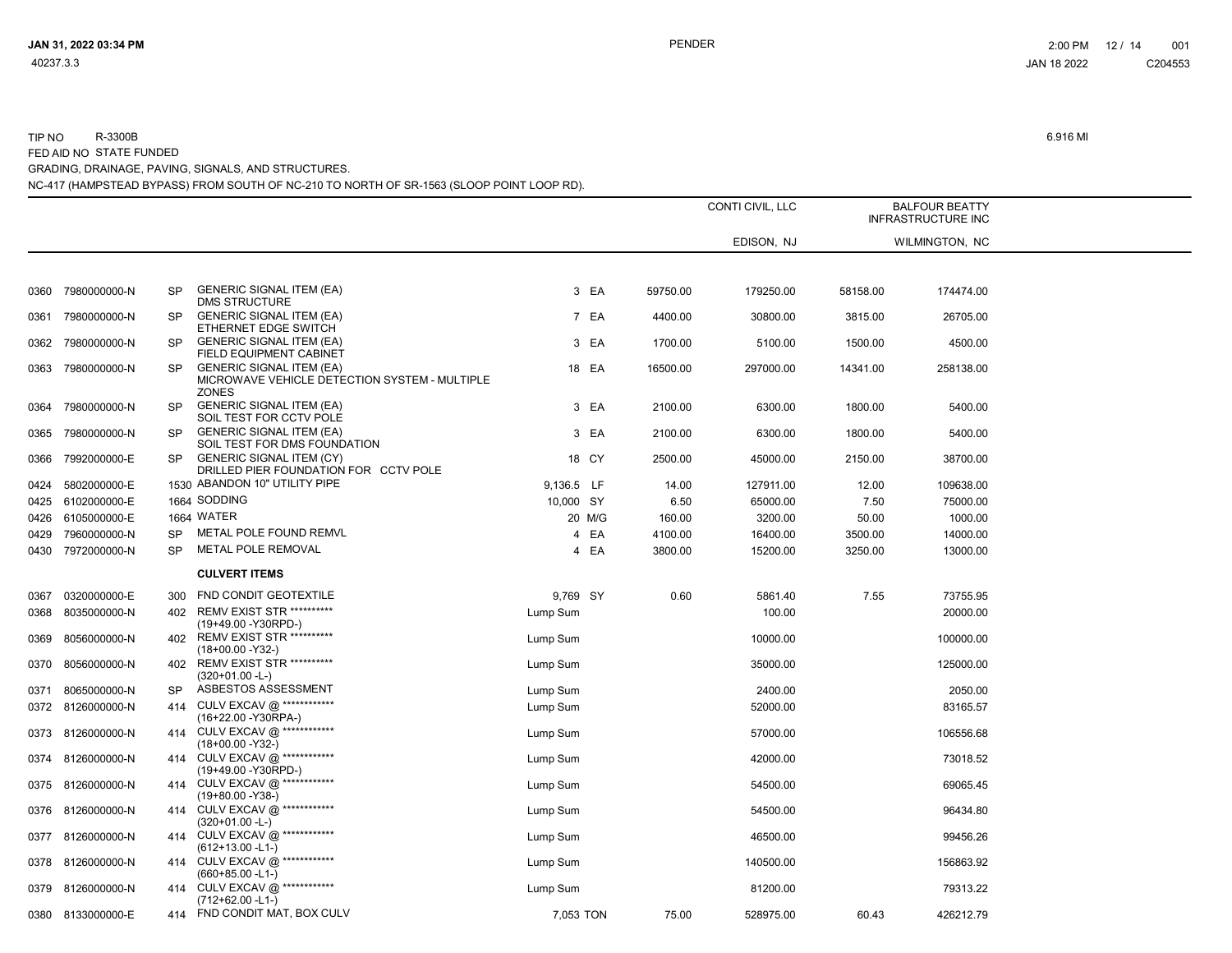TIP NO R-3300B

6.916 MI

FED AID NO STATE FUNDED

GRADING, DRAINAGE, PAVING, SIGNALS, AND STRUCTURES.

NC-417 (HAMPSTEAD BYPASS) FROM SOUTH OF NC-210 TO NORTH OF SR-1563 (SLOOP POINT LOOP RD).

| | | | | | | CONTI CIVIL, LLC | | BALFOUR BEATTY INFRASTRUCTURE INC | |
|---|---|---|---|---|---|---|---|---|---|
| | | | | | | EDISON, NJ | | WILMINGTON, NC | |
| 0360 | 7980000000-N | SP | GENERIC SIGNAL ITEM (EA) DMS STRUCTURE | 3 | EA | 59750.00 | 179250.00 | 58158.00 | 174474.00 |
| 0361 | 7980000000-N | SP | GENERIC SIGNAL ITEM (EA) ETHERNET EDGE SWITCH | 7 | EA | 4400.00 | 30800.00 | 3815.00 | 26705.00 |
| 0362 | 7980000000-N | SP | GENERIC SIGNAL ITEM (EA) FIELD EQUIPMENT CABINET | 3 | EA | 1700.00 | 5100.00 | 1500.00 | 4500.00 |
| 0363 | 7980000000-N | SP | GENERIC SIGNAL ITEM (EA) MICROWAVE VEHICLE DETECTION SYSTEM - MULTIPLE ZONES | 18 | EA | 16500.00 | 297000.00 | 14341.00 | 258138.00 |
| 0364 | 7980000000-N | SP | GENERIC SIGNAL ITEM (EA) SOIL TEST FOR CCTV POLE | 3 | EA | 2100.00 | 6300.00 | 1800.00 | 5400.00 |
| 0365 | 7980000000-N | SP | GENERIC SIGNAL ITEM (EA) SOIL TEST FOR DMS FOUNDATION | 3 | EA | 2100.00 | 6300.00 | 1800.00 | 5400.00 |
| 0366 | 7992000000-E | SP | GENERIC SIGNAL ITEM (CY) DRILLED PIER FOUNDATION FOR CCTV POLE | 18 | CY | 2500.00 | 45000.00 | 2150.00 | 38700.00 |
| 0424 | 5802000000-E | 1530 | ABANDON 10" UTILITY PIPE | 9,136.5 | LF | 14.00 | 127911.00 | 12.00 | 109638.00 |
| 0425 | 6102000000-E | 1664 | SODDING | 10,000 | SY | 6.50 | 65000.00 | 7.50 | 75000.00 |
| 0426 | 6105000000-E | 1664 | WATER | 20 | M/G | 160.00 | 3200.00 | 50.00 | 1000.00 |
| 0429 | 7960000000-N | SP | METAL POLE FOUND REMVL | 4 | EA | 4100.00 | 16400.00 | 3500.00 | 14000.00 |
| 0430 | 7972000000-N | SP | METAL POLE REMOVAL | 4 | EA | 3800.00 | 15200.00 | 3250.00 | 13000.00 |
| | | | **CULVERT ITEMS** | | | | | | |
| 0367 | 0320000000-E | 300 | FND CONDIT GEOTEXTILE | 9,769 | SY | 0.60 | 5861.40 | 7.55 | 73755.95 |
| 0368 | 8035000000-N | 402 | REMV EXIST STR ********** (19+49.00 -Y30RPD-) | Lump Sum | | | 100.00 | | 20000.00 |
| 0369 | 8056000000-N | 402 | REMV EXIST STR ********** (18+00.00 -Y32-) | Lump Sum | | | 10000.00 | | 100000.00 |
| 0370 | 8056000000-N | 402 | REMV EXIST STR ********** (320+01.00 -L-) | Lump Sum | | | 35000.00 | | 125000.00 |
| 0371 | 8065000000-N | SP | ASBESTOS ASSESSMENT | Lump Sum | | | 2400.00 | | 2050.00 |
| 0372 | 8126000000-N | 414 | CULV EXCAV @ ************ (16+22.00 -Y30RPA-) | Lump Sum | | | 52000.00 | | 83165.57 |
| 0373 | 8126000000-N | 414 | CULV EXCAV @ ************ (18+00.00 -Y32-) | Lump Sum | | | 57000.00 | | 106556.68 |
| 0374 | 8126000000-N | 414 | CULV EXCAV @ ************ (19+49.00 -Y30RPD-) | Lump Sum | | | 42000.00 | | 73018.52 |
| 0375 | 8126000000-N | 414 | CULV EXCAV @ ************ (19+80.00 -Y38-) | Lump Sum | | | 54500.00 | | 69065.45 |
| 0376 | 8126000000-N | 414 | CULV EXCAV @ ************ (320+01.00 -L-) | Lump Sum | | | 54500.00 | | 96434.80 |
| 0377 | 8126000000-N | 414 | CULV EXCAV @ ************ (612+13.00 -L1-) | Lump Sum | | | 46500.00 | | 99456.26 |
| 0378 | 8126000000-N | 414 | CULV EXCAV @ ************ (660+85.00 -L1-) | Lump Sum | | | 140500.00 | | 156863.92 |
| 0379 | 8126000000-N | 414 | CULV EXCAV @ ************ (712+62.00 -L1-) | Lump Sum | | | 81200.00 | | 79313.22 |
| 0380 | 8133000000-E | 414 | FND CONDIT MAT, BOX CULV | 7,053 | TON | 75.00 | 528975.00 | 60.43 | 426212.79 |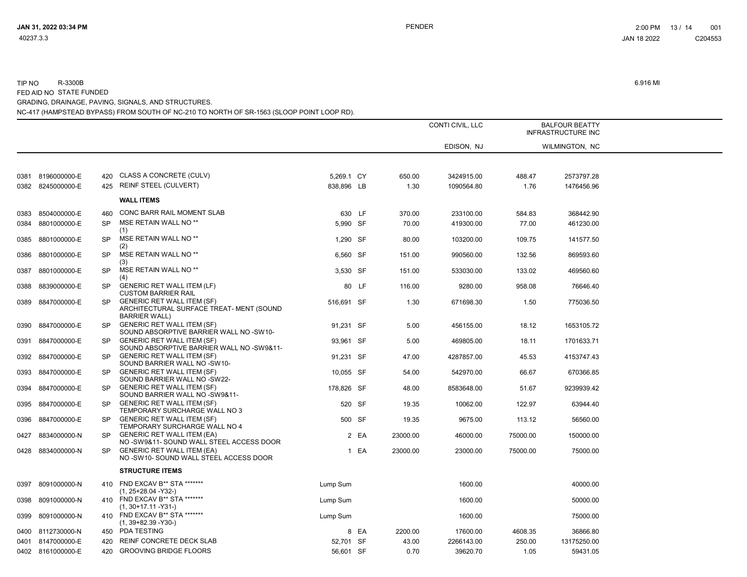TIP NO R-3300B

FED AID NO STATE FUNDED

GRADING, DRAINAGE, PAVING, SIGNALS, AND STRUCTURES.

NC-417 (HAMPSTEAD BYPASS) FROM SOUTH OF NC-210 TO NORTH OF SR-1563 (SLOOP POINT LOOP RD).

6.916 MI

| | | | | | | CONTI CIVIL, LLC | | BALFOUR BEATTY INFRASTRUCTURE INC | |
|---|---|---|---|---|---|---|---|---|---|
| | | | | | | EDISON, NJ | | WILMINGTON, NC | |
| 0381 | 8196000000-E | 420 | CLASS A CONCRETE (CULV) | 5,269.1 | CY | 650.00 | 3424915.00 | 488.47 | 2573797.28 |
| 0382 | 8245000000-E | 425 | REINF STEEL (CULVERT) | 838,896 | LB | 1.30 | 1090564.80 | 1.76 | 1476456.96 |
| | | | **WALL ITEMS** | | | | | | |
| 0383 | 8504000000-E | 460 | CONC BARR RAIL MOMENT SLAB | 630 | LF | 370.00 | 233100.00 | 584.83 | 368442.90 |
| 0384 | 8801000000-E | SP | MSE RETAIN WALL NO ** (1) | 5,990 | SF | 70.00 | 419300.00 | 77.00 | 461230.00 |
| 0385 | 8801000000-E | SP | MSE RETAIN WALL NO ** (2) | 1,290 | SF | 80.00 | 103200.00 | 109.75 | 141577.50 |
| 0386 | 8801000000-E | SP | MSE RETAIN WALL NO ** (3) | 6,560 | SF | 151.00 | 990560.00 | 132.56 | 869593.60 |
| 0387 | 8801000000-E | SP | MSE RETAIN WALL NO ** (4) | 3,530 | SF | 151.00 | 533030.00 | 133.02 | 469560.60 |
| 0388 | 8839000000-E | SP | GENERIC RET WALL ITEM (LF) CUSTOM BARRIER RAIL | 80 | LF | 116.00 | 9280.00 | 958.08 | 76646.40 |
| 0389 | 8847000000-E | SP | GENERIC RET WALL ITEM (SF) ARCHITECTURAL SURFACE TREAT- MENT (SOUND BARRIER WALL) | 516,691 | SF | 1.30 | 671698.30 | 1.50 | 775036.50 |
| 0390 | 8847000000-E | SP | GENERIC RET WALL ITEM (SF) SOUND ABSORPTIVE BARRIER WALL NO -SW10- | 91,231 | SF | 5.00 | 456155.00 | 18.12 | 1653105.72 |
| 0391 | 8847000000-E | SP | GENERIC RET WALL ITEM (SF) SOUND ABSORPTIVE BARRIER WALL NO -SW9&11- | 93,961 | SF | 5.00 | 469805.00 | 18.11 | 1701633.71 |
| 0392 | 8847000000-E | SP | GENERIC RET WALL ITEM (SF) SOUND BARRIER WALL NO -SW10- | 91,231 | SF | 47.00 | 4287857.00 | 45.53 | 4153747.43 |
| 0393 | 8847000000-E | SP | GENERIC RET WALL ITEM (SF) SOUND BARRIER WALL NO -SW22- | 10,055 | SF | 54.00 | 542970.00 | 66.67 | 670366.85 |
| 0394 | 8847000000-E | SP | GENERIC RET WALL ITEM (SF) SOUND BARRIER WALL NO -SW9&11- | 178,826 | SF | 48.00 | 8583648.00 | 51.67 | 9239939.42 |
| 0395 | 8847000000-E | SP | GENERIC RET WALL ITEM (SF) TEMPORARY SURCHARGE WALL NO 3 | 520 | SF | 19.35 | 10062.00 | 122.97 | 63944.40 |
| 0396 | 8847000000-E | SP | GENERIC RET WALL ITEM (SF) TEMPORARY SURCHARGE WALL NO 4 | 500 | SF | 19.35 | 9675.00 | 113.12 | 56560.00 |
| 0427 | 8834000000-N | SP | GENERIC RET WALL ITEM (EA) NO -SW9&11- SOUND WALL STEEL ACCESS DOOR | 2 | EA | 23000.00 | 46000.00 | 75000.00 | 150000.00 |
| 0428 | 8834000000-N | SP | GENERIC RET WALL ITEM (EA) NO -SW10- SOUND WALL STEEL ACCESS DOOR | 1 | EA | 23000.00 | 23000.00 | 75000.00 | 75000.00 |
| | | | **STRUCTURE ITEMS** | | | | | | |
| 0397 | 8091000000-N | 410 | FND EXCAV B** STA ******* (1, 25+28.04 -Y32-) | Lump Sum | | | 1600.00 | | 40000.00 |
| 0398 | 8091000000-N | 410 | FND EXCAV B** STA ******* (1, 30+17.11 -Y31-) | Lump Sum | | | 1600.00 | | 50000.00 |
| 0399 | 8091000000-N | 410 | FND EXCAV B** STA ******* (1, 39+82.39 -Y30-) | Lump Sum | | | 1600.00 | | 75000.00 |
| 0400 | 8112730000-N | 450 | PDA TESTING | 8 | EA | 2200.00 | 17600.00 | 4608.35 | 36866.80 |
| 0401 | 8147000000-E | 420 | REINF CONCRETE DECK SLAB | 52,701 | SF | 43.00 | 2266143.00 | 250.00 | 13175250.00 |
| 0402 | 8161000000-E | 420 | GROOVING BRIDGE FLOORS | 56,601 | SF | 0.70 | 39620.70 | 1.05 | 59431.05 |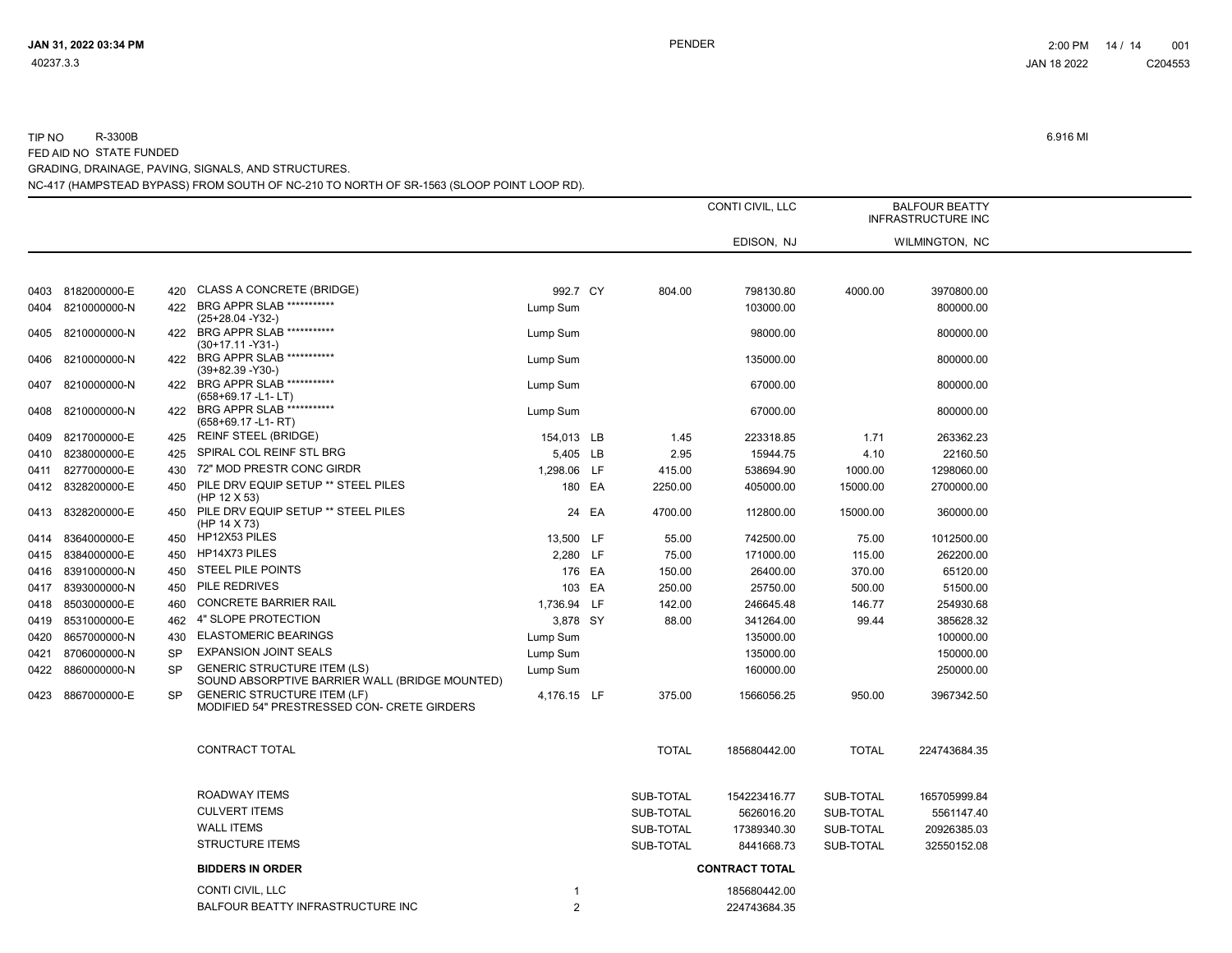TIP NO R-3300B

6.916 MI

FED AID NO STATE FUNDED

GRADING, DRAINAGE, PAVING, SIGNALS, AND STRUCTURES.

NC-417 (HAMPSTEAD BYPASS) FROM SOUTH OF NC-210 TO NORTH OF SR-1563 (SLOOP POINT LOOP RD).

| | | | | | | | CONTI CIVIL, LLC | | BALFOUR BEATTY INFRASTRUCTURE INC |
|---|---|---|---|---|---|---|---|---|---|
| | | | | | | | EDISON, NJ | | WILMINGTON, NC |
| 0403 | 8182000000-E | 420 | CLASS A CONCRETE (BRIDGE) | 992.7 | CY | 804.00 | 798130.80 | 4000.00 | 3970800.00 |
| 0404 | 8210000000-N | 422 | BRG APPR SLAB *********** (25+28.04 -Y32-) | Lump Sum | | | 103000.00 | | 800000.00 |
| 0405 | 8210000000-N | 422 | BRG APPR SLAB *********** (30+17.11 -Y31-) | Lump Sum | | | 98000.00 | | 800000.00 |
| 0406 | 8210000000-N | 422 | BRG APPR SLAB *********** (39+82.39 -Y30-) | Lump Sum | | | 135000.00 | | 800000.00 |
| 0407 | 8210000000-N | 422 | BRG APPR SLAB *********** (658+69.17 -L1- LT) | Lump Sum | | | 67000.00 | | 800000.00 |
| 0408 | 8210000000-N | 422 | BRG APPR SLAB *********** (658+69.17 -L1- RT) | Lump Sum | | | 67000.00 | | 800000.00 |
| 0409 | 8217000000-E | 425 | REINF STEEL (BRIDGE) | 154,013 | LB | 1.45 | 223318.85 | 1.71 | 263362.23 |
| 0410 | 8238000000-E | 425 | SPIRAL COL REINF STL BRG | 5,405 | LB | 2.95 | 15944.75 | 4.10 | 22160.50 |
| 0411 | 8277000000-E | 430 | 72" MOD PRESTR CONC GIRDR | 1,298.06 | LF | 415.00 | 538694.90 | 1000.00 | 1298060.00 |
| 0412 | 8328200000-E | 450 | PILE DRV EQUIP SETUP ** STEEL PILES (HP 12 X 53) | 180 | EA | 2250.00 | 405000.00 | 15000.00 | 2700000.00 |
| 0413 | 8328200000-E | 450 | PILE DRV EQUIP SETUP ** STEEL PILES (HP 14 X 73) | 24 | EA | 4700.00 | 112800.00 | 15000.00 | 360000.00 |
| 0414 | 8364000000-E | 450 | HP12X53 PILES | 13,500 | LF | 55.00 | 742500.00 | 75.00 | 1012500.00 |
| 0415 | 8384000000-E | 450 | HP14X73 PILES | 2,280 | LF | 75.00 | 171000.00 | 115.00 | 262200.00 |
| 0416 | 8391000000-N | 450 | STEEL PILE POINTS | 176 | EA | 150.00 | 26400.00 | 370.00 | 65120.00 |
| 0417 | 8393000000-N | 450 | PILE REDRIVES | 103 | EA | 250.00 | 25750.00 | 500.00 | 51500.00 |
| 0418 | 8503000000-E | 460 | CONCRETE BARRIER RAIL | 1,736.94 | LF | 142.00 | 246645.48 | 146.77 | 254930.68 |
| 0419 | 8531000000-E | 462 | 4" SLOPE PROTECTION | 3,878 | SY | 88.00 | 341264.00 | 99.44 | 385628.32 |
| 0420 | 8657000000-N | 430 | ELASTOMERIC BEARINGS | Lump Sum | | | 135000.00 | | 100000.00 |
| 0421 | 8706000000-N | SP | EXPANSION JOINT SEALS | Lump Sum | | | 135000.00 | | 150000.00 |
| 0422 | 8860000000-N | SP | GENERIC STRUCTURE ITEM (LS) SOUND ABSORPTIVE BARRIER WALL (BRIDGE MOUNTED) | Lump Sum | | | 160000.00 | | 250000.00 |
| 0423 | 8867000000-E | SP | GENERIC STRUCTURE ITEM (LF) MODIFIED 54" PRESTRESSED CON- CRETE GIRDERS | 4,176.15 | LF | 375.00 | 1566056.25 | 950.00 | 3967342.50 |
| | | | CONTRACT TOTAL | | | TOTAL | 185680442.00 | TOTAL | 224743684.35 |
| | | | ROADWAY ITEMS | | | SUB-TOTAL | 154223416.77 | SUB-TOTAL | 165705999.84 |
| | | | CULVERT ITEMS | | | SUB-TOTAL | 5626016.20 | SUB-TOTAL | 5561147.40 |
| | | | WALL ITEMS | | | SUB-TOTAL | 17389340.30 | SUB-TOTAL | 20926385.03 |
| | | | STRUCTURE ITEMS | | | SUB-TOTAL | 8441668.73 | SUB-TOTAL | 32550152.08 |

| **BIDDERS IN ORDER** | | **CONTRACT TOTAL** |
|---|---|---|
| CONTI CIVIL, LLC | 1 | 185680442.00 |
| BALFOUR BEATTY INFRASTRUCTURE INC | 2 | 224743684.35 |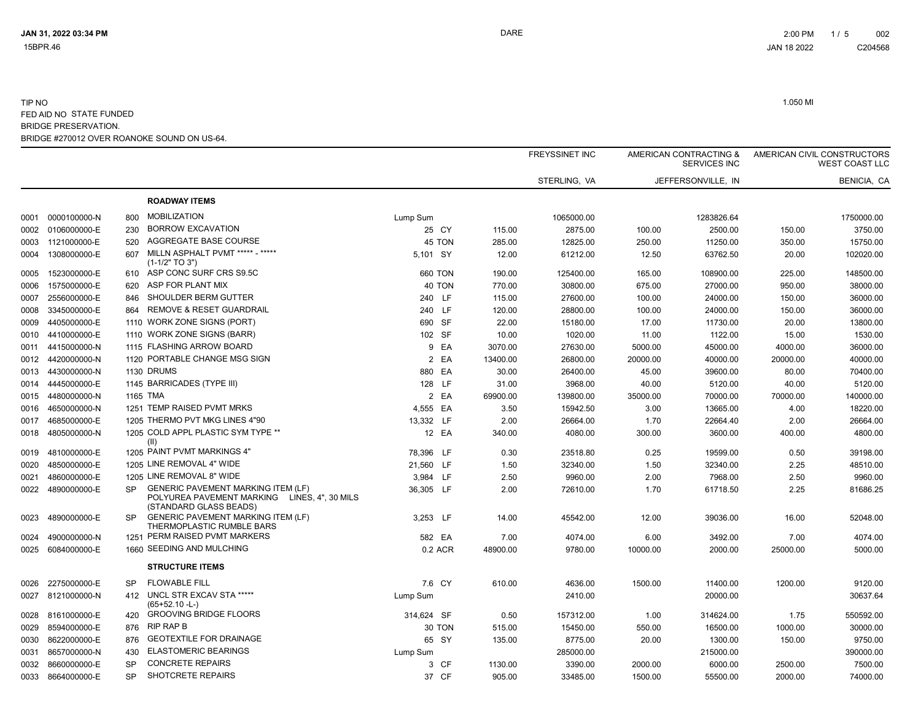TIP NO

FED AID NO STATE FUNDED

BRIDGE PRESERVATION.

BRIDGE #270012 OVER ROANOKE SOUND ON US-64.

1.050 MI

| | | | | | | | FREYSSINET INC | | AMERICAN CONTRACTING & SERVICES INC | | AMERICAN CIVIL CONSTRUCTORS WEST COAST LLC | |
|---|---|---|---|---|---|---|---|---|---|---|---|---|
| | | | | | | | STERLING, VA | | JEFFERSONVILLE, IN | | BENICIA, CA | |
| | | | **ROADWAY ITEMS** | | | | | | | | | |
| 0001 | 0000100000-N | 800 | MOBILIZATION | Lump Sum | | | | 1065000.00 | | 1283826.64 | | 1750000.00 |
| 0002 | 0106000000-E | 230 | BORROW EXCAVATION | 25 | CY | | 115.00 | 2875.00 | 100.00 | 2500.00 | 150.00 | 3750.00 |
| 0003 | 1121000000-E | 520 | AGGREGATE BASE COURSE | 45 | TON | | 285.00 | 12825.00 | 250.00 | 11250.00 | 350.00 | 15750.00 |
| 0004 | 1308000000-E | 607 | MILLN ASPHALT PVMT ***** - ***** (1-1/2" TO 3") | 5,101 | SY | | 12.00 | 61212.00 | 12.50 | 63762.50 | 20.00 | 102020.00 |
| 0005 | 1523000000-E | 610 | ASP CONC SURF CRS S9.5C | 660 | TON | | 190.00 | 125400.00 | 165.00 | 108900.00 | 225.00 | 148500.00 |
| 0006 | 1575000000-E | 620 | ASP FOR PLANT MIX | 40 | TON | | 770.00 | 30800.00 | 675.00 | 27000.00 | 950.00 | 38000.00 |
| 0007 | 2556000000-E | 846 | SHOULDER BERM GUTTER | 240 | LF | | 115.00 | 27600.00 | 100.00 | 24000.00 | 150.00 | 36000.00 |
| 0008 | 3345000000-E | 864 | REMOVE & RESET GUARDRAIL | 240 | LF | | 120.00 | 28800.00 | 100.00 | 24000.00 | 150.00 | 36000.00 |
| 0009 | 4405000000-E | 1110 | WORK ZONE SIGNS (PORT) | 690 | SF | | 22.00 | 15180.00 | 17.00 | 11730.00 | 20.00 | 13800.00 |
| 0010 | 4410000000-E | 1110 | WORK ZONE SIGNS (BARR) | 102 | SF | | 10.00 | 1020.00 | 11.00 | 1122.00 | 15.00 | 1530.00 |
| 0011 | 4415000000-N | 1115 | FLASHING ARROW BOARD | 9 | EA | | 3070.00 | 27630.00 | 5000.00 | 45000.00 | 4000.00 | 36000.00 |
| 0012 | 4420000000-N | 1120 | PORTABLE CHANGE MSG SIGN | 2 | EA | | 13400.00 | 26800.00 | 20000.00 | 40000.00 | 20000.00 | 40000.00 |
| 0013 | 4430000000-N | 1130 | DRUMS | 880 | EA | | 30.00 | 26400.00 | 45.00 | 39600.00 | 80.00 | 70400.00 |
| 0014 | 4445000000-E | 1145 | BARRICADES (TYPE III) | 128 | LF | | 31.00 | 3968.00 | 40.00 | 5120.00 | 40.00 | 5120.00 |
| 0015 | 4480000000-N | 1165 | TMA | 2 | EA | | 69900.00 | 139800.00 | 35000.00 | 70000.00 | 70000.00 | 140000.00 |
| 0016 | 4650000000-N | 1251 | TEMP RAISED PVMT MRKS | 4,555 | EA | | 3.50 | 15942.50 | 3.00 | 13665.00 | 4.00 | 18220.00 |
| 0017 | 4685000000-E | 1205 | THERMO PVT MKG LINES 4"90 | 13,332 | LF | | 2.00 | 26664.00 | 1.70 | 22664.40 | 2.00 | 26664.00 |
| 0018 | 4805000000-N | 1205 | COLD APPL PLASTIC SYM TYPE ** (II) | 12 | EA | | 340.00 | 4080.00 | 300.00 | 3600.00 | 400.00 | 4800.00 |
| 0019 | 4810000000-E | 1205 | PAINT PVMT MARKINGS 4" | 78,396 | LF | | 0.30 | 23518.80 | 0.25 | 19599.00 | 0.50 | 39198.00 |
| 0020 | 4850000000-E | 1205 | LINE REMOVAL 4" WIDE | 21,560 | LF | | 1.50 | 32340.00 | 1.50 | 32340.00 | 2.25 | 48510.00 |
| 0021 | 4860000000-E | 1205 | LINE REMOVAL 8" WIDE | 3,984 | LF | | 2.50 | 9960.00 | 2.00 | 7968.00 | 2.50 | 9960.00 |
| 0022 | 4890000000-E | SP | GENERIC PAVEMENT MARKING ITEM (LF) POLYUREA PAVEMENT MARKING LINES, 4", 30 MILS (STANDARD GLASS BEADS) | 36,305 | LF | | 2.00 | 72610.00 | 1.70 | 61718.50 | 2.25 | 81686.25 |
| 0023 | 4890000000-E | SP | GENERIC PAVEMENT MARKING ITEM (LF) THERMOPLASTIC RUMBLE BARS | 3,253 | LF | | 14.00 | 45542.00 | 12.00 | 39036.00 | 16.00 | 52048.00 |
| 0024 | 4900000000-N | 1251 | PERM RAISED PVMT MARKERS | 582 | EA | | 7.00 | 4074.00 | 6.00 | 3492.00 | 7.00 | 4074.00 |
| 0025 | 6084000000-E | 1660 | SEEDING AND MULCHING | 0.2 | ACR | | 48900.00 | 9780.00 | 10000.00 | 2000.00 | 25000.00 | 5000.00 |
| | | | **STRUCTURE ITEMS** | | | | | | | | | |
| 0026 | 2275000000-E | SP | FLOWABLE FILL | 7.6 | CY | | 610.00 | 4636.00 | 1500.00 | 11400.00 | 1200.00 | 9120.00 |
| 0027 | 8121000000-N | 412 | UNCL STR EXCAV STA ***** (65+52.10 -L-) | Lump Sum | | | | 2410.00 | | 20000.00 | | 30637.64 |
| 0028 | 8161000000-E | 420 | GROOVING BRIDGE FLOORS | 314,624 | SF | | 0.50 | 157312.00 | 1.00 | 314624.00 | 1.75 | 550592.00 |
| 0029 | 8594000000-E | 876 | RIP RAP B | 30 | TON | | 515.00 | 15450.00 | 550.00 | 16500.00 | 1000.00 | 30000.00 |
| 0030 | 8622000000-E | 876 | GEOTEXTILE FOR DRAINAGE | 65 | SY | | 135.00 | 8775.00 | 20.00 | 1300.00 | 150.00 | 9750.00 |
| 0031 | 8657000000-N | 430 | ELASTOMERIC BEARINGS | Lump Sum | | | | 285000.00 | | 215000.00 | | 390000.00 |
| 0032 | 8660000000-E | SP | CONCRETE REPAIRS | 3 | CF | | 1130.00 | 3390.00 | 2000.00 | 6000.00 | 2500.00 | 7500.00 |
| 0033 | 8664000000-E | SP | SHOTCRETE REPAIRS | 37 | CF | | 905.00 | 33485.00 | 1500.00 | 55500.00 | 2000.00 | 74000.00 |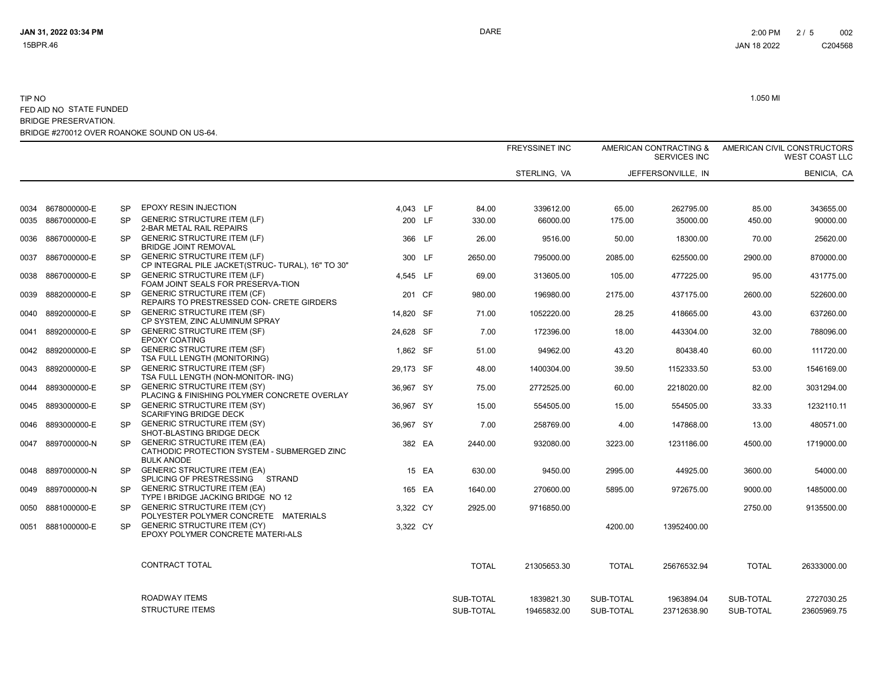TIP NO

FED AID NO STATE FUNDED

BRIDGE PRESERVATION.

BRIDGE #270012 OVER ROANOKE SOUND ON US-64.

1.050 MI

| | | | | | | FREYSSINET INC | | AMERICAN CONTRACTING & SERVICES INC | | AMERICAN CIVIL CONSTRUCTORS WEST COAST LLC | |
|---|---|---|---|---|---|---|---|---|---|---|---|
| | | | | | | STERLING, VA | | JEFFERSONVILLE, IN | | BENICIA, CA | |
| 0034 | 8678000000-E | SP | EPOXY RESIN INJECTION | 4,043 | LF | 84.00 | 339612.00 | 65.00 | 262795.00 | 85.00 | 343655.00 |
| 0035 | 8867000000-E | SP | GENERIC STRUCTURE ITEM (LF) 2-BAR METAL RAIL REPAIRS | 200 | LF | 330.00 | 66000.00 | 175.00 | 35000.00 | 450.00 | 90000.00 |
| 0036 | 8867000000-E | SP | GENERIC STRUCTURE ITEM (LF) BRIDGE JOINT REMOVAL | 366 | LF | 26.00 | 9516.00 | 50.00 | 18300.00 | 70.00 | 25620.00 |
| 0037 | 8867000000-E | SP | GENERIC STRUCTURE ITEM (LF) CP INTEGRAL PILE JACKET(STRUC- TURAL), 16" TO 30" | 300 | LF | 2650.00 | 795000.00 | 2085.00 | 625500.00 | 2900.00 | 870000.00 |
| 0038 | 8867000000-E | SP | GENERIC STRUCTURE ITEM (LF) FOAM JOINT SEALS FOR PRESERVA-TION | 4,545 | LF | 69.00 | 313605.00 | 105.00 | 477225.00 | 95.00 | 431775.00 |
| 0039 | 8882000000-E | SP | GENERIC STRUCTURE ITEM (CF) REPAIRS TO PRESTRESSED CON- CRETE GIRDERS | 201 | CF | 980.00 | 196980.00 | 2175.00 | 437175.00 | 2600.00 | 522600.00 |
| 0040 | 8892000000-E | SP | GENERIC STRUCTURE ITEM (SF) CP SYSTEM, ZINC ALUMINUM SPRAY | 14,820 | SF | 71.00 | 1052220.00 | 28.25 | 418665.00 | 43.00 | 637260.00 |
| 0041 | 8892000000-E | SP | GENERIC STRUCTURE ITEM (SF) EPOXY COATING | 24,628 | SF | 7.00 | 172396.00 | 18.00 | 443304.00 | 32.00 | 788096.00 |
| 0042 | 8892000000-E | SP | GENERIC STRUCTURE ITEM (SF) TSA FULL LENGTH (MONITORING) | 1,862 | SF | 51.00 | 94962.00 | 43.20 | 80438.40 | 60.00 | 111720.00 |
| 0043 | 8892000000-E | SP | GENERIC STRUCTURE ITEM (SF) TSA FULL LENGTH (NON-MONITOR- ING) | 29,173 | SF | 48.00 | 1400304.00 | 39.50 | 1152333.50 | 53.00 | 1546169.00 |
| 0044 | 8893000000-E | SP | GENERIC STRUCTURE ITEM (SY) PLACING & FINISHING POLYMER CONCRETE OVERLAY | 36,967 | SY | 75.00 | 2772525.00 | 60.00 | 2218020.00 | 82.00 | 3031294.00 |
| 0045 | 8893000000-E | SP | GENERIC STRUCTURE ITEM (SY) SCARIFYING BRIDGE DECK | 36,967 | SY | 15.00 | 554505.00 | 15.00 | 554505.00 | 33.33 | 1232110.11 |
| 0046 | 8893000000-E | SP | GENERIC STRUCTURE ITEM (SY) SHOT-BLASTING BRIDGE DECK | 36,967 | SY | 7.00 | 258769.00 | 4.00 | 147868.00 | 13.00 | 480571.00 |
| 0047 | 8897000000-N | SP | GENERIC STRUCTURE ITEM (EA) CATHODIC PROTECTION SYSTEM - SUBMERGED ZINC BULK ANODE | 382 | EA | 2440.00 | 932080.00 | 3223.00 | 1231186.00 | 4500.00 | 1719000.00 |
| 0048 | 8897000000-N | SP | GENERIC STRUCTURE ITEM (EA) SPLICING OF PRESTRESSING STRAND | 15 | EA | 630.00 | 9450.00 | 2995.00 | 44925.00 | 3600.00 | 54000.00 |
| 0049 | 8897000000-N | SP | GENERIC STRUCTURE ITEM (EA) TYPE I BRIDGE JACKING BRIDGE NO 12 | 165 | EA | 1640.00 | 270600.00 | 5895.00 | 972675.00 | 9000.00 | 1485000.00 |
| 0050 | 8881000000-E | SP | GENERIC STRUCTURE ITEM (CY) POLYESTER POLYMER CONCRETE MATERIALS | 3,322 | CY | 2925.00 | 9716850.00 | | | 2750.00 | 9135500.00 |
| 0051 | 8881000000-E | SP | GENERIC STRUCTURE ITEM (CY) EPOXY POLYMER CONCRETE MATERI-ALS | 3,322 | CY | | | 4200.00 | 13952400.00 | | |
| | | | CONTRACT TOTAL | | | TOTAL | 21305653.30 | TOTAL | 25676532.94 | TOTAL | 26333000.00 |
| | | | ROADWAY ITEMS | | | SUB-TOTAL | 1839821.30 | SUB-TOTAL | 1963894.04 | SUB-TOTAL | 2727030.25 |
| | | | STRUCTURE ITEMS | | | SUB-TOTAL | 19465832.00 | SUB-TOTAL | 23712638.90 | SUB-TOTAL | 23605969.75 |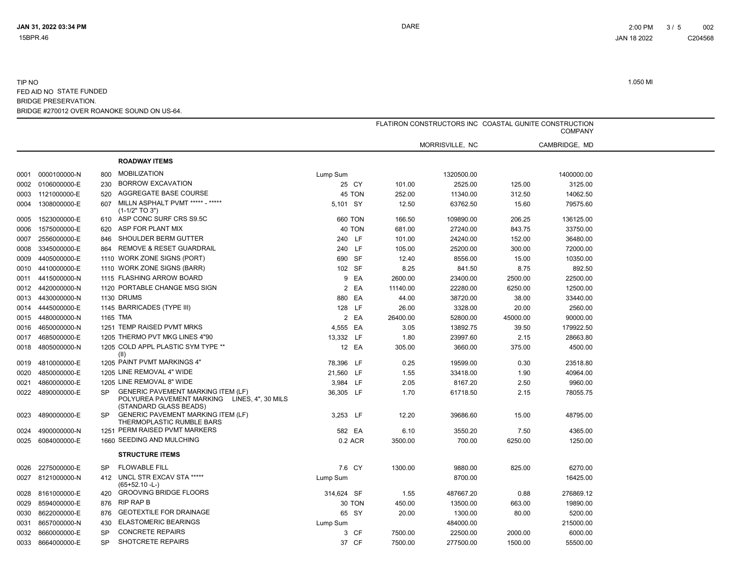TIP NO

FED AID NO STATE FUNDED

BRIDGE PRESERVATION.

BRIDGE #270012 OVER ROANOKE SOUND ON US-64.

1.050 MI

| Line | Item No | Sec | Description | Quantity | Unit | FLATIRON CONSTRUCTORS INC Unit Price | FLATIRON CONSTRUCTORS INC Amount | COASTAL GUNITE CONSTRUCTION COMPANY Unit Price | COASTAL GUNITE CONSTRUCTION COMPANY Amount |
|---|---|---|---|---|---|---|---|---|---|
| | | | | | | | MORRISVILLE, NC | | CAMBRIDGE, MD |
| | | | **ROADWAY ITEMS** | | | | | | |
| 0001 | 0000100000-N | 800 | MOBILIZATION | Lump Sum | | | 1320500.00 | | 1400000.00 |
| 0002 | 0106000000-E | 230 | BORROW EXCAVATION | 25 | CY | 101.00 | 2525.00 | 125.00 | 3125.00 |
| 0003 | 1121000000-E | 520 | AGGREGATE BASE COURSE | 45 | TON | 252.00 | 11340.00 | 312.50 | 14062.50 |
| 0004 | 1308000000-E | 607 | MILLN ASPHALT PVMT ***** - ***** (1-1/2" TO 3") | 5,101 | SY | 12.50 | 63762.50 | 15.60 | 79575.60 |
| 0005 | 1523000000-E | 610 | ASP CONC SURF CRS S9.5C | 660 | TON | 166.50 | 109890.00 | 206.25 | 136125.00 |
| 0006 | 1575000000-E | 620 | ASP FOR PLANT MIX | 40 | TON | 681.00 | 27240.00 | 843.75 | 33750.00 |
| 0007 | 2556000000-E | 846 | SHOULDER BERM GUTTER | 240 | LF | 101.00 | 24240.00 | 152.00 | 36480.00 |
| 0008 | 3345000000-E | 864 | REMOVE & RESET GUARDRAIL | 240 | LF | 105.00 | 25200.00 | 300.00 | 72000.00 |
| 0009 | 4405000000-E | 1110 | WORK ZONE SIGNS (PORT) | 690 | SF | 12.40 | 8556.00 | 15.00 | 10350.00 |
| 0010 | 4410000000-E | 1110 | WORK ZONE SIGNS (BARR) | 102 | SF | 8.25 | 841.50 | 8.75 | 892.50 |
| 0011 | 4415000000-N | 1115 | FLASHING ARROW BOARD | 9 | EA | 2600.00 | 23400.00 | 2500.00 | 22500.00 |
| 0012 | 4420000000-N | 1120 | PORTABLE CHANGE MSG SIGN | 2 | EA | 11140.00 | 22280.00 | 6250.00 | 12500.00 |
| 0013 | 4430000000-N | 1130 | DRUMS | 880 | EA | 44.00 | 38720.00 | 38.00 | 33440.00 |
| 0014 | 4445000000-E | 1145 | BARRICADES (TYPE III) | 128 | LF | 26.00 | 3328.00 | 20.00 | 2560.00 |
| 0015 | 4480000000-N | 1165 | TMA | 2 | EA | 26400.00 | 52800.00 | 45000.00 | 90000.00 |
| 0016 | 4650000000-N | 1251 | TEMP RAISED PVMT MRKS | 4,555 | EA | 3.05 | 13892.75 | 39.50 | 179922.50 |
| 0017 | 4685000000-E | 1205 | THERMO PVT MKG LINES 4"90 | 13,332 | LF | 1.80 | 23997.60 | 2.15 | 28663.80 |
| 0018 | 4805000000-N | 1205 | COLD APPL PLASTIC SYM TYPE ** (II) | 12 | EA | 305.00 | 3660.00 | 375.00 | 4500.00 |
| 0019 | 4810000000-E | 1205 | PAINT PVMT MARKINGS 4" | 78,396 | LF | 0.25 | 19599.00 | 0.30 | 23518.80 |
| 0020 | 4850000000-E | 1205 | LINE REMOVAL 4" WIDE | 21,560 | LF | 1.55 | 33418.00 | 1.90 | 40964.00 |
| 0021 | 4860000000-E | 1205 | LINE REMOVAL 8" WIDE | 3,984 | LF | 2.05 | 8167.20 | 2.50 | 9960.00 |
| 0022 | 4890000000-E | SP | GENERIC PAVEMENT MARKING ITEM (LF) POLYUREA PAVEMENT MARKING LINES, 4", 30 MILS (STANDARD GLASS BEADS) | 36,305 | LF | 1.70 | 61718.50 | 2.15 | 78055.75 |
| 0023 | 4890000000-E | SP | GENERIC PAVEMENT MARKING ITEM (LF) THERMOPLASTIC RUMBLE BARS | 3,253 | LF | 12.20 | 39686.60 | 15.00 | 48795.00 |
| 0024 | 4900000000-N | 1251 | PERM RAISED PVMT MARKERS | 582 | EA | 6.10 | 3550.20 | 7.50 | 4365.00 |
| 0025 | 6084000000-E | 1660 | SEEDING AND MULCHING | 0.2 | ACR | 3500.00 | 700.00 | 6250.00 | 1250.00 |
| | | | **STRUCTURE ITEMS** | | | | | | |
| 0026 | 2275000000-E | SP | FLOWABLE FILL | 7.6 | CY | 1300.00 | 9880.00 | 825.00 | 6270.00 |
| 0027 | 8121000000-N | 412 | UNCL STR EXCAV STA ***** (65+52.10 -L-) | Lump Sum | | | 8700.00 | | 16425.00 |
| 0028 | 8161000000-E | 420 | GROOVING BRIDGE FLOORS | 314,624 | SF | 1.55 | 487667.20 | 0.88 | 276869.12 |
| 0029 | 8594000000-E | 876 | RIP RAP B | 30 | TON | 450.00 | 13500.00 | 663.00 | 19890.00 |
| 0030 | 8622000000-E | 876 | GEOTEXTILE FOR DRAINAGE | 65 | SY | 20.00 | 1300.00 | 80.00 | 5200.00 |
| 0031 | 8657000000-N | 430 | ELASTOMERIC BEARINGS | Lump Sum | | | 484000.00 | | 215000.00 |
| 0032 | 8660000000-E | SP | CONCRETE REPAIRS | 3 | CF | 7500.00 | 22500.00 | 2000.00 | 6000.00 |
| 0033 | 8664000000-E | SP | SHOTCRETE REPAIRS | 37 | CF | 7500.00 | 277500.00 | 1500.00 | 55500.00 |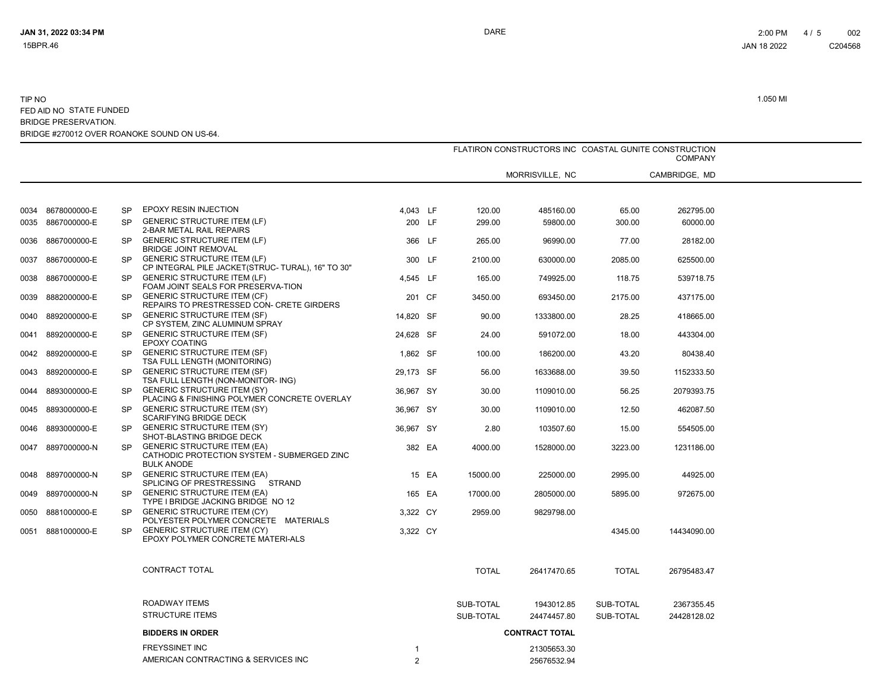TIP NO

FED AID NO STATE FUNDED

BRIDGE PRESERVATION.

BRIDGE #270012 OVER ROANOKE SOUND ON US-64.

1.050 MI

| | | | | | | FLATIRON CONSTRUCTORS INC | | COASTAL GUNITE CONSTRUCTION COMPANY | |
|---|---|---|---|---|---|---|---|---|---|
| | | | | | | MORRISVILLE, NC | | CAMBRIDGE, MD | |
| 0034 | 8678000000-E | SP | EPOXY RESIN INJECTION | 4,043 | LF | 120.00 | 485160.00 | 65.00 | 262795.00 |
| 0035 | 8867000000-E | SP | GENERIC STRUCTURE ITEM (LF) 2-BAR METAL RAIL REPAIRS | 200 | LF | 299.00 | 59800.00 | 300.00 | 60000.00 |
| 0036 | 8867000000-E | SP | GENERIC STRUCTURE ITEM (LF) BRIDGE JOINT REMOVAL | 366 | LF | 265.00 | 96990.00 | 77.00 | 28182.00 |
| 0037 | 8867000000-E | SP | GENERIC STRUCTURE ITEM (LF) CP INTEGRAL PILE JACKET(STRUC- TURAL), 16" TO 30" | 300 | LF | 2100.00 | 630000.00 | 2085.00 | 625500.00 |
| 0038 | 8867000000-E | SP | GENERIC STRUCTURE ITEM (LF) FOAM JOINT SEALS FOR PRESERVA-TION | 4,545 | LF | 165.00 | 749925.00 | 118.75 | 539718.75 |
| 0039 | 8882000000-E | SP | GENERIC STRUCTURE ITEM (CF) REPAIRS TO PRESTRESSED CON- CRETE GIRDERS | 201 | CF | 3450.00 | 693450.00 | 2175.00 | 437175.00 |
| 0040 | 8892000000-E | SP | GENERIC STRUCTURE ITEM (SF) CP SYSTEM, ZINC ALUMINUM SPRAY | 14,820 | SF | 90.00 | 1333800.00 | 28.25 | 418665.00 |
| 0041 | 8892000000-E | SP | GENERIC STRUCTURE ITEM (SF) EPOXY COATING | 24,628 | SF | 24.00 | 591072.00 | 18.00 | 443304.00 |
| 0042 | 8892000000-E | SP | GENERIC STRUCTURE ITEM (SF) TSA FULL LENGTH (MONITORING) | 1,862 | SF | 100.00 | 186200.00 | 43.20 | 80438.40 |
| 0043 | 8892000000-E | SP | GENERIC STRUCTURE ITEM (SF) TSA FULL LENGTH (NON-MONITOR- ING) | 29,173 | SF | 56.00 | 1633688.00 | 39.50 | 1152333.50 |
| 0044 | 8893000000-E | SP | GENERIC STRUCTURE ITEM (SY) PLACING & FINISHING POLYMER CONCRETE OVERLAY | 36,967 | SY | 30.00 | 1109010.00 | 56.25 | 2079393.75 |
| 0045 | 8893000000-E | SP | GENERIC STRUCTURE ITEM (SY) SCARIFYING BRIDGE DECK | 36,967 | SY | 30.00 | 1109010.00 | 12.50 | 462087.50 |
| 0046 | 8893000000-E | SP | GENERIC STRUCTURE ITEM (SY) SHOT-BLASTING BRIDGE DECK | 36,967 | SY | 2.80 | 103507.60 | 15.00 | 554505.00 |
| 0047 | 8897000000-N | SP | GENERIC STRUCTURE ITEM (EA) CATHODIC PROTECTION SYSTEM - SUBMERGED ZINC BULK ANODE | 382 | EA | 4000.00 | 1528000.00 | 3223.00 | 1231186.00 |
| 0048 | 8897000000-N | SP | GENERIC STRUCTURE ITEM (EA) SPLICING OF PRESTRESSING STRAND | 15 | EA | 15000.00 | 225000.00 | 2995.00 | 44925.00 |
| 0049 | 8897000000-N | SP | GENERIC STRUCTURE ITEM (EA) TYPE I BRIDGE JACKING BRIDGE NO 12 | 165 | EA | 17000.00 | 2805000.00 | 5895.00 | 972675.00 |
| 0050 | 8881000000-E | SP | GENERIC STRUCTURE ITEM (CY) POLYESTER POLYMER CONCRETE MATERIALS | 3,322 | CY | 2959.00 | 9829798.00 | | |
| 0051 | 8881000000-E | SP | GENERIC STRUCTURE ITEM (CY) EPOXY POLYMER CONCRETE MATERI-ALS | 3,322 | CY | | | 4345.00 | 14434090.00 |
| | | | CONTRACT TOTAL | | | TOTAL | 26417470.65 | TOTAL | 26795483.47 |
| | | | ROADWAY ITEMS | | | SUB-TOTAL | 1943012.85 | SUB-TOTAL | 2367355.45 |
| | | | STRUCTURE ITEMS | | | SUB-TOTAL | 24474457.80 | SUB-TOTAL | 24428128.02 |

| BIDDERS IN ORDER | | CONTRACT TOTAL |
|---|---|---|
| FREYSSINET INC | 1 | 21305653.30 |
| AMERICAN CONTRACTING & SERVICES INC | 2 | 25676532.94 |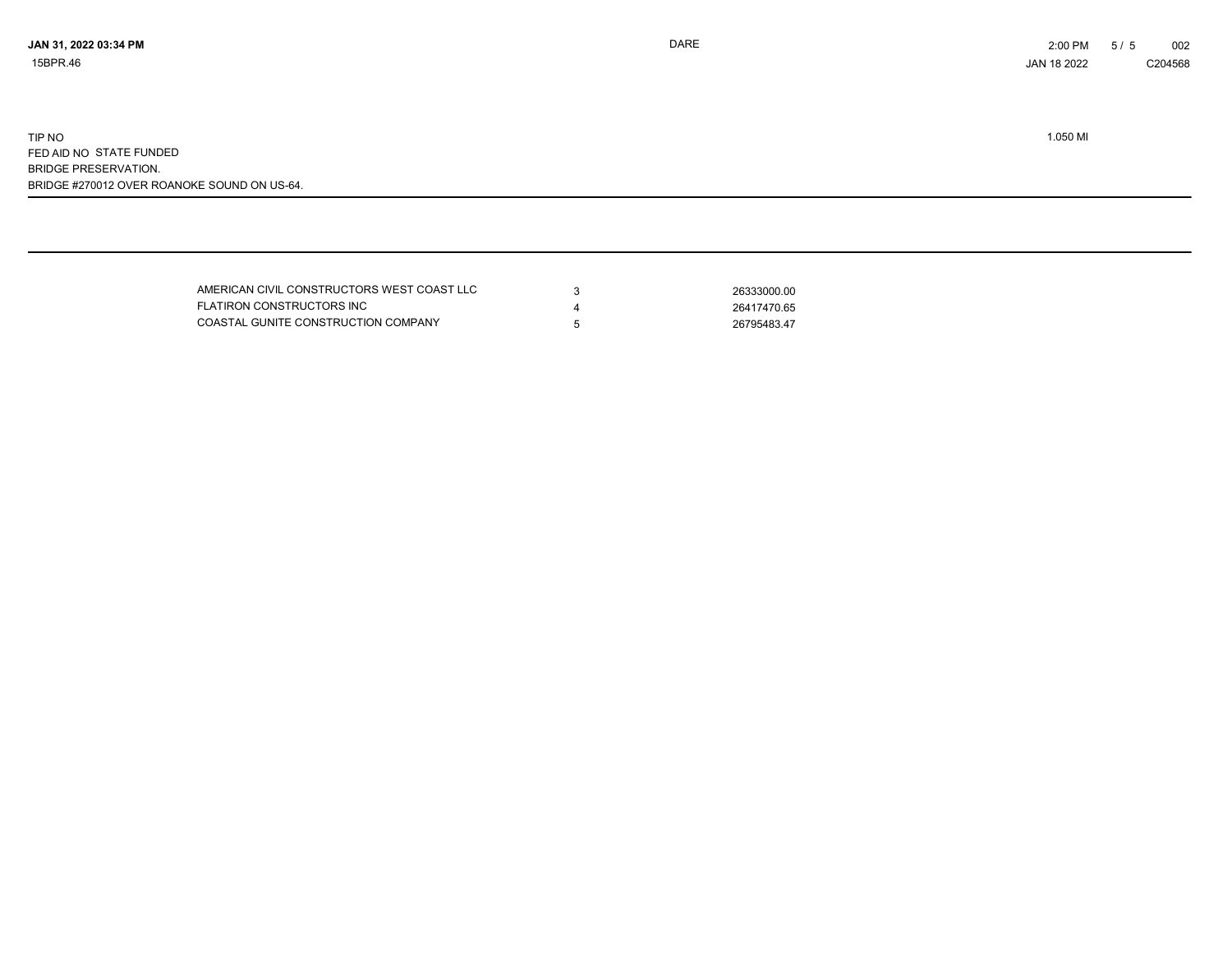15BPR.46

DARE

2:00 PM

JAN 18 2022

002

C204568

TIP NO

FED AID NO STATE FUNDED

BRIDGE PRESERVATION.

BRIDGE #270012 OVER ROANOKE SOUND ON US-64.

1.050 MI

| | | |
|---|---|---|
| AMERICAN CIVIL CONSTRUCTORS WEST COAST LLC | 3 | 26333000.00 |
| FLATIRON CONSTRUCTORS INC | 4 | 26417470.65 |
| COASTAL GUNITE CONSTRUCTION COMPANY | 5 | 26795483.47 |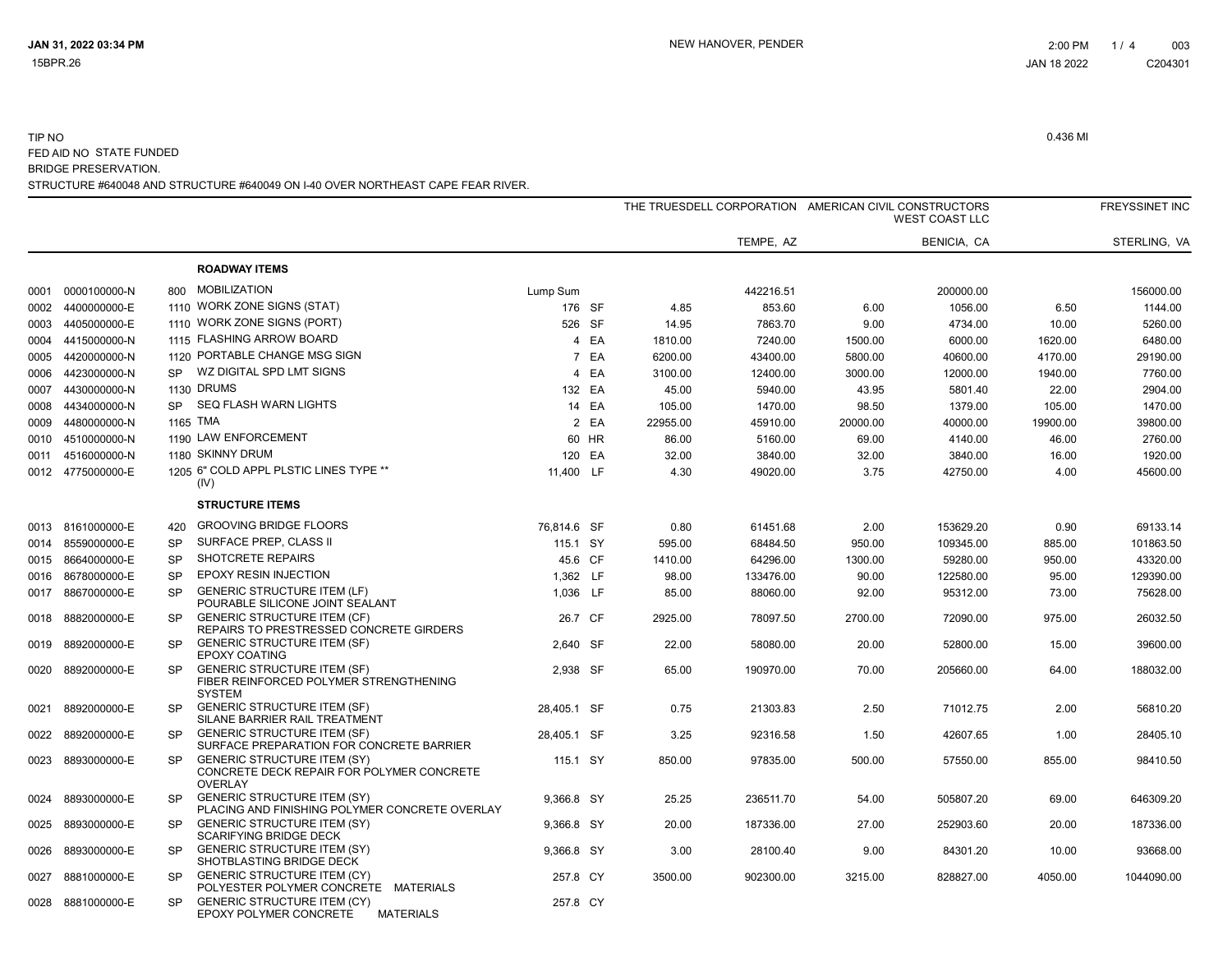TIP NO

FED AID NO STATE FUNDED

BRIDGE PRESERVATION.

STRUCTURE #640048 AND STRUCTURE #640049 ON I-40 OVER NORTHEAST CAPE FEAR RIVER.

0.436 MI

| | | | | | | THE TRUESDELL CORPORATION | | AMERICAN CIVIL CONSTRUCTORS WEST COAST LLC | | FREYSSINET INC | |
|---|---|---|---|---|---|---|---|---|---|---|---|
| | | | | | | | TEMPE, AZ | | BENICIA, CA | | STERLING, VA |
| | | | **ROADWAY ITEMS** | | | | | | | | |
| 0001 | 0000100000-N | 800 | MOBILIZATION | Lump Sum | | | 442216.51 | | 200000.00 | | 156000.00 |
| 0002 | 4400000000-E | 1110 | WORK ZONE SIGNS (STAT) | 176 | SF | 4.85 | 853.60 | 6.00 | 1056.00 | 6.50 | 1144.00 |
| 0003 | 4405000000-E | 1110 | WORK ZONE SIGNS (PORT) | 526 | SF | 14.95 | 7863.70 | 9.00 | 4734.00 | 10.00 | 5260.00 |
| 0004 | 4415000000-N | 1115 | FLASHING ARROW BOARD | 4 | EA | 1810.00 | 7240.00 | 1500.00 | 6000.00 | 1620.00 | 6480.00 |
| 0005 | 4420000000-N | 1120 | PORTABLE CHANGE MSG SIGN | 7 | EA | 6200.00 | 43400.00 | 5800.00 | 40600.00 | 4170.00 | 29190.00 |
| 0006 | 4423000000-N | SP | WZ DIGITAL SPD LMT SIGNS | 4 | EA | 3100.00 | 12400.00 | 3000.00 | 12000.00 | 1940.00 | 7760.00 |
| 0007 | 4430000000-N | 1130 | DRUMS | 132 | EA | 45.00 | 5940.00 | 43.95 | 5801.40 | 22.00 | 2904.00 |
| 0008 | 4434000000-N | SP | SEQ FLASH WARN LIGHTS | 14 | EA | 105.00 | 1470.00 | 98.50 | 1379.00 | 105.00 | 1470.00 |
| 0009 | 4480000000-N | 1165 | TMA | 2 | EA | 22955.00 | 45910.00 | 20000.00 | 40000.00 | 19900.00 | 39800.00 |
| 0010 | 4510000000-N | 1190 | LAW ENFORCEMENT | 60 | HR | 86.00 | 5160.00 | 69.00 | 4140.00 | 46.00 | 2760.00 |
| 0011 | 4516000000-N | 1180 | SKINNY DRUM | 120 | EA | 32.00 | 3840.00 | 32.00 | 3840.00 | 16.00 | 1920.00 |
| 0012 | 4775000000-E | 1205 | 6" COLD APPL PLSTIC LINES TYPE ** (IV) | 11,400 | LF | 4.30 | 49020.00 | 3.75 | 42750.00 | 4.00 | 45600.00 |
| | | | **STRUCTURE ITEMS** | | | | | | | | |
| 0013 | 8161000000-E | 420 | GROOVING BRIDGE FLOORS | 76,814.6 | SF | 0.80 | 61451.68 | 2.00 | 153629.20 | 0.90 | 69133.14 |
| 0014 | 8559000000-E | SP | SURFACE PREP, CLASS II | 115.1 | SY | 595.00 | 68484.50 | 950.00 | 109345.00 | 885.00 | 101863.50 |
| 0015 | 8664000000-E | SP | SHOTCRETE REPAIRS | 45.6 | CF | 1410.00 | 64296.00 | 1300.00 | 59280.00 | 950.00 | 43320.00 |
| 0016 | 8678000000-E | SP | EPOXY RESIN INJECTION | 1,362 | LF | 98.00 | 133476.00 | 90.00 | 122580.00 | 95.00 | 129390.00 |
| 0017 | 8867000000-E | SP | GENERIC STRUCTURE ITEM (LF) POURABLE SILICONE JOINT SEALANT | 1,036 | LF | 85.00 | 88060.00 | 92.00 | 95312.00 | 73.00 | 75628.00 |
| 0018 | 8882000000-E | SP | GENERIC STRUCTURE ITEM (CF) REPAIRS TO PRESTRESSED CONCRETE GIRDERS | 26.7 | CF | 2925.00 | 78097.50 | 2700.00 | 72090.00 | 975.00 | 26032.50 |
| 0019 | 8892000000-E | SP | GENERIC STRUCTURE ITEM (SF) EPOXY COATING | 2,640 | SF | 22.00 | 58080.00 | 20.00 | 52800.00 | 15.00 | 39600.00 |
| 0020 | 8892000000-E | SP | GENERIC STRUCTURE ITEM (SF) FIBER REINFORCED POLYMER STRENGTHENING SYSTEM | 2,938 | SF | 65.00 | 190970.00 | 70.00 | 205660.00 | 64.00 | 188032.00 |
| 0021 | 8892000000-E | SP | GENERIC STRUCTURE ITEM (SF) SILANE BARRIER RAIL TREATMENT | 28,405.1 | SF | 0.75 | 21303.83 | 2.50 | 71012.75 | 2.00 | 56810.20 |
| 0022 | 8892000000-E | SP | GENERIC STRUCTURE ITEM (SF) SURFACE PREPARATION FOR CONCRETE BARRIER | 28,405.1 | SF | 3.25 | 92316.58 | 1.50 | 42607.65 | 1.00 | 28405.10 |
| 0023 | 8893000000-E | SP | GENERIC STRUCTURE ITEM (SY) CONCRETE DECK REPAIR FOR POLYMER CONCRETE OVERLAY | 115.1 | SY | 850.00 | 97835.00 | 500.00 | 57550.00 | 855.00 | 98410.50 |
| 0024 | 8893000000-E | SP | GENERIC STRUCTURE ITEM (SY) PLACING AND FINISHING POLYMER CONCRETE OVERLAY | 9,366.8 | SY | 25.25 | 236511.70 | 54.00 | 505807.20 | 69.00 | 646309.20 |
| 0025 | 8893000000-E | SP | GENERIC STRUCTURE ITEM (SY) SCARIFYING BRIDGE DECK | 9,366.8 | SY | 20.00 | 187336.00 | 27.00 | 252903.60 | 20.00 | 187336.00 |
| 0026 | 8893000000-E | SP | GENERIC STRUCTURE ITEM (SY) SHOTBLASTING BRIDGE DECK | 9,366.8 | SY | 3.00 | 28100.40 | 9.00 | 84301.20 | 10.00 | 93668.00 |
| 0027 | 8881000000-E | SP | GENERIC STRUCTURE ITEM (CY) POLYESTER POLYMER CONCRETE MATERIALS | 257.8 | CY | 3500.00 | 902300.00 | 3215.00 | 828827.00 | 4050.00 | 1044090.00 |
| 0028 | 8881000000-E | SP | GENERIC STRUCTURE ITEM (CY) EPOXY POLYMER CONCRETE MATERIALS | 257.8 | CY | | | | | | |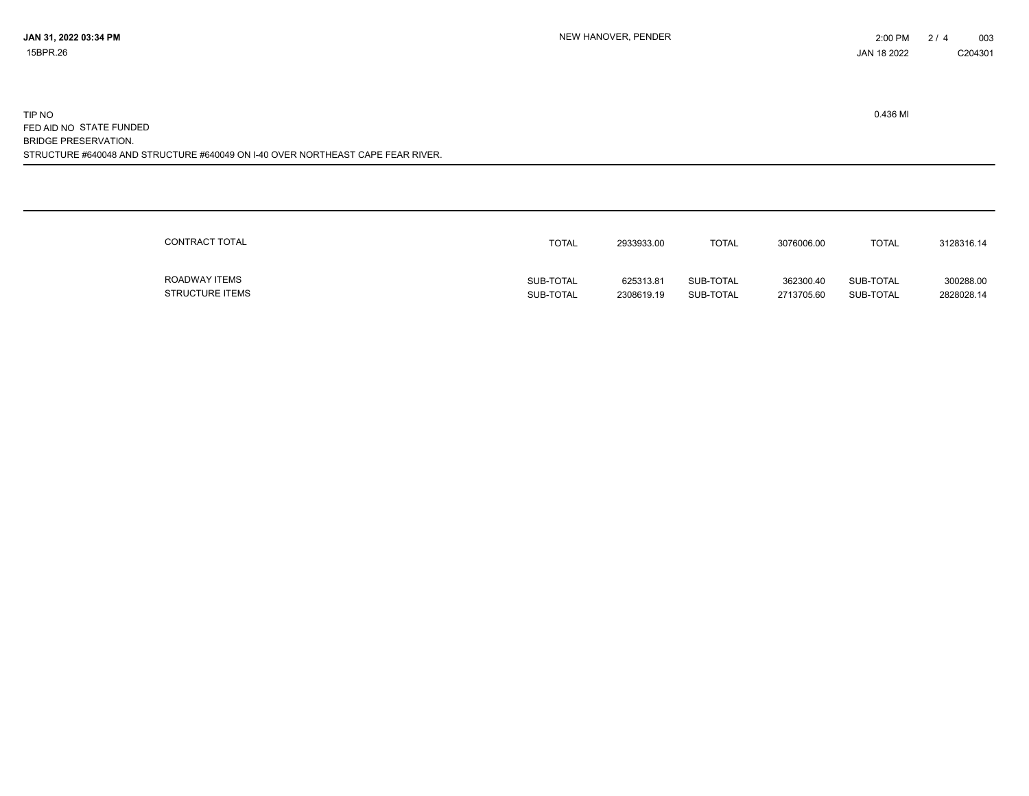JAN 31, 2022 03:34 PM NEW HANOVER, PENDER 2:00 PM 003
15BPR.26 JAN 18 2022 C204301

TIP NO 0.436 MI
FED AID NO STATE FUNDED
BRIDGE PRESERVATION.
STRUCTURE #640048 AND STRUCTURE #640049 ON I-40 OVER NORTHEAST CAPE FEAR RIVER.

---

| | | | | | | |
|---|---|---|---|---|---|---|
| CONTRACT TOTAL | TOTAL | 2933933.00 | TOTAL | 3076006.00 | TOTAL | 3128316.14 |
| ROADWAY ITEMS | SUB-TOTAL | 625313.81 | SUB-TOTAL | 362300.40 | SUB-TOTAL | 300288.00 |
| STRUCTURE ITEMS | SUB-TOTAL | 2308619.19 | SUB-TOTAL | 2713705.60 | SUB-TOTAL | 2828028.14 |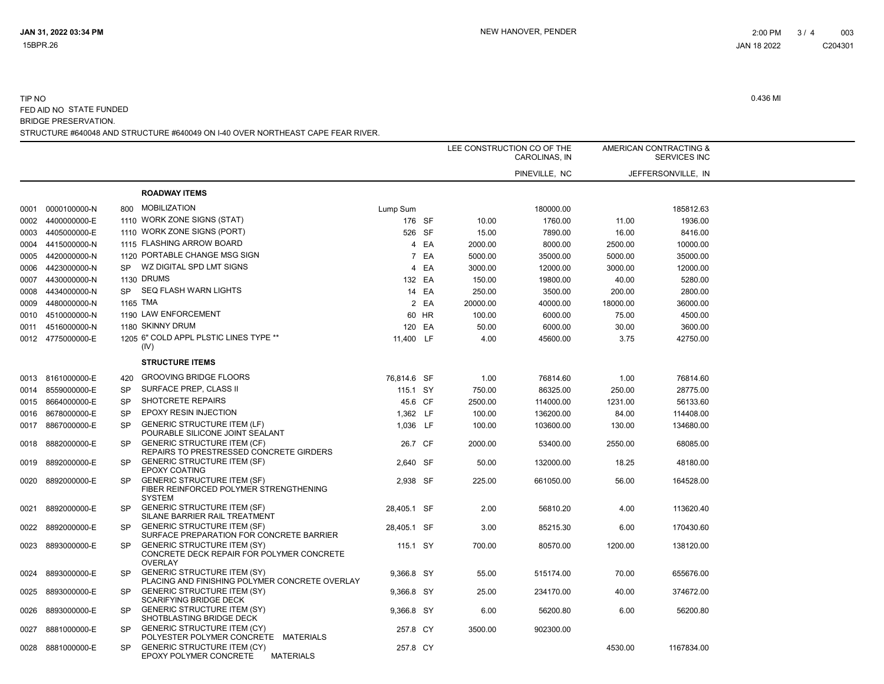TIP NO

FED AID NO STATE FUNDED

BRIDGE PRESERVATION.

STRUCTURE #640048 AND STRUCTURE #640049 ON I-40 OVER NORTHEAST CAPE FEAR RIVER.

0.436 MI

| Line | Item No. | Sec | Description | Quantity | Unit | LEE CONSTRUCTION CO OF THE CAROLINAS, IN PINEVILLE, NC Unit Price | Amount | AMERICAN CONTRACTING & SERVICES INC JEFFERSONVILLE, IN Unit Price | Amount |
|---|---|---|---|---|---|---|---|---|---|
| | | | **ROADWAY ITEMS** | | | | | | |
| 0001 | 0000100000-N | 800 | MOBILIZATION | Lump Sum | | | 180000.00 | | 185812.63 |
| 0002 | 4400000000-E | 1110 | WORK ZONE SIGNS (STAT) | 176 | SF | 10.00 | 1760.00 | 11.00 | 1936.00 |
| 0003 | 4405000000-E | 1110 | WORK ZONE SIGNS (PORT) | 526 | SF | 15.00 | 7890.00 | 16.00 | 8416.00 |
| 0004 | 4415000000-N | 1115 | FLASHING ARROW BOARD | 4 | EA | 2000.00 | 8000.00 | 2500.00 | 10000.00 |
| 0005 | 4420000000-N | 1120 | PORTABLE CHANGE MSG SIGN | 7 | EA | 5000.00 | 35000.00 | 5000.00 | 35000.00 |
| 0006 | 4423000000-N | SP | WZ DIGITAL SPD LMT SIGNS | 4 | EA | 3000.00 | 12000.00 | 3000.00 | 12000.00 |
| 0007 | 4430000000-N | 1130 | DRUMS | 132 | EA | 150.00 | 19800.00 | 40.00 | 5280.00 |
| 0008 | 4434000000-N | SP | SEQ FLASH WARN LIGHTS | 14 | EA | 250.00 | 3500.00 | 200.00 | 2800.00 |
| 0009 | 4480000000-N | 1165 | TMA | 2 | EA | 20000.00 | 40000.00 | 18000.00 | 36000.00 |
| 0010 | 4510000000-N | 1190 | LAW ENFORCEMENT | 60 | HR | 100.00 | 6000.00 | 75.00 | 4500.00 |
| 0011 | 4516000000-N | 1180 | SKINNY DRUM | 120 | EA | 50.00 | 6000.00 | 30.00 | 3600.00 |
| 0012 | 4775000000-E | 1205 | 6" COLD APPL PLSTIC LINES TYPE ** (IV) | 11,400 | LF | 4.00 | 45600.00 | 3.75 | 42750.00 |
| | | | **STRUCTURE ITEMS** | | | | | | |
| 0013 | 8161000000-E | 420 | GROOVING BRIDGE FLOORS | 76,814.6 | SF | 1.00 | 76814.60 | 1.00 | 76814.60 |
| 0014 | 8559000000-E | SP | SURFACE PREP, CLASS II | 115.1 | SY | 750.00 | 86325.00 | 250.00 | 28775.00 |
| 0015 | 8664000000-E | SP | SHOTCRETE REPAIRS | 45.6 | CF | 2500.00 | 114000.00 | 1231.00 | 56133.60 |
| 0016 | 8678000000-E | SP | EPOXY RESIN INJECTION | 1,362 | LF | 100.00 | 136200.00 | 84.00 | 114408.00 |
| 0017 | 8867000000-E | SP | GENERIC STRUCTURE ITEM (LF) POURABLE SILICONE JOINT SEALANT | 1,036 | LF | 100.00 | 103600.00 | 130.00 | 134680.00 |
| 0018 | 8882000000-E | SP | GENERIC STRUCTURE ITEM (CF) REPAIRS TO PRESTRESSED CONCRETE GIRDERS | 26.7 | CF | 2000.00 | 53400.00 | 2550.00 | 68085.00 |
| 0019 | 8892000000-E | SP | GENERIC STRUCTURE ITEM (SF) EPOXY COATING | 2,640 | SF | 50.00 | 132000.00 | 18.25 | 48180.00 |
| 0020 | 8892000000-E | SP | GENERIC STRUCTURE ITEM (SF) FIBER REINFORCED POLYMER STRENGTHENING SYSTEM | 2,938 | SF | 225.00 | 661050.00 | 56.00 | 164528.00 |
| 0021 | 8892000000-E | SP | GENERIC STRUCTURE ITEM (SF) SILANE BARRIER RAIL TREATMENT | 28,405.1 | SF | 2.00 | 56810.20 | 4.00 | 113620.40 |
| 0022 | 8892000000-E | SP | GENERIC STRUCTURE ITEM (SF) SURFACE PREPARATION FOR CONCRETE BARRIER | 28,405.1 | SF | 3.00 | 85215.30 | 6.00 | 170430.60 |
| 0023 | 8893000000-E | SP | GENERIC STRUCTURE ITEM (SY) CONCRETE DECK REPAIR FOR POLYMER CONCRETE OVERLAY | 115.1 | SY | 700.00 | 80570.00 | 1200.00 | 138120.00 |
| 0024 | 8893000000-E | SP | GENERIC STRUCTURE ITEM (SY) PLACING AND FINISHING POLYMER CONCRETE OVERLAY | 9,366.8 | SY | 55.00 | 515174.00 | 70.00 | 655676.00 |
| 0025 | 8893000000-E | SP | GENERIC STRUCTURE ITEM (SY) SCARIFYING BRIDGE DECK | 9,366.8 | SY | 25.00 | 234170.00 | 40.00 | 374672.00 |
| 0026 | 8893000000-E | SP | GENERIC STRUCTURE ITEM (SY) SHOTBLASTING BRIDGE DECK | 9,366.8 | SY | 6.00 | 56200.80 | 6.00 | 56200.80 |
| 0027 | 8881000000-E | SP | GENERIC STRUCTURE ITEM (CY) POLYESTER POLYMER CONCRETE MATERIALS | 257.8 | CY | 3500.00 | 902300.00 | | |
| 0028 | 8881000000-E | SP | GENERIC STRUCTURE ITEM (CY) EPOXY POLYMER CONCRETE MATERIALS | 257.8 | CY | | | 4530.00 | 1167834.00 |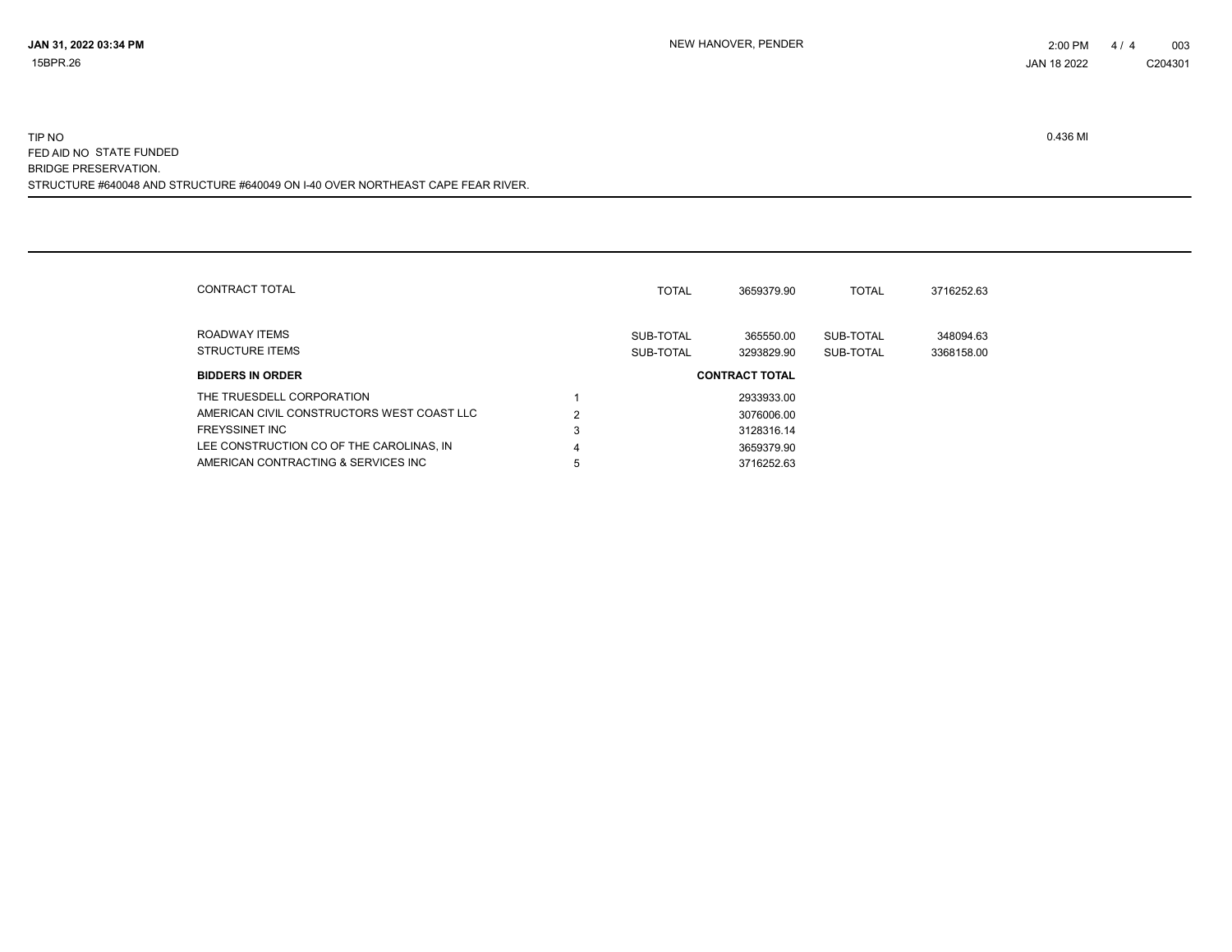15BPR.26

NEW HANOVER, PENDER

C204301

TIP NO

0.436 MI

FED AID NO STATE FUNDED

BRIDGE PRESERVATION.

STRUCTURE #640048 AND STRUCTURE #640049 ON I-40 OVER NORTHEAST CAPE FEAR RIVER.

| | | | | | |
|---|---|---|---|---|---|
| CONTRACT TOTAL | | TOTAL | 3659379.90 | TOTAL | 3716252.63 |
| ROADWAY ITEMS | | SUB-TOTAL | 365550.00 | SUB-TOTAL | 348094.63 |
| STRUCTURE ITEMS | | SUB-TOTAL | 3293829.90 | SUB-TOTAL | 3368158.00 |

| BIDDERS IN ORDER | | CONTRACT TOTAL |
|---|---|---|
| THE TRUESDELL CORPORATION | 1 | 2933933.00 |
| AMERICAN CIVIL CONSTRUCTORS WEST COAST LLC | 2 | 3076006.00 |
| FREYSSINET INC | 3 | 3128316.14 |
| LEE CONSTRUCTION CO OF THE CAROLINAS, IN | 4 | 3659379.90 |
| AMERICAN CONTRACTING & SERVICES INC | 5 | 3716252.63 |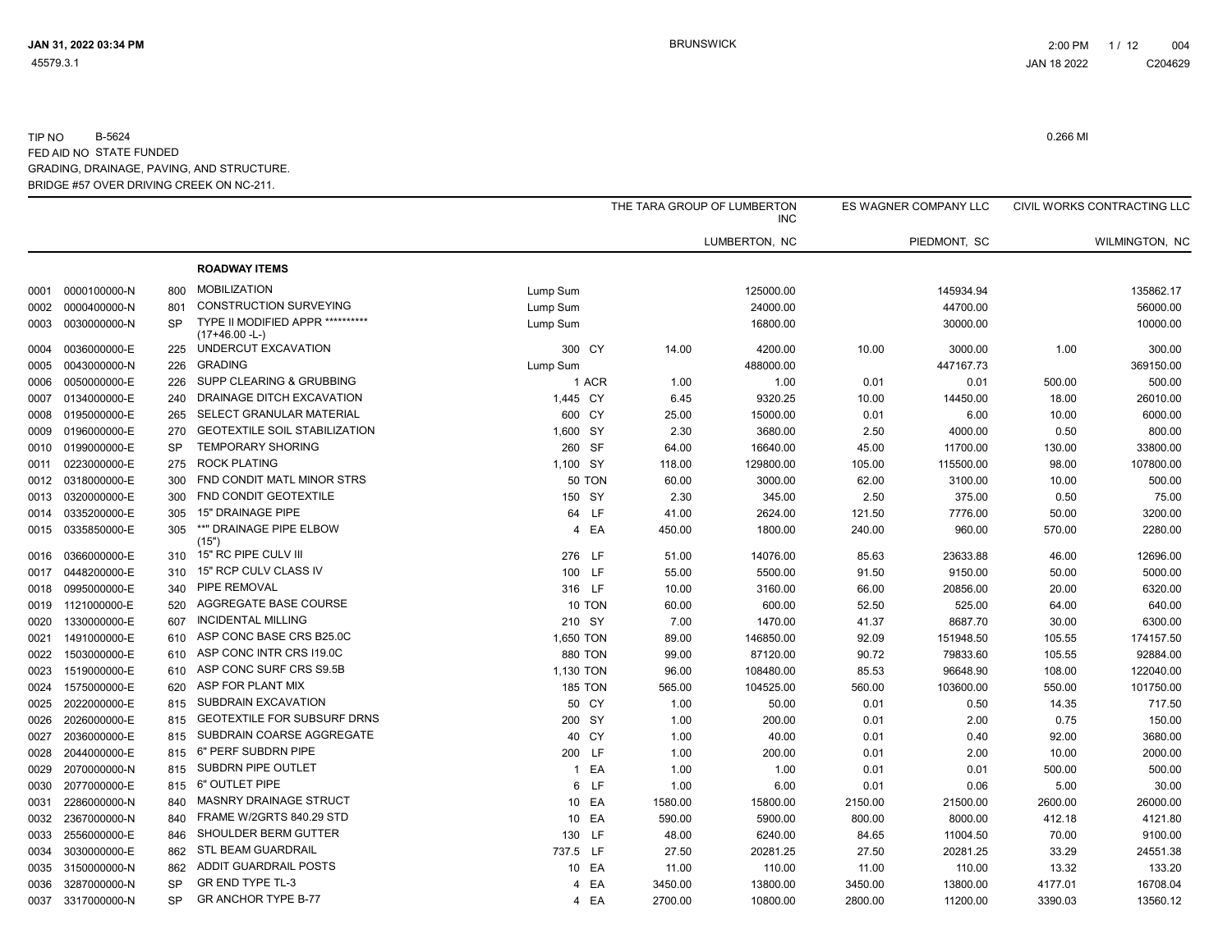TIP NO B-5624

FED AID NO STATE FUNDED

GRADING, DRAINAGE, PAVING, AND STRUCTURE.

BRIDGE #57 OVER DRIVING CREEK ON NC-211.

0.266 MI

| | | | | | | THE TARA GROUP OF LUMBERTON INC | | ES WAGNER COMPANY LLC | | CIVIL WORKS CONTRACTING LLC | |
|---|---|---|---|---|---|---|---|---|---|---|---|
| | | | | | | | LUMBERTON, NC | | PIEDMONT, SC | | WILMINGTON, NC |
| | | | **ROADWAY ITEMS** | | | | | | | | |
| 0001 | 0000100000-N | 800 | MOBILIZATION | Lump Sum | | | 125000.00 | | 145934.94 | | 135862.17 |
| 0002 | 0000400000-N | 801 | CONSTRUCTION SURVEYING | Lump Sum | | | 24000.00 | | 44700.00 | | 56000.00 |
| 0003 | 0030000000-N | SP | TYPE II MODIFIED APPR ********** (17+46.00 -L-) | Lump Sum | | | 16800.00 | | 30000.00 | | 10000.00 |
| 0004 | 0036000000-E | 225 | UNDERCUT EXCAVATION | 300 | CY | 14.00 | 4200.00 | 10.00 | 3000.00 | 1.00 | 300.00 |
| 0005 | 0043000000-N | 226 | GRADING | Lump Sum | | | 488000.00 | | 447167.73 | | 369150.00 |
| 0006 | 0050000000-E | 226 | SUPP CLEARING & GRUBBING | 1 | ACR | 1.00 | 1.00 | 0.01 | 0.01 | 500.00 | 500.00 |
| 0007 | 0134000000-E | 240 | DRAINAGE DITCH EXCAVATION | 1,445 | CY | 6.45 | 9320.25 | 10.00 | 14450.00 | 18.00 | 26010.00 |
| 0008 | 0195000000-E | 265 | SELECT GRANULAR MATERIAL | 600 | CY | 25.00 | 15000.00 | 0.01 | 6.00 | 10.00 | 6000.00 |
| 0009 | 0196000000-E | 270 | GEOTEXTILE SOIL STABILIZATION | 1,600 | SY | 2.30 | 3680.00 | 2.50 | 4000.00 | 0.50 | 800.00 |
| 0010 | 0199000000-E | SP | TEMPORARY SHORING | 260 | SF | 64.00 | 16640.00 | 45.00 | 11700.00 | 130.00 | 33800.00 |
| 0011 | 0223000000-E | 275 | ROCK PLATING | 1,100 | SY | 118.00 | 129800.00 | 105.00 | 115500.00 | 98.00 | 107800.00 |
| 0012 | 0318000000-E | 300 | FND CONDIT MATL MINOR STRS | 50 | TON | 60.00 | 3000.00 | 62.00 | 3100.00 | 10.00 | 500.00 |
| 0013 | 0320000000-E | 300 | FND CONDIT GEOTEXTILE | 150 | SY | 2.30 | 345.00 | 2.50 | 375.00 | 0.50 | 75.00 |
| 0014 | 0335200000-E | 305 | 15" DRAINAGE PIPE | 64 | LF | 41.00 | 2624.00 | 121.50 | 7776.00 | 50.00 | 3200.00 |
| 0015 | 0335850000-E | 305 | **" DRAINAGE PIPE ELBOW (15") | 4 | EA | 450.00 | 1800.00 | 240.00 | 960.00 | 570.00 | 2280.00 |
| 0016 | 0366000000-E | 310 | 15" RC PIPE CULV III | 276 | LF | 51.00 | 14076.00 | 85.63 | 23633.88 | 46.00 | 12696.00 |
| 0017 | 0448200000-E | 310 | 15" RCP CULV CLASS IV | 100 | LF | 55.00 | 5500.00 | 91.50 | 9150.00 | 50.00 | 5000.00 |
| 0018 | 0995000000-E | 340 | PIPE REMOVAL | 316 | LF | 10.00 | 3160.00 | 66.00 | 20856.00 | 20.00 | 6320.00 |
| 0019 | 1121000000-E | 520 | AGGREGATE BASE COURSE | 10 | TON | 60.00 | 600.00 | 52.50 | 525.00 | 64.00 | 640.00 |
| 0020 | 1330000000-E | 607 | INCIDENTAL MILLING | 210 | SY | 7.00 | 1470.00 | 41.37 | 8687.70 | 30.00 | 6300.00 |
| 0021 | 1491000000-E | 610 | ASP CONC BASE CRS B25.0C | 1,650 | TON | 89.00 | 146850.00 | 92.09 | 151948.50 | 105.55 | 174157.50 |
| 0022 | 1503000000-E | 610 | ASP CONC INTR CRS I19.0C | 880 | TON | 99.00 | 87120.00 | 90.72 | 79833.60 | 105.55 | 92884.00 |
| 0023 | 1519000000-E | 610 | ASP CONC SURF CRS S9.5B | 1,130 | TON | 96.00 | 108480.00 | 85.53 | 96648.90 | 108.00 | 122040.00 |
| 0024 | 1575000000-E | 620 | ASP FOR PLANT MIX | 185 | TON | 565.00 | 104525.00 | 560.00 | 103600.00 | 550.00 | 101750.00 |
| 0025 | 2022000000-E | 815 | SUBDRAIN EXCAVATION | 50 | CY | 1.00 | 50.00 | 0.01 | 0.50 | 14.35 | 717.50 |
| 0026 | 2026000000-E | 815 | GEOTEXTILE FOR SUBSURF DRNS | 200 | SY | 1.00 | 200.00 | 0.01 | 2.00 | 0.75 | 150.00 |
| 0027 | 2036000000-E | 815 | SUBDRAIN COARSE AGGREGATE | 40 | CY | 1.00 | 40.00 | 0.01 | 0.40 | 92.00 | 3680.00 |
| 0028 | 2044000000-E | 815 | 6" PERF SUBDRN PIPE | 200 | LF | 1.00 | 200.00 | 0.01 | 2.00 | 10.00 | 2000.00 |
| 0029 | 2070000000-N | 815 | SUBDRN PIPE OUTLET | 1 | EA | 1.00 | 1.00 | 0.01 | 0.01 | 500.00 | 500.00 |
| 0030 | 2077000000-E | 815 | 6" OUTLET PIPE | 6 | LF | 1.00 | 6.00 | 0.01 | 0.06 | 5.00 | 30.00 |
| 0031 | 2286000000-N | 840 | MASNRY DRAINAGE STRUCT | 10 | EA | 1580.00 | 15800.00 | 2150.00 | 21500.00 | 2600.00 | 26000.00 |
| 0032 | 2367000000-N | 840 | FRAME W/2GRTS 840.29 STD | 10 | EA | 590.00 | 5900.00 | 800.00 | 8000.00 | 412.18 | 4121.80 |
| 0033 | 2556000000-E | 846 | SHOULDER BERM GUTTER | 130 | LF | 48.00 | 6240.00 | 84.65 | 11004.50 | 70.00 | 9100.00 |
| 0034 | 3030000000-E | 862 | STL BEAM GUARDRAIL | 737.5 | LF | 27.50 | 20281.25 | 27.50 | 20281.25 | 33.29 | 24551.38 |
| 0035 | 3150000000-N | 862 | ADDIT GUARDRAIL POSTS | 10 | EA | 11.00 | 110.00 | 11.00 | 110.00 | 13.32 | 133.20 |
| 0036 | 3287000000-N | SP | GR END TYPE TL-3 | 4 | EA | 3450.00 | 13800.00 | 3450.00 | 13800.00 | 4177.01 | 16708.04 |
| 0037 | 3317000000-N | SP | GR ANCHOR TYPE B-77 | 4 | EA | 2700.00 | 10800.00 | 2800.00 | 11200.00 | 3390.03 | 13560.12 |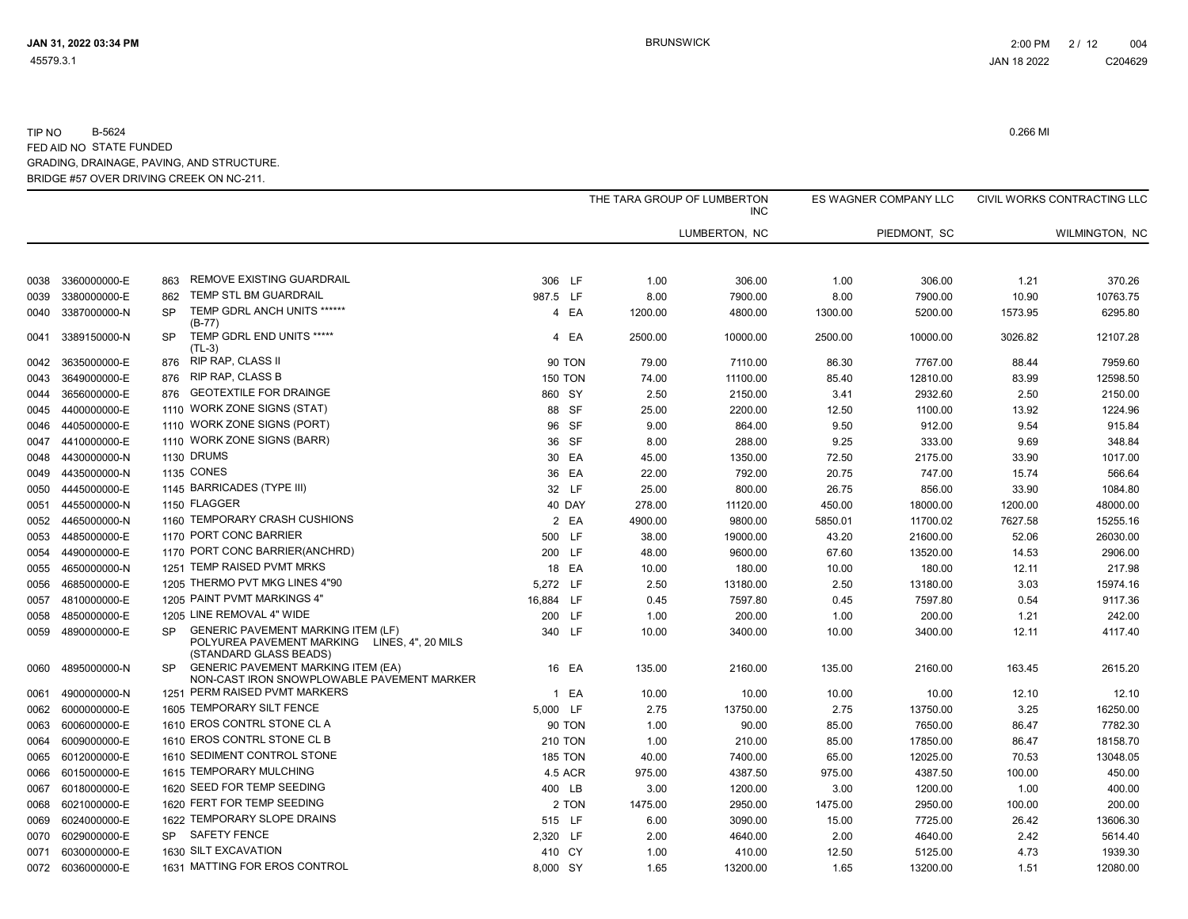TIP NO B-5624 — 0.266 MI

FED AID NO STATE FUNDED

GRADING, DRAINAGE, PAVING, AND STRUCTURE.

BRIDGE #57 OVER DRIVING CREEK ON NC-211.

| | | | | | | THE TARA GROUP OF LUMBERTON INC | | ES WAGNER COMPANY LLC | | CIVIL WORKS CONTRACTING LLC | |
|---|---|---|---|---|---|---|---|---|---|---|---|
| | | | | | | LUMBERTON, NC | | PIEDMONT, SC | | WILMINGTON, NC | |
| 0038 | 3360000000-E | 863 | REMOVE EXISTING GUARDRAIL | 306 | LF | 1.00 | 306.00 | 1.00 | 306.00 | 1.21 | 370.26 |
| 0039 | 3380000000-E | 862 | TEMP STL BM GUARDRAIL | 987.5 | LF | 8.00 | 7900.00 | 8.00 | 7900.00 | 10.90 | 10763.75 |
| 0040 | 3387000000-N | SP | TEMP GDRL ANCH UNITS ****** (B-77) | 4 | EA | 1200.00 | 4800.00 | 1300.00 | 5200.00 | 1573.95 | 6295.80 |
| 0041 | 3389150000-N | SP | TEMP GDRL END UNITS ***** (TL-3) | 4 | EA | 2500.00 | 10000.00 | 2500.00 | 10000.00 | 3026.82 | 12107.28 |
| 0042 | 3635000000-E | 876 | RIP RAP, CLASS II | 90 | TON | 79.00 | 7110.00 | 86.30 | 7767.00 | 88.44 | 7959.60 |
| 0043 | 3649000000-E | 876 | RIP RAP, CLASS B | 150 | TON | 74.00 | 11100.00 | 85.40 | 12810.00 | 83.99 | 12598.50 |
| 0044 | 3656000000-E | 876 | GEOTEXTILE FOR DRAINGE | 860 | SY | 2.50 | 2150.00 | 3.41 | 2932.60 | 2.50 | 2150.00 |
| 0045 | 4400000000-E | 1110 | WORK ZONE SIGNS (STAT) | 88 | SF | 25.00 | 2200.00 | 12.50 | 1100.00 | 13.92 | 1224.96 |
| 0046 | 4405000000-E | 1110 | WORK ZONE SIGNS (PORT) | 96 | SF | 9.00 | 864.00 | 9.50 | 912.00 | 9.54 | 915.84 |
| 0047 | 4410000000-E | 1110 | WORK ZONE SIGNS (BARR) | 36 | SF | 8.00 | 288.00 | 9.25 | 333.00 | 9.69 | 348.84 |
| 0048 | 4430000000-N | 1130 | DRUMS | 30 | EA | 45.00 | 1350.00 | 72.50 | 2175.00 | 33.90 | 1017.00 |
| 0049 | 4435000000-N | 1135 | CONES | 36 | EA | 22.00 | 792.00 | 20.75 | 747.00 | 15.74 | 566.64 |
| 0050 | 4445000000-E | 1145 | BARRICADES (TYPE III) | 32 | LF | 25.00 | 800.00 | 26.75 | 856.00 | 33.90 | 1084.80 |
| 0051 | 4455000000-N | 1150 | FLAGGER | 40 | DAY | 278.00 | 11120.00 | 450.00 | 18000.00 | 1200.00 | 48000.00 |
| 0052 | 4465000000-N | 1160 | TEMPORARY CRASH CUSHIONS | 2 | EA | 4900.00 | 9800.00 | 5850.01 | 11700.02 | 7627.58 | 15255.16 |
| 0053 | 4485000000-E | 1170 | PORT CONC BARRIER | 500 | LF | 38.00 | 19000.00 | 43.20 | 21600.00 | 52.06 | 26030.00 |
| 0054 | 4490000000-E | 1170 | PORT CONC BARRIER(ANCHRD) | 200 | LF | 48.00 | 9600.00 | 67.60 | 13520.00 | 14.53 | 2906.00 |
| 0055 | 4650000000-N | 1251 | TEMP RAISED PVMT MRKS | 18 | EA | 10.00 | 180.00 | 10.00 | 180.00 | 12.11 | 217.98 |
| 0056 | 4685000000-E | 1205 | THERMO PVT MKG LINES 4"90 | 5,272 | LF | 2.50 | 13180.00 | 2.50 | 13180.00 | 3.03 | 15974.16 |
| 0057 | 4810000000-E | 1205 | PAINT PVMT MARKINGS 4" | 16,884 | LF | 0.45 | 7597.80 | 0.45 | 7597.80 | 0.54 | 9117.36 |
| 0058 | 4850000000-E | 1205 | LINE REMOVAL 4" WIDE | 200 | LF | 1.00 | 200.00 | 1.00 | 200.00 | 1.21 | 242.00 |
| 0059 | 4890000000-E | SP | GENERIC PAVEMENT MARKING ITEM (LF) POLYUREA PAVEMENT MARKING LINES, 4", 20 MILS (STANDARD GLASS BEADS) | 340 | LF | 10.00 | 3400.00 | 10.00 | 3400.00 | 12.11 | 4117.40 |
| 0060 | 4895000000-N | SP | GENERIC PAVEMENT MARKING ITEM (EA) NON-CAST IRON SNOWPLOWABLE PAVEMENT MARKER | 16 | EA | 135.00 | 2160.00 | 135.00 | 2160.00 | 163.45 | 2615.20 |
| 0061 | 4900000000-N | 1251 | PERM RAISED PVMT MARKERS | 1 | EA | 10.00 | 10.00 | 10.00 | 10.00 | 12.10 | 12.10 |
| 0062 | 6000000000-E | 1605 | TEMPORARY SILT FENCE | 5,000 | LF | 2.75 | 13750.00 | 2.75 | 13750.00 | 3.25 | 16250.00 |
| 0063 | 6006000000-E | 1610 | EROS CONTRL STONE CL A | 90 | TON | 1.00 | 90.00 | 85.00 | 7650.00 | 86.47 | 7782.30 |
| 0064 | 6009000000-E | 1610 | EROS CONTRL STONE CL B | 210 | TON | 1.00 | 210.00 | 85.00 | 17850.00 | 86.47 | 18158.70 |
| 0065 | 6012000000-E | 1610 | SEDIMENT CONTROL STONE | 185 | TON | 40.00 | 7400.00 | 65.00 | 12025.00 | 70.53 | 13048.05 |
| 0066 | 6015000000-E | 1615 | TEMPORARY MULCHING | 4.5 | ACR | 975.00 | 4387.50 | 975.00 | 4387.50 | 100.00 | 450.00 |
| 0067 | 6018000000-E | 1620 | SEED FOR TEMP SEEDING | 400 | LB | 3.00 | 1200.00 | 3.00 | 1200.00 | 1.00 | 400.00 |
| 0068 | 6021000000-E | 1620 | FERT FOR TEMP SEEDING | 2 | TON | 1475.00 | 2950.00 | 1475.00 | 2950.00 | 100.00 | 200.00 |
| 0069 | 6024000000-E | 1622 | TEMPORARY SLOPE DRAINS | 515 | LF | 6.00 | 3090.00 | 15.00 | 7725.00 | 26.42 | 13606.30 |
| 0070 | 6029000000-E | SP | SAFETY FENCE | 2,320 | LF | 2.00 | 4640.00 | 2.00 | 4640.00 | 2.42 | 5614.40 |
| 0071 | 6030000000-E | 1630 | SILT EXCAVATION | 410 | CY | 1.00 | 410.00 | 12.50 | 5125.00 | 4.73 | 1939.30 |
| 0072 | 6036000000-E | 1631 | MATTING FOR EROS CONTROL | 8,000 | SY | 1.65 | 13200.00 | 1.65 | 13200.00 | 1.51 | 12080.00 |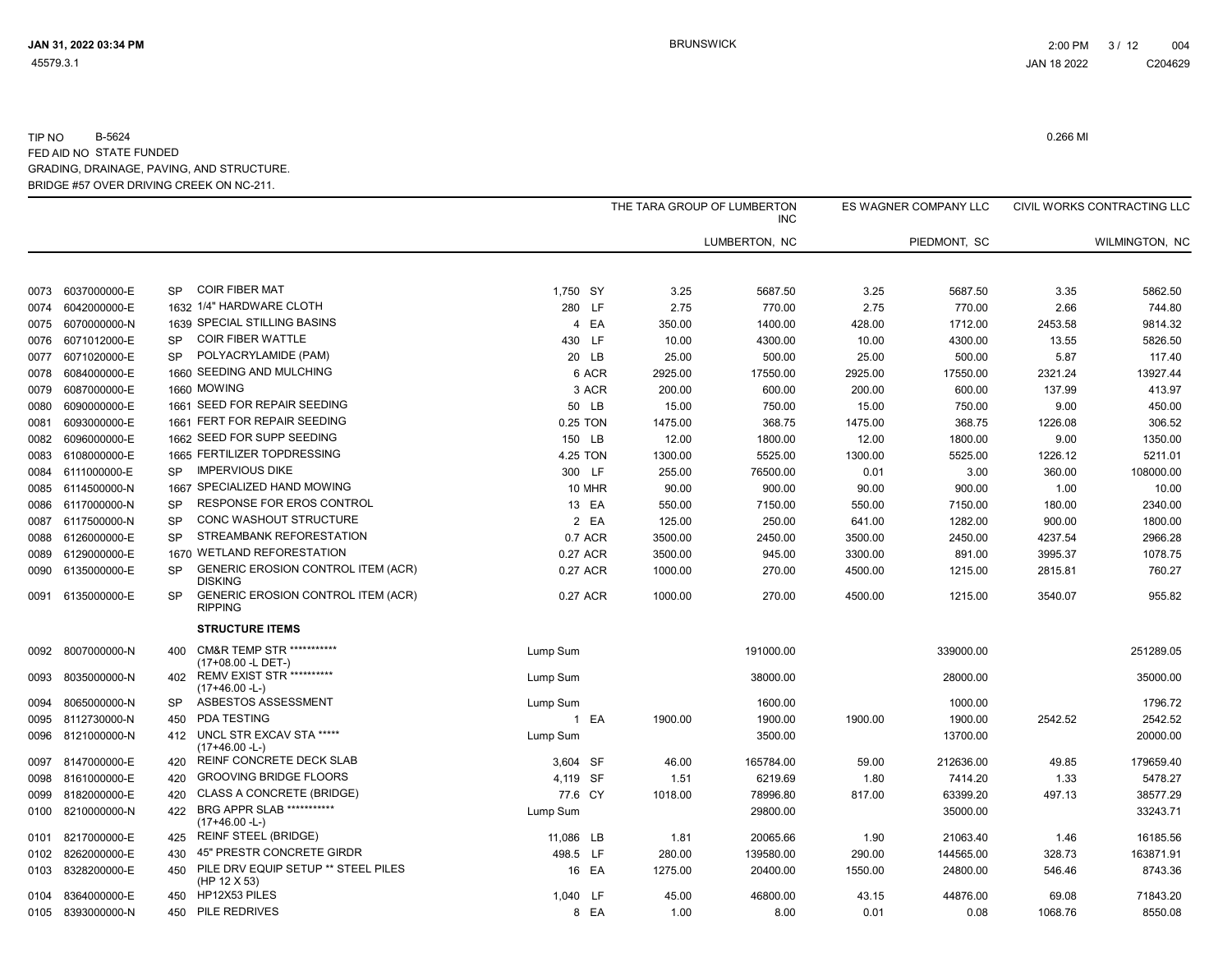TIP NO B-5624
FED AID NO STATE FUNDED
GRADING, DRAINAGE, PAVING, AND STRUCTURE.
BRIDGE #57 OVER DRIVING CREEK ON NC-211.

0.266 MI

| Line | Item | Sec | Description | Quantity | Unit | THE TARA GROUP OF LUMBERTON INC Unit Price | LUMBERTON, NC Amount | ES WAGNER COMPANY LLC Unit Price | PIEDMONT, SC Amount | CIVIL WORKS CONTRACTING LLC Unit Price | WILMINGTON, NC Amount |
|---|---|---|---|---|---|---|---|---|---|---|---|
| 0073 | 6037000000-E | SP | COIR FIBER MAT | 1,750 | SY | 3.25 | 5687.50 | 3.25 | 5687.50 | 3.35 | 5862.50 |
| 0074 | 6042000000-E | 1632 | 1/4" HARDWARE CLOTH | 280 | LF | 2.75 | 770.00 | 2.75 | 770.00 | 2.66 | 744.80 |
| 0075 | 6070000000-N | 1639 | SPECIAL STILLING BASINS | 4 | EA | 350.00 | 1400.00 | 428.00 | 1712.00 | 2453.58 | 9814.32 |
| 0076 | 6071012000-E | SP | COIR FIBER WATTLE | 430 | LF | 10.00 | 4300.00 | 10.00 | 4300.00 | 13.55 | 5826.50 |
| 0077 | 6071020000-E | SP | POLYACRYLAMIDE (PAM) | 20 | LB | 25.00 | 500.00 | 25.00 | 500.00 | 5.87 | 117.40 |
| 0078 | 6084000000-E | 1660 | SEEDING AND MULCHING | 6 | ACR | 2925.00 | 17550.00 | 2925.00 | 17550.00 | 2321.24 | 13927.44 |
| 0079 | 6087000000-E | 1660 | MOWING | 3 | ACR | 200.00 | 600.00 | 200.00 | 600.00 | 137.99 | 413.97 |
| 0080 | 6090000000-E | 1661 | SEED FOR REPAIR SEEDING | 50 | LB | 15.00 | 750.00 | 15.00 | 750.00 | 9.00 | 450.00 |
| 0081 | 6093000000-E | 1661 | FERT FOR REPAIR SEEDING | 0.25 | TON | 1475.00 | 368.75 | 1475.00 | 368.75 | 1226.08 | 306.52 |
| 0082 | 6096000000-E | 1662 | SEED FOR SUPP SEEDING | 150 | LB | 12.00 | 1800.00 | 12.00 | 1800.00 | 9.00 | 1350.00 |
| 0083 | 6108000000-E | 1665 | FERTILIZER TOPDRESSING | 4.25 | TON | 1300.00 | 5525.00 | 1300.00 | 5525.00 | 1226.12 | 5211.01 |
| 0084 | 6111000000-E | SP | IMPERVIOUS DIKE | 300 | LF | 255.00 | 76500.00 | 0.01 | 3.00 | 360.00 | 108000.00 |
| 0085 | 6114500000-N | 1667 | SPECIALIZED HAND MOWING | 10 | MHR | 90.00 | 900.00 | 90.00 | 900.00 | 1.00 | 10.00 |
| 0086 | 6117000000-N | SP | RESPONSE FOR EROS CONTROL | 13 | EA | 550.00 | 7150.00 | 550.00 | 7150.00 | 180.00 | 2340.00 |
| 0087 | 6117500000-N | SP | CONC WASHOUT STRUCTURE | 2 | EA | 125.00 | 250.00 | 641.00 | 1282.00 | 900.00 | 1800.00 |
| 0088 | 6126000000-E | SP | STREAMBANK REFORESTATION | 0.7 | ACR | 3500.00 | 2450.00 | 3500.00 | 2450.00 | 4237.54 | 2966.28 |
| 0089 | 6129000000-E | 1670 | WETLAND REFORESTATION | 0.27 | ACR | 3500.00 | 945.00 | 3300.00 | 891.00 | 3995.37 | 1078.75 |
| 0090 | 6135000000-E | SP | GENERIC EROSION CONTROL ITEM (ACR) DISKING | 0.27 | ACR | 1000.00 | 270.00 | 4500.00 | 1215.00 | 2815.81 | 760.27 |
| 0091 | 6135000000-E | SP | GENERIC EROSION CONTROL ITEM (ACR) RIPPING | 0.27 | ACR | 1000.00 | 270.00 | 4500.00 | 1215.00 | 3540.07 | 955.82 |
| | | | **STRUCTURE ITEMS** | | | | | | | | |
| 0092 | 8007000000-N | 400 | CM&R TEMP STR *********** (17+08.00 -L DET-) | Lump Sum | | | 191000.00 | | 339000.00 | | 251289.05 |
| 0093 | 8035000000-N | 402 | REMV EXIST STR ********** (17+46.00 -L-) | Lump Sum | | | 38000.00 | | 28000.00 | | 35000.00 |
| 0094 | 8065000000-N | SP | ASBESTOS ASSESSMENT | Lump Sum | | | 1600.00 | | 1000.00 | | 1796.72 |
| 0095 | 8112730000-N | 450 | PDA TESTING | 1 | EA | 1900.00 | 1900.00 | 1900.00 | 1900.00 | 2542.52 | 2542.52 |
| 0096 | 8121000000-N | 412 | UNCL STR EXCAV STA ***** (17+46.00 -L-) | Lump Sum | | | 3500.00 | | 13700.00 | | 20000.00 |
| 0097 | 8147000000-E | 420 | REINF CONCRETE DECK SLAB | 3,604 | SF | 46.00 | 165784.00 | 59.00 | 212636.00 | 49.85 | 179659.40 |
| 0098 | 8161000000-E | 420 | GROOVING BRIDGE FLOORS | 4,119 | SF | 1.51 | 6219.69 | 1.80 | 7414.20 | 1.33 | 5478.27 |
| 0099 | 8182000000-E | 420 | CLASS A CONCRETE (BRIDGE) | 77.6 | CY | 1018.00 | 78996.80 | 817.00 | 63399.20 | 497.13 | 38577.29 |
| 0100 | 8210000000-N | 422 | BRG APPR SLAB *********** (17+46.00 -L-) | Lump Sum | | | 29800.00 | | 35000.00 | | 33243.71 |
| 0101 | 8217000000-E | 425 | REINF STEEL (BRIDGE) | 11,086 | LB | 1.81 | 20065.66 | 1.90 | 21063.40 | 1.46 | 16185.56 |
| 0102 | 8262000000-E | 430 | 45" PRESTR CONCRETE GIRDR | 498.5 | LF | 280.00 | 139580.00 | 290.00 | 144565.00 | 328.73 | 163871.91 |
| 0103 | 8328200000-E | 450 | PILE DRV EQUIP SETUP ** STEEL PILES (HP 12 X 53) | 16 | EA | 1275.00 | 20400.00 | 1550.00 | 24800.00 | 546.46 | 8743.36 |
| 0104 | 8364000000-E | 450 | HP12X53 PILES | 1,040 | LF | 45.00 | 46800.00 | 43.15 | 44876.00 | 69.08 | 71843.20 |
| 0105 | 8393000000-N | 450 | PILE REDRIVES | 8 | EA | 1.00 | 8.00 | 0.01 | 0.08 | 1068.76 | 8550.08 |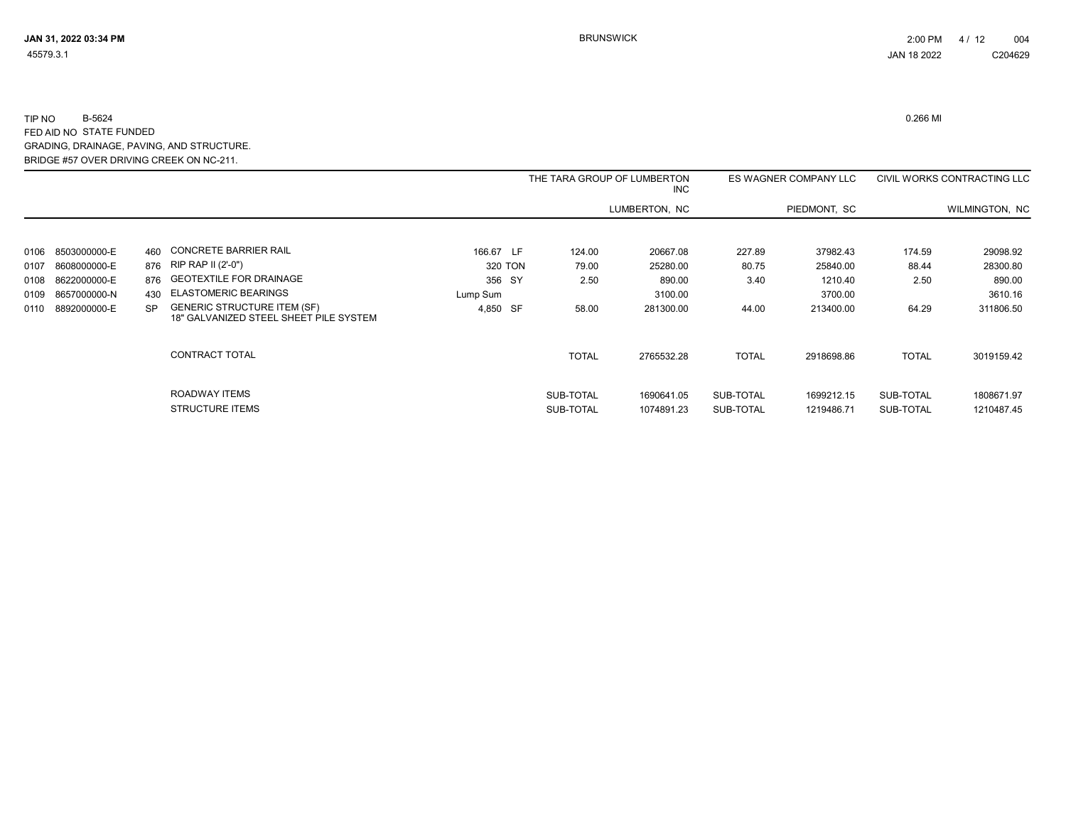TIP NO B-5624 — 0.266 MI

FED AID NO STATE FUNDED

GRADING, DRAINAGE, PAVING, AND STRUCTURE.

BRIDGE #57 OVER DRIVING CREEK ON NC-211.

| | | | | | | THE TARA GROUP OF LUMBERTON INC | | ES WAGNER COMPANY LLC | | CIVIL WORKS CONTRACTING LLC | |
|---|---|---|---|---|---|---|---|---|---|---|---|
| | | | | | | | LUMBERTON, NC | | PIEDMONT, SC | | WILMINGTON, NC |
| 0106 | 8503000000-E | 460 | CONCRETE BARRIER RAIL | 166.67 | LF | 124.00 | 20667.08 | 227.89 | 37982.43 | 174.59 | 29098.92 |
| 0107 | 8608000000-E | 876 | RIP RAP II (2'-0") | 320 | TON | 79.00 | 25280.00 | 80.75 | 25840.00 | 88.44 | 28300.80 |
| 0108 | 8622000000-E | 876 | GEOTEXTILE FOR DRAINAGE | 356 | SY | 2.50 | 890.00 | 3.40 | 1210.40 | 2.50 | 890.00 |
| 0109 | 8657000000-N | 430 | ELASTOMERIC BEARINGS | Lump Sum | | | 3100.00 | | 3700.00 | | 3610.16 |
| 0110 | 8892000000-E | SP | GENERIC STRUCTURE ITEM (SF) 18" GALVANIZED STEEL SHEET PILE SYSTEM | 4,850 | SF | 58.00 | 281300.00 | 44.00 | 213400.00 | 64.29 | 311806.50 |
| | | | CONTRACT TOTAL | | | TOTAL | 2765532.28 | TOTAL | 2918698.86 | TOTAL | 3019159.42 |
| | | | ROADWAY ITEMS | | | SUB-TOTAL | 1690641.05 | SUB-TOTAL | 1699212.15 | SUB-TOTAL | 1808671.97 |
| | | | STRUCTURE ITEMS | | | SUB-TOTAL | 1074891.23 | SUB-TOTAL | 1219486.71 | SUB-TOTAL | 1210487.45 |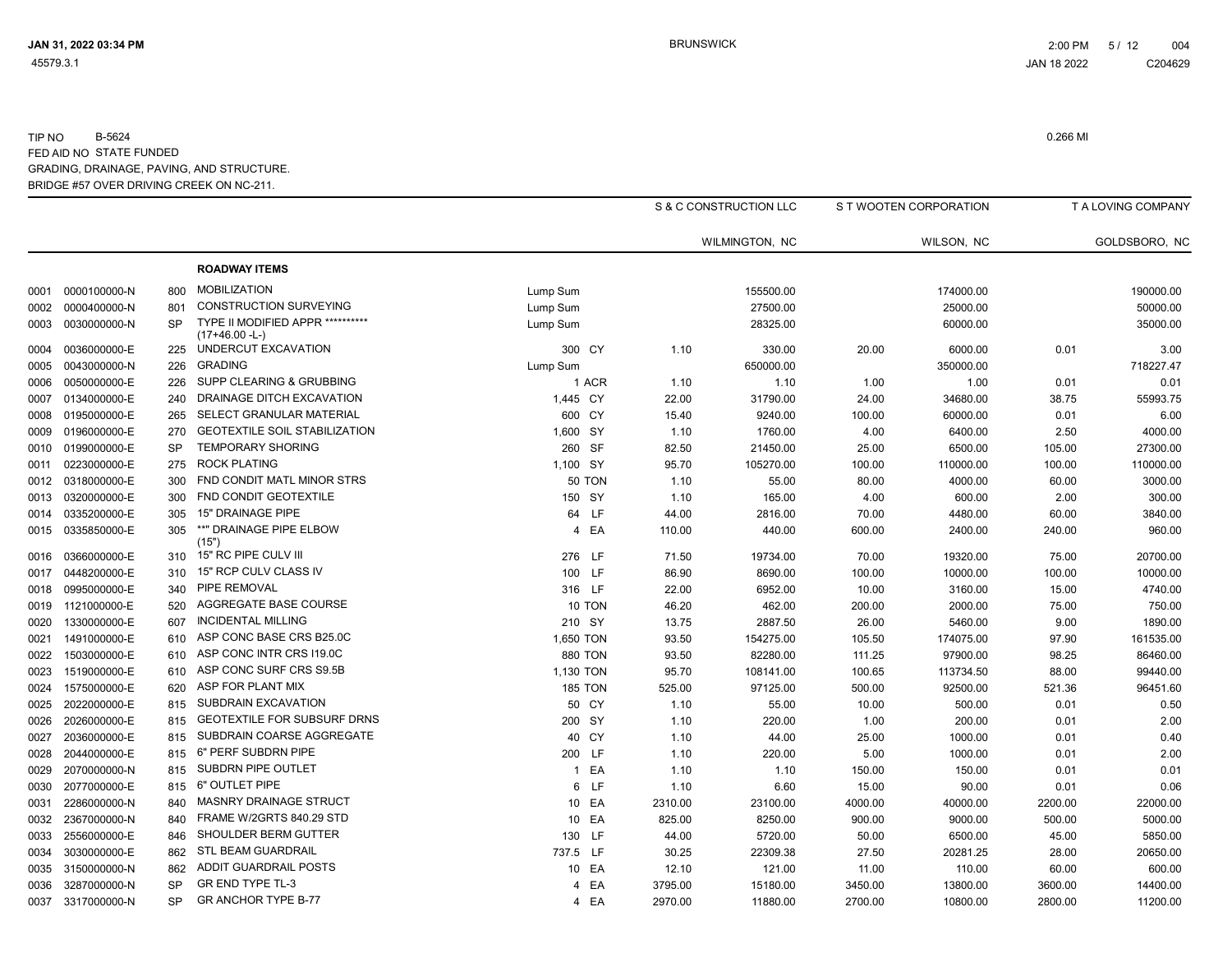TIP NO B-5624

FED AID NO STATE FUNDED

GRADING, DRAINAGE, PAVING, AND STRUCTURE.

BRIDGE #57 OVER DRIVING CREEK ON NC-211.

0.266 MI

| | | | | | | S & C CONSTRUCTION LLC | | S T WOOTEN CORPORATION | | T A LOVING COMPANY | |
|---|---|---|---|---|---|---|---|---|---|---|---|
| | | | | | | WILMINGTON, NC | | WILSON, NC | | GOLDSBORO, NC | |
| | | | **ROADWAY ITEMS** | | | | | | | | |
| 0001 | 0000100000-N | 800 | MOBILIZATION | Lump Sum | | | 155500.00 | | 174000.00 | | 190000.00 |
| 0002 | 0000400000-N | 801 | CONSTRUCTION SURVEYING | Lump Sum | | | 27500.00 | | 25000.00 | | 50000.00 |
| 0003 | 0030000000-N | SP | TYPE II MODIFIED APPR ********** (17+46.00 -L-) | Lump Sum | | | 28325.00 | | 60000.00 | | 35000.00 |
| 0004 | 0036000000-E | 225 | UNDERCUT EXCAVATION | 300 | CY | 1.10 | 330.00 | 20.00 | 6000.00 | 0.01 | 3.00 |
| 0005 | 0043000000-N | 226 | GRADING | Lump Sum | | | 650000.00 | | 350000.00 | | 718227.47 |
| 0006 | 0050000000-E | 226 | SUPP CLEARING & GRUBBING | 1 | ACR | 1.10 | 1.10 | 1.00 | 1.00 | 0.01 | 0.01 |
| 0007 | 0134000000-E | 240 | DRAINAGE DITCH EXCAVATION | 1,445 | CY | 22.00 | 31790.00 | 24.00 | 34680.00 | 38.75 | 55993.75 |
| 0008 | 0195000000-E | 265 | SELECT GRANULAR MATERIAL | 600 | CY | 15.40 | 9240.00 | 100.00 | 60000.00 | 0.01 | 6.00 |
| 0009 | 0196000000-E | 270 | GEOTEXTILE SOIL STABILIZATION | 1,600 | SY | 1.10 | 1760.00 | 4.00 | 6400.00 | 2.50 | 4000.00 |
| 0010 | 0199000000-E | SP | TEMPORARY SHORING | 260 | SF | 82.50 | 21450.00 | 25.00 | 6500.00 | 105.00 | 27300.00 |
| 0011 | 0223000000-E | 275 | ROCK PLATING | 1,100 | SY | 95.70 | 105270.00 | 100.00 | 110000.00 | 100.00 | 110000.00 |
| 0012 | 0318000000-E | 300 | FND CONDIT MATL MINOR STRS | 50 | TON | 1.10 | 55.00 | 80.00 | 4000.00 | 60.00 | 3000.00 |
| 0013 | 0320000000-E | 300 | FND CONDIT GEOTEXTILE | 150 | SY | 1.10 | 165.00 | 4.00 | 600.00 | 2.00 | 300.00 |
| 0014 | 0335200000-E | 305 | 15" DRAINAGE PIPE | 64 | LF | 44.00 | 2816.00 | 70.00 | 4480.00 | 60.00 | 3840.00 |
| 0015 | 0335850000-E | 305 | **" DRAINAGE PIPE ELBOW (15") | 4 | EA | 110.00 | 440.00 | 600.00 | 2400.00 | 240.00 | 960.00 |
| 0016 | 0366000000-E | 310 | 15" RC PIPE CULV III | 276 | LF | 71.50 | 19734.00 | 70.00 | 19320.00 | 75.00 | 20700.00 |
| 0017 | 0448200000-E | 310 | 15" RCP CULV CLASS IV | 100 | LF | 86.90 | 8690.00 | 100.00 | 10000.00 | 100.00 | 10000.00 |
| 0018 | 0995000000-E | 340 | PIPE REMOVAL | 316 | LF | 22.00 | 6952.00 | 10.00 | 3160.00 | 15.00 | 4740.00 |
| 0019 | 1121000000-E | 520 | AGGREGATE BASE COURSE | 10 | TON | 46.20 | 462.00 | 200.00 | 2000.00 | 75.00 | 750.00 |
| 0020 | 1330000000-E | 607 | INCIDENTAL MILLING | 210 | SY | 13.75 | 2887.50 | 26.00 | 5460.00 | 9.00 | 1890.00 |
| 0021 | 1491000000-E | 610 | ASP CONC BASE CRS B25.0C | 1,650 | TON | 93.50 | 154275.00 | 105.50 | 174075.00 | 97.90 | 161535.00 |
| 0022 | 1503000000-E | 610 | ASP CONC INTR CRS I19.0C | 880 | TON | 93.50 | 82280.00 | 111.25 | 97900.00 | 98.25 | 86460.00 |
| 0023 | 1519000000-E | 610 | ASP CONC SURF CRS S9.5B | 1,130 | TON | 95.70 | 108141.00 | 100.65 | 113734.50 | 88.00 | 99440.00 |
| 0024 | 1575000000-E | 620 | ASP FOR PLANT MIX | 185 | TON | 525.00 | 97125.00 | 500.00 | 92500.00 | 521.36 | 96451.60 |
| 0025 | 2022000000-E | 815 | SUBDRAIN EXCAVATION | 50 | CY | 1.10 | 55.00 | 10.00 | 500.00 | 0.01 | 0.50 |
| 0026 | 2026000000-E | 815 | GEOTEXTILE FOR SUBSURF DRNS | 200 | SY | 1.10 | 220.00 | 1.00 | 200.00 | 0.01 | 2.00 |
| 0027 | 2036000000-E | 815 | SUBDRAIN COARSE AGGREGATE | 40 | CY | 1.10 | 44.00 | 25.00 | 1000.00 | 0.01 | 0.40 |
| 0028 | 2044000000-E | 815 | 6" PERF SUBDRN PIPE | 200 | LF | 1.10 | 220.00 | 5.00 | 1000.00 | 0.01 | 2.00 |
| 0029 | 2070000000-N | 815 | SUBDRN PIPE OUTLET | 1 | EA | 1.10 | 1.10 | 150.00 | 150.00 | 0.01 | 0.01 |
| 0030 | 2077000000-E | 815 | 6" OUTLET PIPE | 6 | LF | 1.10 | 6.60 | 15.00 | 90.00 | 0.01 | 0.06 |
| 0031 | 2286000000-N | 840 | MASNRY DRAINAGE STRUCT | 10 | EA | 2310.00 | 23100.00 | 4000.00 | 40000.00 | 2200.00 | 22000.00 |
| 0032 | 2367000000-N | 840 | FRAME W/2GRTS 840.29 STD | 10 | EA | 825.00 | 8250.00 | 900.00 | 9000.00 | 500.00 | 5000.00 |
| 0033 | 2556000000-E | 846 | SHOULDER BERM GUTTER | 130 | LF | 44.00 | 5720.00 | 50.00 | 6500.00 | 45.00 | 5850.00 |
| 0034 | 3030000000-E | 862 | STL BEAM GUARDRAIL | 737.5 | LF | 30.25 | 22309.38 | 27.50 | 20281.25 | 28.00 | 20650.00 |
| 0035 | 3150000000-N | 862 | ADDIT GUARDRAIL POSTS | 10 | EA | 12.10 | 121.00 | 11.00 | 110.00 | 60.00 | 600.00 |
| 0036 | 3287000000-N | SP | GR END TYPE TL-3 | 4 | EA | 3795.00 | 15180.00 | 3450.00 | 13800.00 | 3600.00 | 14400.00 |
| 0037 | 3317000000-N | SP | GR ANCHOR TYPE B-77 | 4 | EA | 2970.00 | 11880.00 | 2700.00 | 10800.00 | 2800.00 | 11200.00 |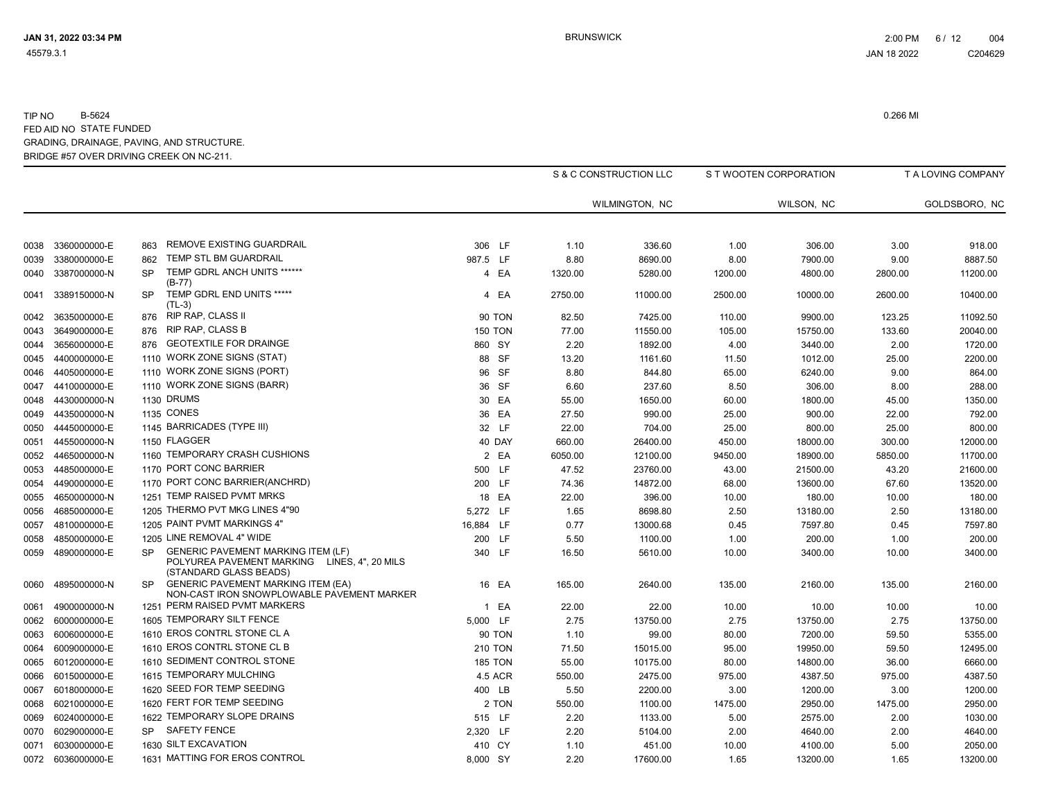TIP NO B-5624

FED AID NO STATE FUNDED

GRADING, DRAINAGE, PAVING, AND STRUCTURE.

BRIDGE #57 OVER DRIVING CREEK ON NC-211.

0.266 MI

| | | | | | | S & C CONSTRUCTION LLC | | S T WOOTEN CORPORATION | | T A LOVING COMPANY | |
|---|---|---|---|---|---|---|---|---|---|---|---|
| | | | | | | WILMINGTON, NC | | WILSON, NC | | GOLDSBORO, NC | |
| 0038 | 3360000000-E | 863 | REMOVE EXISTING GUARDRAIL | 306 | LF | 1.10 | 336.60 | 1.00 | 306.00 | 3.00 | 918.00 |
| 0039 | 3380000000-E | 862 | TEMP STL BM GUARDRAIL | 987.5 | LF | 8.80 | 8690.00 | 8.00 | 7900.00 | 9.00 | 8887.50 |
| 0040 | 3387000000-N | SP | TEMP GDRL ANCH UNITS ****** (B-77) | 4 | EA | 1320.00 | 5280.00 | 1200.00 | 4800.00 | 2800.00 | 11200.00 |
| 0041 | 3389150000-N | SP | TEMP GDRL END UNITS ***** (TL-3) | 4 | EA | 2750.00 | 11000.00 | 2500.00 | 10000.00 | 2600.00 | 10400.00 |
| 0042 | 3635000000-E | 876 | RIP RAP, CLASS II | 90 | TON | 82.50 | 7425.00 | 110.00 | 9900.00 | 123.25 | 11092.50 |
| 0043 | 3649000000-E | 876 | RIP RAP, CLASS B | 150 | TON | 77.00 | 11550.00 | 105.00 | 15750.00 | 133.60 | 20040.00 |
| 0044 | 3656000000-E | 876 | GEOTEXTILE FOR DRAINGE | 860 | SY | 2.20 | 1892.00 | 4.00 | 3440.00 | 2.00 | 1720.00 |
| 0045 | 4400000000-E | 1110 | WORK ZONE SIGNS (STAT) | 88 | SF | 13.20 | 1161.60 | 11.50 | 1012.00 | 25.00 | 2200.00 |
| 0046 | 4405000000-E | 1110 | WORK ZONE SIGNS (PORT) | 96 | SF | 8.80 | 844.80 | 65.00 | 6240.00 | 9.00 | 864.00 |
| 0047 | 4410000000-E | 1110 | WORK ZONE SIGNS (BARR) | 36 | SF | 6.60 | 237.60 | 8.50 | 306.00 | 8.00 | 288.00 |
| 0048 | 4430000000-N | 1130 | DRUMS | 30 | EA | 55.00 | 1650.00 | 60.00 | 1800.00 | 45.00 | 1350.00 |
| 0049 | 4435000000-N | 1135 | CONES | 36 | EA | 27.50 | 990.00 | 25.00 | 900.00 | 22.00 | 792.00 |
| 0050 | 4445000000-E | 1145 | BARRICADES (TYPE III) | 32 | LF | 22.00 | 704.00 | 25.00 | 800.00 | 25.00 | 800.00 |
| 0051 | 4455000000-N | 1150 | FLAGGER | 40 | DAY | 660.00 | 26400.00 | 450.00 | 18000.00 | 300.00 | 12000.00 |
| 0052 | 4465000000-N | 1160 | TEMPORARY CRASH CUSHIONS | 2 | EA | 6050.00 | 12100.00 | 9450.00 | 18900.00 | 5850.00 | 11700.00 |
| 0053 | 4485000000-E | 1170 | PORT CONC BARRIER | 500 | LF | 47.52 | 23760.00 | 43.00 | 21500.00 | 43.20 | 21600.00 |
| 0054 | 4490000000-E | 1170 | PORT CONC BARRIER(ANCHRD) | 200 | LF | 74.36 | 14872.00 | 68.00 | 13600.00 | 67.60 | 13520.00 |
| 0055 | 4650000000-N | 1251 | TEMP RAISED PVMT MRKS | 18 | EA | 22.00 | 396.00 | 10.00 | 180.00 | 10.00 | 180.00 |
| 0056 | 4685000000-E | 1205 | THERMO PVT MKG LINES 4"90 | 5,272 | LF | 1.65 | 8698.80 | 2.50 | 13180.00 | 2.50 | 13180.00 |
| 0057 | 4810000000-E | 1205 | PAINT PVMT MARKINGS 4" | 16,884 | LF | 0.77 | 13000.68 | 0.45 | 7597.80 | 0.45 | 7597.80 |
| 0058 | 4850000000-E | 1205 | LINE REMOVAL 4" WIDE | 200 | LF | 5.50 | 1100.00 | 1.00 | 200.00 | 1.00 | 200.00 |
| 0059 | 4890000000-E | SP | GENERIC PAVEMENT MARKING ITEM (LF) POLYUREA PAVEMENT MARKING LINES, 4", 20 MILS (STANDARD GLASS BEADS) | 340 | LF | 16.50 | 5610.00 | 10.00 | 3400.00 | 10.00 | 3400.00 |
| 0060 | 4895000000-N | SP | GENERIC PAVEMENT MARKING ITEM (EA) NON-CAST IRON SNOWPLOWABLE PAVEMENT MARKER | 16 | EA | 165.00 | 2640.00 | 135.00 | 2160.00 | 135.00 | 2160.00 |
| 0061 | 4900000000-N | 1251 | PERM RAISED PVMT MARKERS | 1 | EA | 22.00 | 22.00 | 10.00 | 10.00 | 10.00 | 10.00 |
| 0062 | 6000000000-E | 1605 | TEMPORARY SILT FENCE | 5,000 | LF | 2.75 | 13750.00 | 2.75 | 13750.00 | 2.75 | 13750.00 |
| 0063 | 6006000000-E | 1610 | EROS CONTRL STONE CL A | 90 | TON | 1.10 | 99.00 | 80.00 | 7200.00 | 59.50 | 5355.00 |
| 0064 | 6009000000-E | 1610 | EROS CONTRL STONE CL B | 210 | TON | 71.50 | 15015.00 | 95.00 | 19950.00 | 59.50 | 12495.00 |
| 0065 | 6012000000-E | 1610 | SEDIMENT CONTROL STONE | 185 | TON | 55.00 | 10175.00 | 80.00 | 14800.00 | 36.00 | 6660.00 |
| 0066 | 6015000000-E | 1615 | TEMPORARY MULCHING | 4.5 | ACR | 550.00 | 2475.00 | 975.00 | 4387.50 | 975.00 | 4387.50 |
| 0067 | 6018000000-E | 1620 | SEED FOR TEMP SEEDING | 400 | LB | 5.50 | 2200.00 | 3.00 | 1200.00 | 3.00 | 1200.00 |
| 0068 | 6021000000-E | 1620 | FERT FOR TEMP SEEDING | 2 | TON | 550.00 | 1100.00 | 1475.00 | 2950.00 | 1475.00 | 2950.00 |
| 0069 | 6024000000-E | 1622 | TEMPORARY SLOPE DRAINS | 515 | LF | 2.20 | 1133.00 | 5.00 | 2575.00 | 2.00 | 1030.00 |
| 0070 | 6029000000-E | SP | SAFETY FENCE | 2,320 | LF | 2.20 | 5104.00 | 2.00 | 4640.00 | 2.00 | 4640.00 |
| 0071 | 6030000000-E | 1630 | SILT EXCAVATION | 410 | CY | 1.10 | 451.00 | 10.00 | 4100.00 | 5.00 | 2050.00 |
| 0072 | 6036000000-E | 1631 | MATTING FOR EROS CONTROL | 8,000 | SY | 2.20 | 17600.00 | 1.65 | 13200.00 | 1.65 | 13200.00 |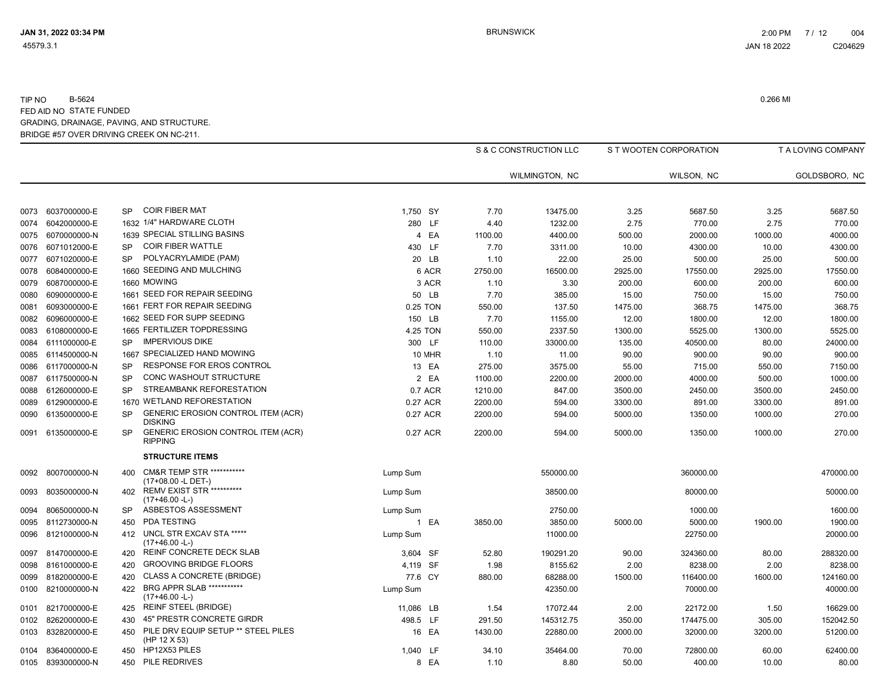TIP NO B-5624
FED AID NO STATE FUNDED
GRADING, DRAINAGE, PAVING, AND STRUCTURE.
BRIDGE #57 OVER DRIVING CREEK ON NC-211.

0.266 MI

| Line | Item No | Sec | Description | Quantity | Unit | S & C CONSTRUCTION LLC WILMINGTON, NC Unit Price | S & C CONSTRUCTION LLC Amount | S T WOOTEN CORPORATION WILSON, NC Unit Price | S T WOOTEN CORPORATION Amount | T A LOVING COMPANY GOLDSBORO, NC Unit Price | T A LOVING COMPANY Amount |
|---|---|---|---|---|---|---|---|---|---|---|---|
| 0073 | 6037000000-E | SP | COIR FIBER MAT | 1,750 | SY | 7.70 | 13475.00 | 3.25 | 5687.50 | 3.25 | 5687.50 |
| 0074 | 6042000000-E | 1632 | 1/4" HARDWARE CLOTH | 280 | LF | 4.40 | 1232.00 | 2.75 | 770.00 | 2.75 | 770.00 |
| 0075 | 6070000000-N | 1639 | SPECIAL STILLING BASINS | 4 | EA | 1100.00 | 4400.00 | 500.00 | 2000.00 | 1000.00 | 4000.00 |
| 0076 | 6071012000-E | SP | COIR FIBER WATTLE | 430 | LF | 7.70 | 3311.00 | 10.00 | 4300.00 | 10.00 | 4300.00 |
| 0077 | 6071020000-E | SP | POLYACRYLAMIDE (PAM) | 20 | LB | 1.10 | 22.00 | 25.00 | 500.00 | 25.00 | 500.00 |
| 0078 | 6084000000-E | 1660 | SEEDING AND MULCHING | 6 | ACR | 2750.00 | 16500.00 | 2925.00 | 17550.00 | 2925.00 | 17550.00 |
| 0079 | 6087000000-E | 1660 | MOWING | 3 | ACR | 1.10 | 3.30 | 200.00 | 600.00 | 200.00 | 600.00 |
| 0080 | 6090000000-E | 1661 | SEED FOR REPAIR SEEDING | 50 | LB | 7.70 | 385.00 | 15.00 | 750.00 | 15.00 | 750.00 |
| 0081 | 6093000000-E | 1661 | FERT FOR REPAIR SEEDING | 0.25 | TON | 550.00 | 137.50 | 1475.00 | 368.75 | 1475.00 | 368.75 |
| 0082 | 6096000000-E | 1662 | SEED FOR SUPP SEEDING | 150 | LB | 7.70 | 1155.00 | 12.00 | 1800.00 | 12.00 | 1800.00 |
| 0083 | 6108000000-E | 1665 | FERTILIZER TOPDRESSING | 4.25 | TON | 550.00 | 2337.50 | 1300.00 | 5525.00 | 1300.00 | 5525.00 |
| 0084 | 6111000000-E | SP | IMPERVIOUS DIKE | 300 | LF | 110.00 | 33000.00 | 135.00 | 40500.00 | 80.00 | 24000.00 |
| 0085 | 6114500000-N | 1667 | SPECIALIZED HAND MOWING | 10 | MHR | 1.10 | 11.00 | 90.00 | 900.00 | 90.00 | 900.00 |
| 0086 | 6117000000-N | SP | RESPONSE FOR EROS CONTROL | 13 | EA | 275.00 | 3575.00 | 55.00 | 715.00 | 550.00 | 7150.00 |
| 0087 | 6117500000-N | SP | CONC WASHOUT STRUCTURE | 2 | EA | 1100.00 | 2200.00 | 2000.00 | 4000.00 | 500.00 | 1000.00 |
| 0088 | 6126000000-E | SP | STREAMBANK REFORESTATION | 0.7 | ACR | 1210.00 | 847.00 | 3500.00 | 2450.00 | 3500.00 | 2450.00 |
| 0089 | 6129000000-E | 1670 | WETLAND REFORESTATION | 0.27 | ACR | 2200.00 | 594.00 | 3300.00 | 891.00 | 3300.00 | 891.00 |
| 0090 | 6135000000-E | SP | GENERIC EROSION CONTROL ITEM (ACR) DISKING | 0.27 | ACR | 2200.00 | 594.00 | 5000.00 | 1350.00 | 1000.00 | 270.00 |
| 0091 | 6135000000-E | SP | GENERIC EROSION CONTROL ITEM (ACR) RIPPING | 0.27 | ACR | 2200.00 | 594.00 | 5000.00 | 1350.00 | 1000.00 | 270.00 |
| | | | **STRUCTURE ITEMS** | | | | | | | | |
| 0092 | 8007000000-N | 400 | CM&R TEMP STR *********** (17+08.00 -L DET-) | Lump Sum | | | 550000.00 | | 360000.00 | | 470000.00 |
| 0093 | 8035000000-N | 402 | REMV EXIST STR ********** (17+46.00 -L-) | Lump Sum | | | 38500.00 | | 80000.00 | | 50000.00 |
| 0094 | 8065000000-N | SP | ASBESTOS ASSESSMENT | Lump Sum | | | 2750.00 | | 1000.00 | | 1600.00 |
| 0095 | 8112730000-N | 450 | PDA TESTING | 1 | EA | 3850.00 | 3850.00 | 5000.00 | 5000.00 | 1900.00 | 1900.00 |
| 0096 | 8121000000-N | 412 | UNCL STR EXCAV STA ***** (17+46.00 -L-) | Lump Sum | | | 11000.00 | | 22750.00 | | 20000.00 |
| 0097 | 8147000000-E | 420 | REINF CONCRETE DECK SLAB | 3,604 | SF | 52.80 | 190291.20 | 90.00 | 324360.00 | 80.00 | 288320.00 |
| 0098 | 8161000000-E | 420 | GROOVING BRIDGE FLOORS | 4,119 | SF | 1.98 | 8155.62 | 2.00 | 8238.00 | 2.00 | 8238.00 |
| 0099 | 8182000000-E | 420 | CLASS A CONCRETE (BRIDGE) | 77.6 | CY | 880.00 | 68288.00 | 1500.00 | 116400.00 | 1600.00 | 124160.00 |
| 0100 | 8210000000-N | 422 | BRG APPR SLAB *********** (17+46.00 -L-) | Lump Sum | | | 42350.00 | | 70000.00 | | 40000.00 |
| 0101 | 8217000000-E | 425 | REINF STEEL (BRIDGE) | 11,086 | LB | 1.54 | 17072.44 | 2.00 | 22172.00 | 1.50 | 16629.00 |
| 0102 | 8262000000-E | 430 | 45" PRESTR CONCRETE GIRDR | 498.5 | LF | 291.50 | 145312.75 | 350.00 | 174475.00 | 305.00 | 152042.50 |
| 0103 | 8328200000-E | 450 | PILE DRV EQUIP SETUP ** STEEL PILES (HP 12 X 53) | 16 | EA | 1430.00 | 22880.00 | 2000.00 | 32000.00 | 3200.00 | 51200.00 |
| 0104 | 8364000000-E | 450 | HP12X53 PILES | 1,040 | LF | 34.10 | 35464.00 | 70.00 | 72800.00 | 60.00 | 62400.00 |
| 0105 | 8393000000-N | 450 | PILE REDRIVES | 8 | EA | 1.10 | 8.80 | 50.00 | 400.00 | 10.00 | 80.00 |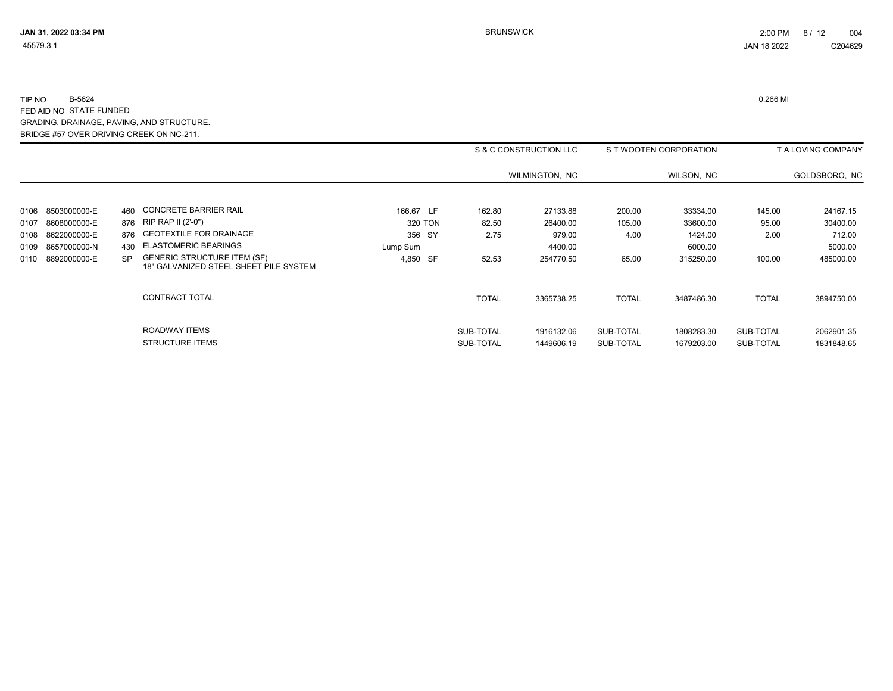TIP NO B-5624
FED AID NO STATE FUNDED
GRADING, DRAINAGE, PAVING, AND STRUCTURE.
BRIDGE #57 OVER DRIVING CREEK ON NC-211.

0.266 MI

| | | | | | | S & C CONSTRUCTION LLC | | S T WOOTEN CORPORATION | | T A LOVING COMPANY | |
|---|---|---|---|---|---|---|---|---|---|---|---|
| | | | | | | WILMINGTON, NC | | WILSON, NC | | GOLDSBORO, NC | |
| 0106 | 8503000000-E | 460 | CONCRETE BARRIER RAIL | 166.67 | LF | 162.80 | 27133.88 | 200.00 | 33334.00 | 145.00 | 24167.15 |
| 0107 | 8608000000-E | 876 | RIP RAP II (2'-0") | 320 | TON | 82.50 | 26400.00 | 105.00 | 33600.00 | 95.00 | 30400.00 |
| 0108 | 8622000000-E | 876 | GEOTEXTILE FOR DRAINAGE | 356 | SY | 2.75 | 979.00 | 4.00 | 1424.00 | 2.00 | 712.00 |
| 0109 | 8657000000-N | 430 | ELASTOMERIC BEARINGS | Lump Sum | | | 4400.00 | | 6000.00 | | 5000.00 |
| 0110 | 8892000000-E | SP | GENERIC STRUCTURE ITEM (SF) 18" GALVANIZED STEEL SHEET PILE SYSTEM | 4,850 | SF | 52.53 | 254770.50 | 65.00 | 315250.00 | 100.00 | 485000.00 |
| | | | CONTRACT TOTAL | | | TOTAL | 3365738.25 | TOTAL | 3487486.30 | TOTAL | 3894750.00 |
| | | | ROADWAY ITEMS | | | SUB-TOTAL | 1916132.06 | SUB-TOTAL | 1808283.30 | SUB-TOTAL | 2062901.35 |
| | | | STRUCTURE ITEMS | | | SUB-TOTAL | 1449606.19 | SUB-TOTAL | 1679203.00 | SUB-TOTAL | 1831848.65 |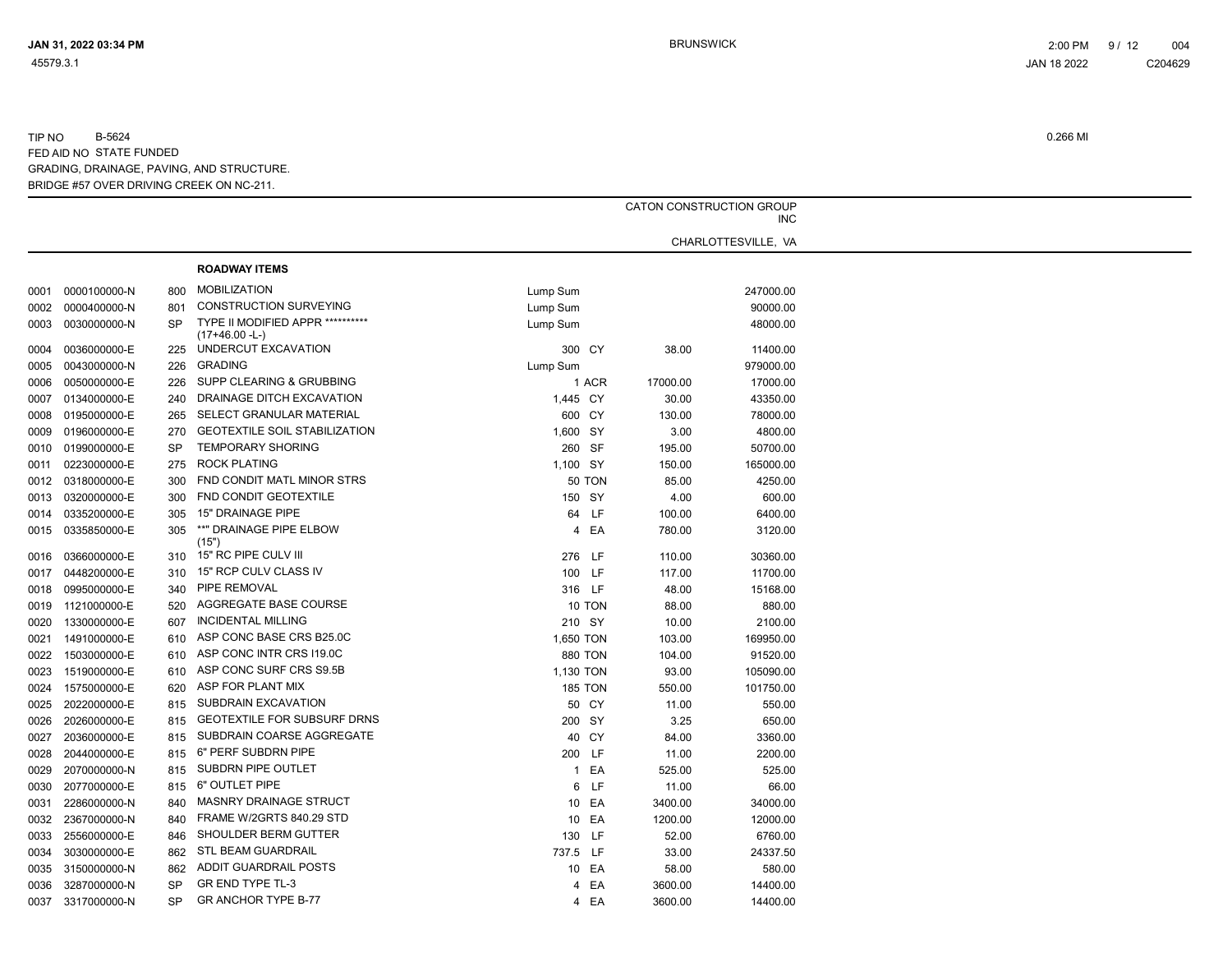TIP NO B-5624 0.266 MI
FED AID NO STATE FUNDED
GRADING, DRAINAGE, PAVING, AND STRUCTURE.
BRIDGE #57 OVER DRIVING CREEK ON NC-211.

CATON CONSTRUCTION GROUP INC
CHARLOTTESVILLE, VA

**ROADWAY ITEMS**

| Line | Item Number | Sec | Description | Quantity | Unit | Unit Price | Amount |
|---|---|---|---|---|---|---|---|
| 0001 | 0000100000-N | 800 | MOBILIZATION | Lump Sum | | | 247000.00 |
| 0002 | 0000400000-N | 801 | CONSTRUCTION SURVEYING | Lump Sum | | | 90000.00 |
| 0003 | 0030000000-N | SP | TYPE II MODIFIED APPR ********** (17+46.00 -L-) | Lump Sum | | | 48000.00 |
| 0004 | 0036000000-E | 225 | UNDERCUT EXCAVATION | 300 | CY | 38.00 | 11400.00 |
| 0005 | 0043000000-N | 226 | GRADING | Lump Sum | | | 979000.00 |
| 0006 | 0050000000-E | 226 | SUPP CLEARING & GRUBBING | 1 | ACR | 17000.00 | 17000.00 |
| 0007 | 0134000000-E | 240 | DRAINAGE DITCH EXCAVATION | 1,445 | CY | 30.00 | 43350.00 |
| 0008 | 0195000000-E | 265 | SELECT GRANULAR MATERIAL | 600 | CY | 130.00 | 78000.00 |
| 0009 | 0196000000-E | 270 | GEOTEXTILE SOIL STABILIZATION | 1,600 | SY | 3.00 | 4800.00 |
| 0010 | 0199000000-E | SP | TEMPORARY SHORING | 260 | SF | 195.00 | 50700.00 |
| 0011 | 0223000000-E | 275 | ROCK PLATING | 1,100 | SY | 150.00 | 165000.00 |
| 0012 | 0318000000-E | 300 | FND CONDIT MATL MINOR STRS | 50 | TON | 85.00 | 4250.00 |
| 0013 | 0320000000-E | 300 | FND CONDIT GEOTEXTILE | 150 | SY | 4.00 | 600.00 |
| 0014 | 0335200000-E | 305 | 15" DRAINAGE PIPE | 64 | LF | 100.00 | 6400.00 |
| 0015 | 0335850000-E | 305 | **" DRAINAGE PIPE ELBOW (15") | 4 | EA | 780.00 | 3120.00 |
| 0016 | 0366000000-E | 310 | 15" RC PIPE CULV III | 276 | LF | 110.00 | 30360.00 |
| 0017 | 0448200000-E | 310 | 15" RCP CULV CLASS IV | 100 | LF | 117.00 | 11700.00 |
| 0018 | 0995000000-E | 340 | PIPE REMOVAL | 316 | LF | 48.00 | 15168.00 |
| 0019 | 1121000000-E | 520 | AGGREGATE BASE COURSE | 10 | TON | 88.00 | 880.00 |
| 0020 | 1330000000-E | 607 | INCIDENTAL MILLING | 210 | SY | 10.00 | 2100.00 |
| 0021 | 1491000000-E | 610 | ASP CONC BASE CRS B25.0C | 1,650 | TON | 103.00 | 169950.00 |
| 0022 | 1503000000-E | 610 | ASP CONC INTR CRS I19.0C | 880 | TON | 104.00 | 91520.00 |
| 0023 | 1519000000-E | 610 | ASP CONC SURF CRS S9.5B | 1,130 | TON | 93.00 | 105090.00 |
| 0024 | 1575000000-E | 620 | ASP FOR PLANT MIX | 185 | TON | 550.00 | 101750.00 |
| 0025 | 2022000000-E | 815 | SUBDRAIN EXCAVATION | 50 | CY | 11.00 | 550.00 |
| 0026 | 2026000000-E | 815 | GEOTEXTILE FOR SUBSURF DRNS | 200 | SY | 3.25 | 650.00 |
| 0027 | 2036000000-E | 815 | SUBDRAIN COARSE AGGREGATE | 40 | CY | 84.00 | 3360.00 |
| 0028 | 2044000000-E | 815 | 6" PERF SUBDRN PIPE | 200 | LF | 11.00 | 2200.00 |
| 0029 | 2070000000-N | 815 | SUBDRN PIPE OUTLET | 1 | EA | 525.00 | 525.00 |
| 0030 | 2077000000-E | 815 | 6" OUTLET PIPE | 6 | LF | 11.00 | 66.00 |
| 0031 | 2286000000-N | 840 | MASNRY DRAINAGE STRUCT | 10 | EA | 3400.00 | 34000.00 |
| 0032 | 2367000000-N | 840 | FRAME W/2GRTS 840.29 STD | 10 | EA | 1200.00 | 12000.00 |
| 0033 | 2556000000-E | 846 | SHOULDER BERM GUTTER | 130 | LF | 52.00 | 6760.00 |
| 0034 | 3030000000-E | 862 | STL BEAM GUARDRAIL | 737.5 | LF | 33.00 | 24337.50 |
| 0035 | 3150000000-N | 862 | ADDIT GUARDRAIL POSTS | 10 | EA | 58.00 | 580.00 |
| 0036 | 3287000000-N | SP | GR END TYPE TL-3 | 4 | EA | 3600.00 | 14400.00 |
| 0037 | 3317000000-N | SP | GR ANCHOR TYPE B-77 | 4 | EA | 3600.00 | 14400.00 |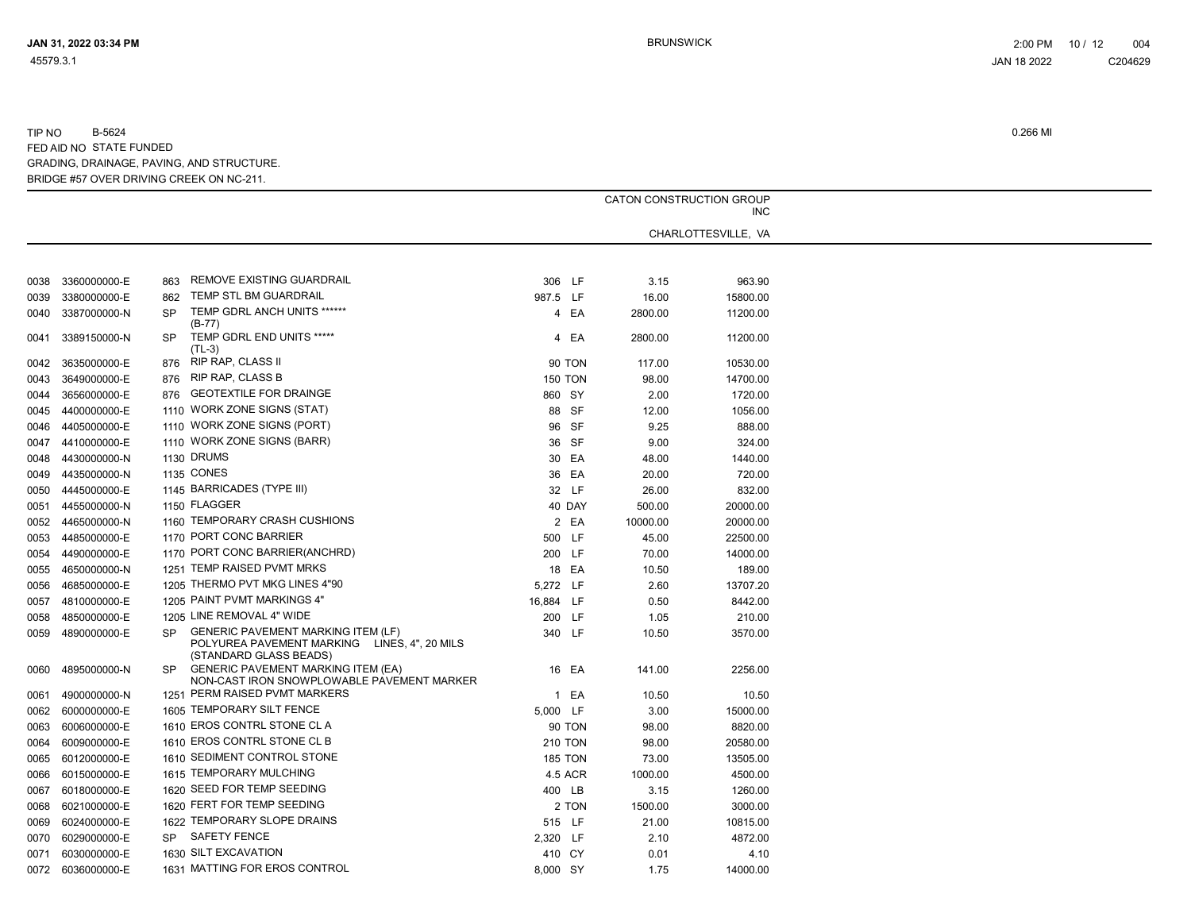TIP NO B-5624 0.266 MI
FED AID NO STATE FUNDED
GRADING, DRAINAGE, PAVING, AND STRUCTURE.
BRIDGE #57 OVER DRIVING CREEK ON NC-211.

| | | | | | | | CATON CONSTRUCTION GROUP INC CHARLOTTESVILLE, VA |
|---|---|---|---|---|---|---|---|
| 0038 | 3360000000-E | 863 | REMOVE EXISTING GUARDRAIL | 306 | LF | 3.15 | 963.90 |
| 0039 | 3380000000-E | 862 | TEMP STL BM GUARDRAIL | 987.5 | LF | 16.00 | 15800.00 |
| 0040 | 3387000000-N | SP | TEMP GDRL ANCH UNITS ****** (B-77) | 4 | EA | 2800.00 | 11200.00 |
| 0041 | 3389150000-N | SP | TEMP GDRL END UNITS ***** (TL-3) | 4 | EA | 2800.00 | 11200.00 |
| 0042 | 3635000000-E | 876 | RIP RAP, CLASS II | 90 | TON | 117.00 | 10530.00 |
| 0043 | 3649000000-E | 876 | RIP RAP, CLASS B | 150 | TON | 98.00 | 14700.00 |
| 0044 | 3656000000-E | 876 | GEOTEXTILE FOR DRAINGE | 860 | SY | 2.00 | 1720.00 |
| 0045 | 4400000000-E | 1110 | WORK ZONE SIGNS (STAT) | 88 | SF | 12.00 | 1056.00 |
| 0046 | 4405000000-E | 1110 | WORK ZONE SIGNS (PORT) | 96 | SF | 9.25 | 888.00 |
| 0047 | 4410000000-E | 1110 | WORK ZONE SIGNS (BARR) | 36 | SF | 9.00 | 324.00 |
| 0048 | 4430000000-N | 1130 | DRUMS | 30 | EA | 48.00 | 1440.00 |
| 0049 | 4435000000-N | 1135 | CONES | 36 | EA | 20.00 | 720.00 |
| 0050 | 4445000000-E | 1145 | BARRICADES (TYPE III) | 32 | LF | 26.00 | 832.00 |
| 0051 | 4455000000-N | 1150 | FLAGGER | 40 | DAY | 500.00 | 20000.00 |
| 0052 | 4465000000-N | 1160 | TEMPORARY CRASH CUSHIONS | 2 | EA | 10000.00 | 20000.00 |
| 0053 | 4485000000-E | 1170 | PORT CONC BARRIER | 500 | LF | 45.00 | 22500.00 |
| 0054 | 4490000000-E | 1170 | PORT CONC BARRIER(ANCHRD) | 200 | LF | 70.00 | 14000.00 |
| 0055 | 4650000000-N | 1251 | TEMP RAISED PVMT MRKS | 18 | EA | 10.50 | 189.00 |
| 0056 | 4685000000-E | 1205 | THERMO PVT MKG LINES 4"90 | 5,272 | LF | 2.60 | 13707.20 |
| 0057 | 4810000000-E | 1205 | PAINT PVMT MARKINGS 4" | 16,884 | LF | 0.50 | 8442.00 |
| 0058 | 4850000000-E | 1205 | LINE REMOVAL 4" WIDE | 200 | LF | 1.05 | 210.00 |
| 0059 | 4890000000-E | SP | GENERIC PAVEMENT MARKING ITEM (LF) POLYUREA PAVEMENT MARKING LINES, 4", 20 MILS (STANDARD GLASS BEADS) | 340 | LF | 10.50 | 3570.00 |
| 0060 | 4895000000-N | SP | GENERIC PAVEMENT MARKING ITEM (EA) NON-CAST IRON SNOWPLOWABLE PAVEMENT MARKER | 16 | EA | 141.00 | 2256.00 |
| 0061 | 4900000000-N | 1251 | PERM RAISED PVMT MARKERS | 1 | EA | 10.50 | 10.50 |
| 0062 | 6000000000-E | 1605 | TEMPORARY SILT FENCE | 5,000 | LF | 3.00 | 15000.00 |
| 0063 | 6006000000-E | 1610 | EROS CONTRL STONE CL A | 90 | TON | 98.00 | 8820.00 |
| 0064 | 6009000000-E | 1610 | EROS CONTRL STONE CL B | 210 | TON | 98.00 | 20580.00 |
| 0065 | 6012000000-E | 1610 | SEDIMENT CONTROL STONE | 185 | TON | 73.00 | 13505.00 |
| 0066 | 6015000000-E | 1615 | TEMPORARY MULCHING | 4.5 | ACR | 1000.00 | 4500.00 |
| 0067 | 6018000000-E | 1620 | SEED FOR TEMP SEEDING | 400 | LB | 3.15 | 1260.00 |
| 0068 | 6021000000-E | 1620 | FERT FOR TEMP SEEDING | 2 | TON | 1500.00 | 3000.00 |
| 0069 | 6024000000-E | 1622 | TEMPORARY SLOPE DRAINS | 515 | LF | 21.00 | 10815.00 |
| 0070 | 6029000000-E | SP | SAFETY FENCE | 2,320 | LF | 2.10 | 4872.00 |
| 0071 | 6030000000-E | 1630 | SILT EXCAVATION | 410 | CY | 0.01 | 4.10 |
| 0072 | 6036000000-E | 1631 | MATTING FOR EROS CONTROL | 8,000 | SY | 1.75 | 14000.00 |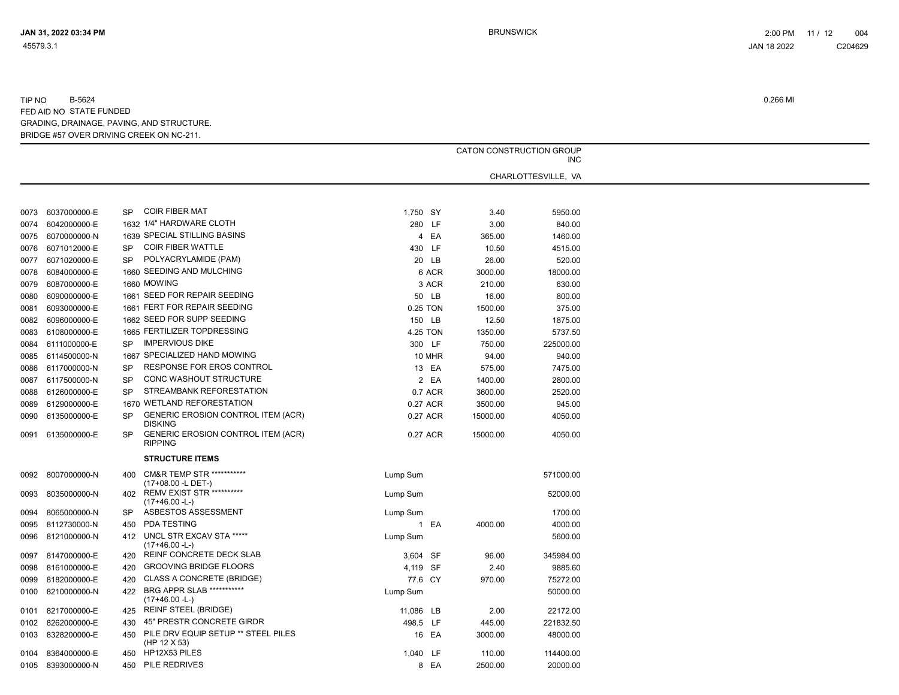TIP NO B-5624
FED AID NO STATE FUNDED
GRADING, DRAINAGE, PAVING, AND STRUCTURE.
BRIDGE #57 OVER DRIVING CREEK ON NC-211.

0.266 MI

| Line | Item | Sec | Description | Quantity | Unit | CATON CONSTRUCTION GROUP INC CHARLOTTESVILLE, VA Unit Price | Amount |
|---|---|---|---|---|---|---|---|
| 0073 | 6037000000-E | SP | COIR FIBER MAT | 1,750 | SY | 3.40 | 5950.00 |
| 0074 | 6042000000-E | 1632 | 1/4" HARDWARE CLOTH | 280 | LF | 3.00 | 840.00 |
| 0075 | 6070000000-N | 1639 | SPECIAL STILLING BASINS | 4 | EA | 365.00 | 1460.00 |
| 0076 | 6071012000-E | SP | COIR FIBER WATTLE | 430 | LF | 10.50 | 4515.00 |
| 0077 | 6071020000-E | SP | POLYACRYLAMIDE (PAM) | 20 | LB | 26.00 | 520.00 |
| 0078 | 6084000000-E | 1660 | SEEDING AND MULCHING | 6 | ACR | 3000.00 | 18000.00 |
| 0079 | 6087000000-E | 1660 | MOWING | 3 | ACR | 210.00 | 630.00 |
| 0080 | 6090000000-E | 1661 | SEED FOR REPAIR SEEDING | 50 | LB | 16.00 | 800.00 |
| 0081 | 6093000000-E | 1661 | FERT FOR REPAIR SEEDING | 0.25 | TON | 1500.00 | 375.00 |
| 0082 | 6096000000-E | 1662 | SEED FOR SUPP SEEDING | 150 | LB | 12.50 | 1875.00 |
| 0083 | 6108000000-E | 1665 | FERTILIZER TOPDRESSING | 4.25 | TON | 1350.00 | 5737.50 |
| 0084 | 6111000000-E | SP | IMPERVIOUS DIKE | 300 | LF | 750.00 | 225000.00 |
| 0085 | 6114500000-N | 1667 | SPECIALIZED HAND MOWING | 10 | MHR | 94.00 | 940.00 |
| 0086 | 6117000000-N | SP | RESPONSE FOR EROS CONTROL | 13 | EA | 575.00 | 7475.00 |
| 0087 | 6117500000-N | SP | CONC WASHOUT STRUCTURE | 2 | EA | 1400.00 | 2800.00 |
| 0088 | 6126000000-E | SP | STREAMBANK REFORESTATION | 0.7 | ACR | 3600.00 | 2520.00 |
| 0089 | 6129000000-E | 1670 | WETLAND REFORESTATION | 0.27 | ACR | 3500.00 | 945.00 |
| 0090 | 6135000000-E | SP | GENERIC EROSION CONTROL ITEM (ACR) DISKING | 0.27 | ACR | 15000.00 | 4050.00 |
| 0091 | 6135000000-E | SP | GENERIC EROSION CONTROL ITEM (ACR) RIPPING | 0.27 | ACR | 15000.00 | 4050.00 |
| | | | **STRUCTURE ITEMS** | | | | |
| 0092 | 8007000000-N | 400 | CM&R TEMP STR *********** (17+08.00 -L DET-) | Lump Sum | | | 571000.00 |
| 0093 | 8035000000-N | 402 | REMV EXIST STR ********** (17+46.00 -L-) | Lump Sum | | | 52000.00 |
| 0094 | 8065000000-N | SP | ASBESTOS ASSESSMENT | Lump Sum | | | 1700.00 |
| 0095 | 8112730000-N | 450 | PDA TESTING | 1 | EA | 4000.00 | 4000.00 |
| 0096 | 8121000000-N | 412 | UNCL STR EXCAV STA ***** (17+46.00 -L-) | Lump Sum | | | 5600.00 |
| 0097 | 8147000000-E | 420 | REINF CONCRETE DECK SLAB | 3,604 | SF | 96.00 | 345984.00 |
| 0098 | 8161000000-E | 420 | GROOVING BRIDGE FLOORS | 4,119 | SF | 2.40 | 9885.60 |
| 0099 | 8182000000-E | 420 | CLASS A CONCRETE (BRIDGE) | 77.6 | CY | 970.00 | 75272.00 |
| 0100 | 8210000000-N | 422 | BRG APPR SLAB *********** (17+46.00 -L-) | Lump Sum | | | 50000.00 |
| 0101 | 8217000000-E | 425 | REINF STEEL (BRIDGE) | 11,086 | LB | 2.00 | 22172.00 |
| 0102 | 8262000000-E | 430 | 45" PRESTR CONCRETE GIRDR | 498.5 | LF | 445.00 | 221832.50 |
| 0103 | 8328200000-E | 450 | PILE DRV EQUIP SETUP ** STEEL PILES (HP 12 X 53) | 16 | EA | 3000.00 | 48000.00 |
| 0104 | 8364000000-E | 450 | HP12X53 PILES | 1,040 | LF | 110.00 | 114400.00 |
| 0105 | 8393000000-N | 450 | PILE REDRIVES | 8 | EA | 2500.00 | 20000.00 |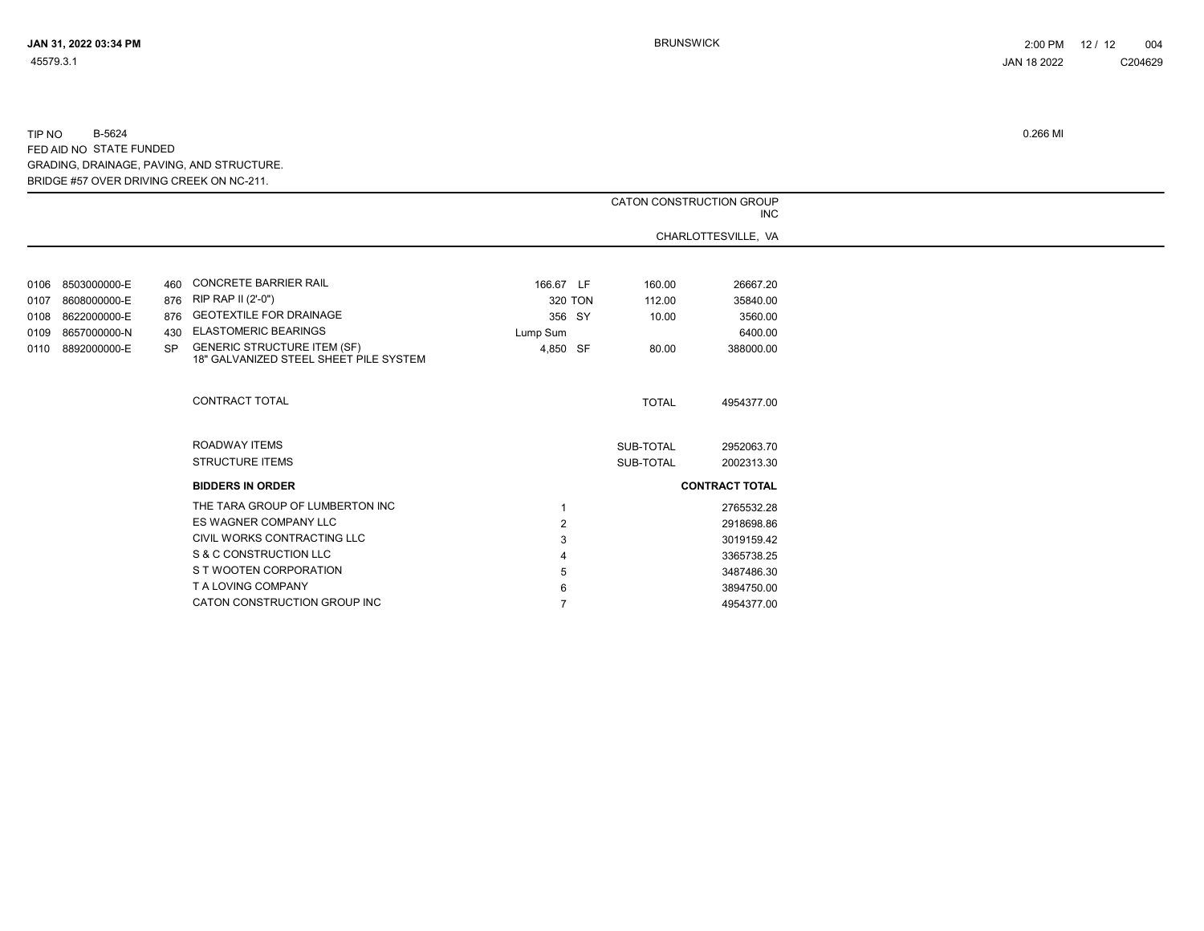TIP NO B-5624 0.266 MI
FED AID NO STATE FUNDED
GRADING, DRAINAGE, PAVING, AND STRUCTURE.
BRIDGE #57 OVER DRIVING CREEK ON NC-211.

| | | | | | CATON CONSTRUCTION GROUP INC | |
|---|---|---|---|---|---|---|
| | | | | | CHARLOTTESVILLE, VA | |
| 0106 | 8503000000-E | 460 | CONCRETE BARRIER RAIL | 166.67 LF | 160.00 | 26667.20 |
| 0107 | 8608000000-E | 876 | RIP RAP II (2'-0") | 320 TON | 112.00 | 35840.00 |
| 0108 | 8622000000-E | 876 | GEOTEXTILE FOR DRAINAGE | 356 SY | 10.00 | 3560.00 |
| 0109 | 8657000000-N | 430 | ELASTOMERIC BEARINGS | Lump Sum | | 6400.00 |
| 0110 | 8892000000-E | SP | GENERIC STRUCTURE ITEM (SF) 18" GALVANIZED STEEL SHEET PILE SYSTEM | 4,850 SF | 80.00 | 388000.00 |
| | | | CONTRACT TOTAL | | TOTAL | 4954377.00 |
| | | | ROADWAY ITEMS | | SUB-TOTAL | 2952063.70 |
| | | | STRUCTURE ITEMS | | SUB-TOTAL | 2002313.30 |

| BIDDERS IN ORDER | | CONTRACT TOTAL |
|---|---|---|
| THE TARA GROUP OF LUMBERTON INC | 1 | 2765532.28 |
| ES WAGNER COMPANY LLC | 2 | 2918698.86 |
| CIVIL WORKS CONTRACTING LLC | 3 | 3019159.42 |
| S & C CONSTRUCTION LLC | 4 | 3365738.25 |
| S T WOOTEN CORPORATION | 5 | 3487486.30 |
| T A LOVING COMPANY | 6 | 3894750.00 |
| CATON CONSTRUCTION GROUP INC | 7 | 4954377.00 |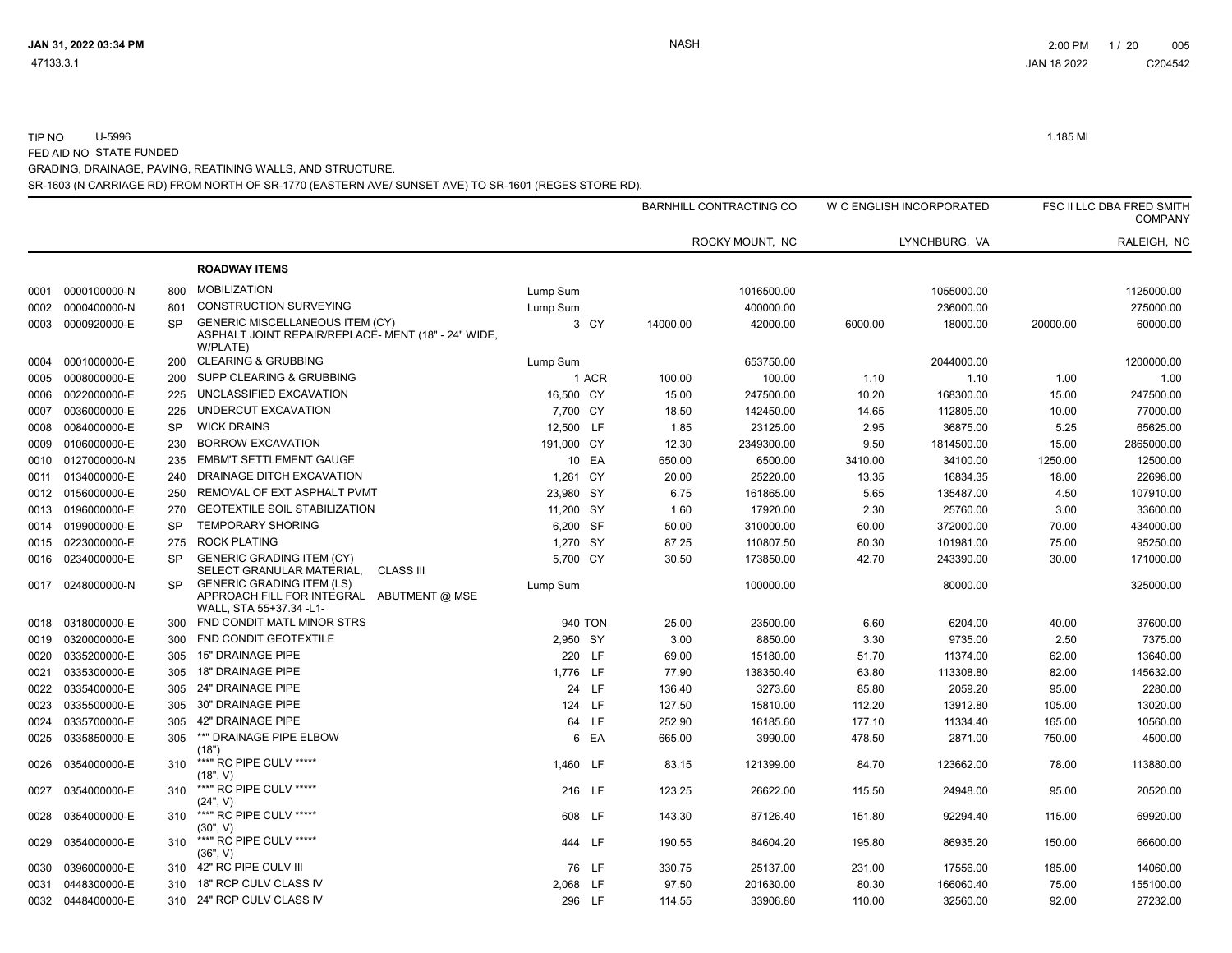TIP NO U-5996 1.185 MI

FED AID NO STATE FUNDED

GRADING, DRAINAGE, PAVING, REATINING WALLS, AND STRUCTURE.

SR-1603 (N CARRIAGE RD) FROM NORTH OF SR-1770 (EASTERN AVE/ SUNSET AVE) TO SR-1601 (REGES STORE RD).

| | | | | | | BARNHILL CONTRACTING CO | | W C ENGLISH INCORPORATED | | FSC II LLC DBA FRED SMITH COMPANY | |
|---|---|---|---|---|---|---|---|---|---|---|---|
| | | | | | | | ROCKY MOUNT, NC | | LYNCHBURG, VA | | RALEIGH, NC |
| | | | **ROADWAY ITEMS** | | | | | | | | |
| 0001 | 0000100000-N | 800 | MOBILIZATION | Lump Sum | | | 1016500.00 | | 1055000.00 | | 1125000.00 |
| 0002 | 0000400000-N | 801 | CONSTRUCTION SURVEYING | Lump Sum | | | 400000.00 | | 236000.00 | | 275000.00 |
| 0003 | 0000920000-E | SP | GENERIC MISCELLANEOUS ITEM (CY) ASPHALT JOINT REPAIR/REPLACE- MENT (18" - 24" WIDE, W/PLATE) | 3 | CY | 14000.00 | 42000.00 | 6000.00 | 18000.00 | 20000.00 | 60000.00 |
| 0004 | 0001000000-E | 200 | CLEARING & GRUBBING | Lump Sum | | | 653750.00 | | 2044000.00 | | 1200000.00 |
| 0005 | 0008000000-E | 200 | SUPP CLEARING & GRUBBING | 1 | ACR | 100.00 | 100.00 | 1.10 | 1.10 | 1.00 | 1.00 |
| 0006 | 0022000000-E | 225 | UNCLASSIFIED EXCAVATION | 16,500 | CY | 15.00 | 247500.00 | 10.20 | 168300.00 | 15.00 | 247500.00 |
| 0007 | 0036000000-E | 225 | UNDERCUT EXCAVATION | 7,700 | CY | 18.50 | 142450.00 | 14.65 | 112805.00 | 10.00 | 77000.00 |
| 0008 | 0084000000-E | SP | WICK DRAINS | 12,500 | LF | 1.85 | 23125.00 | 2.95 | 36875.00 | 5.25 | 65625.00 |
| 0009 | 0106000000-E | 230 | BORROW EXCAVATION | 191,000 | CY | 12.30 | 2349300.00 | 9.50 | 1814500.00 | 15.00 | 2865000.00 |
| 0010 | 0127000000-N | 235 | EMBM'T SETTLEMENT GAUGE | 10 | EA | 650.00 | 6500.00 | 3410.00 | 34100.00 | 1250.00 | 12500.00 |
| 0011 | 0134000000-E | 240 | DRAINAGE DITCH EXCAVATION | 1,261 | CY | 20.00 | 25220.00 | 13.35 | 16834.35 | 18.00 | 22698.00 |
| 0012 | 0156000000-E | 250 | REMOVAL OF EXT ASPHALT PVMT | 23,980 | SY | 6.75 | 161865.00 | 5.65 | 135487.00 | 4.50 | 107910.00 |
| 0013 | 0196000000-E | 270 | GEOTEXTILE SOIL STABILIZATION | 11,200 | SY | 1.60 | 17920.00 | 2.30 | 25760.00 | 3.00 | 33600.00 |
| 0014 | 0199000000-E | SP | TEMPORARY SHORING | 6,200 | SF | 50.00 | 310000.00 | 60.00 | 372000.00 | 70.00 | 434000.00 |
| 0015 | 0223000000-E | 275 | ROCK PLATING | 1,270 | SY | 87.25 | 110807.50 | 80.30 | 101981.00 | 75.00 | 95250.00 |
| 0016 | 0234000000-E | SP | GENERIC GRADING ITEM (CY) SELECT GRANULAR MATERIAL, CLASS III | 5,700 | CY | 30.50 | 173850.00 | 42.70 | 243390.00 | 30.00 | 171000.00 |
| 0017 | 0248000000-N | SP | GENERIC GRADING ITEM (LS) APPROACH FILL FOR INTEGRAL ABUTMENT @ MSE WALL, STA 55+37.34 -L1- | Lump Sum | | | 100000.00 | | 80000.00 | | 325000.00 |
| 0018 | 0318000000-E | 300 | FND CONDIT MATL MINOR STRS | 940 | TON | 25.00 | 23500.00 | 6.60 | 6204.00 | 40.00 | 37600.00 |
| 0019 | 0320000000-E | 300 | FND CONDIT GEOTEXTILE | 2,950 | SY | 3.00 | 8850.00 | 3.30 | 9735.00 | 2.50 | 7375.00 |
| 0020 | 0335200000-E | 305 | 15" DRAINAGE PIPE | 220 | LF | 69.00 | 15180.00 | 51.70 | 11374.00 | 62.00 | 13640.00 |
| 0021 | 0335300000-E | 305 | 18" DRAINAGE PIPE | 1,776 | LF | 77.90 | 138350.40 | 63.80 | 113308.80 | 82.00 | 145632.00 |
| 0022 | 0335400000-E | 305 | 24" DRAINAGE PIPE | 24 | LF | 136.40 | 3273.60 | 85.80 | 2059.20 | 95.00 | 2280.00 |
| 0023 | 0335500000-E | 305 | 30" DRAINAGE PIPE | 124 | LF | 127.50 | 15810.00 | 112.20 | 13912.80 | 105.00 | 13020.00 |
| 0024 | 0335700000-E | 305 | 42" DRAINAGE PIPE | 64 | LF | 252.90 | 16185.60 | 177.10 | 11334.40 | 165.00 | 10560.00 |
| 0025 | 0335850000-E | 305 | **" DRAINAGE PIPE ELBOW (18") | 6 | EA | 665.00 | 3990.00 | 478.50 | 2871.00 | 750.00 | 4500.00 |
| 0026 | 0354000000-E | 310 | ***" RC PIPE CULV ***** (18", V) | 1,460 | LF | 83.15 | 121399.00 | 84.70 | 123662.00 | 78.00 | 113880.00 |
| 0027 | 0354000000-E | 310 | ***" RC PIPE CULV ***** (24", V) | 216 | LF | 123.25 | 26622.00 | 115.50 | 24948.00 | 95.00 | 20520.00 |
| 0028 | 0354000000-E | 310 | ***" RC PIPE CULV ***** (30", V) | 608 | LF | 143.30 | 87126.40 | 151.80 | 92294.40 | 115.00 | 69920.00 |
| 0029 | 0354000000-E | 310 | ***" RC PIPE CULV ***** (36", V) | 444 | LF | 190.55 | 84604.20 | 195.80 | 86935.20 | 150.00 | 66600.00 |
| 0030 | 0396000000-E | 310 | 42" RC PIPE CULV III | 76 | LF | 330.75 | 25137.00 | 231.00 | 17556.00 | 185.00 | 14060.00 |
| 0031 | 0448300000-E | 310 | 18" RCP CULV CLASS IV | 2,068 | LF | 97.50 | 201630.00 | 80.30 | 166060.40 | 75.00 | 155100.00 |
| 0032 | 0448400000-E | 310 | 24" RCP CULV CLASS IV | 296 | LF | 114.55 | 33906.80 | 110.00 | 32560.00 | 92.00 | 27232.00 |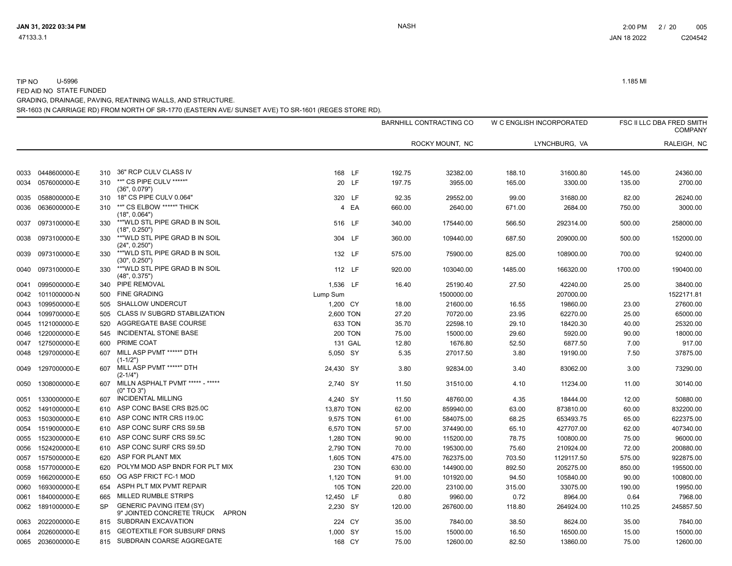TIP NO U-5996

FED AID NO STATE FUNDED

GRADING, DRAINAGE, PAVING, REATINING WALLS, AND STRUCTURE.

SR-1603 (N CARRIAGE RD) FROM NORTH OF SR-1770 (EASTERN AVE/ SUNSET AVE) TO SR-1601 (REGES STORE RD).

1.185 MI

| | | | | | | BARNHILL CONTRACTING CO | | W C ENGLISH INCORPORATED | | FSC II LLC DBA FRED SMITH COMPANY | |
|---|---|---|---|---|---|---|---|---|---|---|---|
| | | | | | | ROCKY MOUNT, NC | | LYNCHBURG, VA | | RALEIGH, NC | |
| 0033 | 0448600000-E | 310 | 36" RCP CULV CLASS IV | 168 | LF | 192.75 | 32382.00 | 188.10 | 31600.80 | 145.00 | 24360.00 |
| 0034 | 0576000000-E | 310 | \*\*" CS PIPE CULV \*\*\*\*\*" (36", 0.079") | 20 | LF | 197.75 | 3955.00 | 165.00 | 3300.00 | 135.00 | 2700.00 |
| 0035 | 0588000000-E | 310 | 18" CS PIPE CULV 0.064" | 320 | LF | 92.35 | 29552.00 | 99.00 | 31680.00 | 82.00 | 26240.00 |
| 0036 | 0636000000-E | 310 | \*\*" CS ELBOW \*\*\*\*\*" THICK (18", 0.064") | 4 | EA | 660.00 | 2640.00 | 671.00 | 2684.00 | 750.00 | 3000.00 |
| 0037 | 0973100000-E | 330 | \*\*"WLD STL PIPE GRAD B IN SOIL (18", 0.250") | 516 | LF | 340.00 | 175440.00 | 566.50 | 292314.00 | 500.00 | 258000.00 |
| 0038 | 0973100000-E | 330 | \*\*"WLD STL PIPE GRAD B IN SOIL (24", 0.250") | 304 | LF | 360.00 | 109440.00 | 687.50 | 209000.00 | 500.00 | 152000.00 |
| 0039 | 0973100000-E | 330 | \*\*"WLD STL PIPE GRAD B IN SOIL (30", 0.250") | 132 | LF | 575.00 | 75900.00 | 825.00 | 108900.00 | 700.00 | 92400.00 |
| 0040 | 0973100000-E | 330 | \*\*"WLD STL PIPE GRAD B IN SOIL (48", 0.375") | 112 | LF | 920.00 | 103040.00 | 1485.00 | 166320.00 | 1700.00 | 190400.00 |
| 0041 | 0995000000-E | 340 | PIPE REMOVAL | 1,536 | LF | 16.40 | 25190.40 | 27.50 | 42240.00 | 25.00 | 38400.00 |
| 0042 | 1011000000-N | 500 | FINE GRADING | Lump Sum | | | 1500000.00 | | 207000.00 | | 1522171.81 |
| 0043 | 1099500000-E | 505 | SHALLOW UNDERCUT | 1,200 | CY | 18.00 | 21600.00 | 16.55 | 19860.00 | 23.00 | 27600.00 |
| 0044 | 1099700000-E | 505 | CLASS IV SUBGRD STABILIZATION | 2,600 | TON | 27.20 | 70720.00 | 23.95 | 62270.00 | 25.00 | 65000.00 |
| 0045 | 1121000000-E | 520 | AGGREGATE BASE COURSE | 633 | TON | 35.70 | 22598.10 | 29.10 | 18420.30 | 40.00 | 25320.00 |
| 0046 | 1220000000-E | 545 | INCIDENTAL STONE BASE | 200 | TON | 75.00 | 15000.00 | 29.60 | 5920.00 | 90.00 | 18000.00 |
| 0047 | 1275000000-E | 600 | PRIME COAT | 131 | GAL | 12.80 | 1676.80 | 52.50 | 6877.50 | 7.00 | 917.00 |
| 0048 | 1297000000-E | 607 | MILL ASP PVMT \*\*\*\*\*" DTH (1-1/2") | 5,050 | SY | 5.35 | 27017.50 | 3.80 | 19190.00 | 7.50 | 37875.00 |
| 0049 | 1297000000-E | 607 | MILL ASP PVMT \*\*\*\*\*" DTH (2-1/4") | 24,430 | SY | 3.80 | 92834.00 | 3.40 | 83062.00 | 3.00 | 73290.00 |
| 0050 | 1308000000-E | 607 | MILLN ASPHALT PVMT \*\*\*\*\* - \*\*\*\*\* (0" TO 3") | 2,740 | SY | 11.50 | 31510.00 | 4.10 | 11234.00 | 11.00 | 30140.00 |
| 0051 | 1330000000-E | 607 | INCIDENTAL MILLING | 4,240 | SY | 11.50 | 48760.00 | 4.35 | 18444.00 | 12.00 | 50880.00 |
| 0052 | 1491000000-E | 610 | ASP CONC BASE CRS B25.0C | 13,870 | TON | 62.00 | 859940.00 | 63.00 | 873810.00 | 60.00 | 832200.00 |
| 0053 | 1503000000-E | 610 | ASP CONC INTR CRS I19.0C | 9,575 | TON | 61.00 | 584075.00 | 68.25 | 653493.75 | 65.00 | 622375.00 |
| 0054 | 1519000000-E | 610 | ASP CONC SURF CRS S9.5B | 6,570 | TON | 57.00 | 374490.00 | 65.10 | 427707.00 | 62.00 | 407340.00 |
| 0055 | 1523000000-E | 610 | ASP CONC SURF CRS S9.5C | 1,280 | TON | 90.00 | 115200.00 | 78.75 | 100800.00 | 75.00 | 96000.00 |
| 0056 | 1524200000-E | 610 | ASP CONC SURF CRS S9.5D | 2,790 | TON | 70.00 | 195300.00 | 75.60 | 210924.00 | 72.00 | 200880.00 |
| 0057 | 1575000000-E | 620 | ASP FOR PLANT MIX | 1,605 | TON | 475.00 | 762375.00 | 703.50 | 1129117.50 | 575.00 | 922875.00 |
| 0058 | 1577000000-E | 620 | POLYM MOD ASP BNDR FOR PLT MIX | 230 | TON | 630.00 | 144900.00 | 892.50 | 205275.00 | 850.00 | 195500.00 |
| 0059 | 1662000000-E | 650 | OG ASP FRICT FC-1 MOD | 1,120 | TON | 91.00 | 101920.00 | 94.50 | 105840.00 | 90.00 | 100800.00 |
| 0060 | 1693000000-E | 654 | ASPH PLT MIX PVMT REPAIR | 105 | TON | 220.00 | 23100.00 | 315.00 | 33075.00 | 190.00 | 19950.00 |
| 0061 | 1840000000-E | 665 | MILLED RUMBLE STRIPS | 12,450 | LF | 0.80 | 9960.00 | 0.72 | 8964.00 | 0.64 | 7968.00 |
| 0062 | 1891000000-E | SP | GENERIC PAVING ITEM (SY) 9" JOINTED CONCRETE TRUCK APRON | 2,230 | SY | 120.00 | 267600.00 | 118.80 | 264924.00 | 110.25 | 245857.50 |
| 0063 | 2022000000-E | 815 | SUBDRAIN EXCAVATION | 224 | CY | 35.00 | 7840.00 | 38.50 | 8624.00 | 35.00 | 7840.00 |
| 0064 | 2026000000-E | 815 | GEOTEXTILE FOR SUBSURF DRNS | 1,000 | SY | 15.00 | 15000.00 | 16.50 | 16500.00 | 15.00 | 15000.00 |
| 0065 | 2036000000-E | 815 | SUBDRAIN COARSE AGGREGATE | 168 | CY | 75.00 | 12600.00 | 82.50 | 13860.00 | 75.00 | 12600.00 |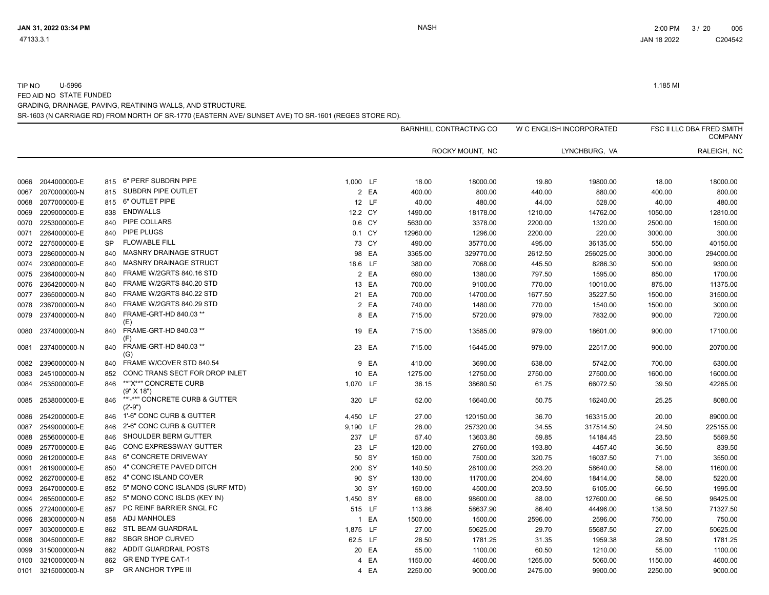TIP NO U-5996

FED AID NO STATE FUNDED

GRADING, DRAINAGE, PAVING, REATINING WALLS, AND STRUCTURE.

SR-1603 (N CARRIAGE RD) FROM NORTH OF SR-1770 (EASTERN AVE/ SUNSET AVE) TO SR-1601 (REGES STORE RD).

1.185 MI

| | | | | | | BARNHILL CONTRACTING CO | | W C ENGLISH INCORPORATED | | FSC II LLC DBA FRED SMITH COMPANY | |
|---|---|---|---|---|---|---|---|---|---|---|---|
| | | | | | | | ROCKY MOUNT, NC | | LYNCHBURG, VA | | RALEIGH, NC |
| 0066 | 2044000000-E | 815 | 6" PERF SUBDRN PIPE | 1,000 | LF | 18.00 | 18000.00 | 19.80 | 19800.00 | 18.00 | 18000.00 |
| 0067 | 2070000000-N | 815 | SUBDRN PIPE OUTLET | 2 | EA | 400.00 | 800.00 | 440.00 | 880.00 | 400.00 | 800.00 |
| 0068 | 2077000000-E | 815 | 6" OUTLET PIPE | 12 | LF | 40.00 | 480.00 | 44.00 | 528.00 | 40.00 | 480.00 |
| 0069 | 2209000000-E | 838 | ENDWALLS | 12.2 | CY | 1490.00 | 18178.00 | 1210.00 | 14762.00 | 1050.00 | 12810.00 |
| 0070 | 2253000000-E | 840 | PIPE COLLARS | 0.6 | CY | 5630.00 | 3378.00 | 2200.00 | 1320.00 | 2500.00 | 1500.00 |
| 0071 | 2264000000-E | 840 | PIPE PLUGS | 0.1 | CY | 12960.00 | 1296.00 | 2200.00 | 220.00 | 3000.00 | 300.00 |
| 0072 | 2275000000-E | SP | FLOWABLE FILL | 73 | CY | 490.00 | 35770.00 | 495.00 | 36135.00 | 550.00 | 40150.00 |
| 0073 | 2286000000-N | 840 | MASNRY DRAINAGE STRUCT | 98 | EA | 3365.00 | 329770.00 | 2612.50 | 256025.00 | 3000.00 | 294000.00 |
| 0074 | 2308000000-E | 840 | MASNRY DRAINAGE STRUCT | 18.6 | LF | 380.00 | 7068.00 | 445.50 | 8286.30 | 500.00 | 9300.00 |
| 0075 | 2364000000-N | 840 | FRAME W/2GRTS 840.16 STD | 2 | EA | 690.00 | 1380.00 | 797.50 | 1595.00 | 850.00 | 1700.00 |
| 0076 | 2364200000-N | 840 | FRAME W/2GRTS 840.20 STD | 13 | EA | 700.00 | 9100.00 | 770.00 | 10010.00 | 875.00 | 11375.00 |
| 0077 | 2365000000-N | 840 | FRAME W/2GRTS 840.22 STD | 21 | EA | 700.00 | 14700.00 | 1677.50 | 35227.50 | 1500.00 | 31500.00 |
| 0078 | 2367000000-N | 840 | FRAME W/2GRTS 840.29 STD | 2 | EA | 740.00 | 1480.00 | 770.00 | 1540.00 | 1500.00 | 3000.00 |
| 0079 | 2374000000-N | 840 | FRAME-GRT-HD 840.03 ** (E) | 8 | EA | 715.00 | 5720.00 | 979.00 | 7832.00 | 900.00 | 7200.00 |
| 0080 | 2374000000-N | 840 | FRAME-GRT-HD 840.03 ** (F) | 19 | EA | 715.00 | 13585.00 | 979.00 | 18601.00 | 900.00 | 17100.00 |
| 0081 | 2374000000-N | 840 | FRAME-GRT-HD 840.03 ** (G) | 23 | EA | 715.00 | 16445.00 | 979.00 | 22517.00 | 900.00 | 20700.00 |
| 0082 | 2396000000-N | 840 | FRAME W/COVER STD 840.54 | 9 | EA | 410.00 | 3690.00 | 638.00 | 5742.00 | 700.00 | 6300.00 |
| 0083 | 2451000000-N | 852 | CONC TRANS SECT FOR DROP INLET | 10 | EA | 1275.00 | 12750.00 | 2750.00 | 27500.00 | 1600.00 | 16000.00 |
| 0084 | 2535000000-E | 846 | **"X**" CONCRETE CURB (9" X 18") | 1,070 | LF | 36.15 | 38680.50 | 61.75 | 66072.50 | 39.50 | 42265.00 |
| 0085 | 2538000000-E | 846 | **'-**" CONCRETE CURB & GUTTER (2'-9") | 320 | LF | 52.00 | 16640.00 | 50.75 | 16240.00 | 25.25 | 8080.00 |
| 0086 | 2542000000-E | 846 | 1'-6" CONC CURB & GUTTER | 4,450 | LF | 27.00 | 120150.00 | 36.70 | 163315.00 | 20.00 | 89000.00 |
| 0087 | 2549000000-E | 846 | 2'-6" CONC CURB & GUTTER | 9,190 | LF | 28.00 | 257320.00 | 34.55 | 317514.50 | 24.50 | 225155.00 |
| 0088 | 2556000000-E | 846 | SHOULDER BERM GUTTER | 237 | LF | 57.40 | 13603.80 | 59.85 | 14184.45 | 23.50 | 5569.50 |
| 0089 | 2577000000-E | 846 | CONC EXPRESSWAY GUTTER | 23 | LF | 120.00 | 2760.00 | 193.80 | 4457.40 | 36.50 | 839.50 |
| 0090 | 2612000000-E | 848 | 6" CONCRETE DRIVEWAY | 50 | SY | 150.00 | 7500.00 | 320.75 | 16037.50 | 71.00 | 3550.00 |
| 0091 | 2619000000-E | 850 | 4" CONCRETE PAVED DITCH | 200 | SY | 140.50 | 28100.00 | 293.20 | 58640.00 | 58.00 | 11600.00 |
| 0092 | 2627000000-E | 852 | 4" CONC ISLAND COVER | 90 | SY | 130.00 | 11700.00 | 204.60 | 18414.00 | 58.00 | 5220.00 |
| 0093 | 2647000000-E | 852 | 5" MONO CONC ISLANDS (SURF MTD) | 30 | SY | 150.00 | 4500.00 | 203.50 | 6105.00 | 66.50 | 1995.00 |
| 0094 | 2655000000-E | 852 | 5" MONO CONC ISLDS (KEY IN) | 1,450 | SY | 68.00 | 98600.00 | 88.00 | 127600.00 | 66.50 | 96425.00 |
| 0095 | 2724000000-E | 857 | PC REINF BARRIER SNGL FC | 515 | LF | 113.86 | 58637.90 | 86.40 | 44496.00 | 138.50 | 71327.50 |
| 0096 | 2830000000-N | 858 | ADJ MANHOLES | 1 | EA | 1500.00 | 1500.00 | 2596.00 | 2596.00 | 750.00 | 750.00 |
| 0097 | 3030000000-E | 862 | STL BEAM GUARDRAIL | 1,875 | LF | 27.00 | 50625.00 | 29.70 | 55687.50 | 27.00 | 50625.00 |
| 0098 | 3045000000-E | 862 | SBGR SHOP CURVED | 62.5 | LF | 28.50 | 1781.25 | 31.35 | 1959.38 | 28.50 | 1781.25 |
| 0099 | 3150000000-N | 862 | ADDIT GUARDRAIL POSTS | 20 | EA | 55.00 | 1100.00 | 60.50 | 1210.00 | 55.00 | 1100.00 |
| 0100 | 3210000000-N | 862 | GR END TYPE CAT-1 | 4 | EA | 1150.00 | 4600.00 | 1265.00 | 5060.00 | 1150.00 | 4600.00 |
| 0101 | 3215000000-N | SP | GR ANCHOR TYPE III | 4 | EA | 2250.00 | 9000.00 | 2475.00 | 9900.00 | 2250.00 | 9000.00 |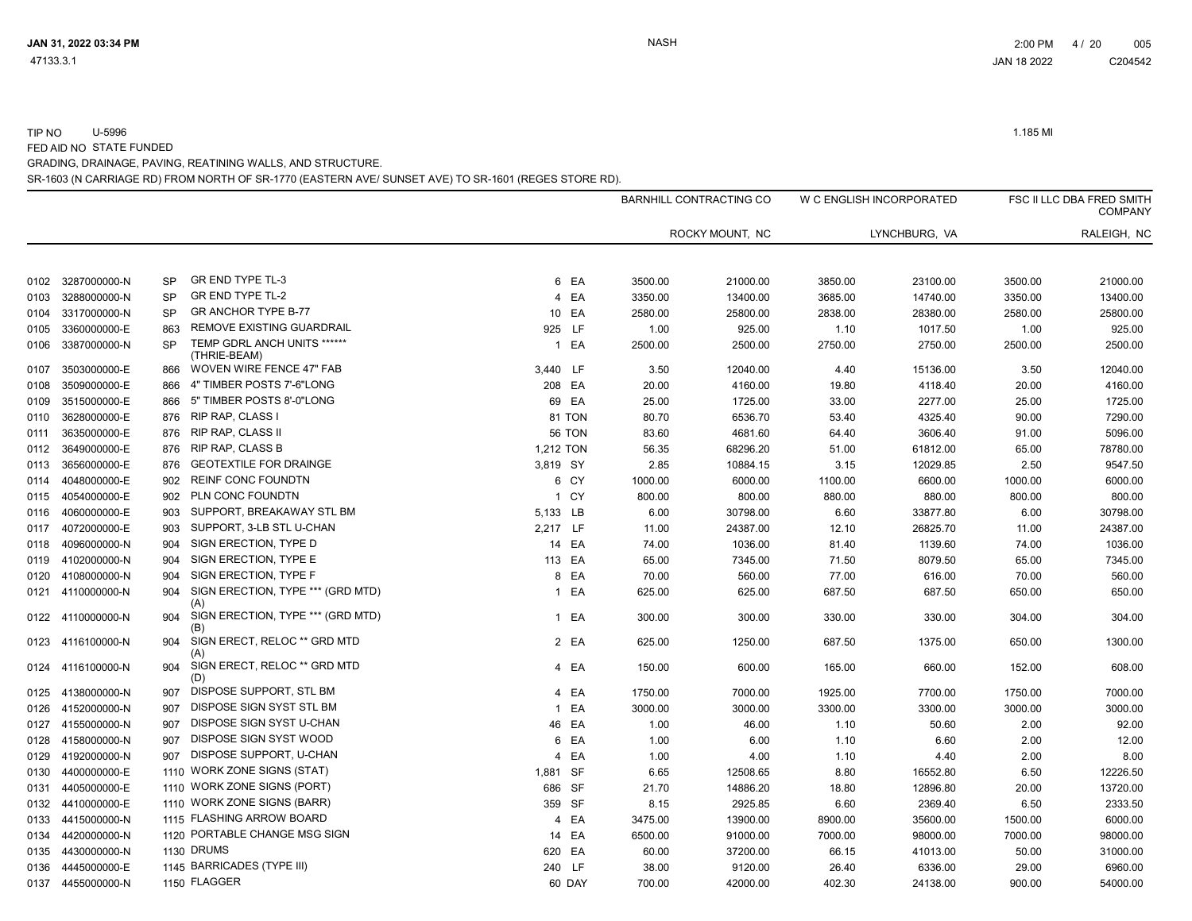TIP NO U-5996 1.185 MI

FED AID NO STATE FUNDED

GRADING, DRAINAGE, PAVING, REATINING WALLS, AND STRUCTURE.

SR-1603 (N CARRIAGE RD) FROM NORTH OF SR-1770 (EASTERN AVE/ SUNSET AVE) TO SR-1601 (REGES STORE RD).

| | | | | | | BARNHILL CONTRACTING CO | | W C ENGLISH INCORPORATED | | FSC II LLC DBA FRED SMITH COMPANY | |
|---|---|---|---|---|---|---|---|---|---|---|---|
| | | | | | | ROCKY MOUNT, NC | | LYNCHBURG, VA | | RALEIGH, NC | |
| 0102 | 3287000000-N | SP | GR END TYPE TL-3 | 6 | EA | 3500.00 | 21000.00 | 3850.00 | 23100.00 | 3500.00 | 21000.00 |
| 0103 | 3288000000-N | SP | GR END TYPE TL-2 | 4 | EA | 3350.00 | 13400.00 | 3685.00 | 14740.00 | 3350.00 | 13400.00 |
| 0104 | 3317000000-N | SP | GR ANCHOR TYPE B-77 | 10 | EA | 2580.00 | 25800.00 | 2838.00 | 28380.00 | 2580.00 | 25800.00 |
| 0105 | 3360000000-E | 863 | REMOVE EXISTING GUARDRAIL | 925 | LF | 1.00 | 925.00 | 1.10 | 1017.50 | 1.00 | 925.00 |
| 0106 | 3387000000-N | SP | TEMP GDRL ANCH UNITS ****** (THRIE-BEAM) | 1 | EA | 2500.00 | 2500.00 | 2750.00 | 2750.00 | 2500.00 | 2500.00 |
| 0107 | 3503000000-E | 866 | WOVEN WIRE FENCE 47" FAB | 3,440 | LF | 3.50 | 12040.00 | 4.40 | 15136.00 | 3.50 | 12040.00 |
| 0108 | 3509000000-E | 866 | 4" TIMBER POSTS 7'-6"LONG | 208 | EA | 20.00 | 4160.00 | 19.80 | 4118.40 | 20.00 | 4160.00 |
| 0109 | 3515000000-E | 866 | 5" TIMBER POSTS 8'-0"LONG | 69 | EA | 25.00 | 1725.00 | 33.00 | 2277.00 | 25.00 | 1725.00 |
| 0110 | 3628000000-E | 876 | RIP RAP, CLASS I | 81 | TON | 80.70 | 6536.70 | 53.40 | 4325.40 | 90.00 | 7290.00 |
| 0111 | 3635000000-E | 876 | RIP RAP, CLASS II | 56 | TON | 83.60 | 4681.60 | 64.40 | 3606.40 | 91.00 | 5096.00 |
| 0112 | 3649000000-E | 876 | RIP RAP, CLASS B | 1,212 | TON | 56.35 | 68296.20 | 51.00 | 61812.00 | 65.00 | 78780.00 |
| 0113 | 3656000000-E | 876 | GEOTEXTILE FOR DRAINGE | 3,819 | SY | 2.85 | 10884.15 | 3.15 | 12029.85 | 2.50 | 9547.50 |
| 0114 | 4048000000-E | 902 | REINF CONC FOUNDTN | 6 | CY | 1000.00 | 6000.00 | 1100.00 | 6600.00 | 1000.00 | 6000.00 |
| 0115 | 4054000000-E | 902 | PLN CONC FOUNDTN | 1 | CY | 800.00 | 800.00 | 880.00 | 880.00 | 800.00 | 800.00 |
| 0116 | 4060000000-E | 903 | SUPPORT, BREAKAWAY STL BM | 5,133 | LB | 6.00 | 30798.00 | 6.60 | 33877.80 | 6.00 | 30798.00 |
| 0117 | 4072000000-E | 903 | SUPPORT, 3-LB STL U-CHAN | 2,217 | LF | 11.00 | 24387.00 | 12.10 | 26825.70 | 11.00 | 24387.00 |
| 0118 | 4096000000-N | 904 | SIGN ERECTION, TYPE D | 14 | EA | 74.00 | 1036.00 | 81.40 | 1139.60 | 74.00 | 1036.00 |
| 0119 | 4102000000-N | 904 | SIGN ERECTION, TYPE E | 113 | EA | 65.00 | 7345.00 | 71.50 | 8079.50 | 65.00 | 7345.00 |
| 0120 | 4108000000-N | 904 | SIGN ERECTION, TYPE F | 8 | EA | 70.00 | 560.00 | 77.00 | 616.00 | 70.00 | 560.00 |
| 0121 | 4110000000-N | 904 | SIGN ERECTION, TYPE *** (GRD MTD) (A) | 1 | EA | 625.00 | 625.00 | 687.50 | 687.50 | 650.00 | 650.00 |
| 0122 | 4110000000-N | 904 | SIGN ERECTION, TYPE *** (GRD MTD) (B) | 1 | EA | 300.00 | 300.00 | 330.00 | 330.00 | 304.00 | 304.00 |
| 0123 | 4116100000-N | 904 | SIGN ERECT, RELOC ** GRD MTD (A) | 2 | EA | 625.00 | 1250.00 | 687.50 | 1375.00 | 650.00 | 1300.00 |
| 0124 | 4116100000-N | 904 | SIGN ERECT, RELOC ** GRD MTD (D) | 4 | EA | 150.00 | 600.00 | 165.00 | 660.00 | 152.00 | 608.00 |
| 0125 | 4138000000-N | 907 | DISPOSE SUPPORT, STL BM | 4 | EA | 1750.00 | 7000.00 | 1925.00 | 7700.00 | 1750.00 | 7000.00 |
| 0126 | 4152000000-N | 907 | DISPOSE SIGN SYST STL BM | 1 | EA | 3000.00 | 3000.00 | 3300.00 | 3300.00 | 3000.00 | 3000.00 |
| 0127 | 4155000000-N | 907 | DISPOSE SIGN SYST U-CHAN | 46 | EA | 1.00 | 46.00 | 1.10 | 50.60 | 2.00 | 92.00 |
| 0128 | 4158000000-N | 907 | DISPOSE SIGN SYST WOOD | 6 | EA | 1.00 | 6.00 | 1.10 | 6.60 | 2.00 | 12.00 |
| 0129 | 4192000000-N | 907 | DISPOSE SUPPORT, U-CHAN | 4 | EA | 1.00 | 4.00 | 1.10 | 4.40 | 2.00 | 8.00 |
| 0130 | 4400000000-E | 1110 | WORK ZONE SIGNS (STAT) | 1,881 | SF | 6.65 | 12508.65 | 8.80 | 16552.80 | 6.50 | 12226.50 |
| 0131 | 4405000000-E | 1110 | WORK ZONE SIGNS (PORT) | 686 | SF | 21.70 | 14886.20 | 18.80 | 12896.80 | 20.00 | 13720.00 |
| 0132 | 4410000000-E | 1110 | WORK ZONE SIGNS (BARR) | 359 | SF | 8.15 | 2925.85 | 6.60 | 2369.40 | 6.50 | 2333.50 |
| 0133 | 4415000000-N | 1115 | FLASHING ARROW BOARD | 4 | EA | 3475.00 | 13900.00 | 8900.00 | 35600.00 | 1500.00 | 6000.00 |
| 0134 | 4420000000-N | 1120 | PORTABLE CHANGE MSG SIGN | 14 | EA | 6500.00 | 91000.00 | 7000.00 | 98000.00 | 7000.00 | 98000.00 |
| 0135 | 4430000000-N | 1130 | DRUMS | 620 | EA | 60.00 | 37200.00 | 66.15 | 41013.00 | 50.00 | 31000.00 |
| 0136 | 4445000000-E | 1145 | BARRICADES (TYPE III) | 240 | LF | 38.00 | 9120.00 | 26.40 | 6336.00 | 29.00 | 6960.00 |
| 0137 | 4455000000-N | 1150 | FLAGGER | 60 | DAY | 700.00 | 42000.00 | 402.30 | 24138.00 | 900.00 | 54000.00 |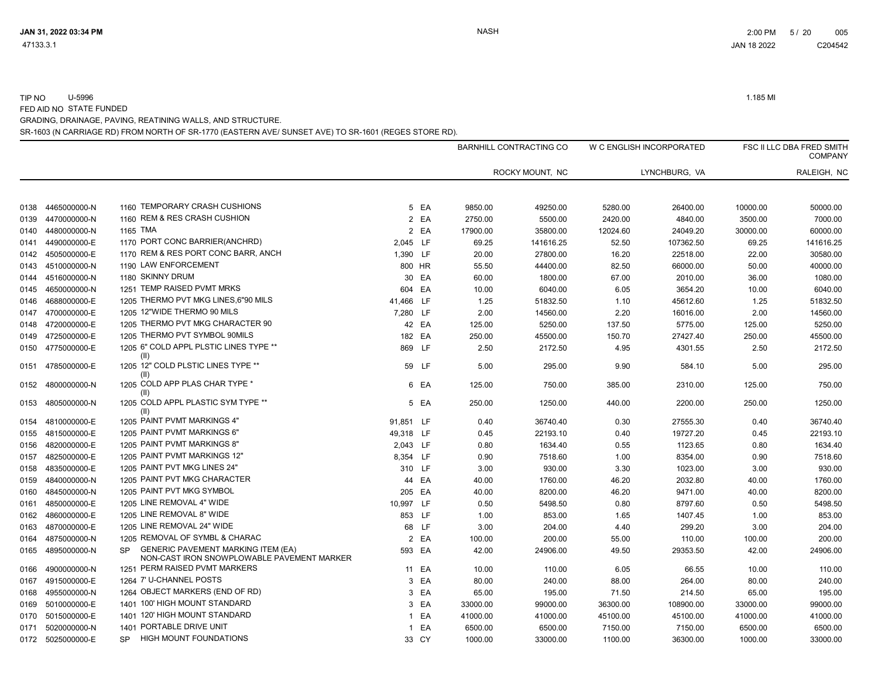TIP NO U-5996 1.185 MI

FED AID NO STATE FUNDED

GRADING, DRAINAGE, PAVING, REATINING WALLS, AND STRUCTURE.

SR-1603 (N CARRIAGE RD) FROM NORTH OF SR-1770 (EASTERN AVE/ SUNSET AVE) TO SR-1601 (REGES STORE RD).

| | | | | | | BARNHILL CONTRACTING CO | | W C ENGLISH INCORPORATED | | FSC II LLC DBA FRED SMITH COMPANY | |
|---|---|---|---|---|---|---|---|---|---|---|---|
| | | | | | | ROCKY MOUNT, NC | | LYNCHBURG, VA | | RALEIGH, NC | |
| 0138 | 4465000000-N | 1160 | TEMPORARY CRASH CUSHIONS | 5 | EA | 9850.00 | 49250.00 | 5280.00 | 26400.00 | 10000.00 | 50000.00 |
| 0139 | 4470000000-N | 1160 | REM & RES CRASH CUSHION | 2 | EA | 2750.00 | 5500.00 | 2420.00 | 4840.00 | 3500.00 | 7000.00 |
| 0140 | 4480000000-N | 1165 | TMA | 2 | EA | 17900.00 | 35800.00 | 12024.60 | 24049.20 | 30000.00 | 60000.00 |
| 0141 | 4490000000-E | 1170 | PORT CONC BARRIER(ANCHRD) | 2,045 | LF | 69.25 | 141616.25 | 52.50 | 107362.50 | 69.25 | 141616.25 |
| 0142 | 4505000000-E | 1170 | REM & RES PORT CONC BARR, ANCH | 1,390 | LF | 20.00 | 27800.00 | 16.20 | 22518.00 | 22.00 | 30580.00 |
| 0143 | 4510000000-N | 1190 | LAW ENFORCEMENT | 800 | HR | 55.50 | 44400.00 | 82.50 | 66000.00 | 50.00 | 40000.00 |
| 0144 | 4516000000-N | 1180 | SKINNY DRUM | 30 | EA | 60.00 | 1800.00 | 67.00 | 2010.00 | 36.00 | 1080.00 |
| 0145 | 4650000000-N | 1251 | TEMP RAISED PVMT MRKS | 604 | EA | 10.00 | 6040.00 | 6.05 | 3654.20 | 10.00 | 6040.00 |
| 0146 | 4688000000-E | 1205 | THERMO PVT MKG LINES,6"90 MILS | 41,466 | LF | 1.25 | 51832.50 | 1.10 | 45612.60 | 1.25 | 51832.50 |
| 0147 | 4700000000-E | 1205 | 12"WIDE THERMO 90 MILS | 7,280 | LF | 2.00 | 14560.00 | 2.20 | 16016.00 | 2.00 | 14560.00 |
| 0148 | 4720000000-E | 1205 | THERMO PVT MKG CHARACTER 90 | 42 | EA | 125.00 | 5250.00 | 137.50 | 5775.00 | 125.00 | 5250.00 |
| 0149 | 4725000000-E | 1205 | THERMO PVT SYMBOL 90MILS | 182 | EA | 250.00 | 45500.00 | 150.70 | 27427.40 | 250.00 | 45500.00 |
| 0150 | 4775000000-E | 1205 | 6" COLD APPL PLSTIC LINES TYPE ** (II) | 869 | LF | 2.50 | 2172.50 | 4.95 | 4301.55 | 2.50 | 2172.50 |
| 0151 | 4785000000-E | 1205 | 12" COLD PLSTIC LINES TYPE ** (II) | 59 | LF | 5.00 | 295.00 | 9.90 | 584.10 | 5.00 | 295.00 |
| 0152 | 4800000000-N | 1205 | COLD APP PLAS CHAR TYPE * (II) | 6 | EA | 125.00 | 750.00 | 385.00 | 2310.00 | 125.00 | 750.00 |
| 0153 | 4805000000-N | 1205 | COLD APPL PLASTIC SYM TYPE ** (II) | 5 | EA | 250.00 | 1250.00 | 440.00 | 2200.00 | 250.00 | 1250.00 |
| 0154 | 4810000000-E | 1205 | PAINT PVMT MARKINGS 4" | 91,851 | LF | 0.40 | 36740.40 | 0.30 | 27555.30 | 0.40 | 36740.40 |
| 0155 | 4815000000-E | 1205 | PAINT PVMT MARKINGS 6" | 49,318 | LF | 0.45 | 22193.10 | 0.40 | 19727.20 | 0.45 | 22193.10 |
| 0156 | 4820000000-E | 1205 | PAINT PVMT MARKINGS 8" | 2,043 | LF | 0.80 | 1634.40 | 0.55 | 1123.65 | 0.80 | 1634.40 |
| 0157 | 4825000000-E | 1205 | PAINT PVMT MARKINGS 12" | 8,354 | LF | 0.90 | 7518.60 | 1.00 | 8354.00 | 0.90 | 7518.60 |
| 0158 | 4835000000-E | 1205 | PAINT PVT MKG LINES 24" | 310 | LF | 3.00 | 930.00 | 3.30 | 1023.00 | 3.00 | 930.00 |
| 0159 | 4840000000-N | 1205 | PAINT PVT MKG CHARACTER | 44 | EA | 40.00 | 1760.00 | 46.20 | 2032.80 | 40.00 | 1760.00 |
| 0160 | 4845000000-N | 1205 | PAINT PVT MKG SYMBOL | 205 | EA | 40.00 | 8200.00 | 46.20 | 9471.00 | 40.00 | 8200.00 |
| 0161 | 4850000000-E | 1205 | LINE REMOVAL 4" WIDE | 10,997 | LF | 0.50 | 5498.50 | 0.80 | 8797.60 | 0.50 | 5498.50 |
| 0162 | 4860000000-E | 1205 | LINE REMOVAL 8" WIDE | 853 | LF | 1.00 | 853.00 | 1.65 | 1407.45 | 1.00 | 853.00 |
| 0163 | 4870000000-E | 1205 | LINE REMOVAL 24" WIDE | 68 | LF | 3.00 | 204.00 | 4.40 | 299.20 | 3.00 | 204.00 |
| 0164 | 4875000000-N | 1205 | REMOVAL OF SYMBL & CHARAC | 2 | EA | 100.00 | 200.00 | 55.00 | 110.00 | 100.00 | 200.00 |
| 0165 | 4895000000-N | SP | GENERIC PAVEMENT MARKING ITEM (EA) NON-CAST IRON SNOWPLOWABLE PAVEMENT MARKER | 593 | EA | 42.00 | 24906.00 | 49.50 | 29353.50 | 42.00 | 24906.00 |
| 0166 | 4900000000-N | 1251 | PERM RAISED PVMT MARKERS | 11 | EA | 10.00 | 110.00 | 6.05 | 66.55 | 10.00 | 110.00 |
| 0167 | 4915000000-E | 1264 | 7' U-CHANNEL POSTS | 3 | EA | 80.00 | 240.00 | 88.00 | 264.00 | 80.00 | 240.00 |
| 0168 | 4955000000-N | 1264 | OBJECT MARKERS (END OF RD) | 3 | EA | 65.00 | 195.00 | 71.50 | 214.50 | 65.00 | 195.00 |
| 0169 | 5010000000-E | 1401 | 100' HIGH MOUNT STANDARD | 3 | EA | 33000.00 | 99000.00 | 36300.00 | 108900.00 | 33000.00 | 99000.00 |
| 0170 | 5015000000-E | 1401 | 120' HIGH MOUNT STANDARD | 1 | EA | 41000.00 | 41000.00 | 45100.00 | 45100.00 | 41000.00 | 41000.00 |
| 0171 | 5020000000-N | 1401 | PORTABLE DRIVE UNIT | 1 | EA | 6500.00 | 6500.00 | 7150.00 | 7150.00 | 6500.00 | 6500.00 |
| 0172 | 5025000000-E | SP | HIGH MOUNT FOUNDATIONS | 33 | CY | 1000.00 | 33000.00 | 1100.00 | 36300.00 | 1000.00 | 33000.00 |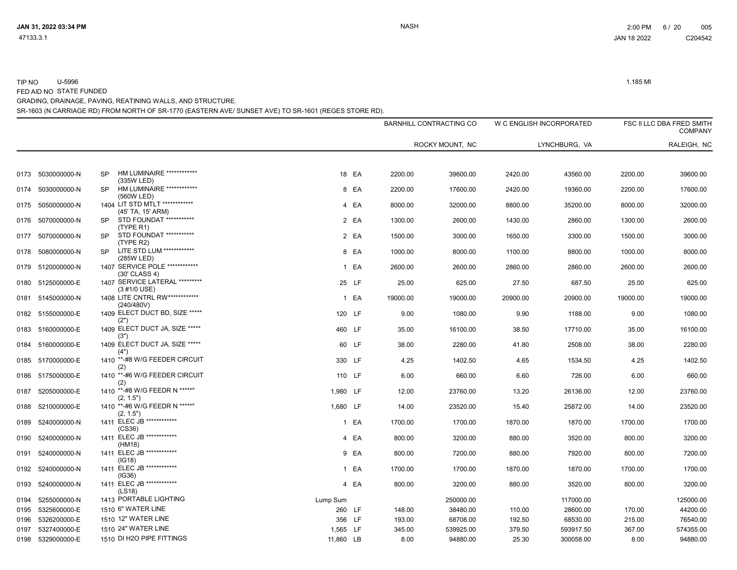TIP NO U-5996 1.185 MI

FED AID NO STATE FUNDED

GRADING, DRAINAGE, PAVING, REATINING WALLS, AND STRUCTURE.

SR-1603 (N CARRIAGE RD) FROM NORTH OF SR-1770 (EASTERN AVE/ SUNSET AVE) TO SR-1601 (REGES STORE RD).

| | | | | | | BARNHILL CONTRACTING CO | | W C ENGLISH INCORPORATED | | FSC II LLC DBA FRED SMITH COMPANY | |
|---|---|---|---|---|---|---|---|---|---|---|---|
| | | | | | | | ROCKY MOUNT, NC | | LYNCHBURG, VA | | RALEIGH, NC |
| 0173 | 5030000000-N | SP | HM LUMINAIRE ************ (335W LED) | 18 | EA | 2200.00 | 39600.00 | 2420.00 | 43560.00 | 2200.00 | 39600.00 |
| 0174 | 5030000000-N | SP | HM LUMINAIRE ************ (560W LED) | 8 | EA | 2200.00 | 17600.00 | 2420.00 | 19360.00 | 2200.00 | 17600.00 |
| 0175 | 5050000000-N | 1404 | LIT STD MTLT ************ (45' TA, 15' ARM) | 4 | EA | 8000.00 | 32000.00 | 8800.00 | 35200.00 | 8000.00 | 32000.00 |
| 0176 | 5070000000-N | SP | STD FOUNDAT *********** (TYPE R1) | 2 | EA | 1300.00 | 2600.00 | 1430.00 | 2860.00 | 1300.00 | 2600.00 |
| 0177 | 5070000000-N | SP | STD FOUNDAT *********** (TYPE R2) | 2 | EA | 1500.00 | 3000.00 | 1650.00 | 3300.00 | 1500.00 | 3000.00 |
| 0178 | 5080000000-N | SP | LITE STD LUM ************ (285W LED) | 8 | EA | 1000.00 | 8000.00 | 1100.00 | 8800.00 | 1000.00 | 8000.00 |
| 0179 | 5120000000-N | 1407 | SERVICE POLE ************ (30' CLASS 4) | 1 | EA | 2600.00 | 2600.00 | 2860.00 | 2860.00 | 2600.00 | 2600.00 |
| 0180 | 5125000000-E | 1407 | SERVICE LATERAL ********* (3 #1/0 USE) | 25 | LF | 25.00 | 625.00 | 27.50 | 687.50 | 25.00 | 625.00 |
| 0181 | 5145000000-N | 1408 | LITE CNTRL RW************ (240/480V) | 1 | EA | 19000.00 | 19000.00 | 20900.00 | 20900.00 | 19000.00 | 19000.00 |
| 0182 | 5155000000-E | 1409 | ELECT DUCT BD, SIZE ***** (2") | 120 | LF | 9.00 | 1080.00 | 9.90 | 1188.00 | 9.00 | 1080.00 |
| 0183 | 5160000000-E | 1409 | ELECT DUCT JA, SIZE ***** (3") | 460 | LF | 35.00 | 16100.00 | 38.50 | 17710.00 | 35.00 | 16100.00 |
| 0184 | 5160000000-E | 1409 | ELECT DUCT JA, SIZE ***** (4") | 60 | LF | 38.00 | 2280.00 | 41.80 | 2508.00 | 38.00 | 2280.00 |
| 0185 | 5170000000-E | 1410 | **-#8 W/G FEEDER CIRCUIT (2) | 330 | LF | 4.25 | 1402.50 | 4.65 | 1534.50 | 4.25 | 1402.50 |
| 0186 | 5175000000-E | 1410 | **-#6 W/G FEEDER CIRCUIT (2) | 110 | LF | 6.00 | 660.00 | 6.60 | 726.00 | 6.00 | 660.00 |
| 0187 | 5205000000-E | 1410 | **-#8 W/G FEEDR N ******" (2, 1.5") | 1,980 | LF | 12.00 | 23760.00 | 13.20 | 26136.00 | 12.00 | 23760.00 |
| 0188 | 5210000000-E | 1410 | **-#6 W/G FEEDR N ******" (2, 1.5") | 1,680 | LF | 14.00 | 23520.00 | 15.40 | 25872.00 | 14.00 | 23520.00 |
| 0189 | 5240000000-N | 1411 | ELEC JB ************ (CS36) | 1 | EA | 1700.00 | 1700.00 | 1870.00 | 1870.00 | 1700.00 | 1700.00 |
| 0190 | 5240000000-N | 1411 | ELEC JB ************ (HM18) | 4 | EA | 800.00 | 3200.00 | 880.00 | 3520.00 | 800.00 | 3200.00 |
| 0191 | 5240000000-N | 1411 | ELEC JB ************ (IG18) | 9 | EA | 800.00 | 7200.00 | 880.00 | 7920.00 | 800.00 | 7200.00 |
| 0192 | 5240000000-N | 1411 | ELEC JB ************ (IG36) | 1 | EA | 1700.00 | 1700.00 | 1870.00 | 1870.00 | 1700.00 | 1700.00 |
| 0193 | 5240000000-N | 1411 | ELEC JB ************ (LS18) | 4 | EA | 800.00 | 3200.00 | 880.00 | 3520.00 | 800.00 | 3200.00 |
| 0194 | 5255000000-N | 1413 | PORTABLE LIGHTING | Lump Sum | | | 250000.00 | | 117000.00 | | 125000.00 |
| 0195 | 5325600000-E | 1510 | 6" WATER LINE | 260 | LF | 148.00 | 38480.00 | 110.00 | 28600.00 | 170.00 | 44200.00 |
| 0196 | 5326200000-E | 1510 | 12" WATER LINE | 356 | LF | 193.00 | 68708.00 | 192.50 | 68530.00 | 215.00 | 76540.00 |
| 0197 | 5327400000-E | 1510 | 24" WATER LINE | 1,565 | LF | 345.00 | 539925.00 | 379.50 | 593917.50 | 367.00 | 574355.00 |
| 0198 | 5329000000-E | 1510 | DI H2O PIPE FITTINGS | 11,860 | LB | 8.00 | 94880.00 | 25.30 | 300058.00 | 8.00 | 94880.00 |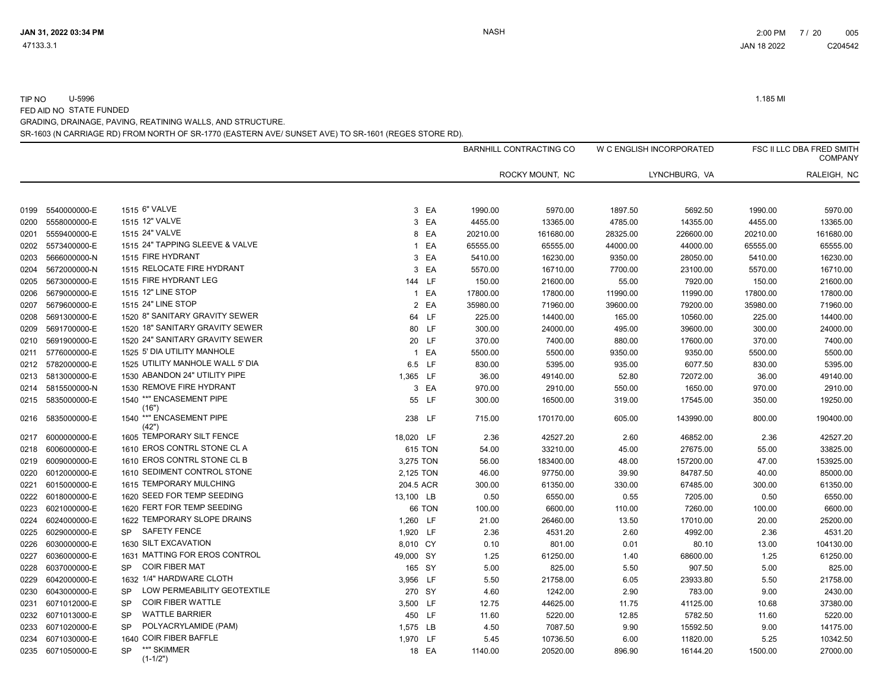TIP NO U-5996 — 1.185 MI

FED AID NO STATE FUNDED

GRADING, DRAINAGE, PAVING, REATINING WALLS, AND STRUCTURE.

SR-1603 (N CARRIAGE RD) FROM NORTH OF SR-1770 (EASTERN AVE/ SUNSET AVE) TO SR-1601 (REGES STORE RD).

| | | | | | | BARNHILL CONTRACTING CO | | W C ENGLISH INCORPORATED | | FSC II LLC DBA FRED SMITH COMPANY | |
|---|---|---|---|---|---|---|---|---|---|---|---|
| | | | | | | ROCKY MOUNT, NC | | LYNCHBURG, VA | | RALEIGH, NC | |
| 0199 | 5540000000-E | 1515 | 6" VALVE | 3 | EA | 1990.00 | 5970.00 | 1897.50 | 5692.50 | 1990.00 | 5970.00 |
| 0200 | 5558000000-E | 1515 | 12" VALVE | 3 | EA | 4455.00 | 13365.00 | 4785.00 | 14355.00 | 4455.00 | 13365.00 |
| 0201 | 5559400000-E | 1515 | 24" VALVE | 8 | EA | 20210.00 | 161680.00 | 28325.00 | 226600.00 | 20210.00 | 161680.00 |
| 0202 | 5573400000-E | 1515 | 24" TAPPING SLEEVE & VALVE | 1 | EA | 65555.00 | 65555.00 | 44000.00 | 44000.00 | 65555.00 | 65555.00 |
| 0203 | 5666000000-N | 1515 | FIRE HYDRANT | 3 | EA | 5410.00 | 16230.00 | 9350.00 | 28050.00 | 5410.00 | 16230.00 |
| 0204 | 5672000000-N | 1515 | RELOCATE FIRE HYDRANT | 3 | EA | 5570.00 | 16710.00 | 7700.00 | 23100.00 | 5570.00 | 16710.00 |
| 0205 | 5673000000-E | 1515 | FIRE HYDRANT LEG | 144 | LF | 150.00 | 21600.00 | 55.00 | 7920.00 | 150.00 | 21600.00 |
| 0206 | 5679000000-E | 1515 | 12" LINE STOP | 1 | EA | 17800.00 | 17800.00 | 11990.00 | 11990.00 | 17800.00 | 17800.00 |
| 0207 | 5679600000-E | 1515 | 24" LINE STOP | 2 | EA | 35980.00 | 71960.00 | 39600.00 | 79200.00 | 35980.00 | 71960.00 |
| 0208 | 5691300000-E | 1520 | 8" SANITARY GRAVITY SEWER | 64 | LF | 225.00 | 14400.00 | 165.00 | 10560.00 | 225.00 | 14400.00 |
| 0209 | 5691700000-E | 1520 | 18" SANITARY GRAVITY SEWER | 80 | LF | 300.00 | 24000.00 | 495.00 | 39600.00 | 300.00 | 24000.00 |
| 0210 | 5691900000-E | 1520 | 24" SANITARY GRAVITY SEWER | 20 | LF | 370.00 | 7400.00 | 880.00 | 17600.00 | 370.00 | 7400.00 |
| 0211 | 5776000000-E | 1525 | 5' DIA UTILITY MANHOLE | 1 | EA | 5500.00 | 5500.00 | 9350.00 | 9350.00 | 5500.00 | 5500.00 |
| 0212 | 5782000000-E | 1525 | UTILITY MANHOLE WALL 5' DIA | 6.5 | LF | 830.00 | 5395.00 | 935.00 | 6077.50 | 830.00 | 5395.00 |
| 0213 | 5813000000-E | 1530 | ABANDON 24" UTILITY PIPE | 1,365 | LF | 36.00 | 49140.00 | 52.80 | 72072.00 | 36.00 | 49140.00 |
| 0214 | 5815500000-N | 1530 | REMOVE FIRE HYDRANT | 3 | EA | 970.00 | 2910.00 | 550.00 | 1650.00 | 970.00 | 2910.00 |
| 0215 | 5835000000-E | 1540 | **" ENCASEMENT PIPE (16") | 55 | LF | 300.00 | 16500.00 | 319.00 | 17545.00 | 350.00 | 19250.00 |
| 0216 | 5835000000-E | 1540 | **" ENCASEMENT PIPE (42") | 238 | LF | 715.00 | 170170.00 | 605.00 | 143990.00 | 800.00 | 190400.00 |
| 0217 | 6000000000-E | 1605 | TEMPORARY SILT FENCE | 18,020 | LF | 2.36 | 42527.20 | 2.60 | 46852.00 | 2.36 | 42527.20 |
| 0218 | 6006000000-E | 1610 | EROS CONTRL STONE CL A | 615 | TON | 54.00 | 33210.00 | 45.00 | 27675.00 | 55.00 | 33825.00 |
| 0219 | 6009000000-E | 1610 | EROS CONTRL STONE CL B | 3,275 | TON | 56.00 | 183400.00 | 48.00 | 157200.00 | 47.00 | 153925.00 |
| 0220 | 6012000000-E | 1610 | SEDIMENT CONTROL STONE | 2,125 | TON | 46.00 | 97750.00 | 39.90 | 84787.50 | 40.00 | 85000.00 |
| 0221 | 6015000000-E | 1615 | TEMPORARY MULCHING | 204.5 | ACR | 300.00 | 61350.00 | 330.00 | 67485.00 | 300.00 | 61350.00 |
| 0222 | 6018000000-E | 1620 | SEED FOR TEMP SEEDING | 13,100 | LB | 0.50 | 6550.00 | 0.55 | 7205.00 | 0.50 | 6550.00 |
| 0223 | 6021000000-E | 1620 | FERT FOR TEMP SEEDING | 66 | TON | 100.00 | 6600.00 | 110.00 | 7260.00 | 100.00 | 6600.00 |
| 0224 | 6024000000-E | 1622 | TEMPORARY SLOPE DRAINS | 1,260 | LF | 21.00 | 26460.00 | 13.50 | 17010.00 | 20.00 | 25200.00 |
| 0225 | 6029000000-E | SP | SAFETY FENCE | 1,920 | LF | 2.36 | 4531.20 | 2.60 | 4992.00 | 2.36 | 4531.20 |
| 0226 | 6030000000-E | 1630 | SILT EXCAVATION | 8,010 | CY | 0.10 | 801.00 | 0.01 | 80.10 | 13.00 | 104130.00 |
| 0227 | 6036000000-E | 1631 | MATTING FOR EROS CONTROL | 49,000 | SY | 1.25 | 61250.00 | 1.40 | 68600.00 | 1.25 | 61250.00 |
| 0228 | 6037000000-E | SP | COIR FIBER MAT | 165 | SY | 5.00 | 825.00 | 5.50 | 907.50 | 5.00 | 825.00 |
| 0229 | 6042000000-E | 1632 | 1/4" HARDWARE CLOTH | 3,956 | LF | 5.50 | 21758.00 | 6.05 | 23933.80 | 5.50 | 21758.00 |
| 0230 | 6043000000-E | SP | LOW PERMEABILITY GEOTEXTILE | 270 | SY | 4.60 | 1242.00 | 2.90 | 783.00 | 9.00 | 2430.00 |
| 0231 | 6071012000-E | SP | COIR FIBER WATTLE | 3,500 | LF | 12.75 | 44625.00 | 11.75 | 41125.00 | 10.68 | 37380.00 |
| 0232 | 6071013000-E | SP | WATTLE BARRIER | 450 | LF | 11.60 | 5220.00 | 12.85 | 5782.50 | 11.60 | 5220.00 |
| 0233 | 6071020000-E | SP | POLYACRYLAMIDE (PAM) | 1,575 | LB | 4.50 | 7087.50 | 9.90 | 15592.50 | 9.00 | 14175.00 |
| 0234 | 6071030000-E | 1640 | COIR FIBER BAFFLE | 1,970 | LF | 5.45 | 10736.50 | 6.00 | 11820.00 | 5.25 | 10342.50 |
| 0235 | 6071050000-E | SP | **" SKIMMER (1-1/2") | 18 | EA | 1140.00 | 20520.00 | 896.90 | 16144.20 | 1500.00 | 27000.00 |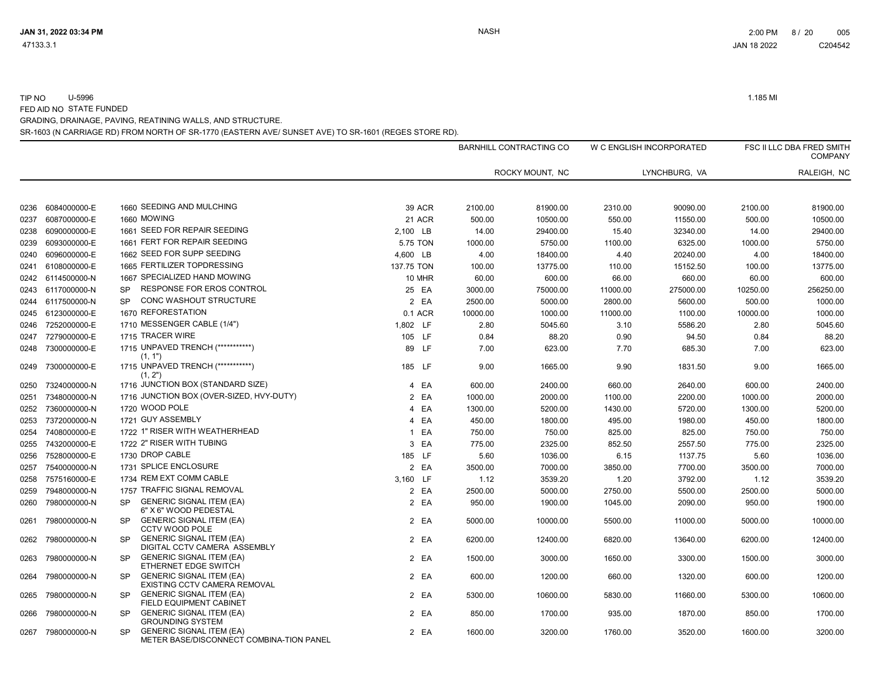TIP NO U-5996 1.185 MI

FED AID NO STATE FUNDED

GRADING, DRAINAGE, PAVING, REATINING WALLS, AND STRUCTURE.

SR-1603 (N CARRIAGE RD) FROM NORTH OF SR-1770 (EASTERN AVE/ SUNSET AVE) TO SR-1601 (REGES STORE RD).

| | | | | | | BARNHILL CONTRACTING CO | | W C ENGLISH INCORPORATED | | FSC II LLC DBA FRED SMITH COMPANY | |
|---|---|---|---|---|---|---|---|---|---|---|---|
| | | | | | | | ROCKY MOUNT, NC | | LYNCHBURG, VA | | RALEIGH, NC |
| 0236 | 6084000000-E | 1660 | SEEDING AND MULCHING | 39 | ACR | 2100.00 | 81900.00 | 2310.00 | 90090.00 | 2100.00 | 81900.00 |
| 0237 | 6087000000-E | 1660 | MOWING | 21 | ACR | 500.00 | 10500.00 | 550.00 | 11550.00 | 500.00 | 10500.00 |
| 0238 | 6090000000-E | 1661 | SEED FOR REPAIR SEEDING | 2,100 | LB | 14.00 | 29400.00 | 15.40 | 32340.00 | 14.00 | 29400.00 |
| 0239 | 6093000000-E | 1661 | FERT FOR REPAIR SEEDING | 5.75 | TON | 1000.00 | 5750.00 | 1100.00 | 6325.00 | 1000.00 | 5750.00 |
| 0240 | 6096000000-E | 1662 | SEED FOR SUPP SEEDING | 4,600 | LB | 4.00 | 18400.00 | 4.40 | 20240.00 | 4.00 | 18400.00 |
| 0241 | 6108000000-E | 1665 | FERTILIZER TOPDRESSING | 137.75 | TON | 100.00 | 13775.00 | 110.00 | 15152.50 | 100.00 | 13775.00 |
| 0242 | 6114500000-N | 1667 | SPECIALIZED HAND MOWING | 10 | MHR | 60.00 | 600.00 | 66.00 | 660.00 | 60.00 | 600.00 |
| 0243 | 6117000000-N | SP | RESPONSE FOR EROS CONTROL | 25 | EA | 3000.00 | 75000.00 | 11000.00 | 275000.00 | 10250.00 | 256250.00 |
| 0244 | 6117500000-N | SP | CONC WASHOUT STRUCTURE | 2 | EA | 2500.00 | 5000.00 | 2800.00 | 5600.00 | 500.00 | 1000.00 |
| 0245 | 6123000000-E | 1670 | REFORESTATION | 0.1 | ACR | 10000.00 | 1000.00 | 11000.00 | 1100.00 | 10000.00 | 1000.00 |
| 0246 | 7252000000-E | 1710 | MESSENGER CABLE (1/4") | 1,802 | LF | 2.80 | 5045.60 | 3.10 | 5586.20 | 2.80 | 5045.60 |
| 0247 | 7279000000-E | 1715 | TRACER WIRE | 105 | LF | 0.84 | 88.20 | 0.90 | 94.50 | 0.84 | 88.20 |
| 0248 | 7300000000-E | 1715 | UNPAVED TRENCH (***********) (1, 1") | 89 | LF | 7.00 | 623.00 | 7.70 | 685.30 | 7.00 | 623.00 |
| 0249 | 7300000000-E | 1715 | UNPAVED TRENCH (***********) (1, 2") | 185 | LF | 9.00 | 1665.00 | 9.90 | 1831.50 | 9.00 | 1665.00 |
| 0250 | 7324000000-N | 1716 | JUNCTION BOX (STANDARD SIZE) | 4 | EA | 600.00 | 2400.00 | 660.00 | 2640.00 | 600.00 | 2400.00 |
| 0251 | 7348000000-N | 1716 | JUNCTION BOX (OVER-SIZED, HVY-DUTY) | 2 | EA | 1000.00 | 2000.00 | 1100.00 | 2200.00 | 1000.00 | 2000.00 |
| 0252 | 7360000000-N | 1720 | WOOD POLE | 4 | EA | 1300.00 | 5200.00 | 1430.00 | 5720.00 | 1300.00 | 5200.00 |
| 0253 | 7372000000-N | 1721 | GUY ASSEMBLY | 4 | EA | 450.00 | 1800.00 | 495.00 | 1980.00 | 450.00 | 1800.00 |
| 0254 | 7408000000-E | 1722 | 1" RISER WITH WEATHERHEAD | 1 | EA | 750.00 | 750.00 | 825.00 | 825.00 | 750.00 | 750.00 |
| 0255 | 7432000000-E | 1722 | 2" RISER WITH TUBING | 3 | EA | 775.00 | 2325.00 | 852.50 | 2557.50 | 775.00 | 2325.00 |
| 0256 | 7528000000-E | 1730 | DROP CABLE | 185 | LF | 5.60 | 1036.00 | 6.15 | 1137.75 | 5.60 | 1036.00 |
| 0257 | 7540000000-N | 1731 | SPLICE ENCLOSURE | 2 | EA | 3500.00 | 7000.00 | 3850.00 | 7700.00 | 3500.00 | 7000.00 |
| 0258 | 7575160000-E | 1734 | REM EXT COMM CABLE | 3,160 | LF | 1.12 | 3539.20 | 1.20 | 3792.00 | 1.12 | 3539.20 |
| 0259 | 7948000000-N | 1757 | TRAFFIC SIGNAL REMOVAL | 2 | EA | 2500.00 | 5000.00 | 2750.00 | 5500.00 | 2500.00 | 5000.00 |
| 0260 | 7980000000-N | SP | GENERIC SIGNAL ITEM (EA) 6" X 6" WOOD PEDESTAL | 2 | EA | 950.00 | 1900.00 | 1045.00 | 2090.00 | 950.00 | 1900.00 |
| 0261 | 7980000000-N | SP | GENERIC SIGNAL ITEM (EA) CCTV WOOD POLE | 2 | EA | 5000.00 | 10000.00 | 5500.00 | 11000.00 | 5000.00 | 10000.00 |
| 0262 | 7980000000-N | SP | GENERIC SIGNAL ITEM (EA) DIGITAL CCTV CAMERA ASSEMBLY | 2 | EA | 6200.00 | 12400.00 | 6820.00 | 13640.00 | 6200.00 | 12400.00 |
| 0263 | 7980000000-N | SP | GENERIC SIGNAL ITEM (EA) ETHERNET EDGE SWITCH | 2 | EA | 1500.00 | 3000.00 | 1650.00 | 3300.00 | 1500.00 | 3000.00 |
| 0264 | 7980000000-N | SP | GENERIC SIGNAL ITEM (EA) EXISTING CCTV CAMERA REMOVAL | 2 | EA | 600.00 | 1200.00 | 660.00 | 1320.00 | 600.00 | 1200.00 |
| 0265 | 7980000000-N | SP | GENERIC SIGNAL ITEM (EA) FIELD EQUIPMENT CABINET | 2 | EA | 5300.00 | 10600.00 | 5830.00 | 11660.00 | 5300.00 | 10600.00 |
| 0266 | 7980000000-N | SP | GENERIC SIGNAL ITEM (EA) GROUNDING SYSTEM | 2 | EA | 850.00 | 1700.00 | 935.00 | 1870.00 | 850.00 | 1700.00 |
| 0267 | 7980000000-N | SP | GENERIC SIGNAL ITEM (EA) METER BASE/DISCONNECT COMBINA-TION PANEL | 2 | EA | 1600.00 | 3200.00 | 1760.00 | 3520.00 | 1600.00 | 3200.00 |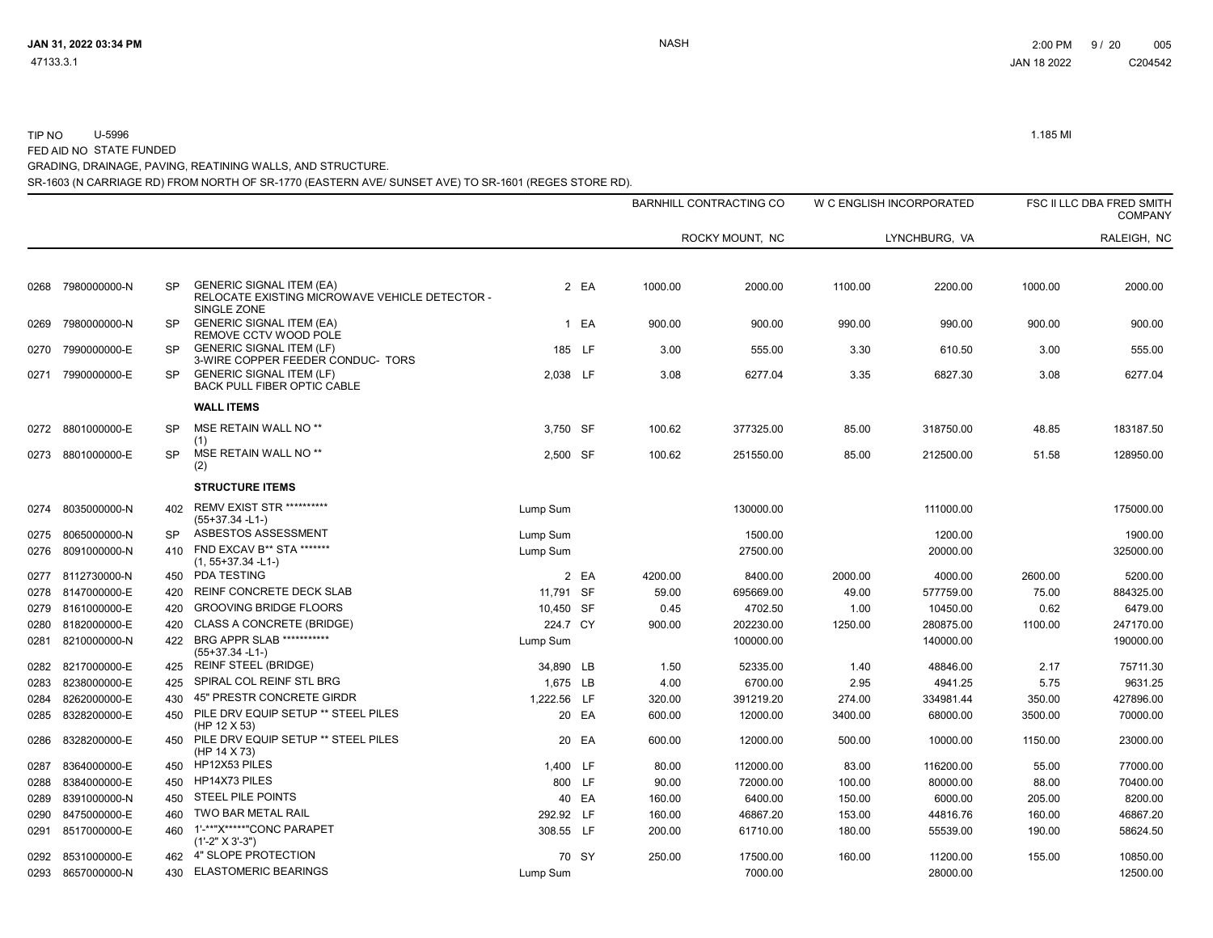TIP NO U-5996

FED AID NO STATE FUNDED

GRADING, DRAINAGE, PAVING, REATINING WALLS, AND STRUCTURE.

SR-1603 (N CARRIAGE RD) FROM NORTH OF SR-1770 (EASTERN AVE/ SUNSET AVE) TO SR-1601 (REGES STORE RD).

1.185 MI

| | | | | | | BARNHILL CONTRACTING CO | | W C ENGLISH INCORPORATED | | FSC II LLC DBA FRED SMITH COMPANY | |
|---|---|---|---|---|---|---|---|---|---|---|---|
| | | | | | | | ROCKY MOUNT, NC | | LYNCHBURG, VA | | RALEIGH, NC |
| 0268 | 7980000000-N | SP | GENERIC SIGNAL ITEM (EA) RELOCATE EXISTING MICROWAVE VEHICLE DETECTOR - SINGLE ZONE | 2 | EA | 1000.00 | 2000.00 | 1100.00 | 2200.00 | 1000.00 | 2000.00 |
| 0269 | 7980000000-N | SP | GENERIC SIGNAL ITEM (EA) REMOVE CCTV WOOD POLE | 1 | EA | 900.00 | 900.00 | 990.00 | 990.00 | 900.00 | 900.00 |
| 0270 | 7990000000-E | SP | GENERIC SIGNAL ITEM (LF) 3-WIRE COPPER FEEDER CONDUC- TORS | 185 | LF | 3.00 | 555.00 | 3.30 | 610.50 | 3.00 | 555.00 |
| 0271 | 7990000000-E | SP | GENERIC SIGNAL ITEM (LF) BACK PULL FIBER OPTIC CABLE | 2,038 | LF | 3.08 | 6277.04 | 3.35 | 6827.30 | 3.08 | 6277.04 |
| | | | **WALL ITEMS** | | | | | | | | |
| 0272 | 8801000000-E | SP | MSE RETAIN WALL NO ** (1) | 3,750 | SF | 100.62 | 377325.00 | 85.00 | 318750.00 | 48.85 | 183187.50 |
| 0273 | 8801000000-E | SP | MSE RETAIN WALL NO ** (2) | 2,500 | SF | 100.62 | 251550.00 | 85.00 | 212500.00 | 51.58 | 128950.00 |
| | | | **STRUCTURE ITEMS** | | | | | | | | |
| 0274 | 8035000000-N | 402 | REMV EXIST STR ********** (55+37.34 -L1-) | Lump Sum | | | 130000.00 | | 111000.00 | | 175000.00 |
| 0275 | 8065000000-N | SP | ASBESTOS ASSESSMENT | Lump Sum | | | 1500.00 | | 1200.00 | | 1900.00 |
| 0276 | 8091000000-N | 410 | FND EXCAV B** STA ******* (1, 55+37.34 -L1-) | Lump Sum | | | 27500.00 | | 20000.00 | | 325000.00 |
| 0277 | 8112730000-N | 450 | PDA TESTING | 2 | EA | 4200.00 | 8400.00 | 2000.00 | 4000.00 | 2600.00 | 5200.00 |
| 0278 | 8147000000-E | 420 | REINF CONCRETE DECK SLAB | 11,791 | SF | 59.00 | 695669.00 | 49.00 | 577759.00 | 75.00 | 884325.00 |
| 0279 | 8161000000-E | 420 | GROOVING BRIDGE FLOORS | 10,450 | SF | 0.45 | 4702.50 | 1.00 | 10450.00 | 0.62 | 6479.00 |
| 0280 | 8182000000-E | 420 | CLASS A CONCRETE (BRIDGE) | 224.7 | CY | 900.00 | 202230.00 | 1250.00 | 280875.00 | 1100.00 | 247170.00 |
| 0281 | 8210000000-N | 422 | BRG APPR SLAB *********** (55+37.34 -L1-) | Lump Sum | | | 100000.00 | | 140000.00 | | 190000.00 |
| 0282 | 8217000000-E | 425 | REINF STEEL (BRIDGE) | 34,890 | LB | 1.50 | 52335.00 | 1.40 | 48846.00 | 2.17 | 75711.30 |
| 0283 | 8238000000-E | 425 | SPIRAL COL REINF STL BRG | 1,675 | LB | 4.00 | 6700.00 | 2.95 | 4941.25 | 5.75 | 9631.25 |
| 0284 | 8262000000-E | 430 | 45" PRESTR CONCRETE GIRDR | 1,222.56 | LF | 320.00 | 391219.20 | 274.00 | 334981.44 | 350.00 | 427896.00 |
| 0285 | 8328200000-E | 450 | PILE DRV EQUIP SETUP ** STEEL PILES (HP 12 X 53) | 20 | EA | 600.00 | 12000.00 | 3400.00 | 68000.00 | 3500.00 | 70000.00 |
| 0286 | 8328200000-E | 450 | PILE DRV EQUIP SETUP ** STEEL PILES (HP 14 X 73) | 20 | EA | 600.00 | 12000.00 | 500.00 | 10000.00 | 1150.00 | 23000.00 |
| 0287 | 8364000000-E | 450 | HP12X53 PILES | 1,400 | LF | 80.00 | 112000.00 | 83.00 | 116200.00 | 55.00 | 77000.00 |
| 0288 | 8384000000-E | 450 | HP14X73 PILES | 800 | LF | 90.00 | 72000.00 | 100.00 | 80000.00 | 88.00 | 70400.00 |
| 0289 | 8391000000-N | 450 | STEEL PILE POINTS | 40 | EA | 160.00 | 6400.00 | 150.00 | 6000.00 | 205.00 | 8200.00 |
| 0290 | 8475000000-E | 460 | TWO BAR METAL RAIL | 292.92 | LF | 160.00 | 46867.20 | 153.00 | 44816.76 | 160.00 | 46867.20 |
| 0291 | 8517000000-E | 460 | 1'-**"X*****"CONC PARAPET (1'-2" X 3'-3") | 308.55 | LF | 200.00 | 61710.00 | 180.00 | 55539.00 | 190.00 | 58624.50 |
| 0292 | 8531000000-E | 462 | 4" SLOPE PROTECTION | 70 | SY | 250.00 | 17500.00 | 160.00 | 11200.00 | 155.00 | 10850.00 |
| 0293 | 8657000000-N | 430 | ELASTOMERIC BEARINGS | Lump Sum | | | 7000.00 | | 28000.00 | | 12500.00 |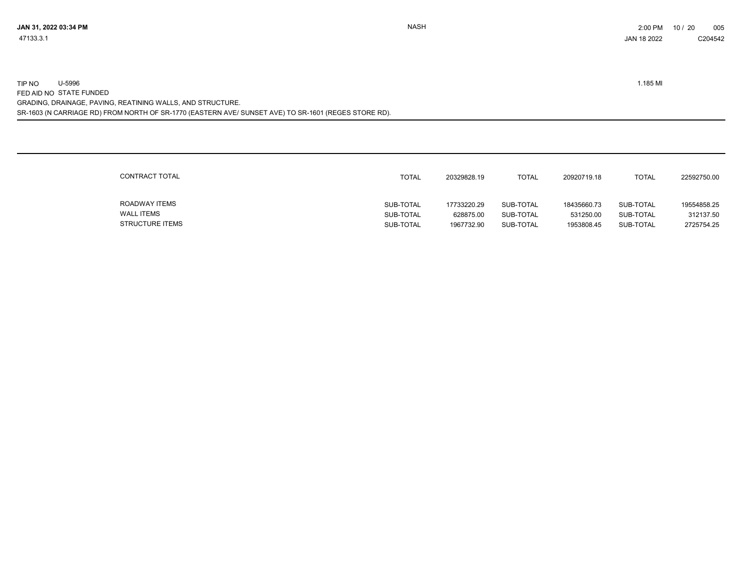TIP NO U-5996 1.185 MI

FED AID NO STATE FUNDED

GRADING, DRAINAGE, PAVING, REATINING WALLS, AND STRUCTURE.

SR-1603 (N CARRIAGE RD) FROM NORTH OF SR-1770 (EASTERN AVE/ SUNSET AVE) TO SR-1601 (REGES STORE RD).

---

| | | | | | | |
|---|---|---|---|---|---|---|
| CONTRACT TOTAL | TOTAL | 20329828.19 | TOTAL | 20920719.18 | TOTAL | 22592750.00 |
| ROADWAY ITEMS | SUB-TOTAL | 17733220.29 | SUB-TOTAL | 18435660.73 | SUB-TOTAL | 19554858.25 |
| WALL ITEMS | SUB-TOTAL | 628875.00 | SUB-TOTAL | 531250.00 | SUB-TOTAL | 312137.50 |
| STRUCTURE ITEMS | SUB-TOTAL | 1967732.90 | SUB-TOTAL | 1953808.45 | SUB-TOTAL | 2725754.25 |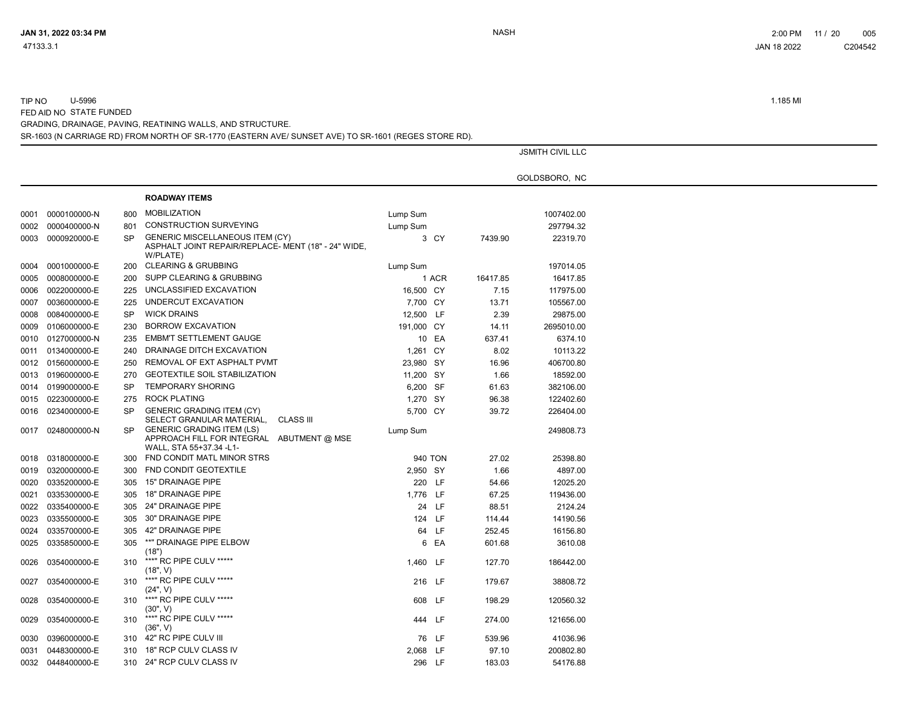TIP NO U-5996 1.185 MI

FED AID NO STATE FUNDED

GRADING, DRAINAGE, PAVING, REATINING WALLS, AND STRUCTURE.

SR-1603 (N CARRIAGE RD) FROM NORTH OF SR-1770 (EASTERN AVE/ SUNSET AVE) TO SR-1601 (REGES STORE RD).

JSMITH CIVIL LLC

GOLDSBORO, NC

**ROADWAY ITEMS**

| Line | Item | Sec | Description | Quantity | Unit | Unit Price | Amount |
|---|---|---|---|---|---|---|---|
| 0001 | 0000100000-N | 800 | MOBILIZATION | Lump Sum | | | 1007402.00 |
| 0002 | 0000400000-N | 801 | CONSTRUCTION SURVEYING | Lump Sum | | | 297794.32 |
| 0003 | 0000920000-E | SP | GENERIC MISCELLANEOUS ITEM (CY) ASPHALT JOINT REPAIR/REPLACE- MENT (18" - 24" WIDE, W/PLATE) | 3 | CY | 7439.90 | 22319.70 |
| 0004 | 0001000000-E | 200 | CLEARING & GRUBBING | Lump Sum | | | 197014.05 |
| 0005 | 0008000000-E | 200 | SUPP CLEARING & GRUBBING | 1 | ACR | 16417.85 | 16417.85 |
| 0006 | 0022000000-E | 225 | UNCLASSIFIED EXCAVATION | 16,500 | CY | 7.15 | 117975.00 |
| 0007 | 0036000000-E | 225 | UNDERCUT EXCAVATION | 7,700 | CY | 13.71 | 105567.00 |
| 0008 | 0084000000-E | SP | WICK DRAINS | 12,500 | LF | 2.39 | 29875.00 |
| 0009 | 0106000000-E | 230 | BORROW EXCAVATION | 191,000 | CY | 14.11 | 2695010.00 |
| 0010 | 0127000000-N | 235 | EMBM'T SETTLEMENT GAUGE | 10 | EA | 637.41 | 6374.10 |
| 0011 | 0134000000-E | 240 | DRAINAGE DITCH EXCAVATION | 1,261 | CY | 8.02 | 10113.22 |
| 0012 | 0156000000-E | 250 | REMOVAL OF EXT ASPHALT PVMT | 23,980 | SY | 16.96 | 406700.80 |
| 0013 | 0196000000-E | 270 | GEOTEXTILE SOIL STABILIZATION | 11,200 | SY | 1.66 | 18592.00 |
| 0014 | 0199000000-E | SP | TEMPORARY SHORING | 6,200 | SF | 61.63 | 382106.00 |
| 0015 | 0223000000-E | 275 | ROCK PLATING | 1,270 | SY | 96.38 | 122402.60 |
| 0016 | 0234000000-E | SP | GENERIC GRADING ITEM (CY) SELECT GRANULAR MATERIAL, CLASS III | 5,700 | CY | 39.72 | 226404.00 |
| 0017 | 0248000000-N | SP | GENERIC GRADING ITEM (LS) APPROACH FILL FOR INTEGRAL ABUTMENT @ MSE WALL, STA 55+37.34 -L1- | Lump Sum | | | 249808.73 |
| 0018 | 0318000000-E | 300 | FND CONDIT MATL MINOR STRS | 940 | TON | 27.02 | 25398.80 |
| 0019 | 0320000000-E | 300 | FND CONDIT GEOTEXTILE | 2,950 | SY | 1.66 | 4897.00 |
| 0020 | 0335200000-E | 305 | 15" DRAINAGE PIPE | 220 | LF | 54.66 | 12025.20 |
| 0021 | 0335300000-E | 305 | 18" DRAINAGE PIPE | 1,776 | LF | 67.25 | 119436.00 |
| 0022 | 0335400000-E | 305 | 24" DRAINAGE PIPE | 24 | LF | 88.51 | 2124.24 |
| 0023 | 0335500000-E | 305 | 30" DRAINAGE PIPE | 124 | LF | 114.44 | 14190.56 |
| 0024 | 0335700000-E | 305 | 42" DRAINAGE PIPE | 64 | LF | 252.45 | 16156.80 |
| 0025 | 0335850000-E | 305 | **" DRAINAGE PIPE ELBOW (18") | 6 | EA | 601.68 | 3610.08 |
| 0026 | 0354000000-E | 310 | ***" RC PIPE CULV ***** (18", V) | 1,460 | LF | 127.70 | 186442.00 |
| 0027 | 0354000000-E | 310 | ***" RC PIPE CULV ***** (24", V) | 216 | LF | 179.67 | 38808.72 |
| 0028 | 0354000000-E | 310 | ***" RC PIPE CULV ***** (30", V) | 608 | LF | 198.29 | 120560.32 |
| 0029 | 0354000000-E | 310 | ***" RC PIPE CULV ***** (36", V) | 444 | LF | 274.00 | 121656.00 |
| 0030 | 0396000000-E | 310 | 42" RC PIPE CULV III | 76 | LF | 539.96 | 41036.96 |
| 0031 | 0448300000-E | 310 | 18" RCP CULV CLASS IV | 2,068 | LF | 97.10 | 200802.80 |
| 0032 | 0448400000-E | 310 | 24" RCP CULV CLASS IV | 296 | LF | 183.03 | 54176.88 |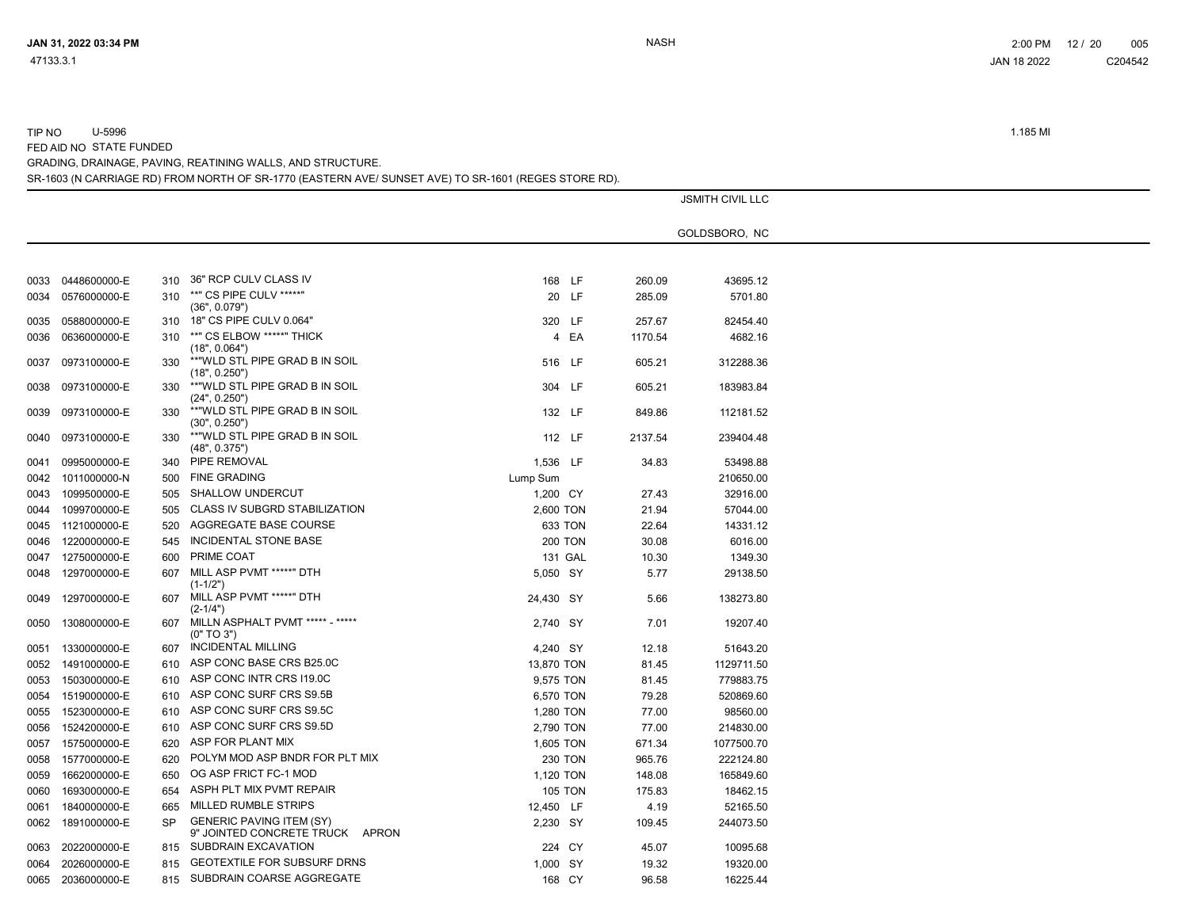TIP NO U-5996

FED AID NO STATE FUNDED

GRADING, DRAINAGE, PAVING, REATINING WALLS, AND STRUCTURE.

SR-1603 (N CARRIAGE RD) FROM NORTH OF SR-1770 (EASTERN AVE/ SUNSET AVE) TO SR-1601 (REGES STORE RD).

1.185 MI

JSMITH CIVIL LLC

GOLDSBORO, NC

| | | | | Quantity | Unit | Unit Price | Amount |
|---|---|---|---|---|---|---|---|
| 0033 | 0448600000-E | 310 | 36" RCP CULV CLASS IV | 168 | LF | 260.09 | 43695.12 |
| 0034 | 0576000000-E | 310 | \*\*" CS PIPE CULV \*\*\*\*\*" (36", 0.079") | 20 | LF | 285.09 | 5701.80 |
| 0035 | 0588000000-E | 310 | 18" CS PIPE CULV 0.064" | 320 | LF | 257.67 | 82454.40 |
| 0036 | 0636000000-E | 310 | \*\*" CS ELBOW \*\*\*\*\*" THICK (18", 0.064") | 4 | EA | 1170.54 | 4682.16 |
| 0037 | 0973100000-E | 330 | \*\*"WLD STL PIPE GRAD B IN SOIL (18", 0.250") | 516 | LF | 605.21 | 312288.36 |
| 0038 | 0973100000-E | 330 | \*\*"WLD STL PIPE GRAD B IN SOIL (24", 0.250") | 304 | LF | 605.21 | 183983.84 |
| 0039 | 0973100000-E | 330 | \*\*"WLD STL PIPE GRAD B IN SOIL (30", 0.250") | 132 | LF | 849.86 | 112181.52 |
| 0040 | 0973100000-E | 330 | \*\*"WLD STL PIPE GRAD B IN SOIL (48", 0.375") | 112 | LF | 2137.54 | 239404.48 |
| 0041 | 0995000000-E | 340 | PIPE REMOVAL | 1,536 | LF | 34.83 | 53498.88 |
| 0042 | 1011000000-N | 500 | FINE GRADING | Lump Sum | | | 210650.00 |
| 0043 | 1099500000-E | 505 | SHALLOW UNDERCUT | 1,200 | CY | 27.43 | 32916.00 |
| 0044 | 1099700000-E | 505 | CLASS IV SUBGRD STABILIZATION | 2,600 | TON | 21.94 | 57044.00 |
| 0045 | 1121000000-E | 520 | AGGREGATE BASE COURSE | 633 | TON | 22.64 | 14331.12 |
| 0046 | 1220000000-E | 545 | INCIDENTAL STONE BASE | 200 | TON | 30.08 | 6016.00 |
| 0047 | 1275000000-E | 600 | PRIME COAT | 131 | GAL | 10.30 | 1349.30 |
| 0048 | 1297000000-E | 607 | MILL ASP PVMT \*\*\*\*\*" DTH (1-1/2") | 5,050 | SY | 5.77 | 29138.50 |
| 0049 | 1297000000-E | 607 | MILL ASP PVMT \*\*\*\*\*" DTH (2-1/4") | 24,430 | SY | 5.66 | 138273.80 |
| 0050 | 1308000000-E | 607 | MILLN ASPHALT PVMT \*\*\*\*\* - \*\*\*\*\* (0" TO 3") | 2,740 | SY | 7.01 | 19207.40 |
| 0051 | 1330000000-E | 607 | INCIDENTAL MILLING | 4,240 | SY | 12.18 | 51643.20 |
| 0052 | 1491000000-E | 610 | ASP CONC BASE CRS B25.0C | 13,870 | TON | 81.45 | 1129711.50 |
| 0053 | 1503000000-E | 610 | ASP CONC INTR CRS I19.0C | 9,575 | TON | 81.45 | 779883.75 |
| 0054 | 1519000000-E | 610 | ASP CONC SURF CRS S9.5B | 6,570 | TON | 79.28 | 520869.60 |
| 0055 | 1523000000-E | 610 | ASP CONC SURF CRS S9.5C | 1,280 | TON | 77.00 | 98560.00 |
| 0056 | 1524200000-E | 610 | ASP CONC SURF CRS S9.5D | 2,790 | TON | 77.00 | 214830.00 |
| 0057 | 1575000000-E | 620 | ASP FOR PLANT MIX | 1,605 | TON | 671.34 | 1077500.70 |
| 0058 | 1577000000-E | 620 | POLYM MOD ASP BNDR FOR PLT MIX | 230 | TON | 965.76 | 222124.80 |
| 0059 | 1662000000-E | 650 | OG ASP FRICT FC-1 MOD | 1,120 | TON | 148.08 | 165849.60 |
| 0060 | 1693000000-E | 654 | ASPH PLT MIX PVMT REPAIR | 105 | TON | 175.83 | 18462.15 |
| 0061 | 1840000000-E | 665 | MILLED RUMBLE STRIPS | 12,450 | LF | 4.19 | 52165.50 |
| 0062 | 1891000000-E | SP | GENERIC PAVING ITEM (SY) 9" JOINTED CONCRETE TRUCK APRON | 2,230 | SY | 109.45 | 244073.50 |
| 0063 | 2022000000-E | 815 | SUBDRAIN EXCAVATION | 224 | CY | 45.07 | 10095.68 |
| 0064 | 2026000000-E | 815 | GEOTEXTILE FOR SUBSURF DRNS | 1,000 | SY | 19.32 | 19320.00 |
| 0065 | 2036000000-E | 815 | SUBDRAIN COARSE AGGREGATE | 168 | CY | 96.58 | 16225.44 |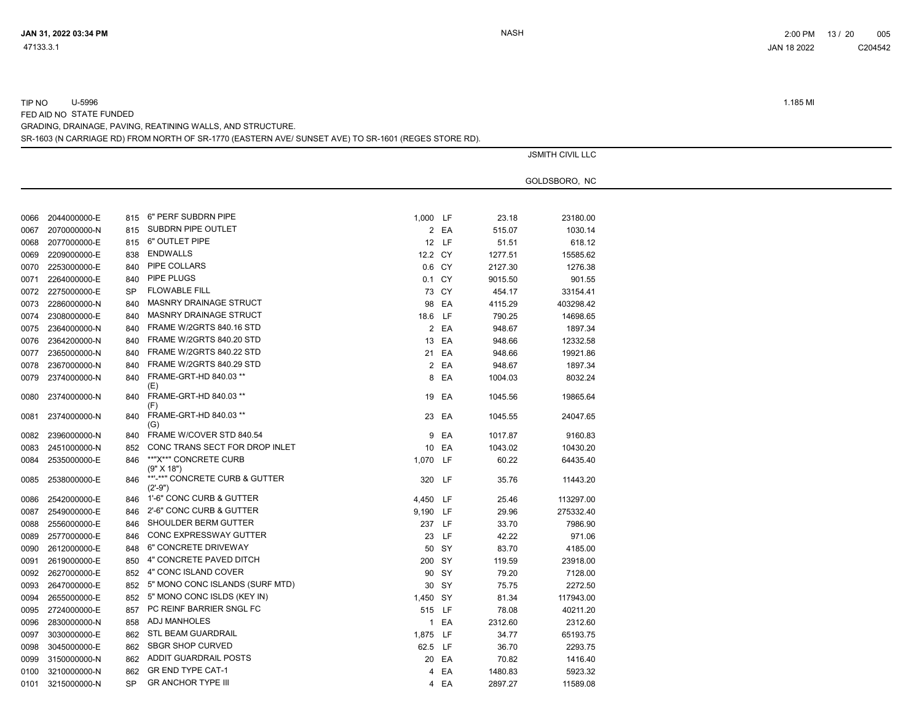TIP NO U-5996 1.185 MI

FED AID NO STATE FUNDED

GRADING, DRAINAGE, PAVING, REATINING WALLS, AND STRUCTURE.

SR-1603 (N CARRIAGE RD) FROM NORTH OF SR-1770 (EASTERN AVE/ SUNSET AVE) TO SR-1601 (REGES STORE RD).

JSMITH CIVIL LLC

GOLDSBORO, NC

| Line | Item No. | Sec | Description | Quantity | Unit | Unit Price | Amount |
|---|---|---|---|---|---|---|---|
| 0066 | 2044000000-E | 815 | 6" PERF SUBDRN PIPE | 1,000 | LF | 23.18 | 23180.00 |
| 0067 | 2070000000-N | 815 | SUBDRN PIPE OUTLET | 2 | EA | 515.07 | 1030.14 |
| 0068 | 2077000000-E | 815 | 6" OUTLET PIPE | 12 | LF | 51.51 | 618.12 |
| 0069 | 2209000000-E | 838 | ENDWALLS | 12.2 | CY | 1277.51 | 15585.62 |
| 0070 | 2253000000-E | 840 | PIPE COLLARS | 0.6 | CY | 2127.30 | 1276.38 |
| 0071 | 2264000000-E | 840 | PIPE PLUGS | 0.1 | CY | 9015.50 | 901.55 |
| 0072 | 2275000000-E | SP | FLOWABLE FILL | 73 | CY | 454.17 | 33154.41 |
| 0073 | 2286000000-N | 840 | MASNRY DRAINAGE STRUCT | 98 | EA | 4115.29 | 403298.42 |
| 0074 | 2308000000-E | 840 | MASNRY DRAINAGE STRUCT | 18.6 | LF | 790.25 | 14698.65 |
| 0075 | 2364000000-N | 840 | FRAME W/2GRTS 840.16 STD | 2 | EA | 948.67 | 1897.34 |
| 0076 | 2364200000-N | 840 | FRAME W/2GRTS 840.20 STD | 13 | EA | 948.66 | 12332.58 |
| 0077 | 2365000000-N | 840 | FRAME W/2GRTS 840.22 STD | 21 | EA | 948.66 | 19921.86 |
| 0078 | 2367000000-N | 840 | FRAME W/2GRTS 840.29 STD | 2 | EA | 948.67 | 1897.34 |
| 0079 | 2374000000-N | 840 | FRAME-GRT-HD 840.03 ** (E) | 8 | EA | 1004.03 | 8032.24 |
| 0080 | 2374000000-N | 840 | FRAME-GRT-HD 840.03 ** (F) | 19 | EA | 1045.56 | 19865.64 |
| 0081 | 2374000000-N | 840 | FRAME-GRT-HD 840.03 ** (G) | 23 | EA | 1045.55 | 24047.65 |
| 0082 | 2396000000-N | 840 | FRAME W/COVER STD 840.54 | 9 | EA | 1017.87 | 9160.83 |
| 0083 | 2451000000-N | 852 | CONC TRANS SECT FOR DROP INLET | 10 | EA | 1043.02 | 10430.20 |
| 0084 | 2535000000-E | 846 | **"X**" CONCRETE CURB (9" X 18") | 1,070 | LF | 60.22 | 64435.40 |
| 0085 | 2538000000-E | 846 | **'-**" CONCRETE CURB & GUTTER (2'-9") | 320 | LF | 35.76 | 11443.20 |
| 0086 | 2542000000-E | 846 | 1'-6" CONC CURB & GUTTER | 4,450 | LF | 25.46 | 113297.00 |
| 0087 | 2549000000-E | 846 | 2'-6" CONC CURB & GUTTER | 9,190 | LF | 29.96 | 275332.40 |
| 0088 | 2556000000-E | 846 | SHOULDER BERM GUTTER | 237 | LF | 33.70 | 7986.90 |
| 0089 | 2577000000-E | 846 | CONC EXPRESSWAY GUTTER | 23 | LF | 42.22 | 971.06 |
| 0090 | 2612000000-E | 848 | 6" CONCRETE DRIVEWAY | 50 | SY | 83.70 | 4185.00 |
| 0091 | 2619000000-E | 850 | 4" CONCRETE PAVED DITCH | 200 | SY | 119.59 | 23918.00 |
| 0092 | 2627000000-E | 852 | 4" CONC ISLAND COVER | 90 | SY | 79.20 | 7128.00 |
| 0093 | 2647000000-E | 852 | 5" MONO CONC ISLANDS (SURF MTD) | 30 | SY | 75.75 | 2272.50 |
| 0094 | 2655000000-E | 852 | 5" MONO CONC ISLDS (KEY IN) | 1,450 | SY | 81.34 | 117943.00 |
| 0095 | 2724000000-E | 857 | PC REINF BARRIER SNGL FC | 515 | LF | 78.08 | 40211.20 |
| 0096 | 2830000000-N | 858 | ADJ MANHOLES | 1 | EA | 2312.60 | 2312.60 |
| 0097 | 3030000000-E | 862 | STL BEAM GUARDRAIL | 1,875 | LF | 34.77 | 65193.75 |
| 0098 | 3045000000-E | 862 | SBGR SHOP CURVED | 62.5 | LF | 36.70 | 2293.75 |
| 0099 | 3150000000-N | 862 | ADDIT GUARDRAIL POSTS | 20 | EA | 70.82 | 1416.40 |
| 0100 | 3210000000-N | 862 | GR END TYPE CAT-1 | 4 | EA | 1480.83 | 5923.32 |
| 0101 | 3215000000-N | SP | GR ANCHOR TYPE III | 4 | EA | 2897.27 | 11589.08 |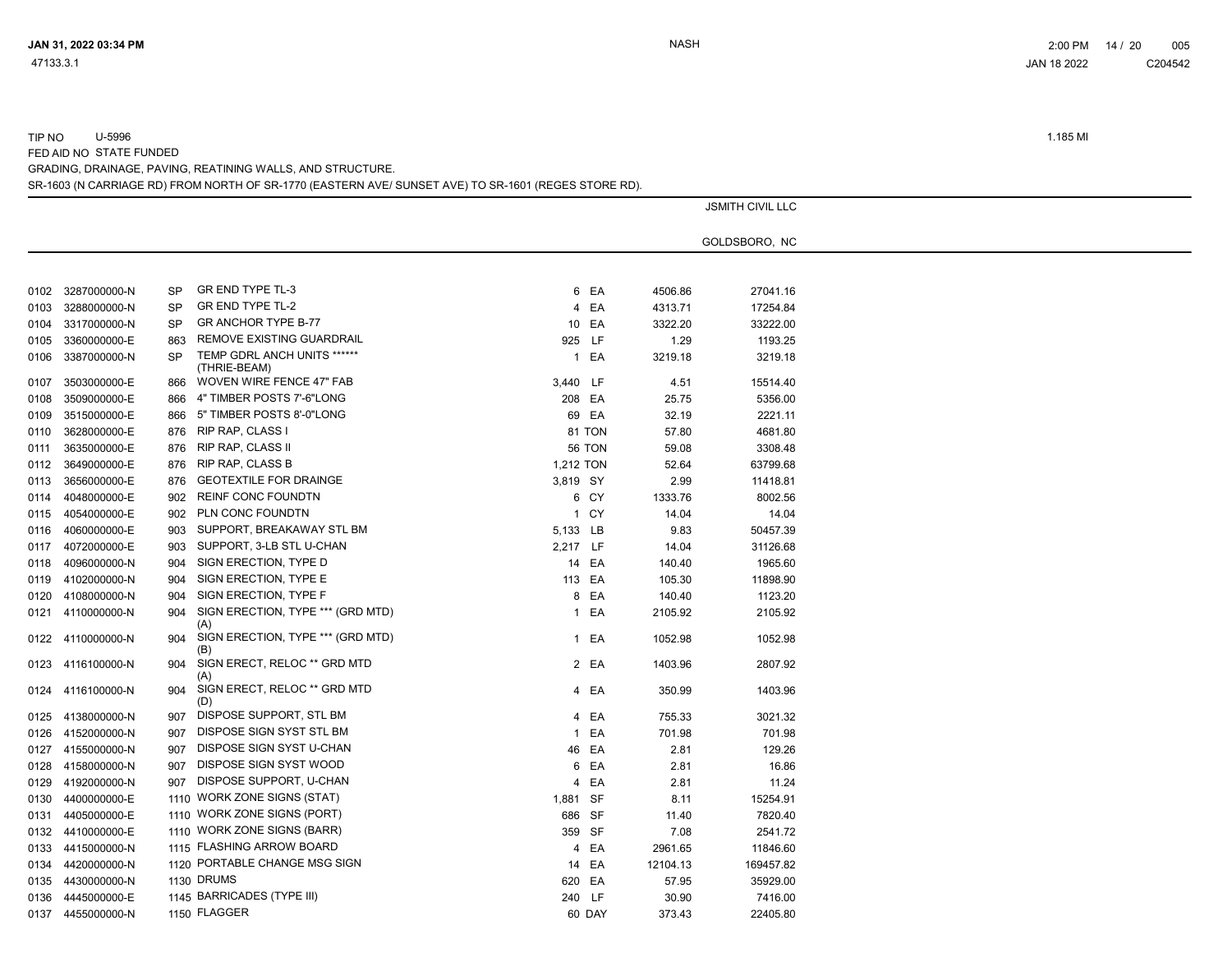TIP NO U-5996

1.185 MI

FED AID NO STATE FUNDED

GRADING, DRAINAGE, PAVING, REATINING WALLS, AND STRUCTURE.

SR-1603 (N CARRIAGE RD) FROM NORTH OF SR-1770 (EASTERN AVE/ SUNSET AVE) TO SR-1601 (REGES STORE RD).

JSMITH CIVIL LLC

GOLDSBORO, NC

| Line | Item No. | Sec | Description | Quantity | Unit | Unit Price | Amount |
|---|---|---|---|---|---|---|---|
| 0102 | 3287000000-N | SP | GR END TYPE TL-3 | 6 | EA | 4506.86 | 27041.16 |
| 0103 | 3288000000-N | SP | GR END TYPE TL-2 | 4 | EA | 4313.71 | 17254.84 |
| 0104 | 3317000000-N | SP | GR ANCHOR TYPE B-77 | 10 | EA | 3322.20 | 33222.00 |
| 0105 | 3360000000-E | 863 | REMOVE EXISTING GUARDRAIL | 925 | LF | 1.29 | 1193.25 |
| 0106 | 3387000000-N | SP | TEMP GDRL ANCH UNITS ****** (THRIE-BEAM) | 1 | EA | 3219.18 | 3219.18 |
| 0107 | 3503000000-E | 866 | WOVEN WIRE FENCE 47" FAB | 3,440 | LF | 4.51 | 15514.40 |
| 0108 | 3509000000-E | 866 | 4" TIMBER POSTS 7'-6"LONG | 208 | EA | 25.75 | 5356.00 |
| 0109 | 3515000000-E | 866 | 5" TIMBER POSTS 8'-0"LONG | 69 | EA | 32.19 | 2221.11 |
| 0110 | 3628000000-E | 876 | RIP RAP, CLASS I | 81 | TON | 57.80 | 4681.80 |
| 0111 | 3635000000-E | 876 | RIP RAP, CLASS II | 56 | TON | 59.08 | 3308.48 |
| 0112 | 3649000000-E | 876 | RIP RAP, CLASS B | 1,212 | TON | 52.64 | 63799.68 |
| 0113 | 3656000000-E | 876 | GEOTEXTILE FOR DRAINGE | 3,819 | SY | 2.99 | 11418.81 |
| 0114 | 4048000000-E | 902 | REINF CONC FOUNDTN | 6 | CY | 1333.76 | 8002.56 |
| 0115 | 4054000000-E | 902 | PLN CONC FOUNDTN | 1 | CY | 14.04 | 14.04 |
| 0116 | 4060000000-E | 903 | SUPPORT, BREAKAWAY STL BM | 5,133 | LB | 9.83 | 50457.39 |
| 0117 | 4072000000-E | 903 | SUPPORT, 3-LB STL U-CHAN | 2,217 | LF | 14.04 | 31126.68 |
| 0118 | 4096000000-N | 904 | SIGN ERECTION, TYPE D | 14 | EA | 140.40 | 1965.60 |
| 0119 | 4102000000-N | 904 | SIGN ERECTION, TYPE E | 113 | EA | 105.30 | 11898.90 |
| 0120 | 4108000000-N | 904 | SIGN ERECTION, TYPE F | 8 | EA | 140.40 | 1123.20 |
| 0121 | 4110000000-N | 904 | SIGN ERECTION, TYPE *** (GRD MTD) (A) | 1 | EA | 2105.92 | 2105.92 |
| 0122 | 4110000000-N | 904 | SIGN ERECTION, TYPE *** (GRD MTD) (B) | 1 | EA | 1052.98 | 1052.98 |
| 0123 | 4116100000-N | 904 | SIGN ERECT, RELOC ** GRD MTD (A) | 2 | EA | 1403.96 | 2807.92 |
| 0124 | 4116100000-N | 904 | SIGN ERECT, RELOC ** GRD MTD (D) | 4 | EA | 350.99 | 1403.96 |
| 0125 | 4138000000-N | 907 | DISPOSE SUPPORT, STL BM | 4 | EA | 755.33 | 3021.32 |
| 0126 | 4152000000-N | 907 | DISPOSE SIGN SYST STL BM | 1 | EA | 701.98 | 701.98 |
| 0127 | 4155000000-N | 907 | DISPOSE SIGN SYST U-CHAN | 46 | EA | 2.81 | 129.26 |
| 0128 | 4158000000-N | 907 | DISPOSE SIGN SYST WOOD | 6 | EA | 2.81 | 16.86 |
| 0129 | 4192000000-N | 907 | DISPOSE SUPPORT, U-CHAN | 4 | EA | 2.81 | 11.24 |
| 0130 | 4400000000-E | 1110 | WORK ZONE SIGNS (STAT) | 1,881 | SF | 8.11 | 15254.91 |
| 0131 | 4405000000-E | 1110 | WORK ZONE SIGNS (PORT) | 686 | SF | 11.40 | 7820.40 |
| 0132 | 4410000000-E | 1110 | WORK ZONE SIGNS (BARR) | 359 | SF | 7.08 | 2541.72 |
| 0133 | 4415000000-N | 1115 | FLASHING ARROW BOARD | 4 | EA | 2961.65 | 11846.60 |
| 0134 | 4420000000-N | 1120 | PORTABLE CHANGE MSG SIGN | 14 | EA | 12104.13 | 169457.82 |
| 0135 | 4430000000-N | 1130 | DRUMS | 620 | EA | 57.95 | 35929.00 |
| 0136 | 4445000000-E | 1145 | BARRICADES (TYPE III) | 240 | LF | 30.90 | 7416.00 |
| 0137 | 4455000000-N | 1150 | FLAGGER | 60 | DAY | 373.43 | 22405.80 |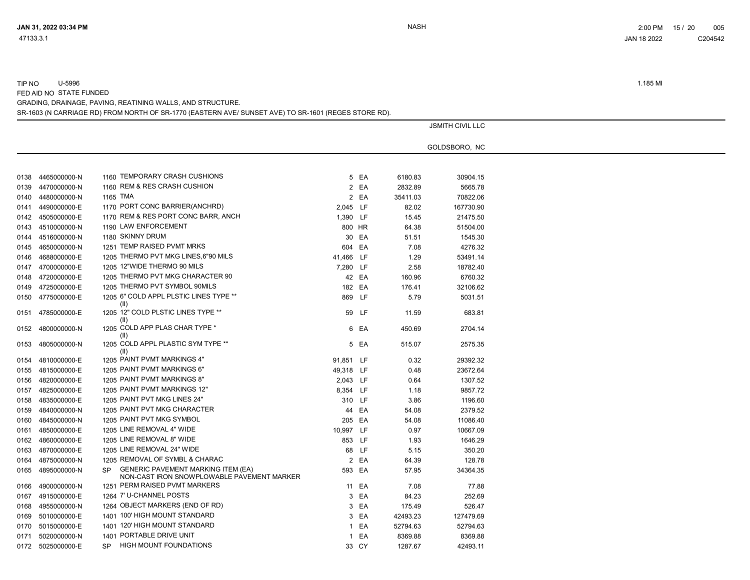TIP NO U-5996 1.185 MI

FED AID NO STATE FUNDED

GRADING, DRAINAGE, PAVING, REATINING WALLS, AND STRUCTURE.

SR-1603 (N CARRIAGE RD) FROM NORTH OF SR-1770 (EASTERN AVE/ SUNSET AVE) TO SR-1601 (REGES STORE RD).

JSMITH CIVIL LLC

GOLDSBORO, NC

| Line | Item No. | Sec | Description | Quantity | Unit | Unit Price | Amount |
|---|---|---|---|---|---|---|---|
| 0138 | 4465000000-N | 1160 | TEMPORARY CRASH CUSHIONS | 5 | EA | 6180.83 | 30904.15 |
| 0139 | 4470000000-N | 1160 | REM & RES CRASH CUSHION | 2 | EA | 2832.89 | 5665.78 |
| 0140 | 4480000000-N | 1165 | TMA | 2 | EA | 35411.03 | 70822.06 |
| 0141 | 4490000000-E | 1170 | PORT CONC BARRIER(ANCHRD) | 2,045 | LF | 82.02 | 167730.90 |
| 0142 | 4505000000-E | 1170 | REM & RES PORT CONC BARR, ANCH | 1,390 | LF | 15.45 | 21475.50 |
| 0143 | 4510000000-N | 1190 | LAW ENFORCEMENT | 800 | HR | 64.38 | 51504.00 |
| 0144 | 4516000000-N | 1180 | SKINNY DRUM | 30 | EA | 51.51 | 1545.30 |
| 0145 | 4650000000-N | 1251 | TEMP RAISED PVMT MRKS | 604 | EA | 7.08 | 4276.32 |
| 0146 | 4688000000-E | 1205 | THERMO PVT MKG LINES,6"90 MILS | 41,466 | LF | 1.29 | 53491.14 |
| 0147 | 4700000000-E | 1205 | 12"WIDE THERMO 90 MILS | 7,280 | LF | 2.58 | 18782.40 |
| 0148 | 4720000000-E | 1205 | THERMO PVT MKG CHARACTER 90 | 42 | EA | 160.96 | 6760.32 |
| 0149 | 4725000000-E | 1205 | THERMO PVT SYMBOL 90MILS | 182 | EA | 176.41 | 32106.62 |
| 0150 | 4775000000-E | 1205 | 6" COLD APPL PLSTIC LINES TYPE ** (II) | 869 | LF | 5.79 | 5031.51 |
| 0151 | 4785000000-E | 1205 | 12" COLD PLSTIC LINES TYPE ** (II) | 59 | LF | 11.59 | 683.81 |
| 0152 | 4800000000-N | 1205 | COLD APP PLAS CHAR TYPE * (II) | 6 | EA | 450.69 | 2704.14 |
| 0153 | 4805000000-N | 1205 | COLD APPL PLASTIC SYM TYPE ** (II) | 5 | EA | 515.07 | 2575.35 |
| 0154 | 4810000000-E | 1205 | PAINT PVMT MARKINGS 4" | 91,851 | LF | 0.32 | 29392.32 |
| 0155 | 4815000000-E | 1205 | PAINT PVMT MARKINGS 6" | 49,318 | LF | 0.48 | 23672.64 |
| 0156 | 4820000000-E | 1205 | PAINT PVMT MARKINGS 8" | 2,043 | LF | 0.64 | 1307.52 |
| 0157 | 4825000000-E | 1205 | PAINT PVMT MARKINGS 12" | 8,354 | LF | 1.18 | 9857.72 |
| 0158 | 4835000000-E | 1205 | PAINT PVT MKG LINES 24" | 310 | LF | 3.86 | 1196.60 |
| 0159 | 4840000000-N | 1205 | PAINT PVT MKG CHARACTER | 44 | EA | 54.08 | 2379.52 |
| 0160 | 4845000000-N | 1205 | PAINT PVT MKG SYMBOL | 205 | EA | 54.08 | 11086.40 |
| 0161 | 4850000000-E | 1205 | LINE REMOVAL 4" WIDE | 10,997 | LF | 0.97 | 10667.09 |
| 0162 | 4860000000-E | 1205 | LINE REMOVAL 8" WIDE | 853 | LF | 1.93 | 1646.29 |
| 0163 | 4870000000-E | 1205 | LINE REMOVAL 24" WIDE | 68 | LF | 5.15 | 350.20 |
| 0164 | 4875000000-N | 1205 | REMOVAL OF SYMBL & CHARAC | 2 | EA | 64.39 | 128.78 |
| 0165 | 4895000000-N | SP | GENERIC PAVEMENT MARKING ITEM (EA) NON-CAST IRON SNOWPLOWABLE PAVEMENT MARKER | 593 | EA | 57.95 | 34364.35 |
| 0166 | 4900000000-N | 1251 | PERM RAISED PVMT MARKERS | 11 | EA | 7.08 | 77.88 |
| 0167 | 4915000000-E | 1264 | 7' U-CHANNEL POSTS | 3 | EA | 84.23 | 252.69 |
| 0168 | 4955000000-N | 1264 | OBJECT MARKERS (END OF RD) | 3 | EA | 175.49 | 526.47 |
| 0169 | 5010000000-E | 1401 | 100' HIGH MOUNT STANDARD | 3 | EA | 42493.23 | 127479.69 |
| 0170 | 5015000000-E | 1401 | 120' HIGH MOUNT STANDARD | 1 | EA | 52794.63 | 52794.63 |
| 0171 | 5020000000-N | 1401 | PORTABLE DRIVE UNIT | 1 | EA | 8369.88 | 8369.88 |
| 0172 | 5025000000-E | SP | HIGH MOUNT FOUNDATIONS | 33 | CY | 1287.67 | 42493.11 |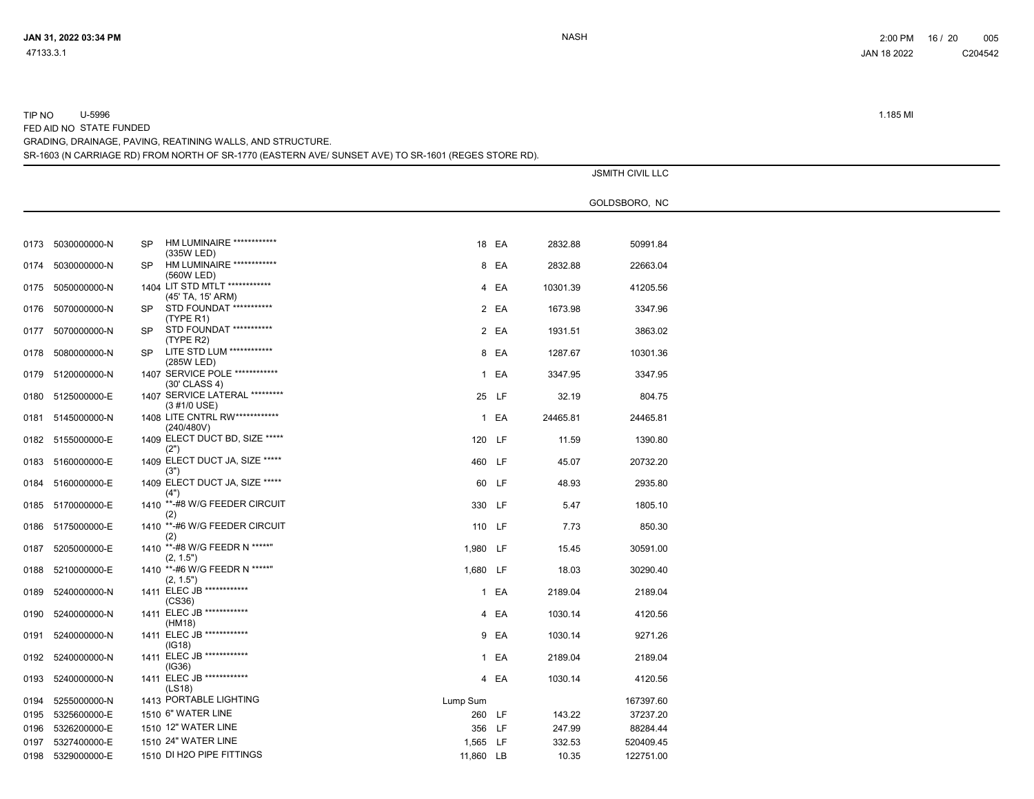TIP NO U-5996

FED AID NO STATE FUNDED

GRADING, DRAINAGE, PAVING, REATINING WALLS, AND STRUCTURE.

SR-1603 (N CARRIAGE RD) FROM NORTH OF SR-1770 (EASTERN AVE/ SUNSET AVE) TO SR-1601 (REGES STORE RD).

1.185 MI

JSMITH CIVIL LLC

GOLDSBORO, NC

| Line | Item No | Sec | Description | Quantity | Unit | Unit Price | Amount |
|---|---|---|---|---|---|---|---|
| 0173 | 5030000000-N | SP | HM LUMINAIRE ************ (335W LED) | 18 | EA | 2832.88 | 50991.84 |
| 0174 | 5030000000-N | SP | HM LUMINAIRE ************ (560W LED) | 8 | EA | 2832.88 | 22663.04 |
| 0175 | 5050000000-N | 1404 | LIT STD MTLT ************ (45' TA, 15' ARM) | 4 | EA | 10301.39 | 41205.56 |
| 0176 | 5070000000-N | SP | STD FOUNDAT *********** (TYPE R1) | 2 | EA | 1673.98 | 3347.96 |
| 0177 | 5070000000-N | SP | STD FOUNDAT *********** (TYPE R2) | 2 | EA | 1931.51 | 3863.02 |
| 0178 | 5080000000-N | SP | LITE STD LUM ************ (285W LED) | 8 | EA | 1287.67 | 10301.36 |
| 0179 | 5120000000-N | 1407 | SERVICE POLE ************ (30' CLASS 4) | 1 | EA | 3347.95 | 3347.95 |
| 0180 | 5125000000-E | 1407 | SERVICE LATERAL ********* (3 #1/0 USE) | 25 | LF | 32.19 | 804.75 |
| 0181 | 5145000000-N | 1408 | LITE CNTRL RW************ (240/480V) | 1 | EA | 24465.81 | 24465.81 |
| 0182 | 5155000000-E | 1409 | ELECT DUCT BD, SIZE ***** (2") | 120 | LF | 11.59 | 1390.80 |
| 0183 | 5160000000-E | 1409 | ELECT DUCT JA, SIZE ***** (3") | 460 | LF | 45.07 | 20732.20 |
| 0184 | 5160000000-E | 1409 | ELECT DUCT JA, SIZE ***** (4") | 60 | LF | 48.93 | 2935.80 |
| 0185 | 5170000000-E | 1410 | **-#8 W/G FEEDER CIRCUIT (2) | 330 | LF | 5.47 | 1805.10 |
| 0186 | 5175000000-E | 1410 | **-#6 W/G FEEDER CIRCUIT (2) | 110 | LF | 7.73 | 850.30 |
| 0187 | 5205000000-E | 1410 | **-#8 W/G FEEDR N ******" (2, 1.5") | 1,980 | LF | 15.45 | 30591.00 |
| 0188 | 5210000000-E | 1410 | **-#6 W/G FEEDR N ******" (2, 1.5") | 1,680 | LF | 18.03 | 30290.40 |
| 0189 | 5240000000-N | 1411 | ELEC JB ************ (CS36) | 1 | EA | 2189.04 | 2189.04 |
| 0190 | 5240000000-N | 1411 | ELEC JB ************ (HM18) | 4 | EA | 1030.14 | 4120.56 |
| 0191 | 5240000000-N | 1411 | ELEC JB ************ (IG18) | 9 | EA | 1030.14 | 9271.26 |
| 0192 | 5240000000-N | 1411 | ELEC JB ************ (IG36) | 1 | EA | 2189.04 | 2189.04 |
| 0193 | 5240000000-N | 1411 | ELEC JB ************ (LS18) | 4 | EA | 1030.14 | 4120.56 |
| 0194 | 5255000000-N | 1413 | PORTABLE LIGHTING | Lump Sum | | | 167397.60 |
| 0195 | 5325600000-E | 1510 | 6" WATER LINE | 260 | LF | 143.22 | 37237.20 |
| 0196 | 5326200000-E | 1510 | 12" WATER LINE | 356 | LF | 247.99 | 88284.44 |
| 0197 | 5327400000-E | 1510 | 24" WATER LINE | 1,565 | LF | 332.53 | 520409.45 |
| 0198 | 5329000000-E | 1510 | DI H2O PIPE FITTINGS | 11,860 | LB | 10.35 | 122751.00 |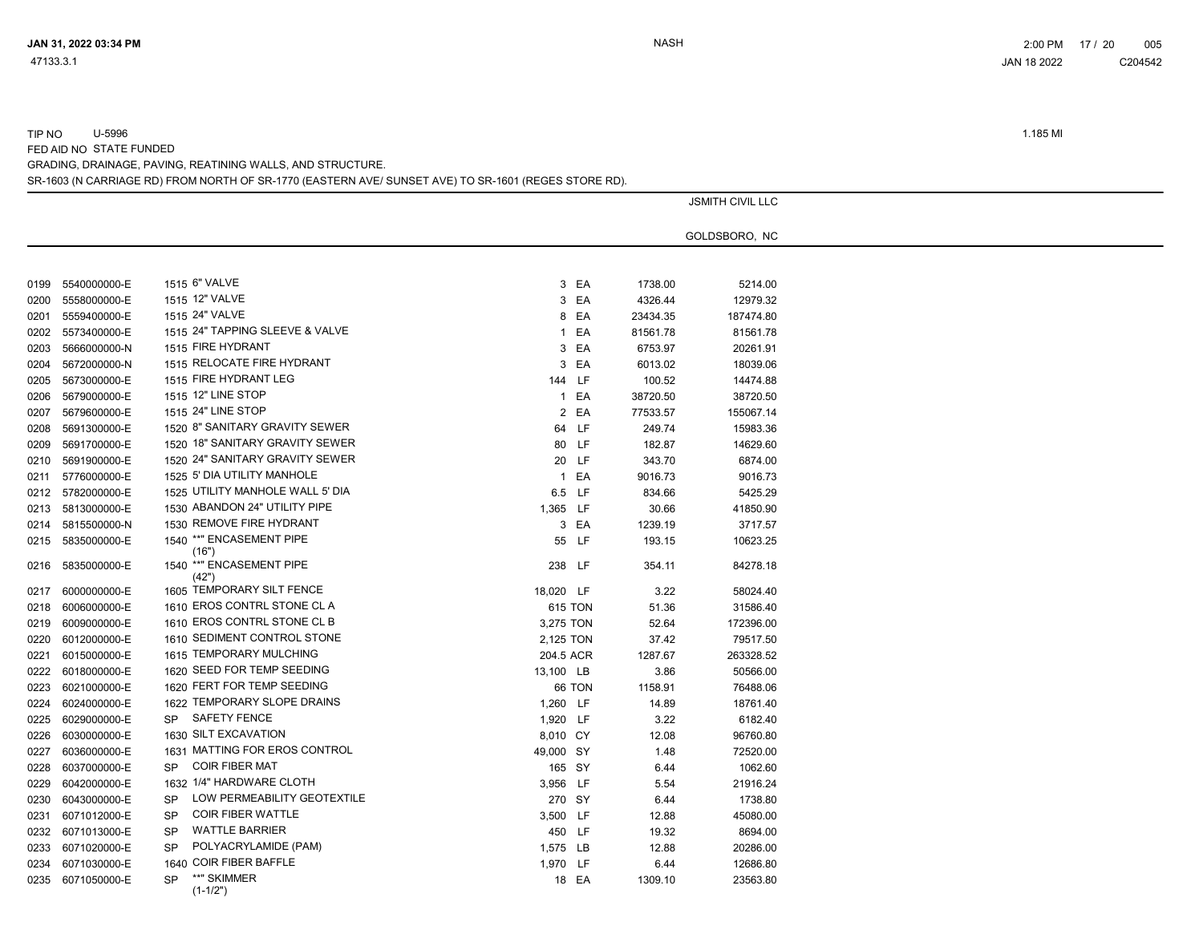TIP NO U-5996 1.185 MI
FED AID NO STATE FUNDED
GRADING, DRAINAGE, PAVING, REATINING WALLS, AND STRUCTURE.
SR-1603 (N CARRIAGE RD) FROM NORTH OF SR-1770 (EASTERN AVE/ SUNSET AVE) TO SR-1601 (REGES STORE RD).

JSMITH CIVIL LLC

GOLDSBORO, NC

| | | | | | | | |
|---|---|---|---|---|---|---|---|
| 0199 | 5540000000-E | 1515 | 6" VALVE | 3 | EA | 1738.00 | 5214.00 |
| 0200 | 5558000000-E | 1515 | 12" VALVE | 3 | EA | 4326.44 | 12979.32 |
| 0201 | 5559400000-E | 1515 | 24" VALVE | 8 | EA | 23434.35 | 187474.80 |
| 0202 | 5573400000-E | 1515 | 24" TAPPING SLEEVE & VALVE | 1 | EA | 81561.78 | 81561.78 |
| 0203 | 5666000000-N | 1515 | FIRE HYDRANT | 3 | EA | 6753.97 | 20261.91 |
| 0204 | 5672000000-N | 1515 | RELOCATE FIRE HYDRANT | 3 | EA | 6013.02 | 18039.06 |
| 0205 | 5673000000-E | 1515 | FIRE HYDRANT LEG | 144 | LF | 100.52 | 14474.88 |
| 0206 | 5679000000-E | 1515 | 12" LINE STOP | 1 | EA | 38720.50 | 38720.50 |
| 0207 | 5679600000-E | 1515 | 24" LINE STOP | 2 | EA | 77533.57 | 155067.14 |
| 0208 | 5691300000-E | 1520 | 8" SANITARY GRAVITY SEWER | 64 | LF | 249.74 | 15983.36 |
| 0209 | 5691700000-E | 1520 | 18" SANITARY GRAVITY SEWER | 80 | LF | 182.87 | 14629.60 |
| 0210 | 5691900000-E | 1520 | 24" SANITARY GRAVITY SEWER | 20 | LF | 343.70 | 6874.00 |
| 0211 | 5776000000-E | 1525 | 5' DIA UTILITY MANHOLE | 1 | EA | 9016.73 | 9016.73 |
| 0212 | 5782000000-E | 1525 | UTILITY MANHOLE WALL 5' DIA | 6.5 | LF | 834.66 | 5425.29 |
| 0213 | 5813000000-E | 1530 | ABANDON 24" UTILITY PIPE | 1,365 | LF | 30.66 | 41850.90 |
| 0214 | 5815500000-N | 1530 | REMOVE FIRE HYDRANT | 3 | EA | 1239.19 | 3717.57 |
| 0215 | 5835000000-E | 1540 | **" ENCASEMENT PIPE (16") | 55 | LF | 193.15 | 10623.25 |
| 0216 | 5835000000-E | 1540 | **" ENCASEMENT PIPE (42") | 238 | LF | 354.11 | 84278.18 |
| 0217 | 6000000000-E | 1605 | TEMPORARY SILT FENCE | 18,020 | LF | 3.22 | 58024.40 |
| 0218 | 6006000000-E | 1610 | EROS CONTRL STONE CL A | 615 | TON | 51.36 | 31586.40 |
| 0219 | 6009000000-E | 1610 | EROS CONTRL STONE CL B | 3,275 | TON | 52.64 | 172396.00 |
| 0220 | 6012000000-E | 1610 | SEDIMENT CONTROL STONE | 2,125 | TON | 37.42 | 79517.50 |
| 0221 | 6015000000-E | 1615 | TEMPORARY MULCHING | 204.5 | ACR | 1287.67 | 263328.52 |
| 0222 | 6018000000-E | 1620 | SEED FOR TEMP SEEDING | 13,100 | LB | 3.86 | 50566.00 |
| 0223 | 6021000000-E | 1620 | FERT FOR TEMP SEEDING | 66 | TON | 1158.91 | 76488.06 |
| 0224 | 6024000000-E | 1622 | TEMPORARY SLOPE DRAINS | 1,260 | LF | 14.89 | 18761.40 |
| 0225 | 6029000000-E | SP | SAFETY FENCE | 1,920 | LF | 3.22 | 6182.40 |
| 0226 | 6030000000-E | 1630 | SILT EXCAVATION | 8,010 | CY | 12.08 | 96760.80 |
| 0227 | 6036000000-E | 1631 | MATTING FOR EROS CONTROL | 49,000 | SY | 1.48 | 72520.00 |
| 0228 | 6037000000-E | SP | COIR FIBER MAT | 165 | SY | 6.44 | 1062.60 |
| 0229 | 6042000000-E | 1632 | 1/4" HARDWARE CLOTH | 3,956 | LF | 5.54 | 21916.24 |
| 0230 | 6043000000-E | SP | LOW PERMEABILITY GEOTEXTILE | 270 | SY | 6.44 | 1738.80 |
| 0231 | 6071012000-E | SP | COIR FIBER WATTLE | 3,500 | LF | 12.88 | 45080.00 |
| 0232 | 6071013000-E | SP | WATTLE BARRIER | 450 | LF | 19.32 | 8694.00 |
| 0233 | 6071020000-E | SP | POLYACRYLAMIDE (PAM) | 1,575 | LB | 12.88 | 20286.00 |
| 0234 | 6071030000-E | 1640 | COIR FIBER BAFFLE | 1,970 | LF | 6.44 | 12686.80 |
| 0235 | 6071050000-E | SP | **" SKIMMER (1-1/2") | 18 | EA | 1309.10 | 23563.80 |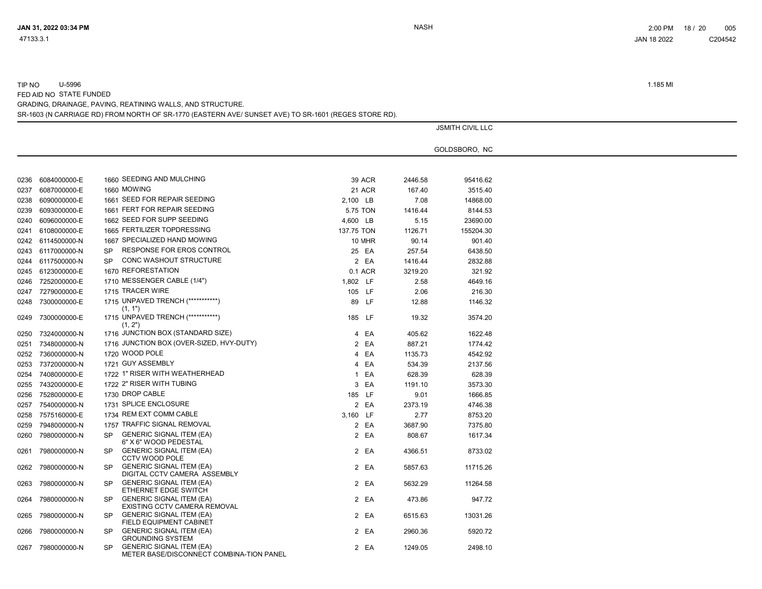TIP NO U-5996 — 1.185 MI

FED AID NO STATE FUNDED

GRADING, DRAINAGE, PAVING, REATINING WALLS, AND STRUCTURE.

SR-1603 (N CARRIAGE RD) FROM NORTH OF SR-1770 (EASTERN AVE/ SUNSET AVE) TO SR-1601 (REGES STORE RD).

JSMITH CIVIL LLC

GOLDSBORO, NC

| Line | Item No. | Sec | Description | Quantity | Unit | Unit Price | Amount |
|---|---|---|---|---|---|---|---|
| 0236 | 6084000000-E | 1660 | SEEDING AND MULCHING | 39 | ACR | 2446.58 | 95416.62 |
| 0237 | 6087000000-E | 1660 | MOWING | 21 | ACR | 167.40 | 3515.40 |
| 0238 | 6090000000-E | 1661 | SEED FOR REPAIR SEEDING | 2,100 | LB | 7.08 | 14868.00 |
| 0239 | 6093000000-E | 1661 | FERT FOR REPAIR SEEDING | 5.75 | TON | 1416.44 | 8144.53 |
| 0240 | 6096000000-E | 1662 | SEED FOR SUPP SEEDING | 4,600 | LB | 5.15 | 23690.00 |
| 0241 | 6108000000-E | 1665 | FERTILIZER TOPDRESSING | 137.75 | TON | 1126.71 | 155204.30 |
| 0242 | 6114500000-N | 1667 | SPECIALIZED HAND MOWING | 10 | MHR | 90.14 | 901.40 |
| 0243 | 6117000000-N | SP | RESPONSE FOR EROS CONTROL | 25 | EA | 257.54 | 6438.50 |
| 0244 | 6117500000-N | SP | CONC WASHOUT STRUCTURE | 2 | EA | 1416.44 | 2832.88 |
| 0245 | 6123000000-E | 1670 | REFORESTATION | 0.1 | ACR | 3219.20 | 321.92 |
| 0246 | 7252000000-E | 1710 | MESSENGER CABLE (1/4") | 1,802 | LF | 2.58 | 4649.16 |
| 0247 | 7279000000-E | 1715 | TRACER WIRE | 105 | LF | 2.06 | 216.30 |
| 0248 | 7300000000-E | 1715 | UNPAVED TRENCH (***********) (1, 1") | 89 | LF | 12.88 | 1146.32 |
| 0249 | 7300000000-E | 1715 | UNPAVED TRENCH (***********) (1, 2") | 185 | LF | 19.32 | 3574.20 |
| 0250 | 7324000000-N | 1716 | JUNCTION BOX (STANDARD SIZE) | 4 | EA | 405.62 | 1622.48 |
| 0251 | 7348000000-N | 1716 | JUNCTION BOX (OVER-SIZED, HVY-DUTY) | 2 | EA | 887.21 | 1774.42 |
| 0252 | 7360000000-N | 1720 | WOOD POLE | 4 | EA | 1135.73 | 4542.92 |
| 0253 | 7372000000-N | 1721 | GUY ASSEMBLY | 4 | EA | 534.39 | 2137.56 |
| 0254 | 7408000000-E | 1722 | 1" RISER WITH WEATHERHEAD | 1 | EA | 628.39 | 628.39 |
| 0255 | 7432000000-E | 1722 | 2" RISER WITH TUBING | 3 | EA | 1191.10 | 3573.30 |
| 0256 | 7528000000-E | 1730 | DROP CABLE | 185 | LF | 9.01 | 1666.85 |
| 0257 | 7540000000-N | 1731 | SPLICE ENCLOSURE | 2 | EA | 2373.19 | 4746.38 |
| 0258 | 7575160000-E | 1734 | REM EXT COMM CABLE | 3,160 | LF | 2.77 | 8753.20 |
| 0259 | 7948000000-N | 1757 | TRAFFIC SIGNAL REMOVAL | 2 | EA | 3687.90 | 7375.80 |
| 0260 | 7980000000-N | SP | GENERIC SIGNAL ITEM (EA) 6" X 6" WOOD PEDESTAL | 2 | EA | 808.67 | 1617.34 |
| 0261 | 7980000000-N | SP | GENERIC SIGNAL ITEM (EA) CCTV WOOD POLE | 2 | EA | 4366.51 | 8733.02 |
| 0262 | 7980000000-N | SP | GENERIC SIGNAL ITEM (EA) DIGITAL CCTV CAMERA ASSEMBLY | 2 | EA | 5857.63 | 11715.26 |
| 0263 | 7980000000-N | SP | GENERIC SIGNAL ITEM (EA) ETHERNET EDGE SWITCH | 2 | EA | 5632.29 | 11264.58 |
| 0264 | 7980000000-N | SP | GENERIC SIGNAL ITEM (EA) EXISTING CCTV CAMERA REMOVAL | 2 | EA | 473.86 | 947.72 |
| 0265 | 7980000000-N | SP | GENERIC SIGNAL ITEM (EA) FIELD EQUIPMENT CABINET | 2 | EA | 6515.63 | 13031.26 |
| 0266 | 7980000000-N | SP | GENERIC SIGNAL ITEM (EA) GROUNDING SYSTEM | 2 | EA | 2960.36 | 5920.72 |
| 0267 | 7980000000-N | SP | GENERIC SIGNAL ITEM (EA) METER BASE/DISCONNECT COMBINA-TION PANEL | 2 | EA | 1249.05 | 2498.10 |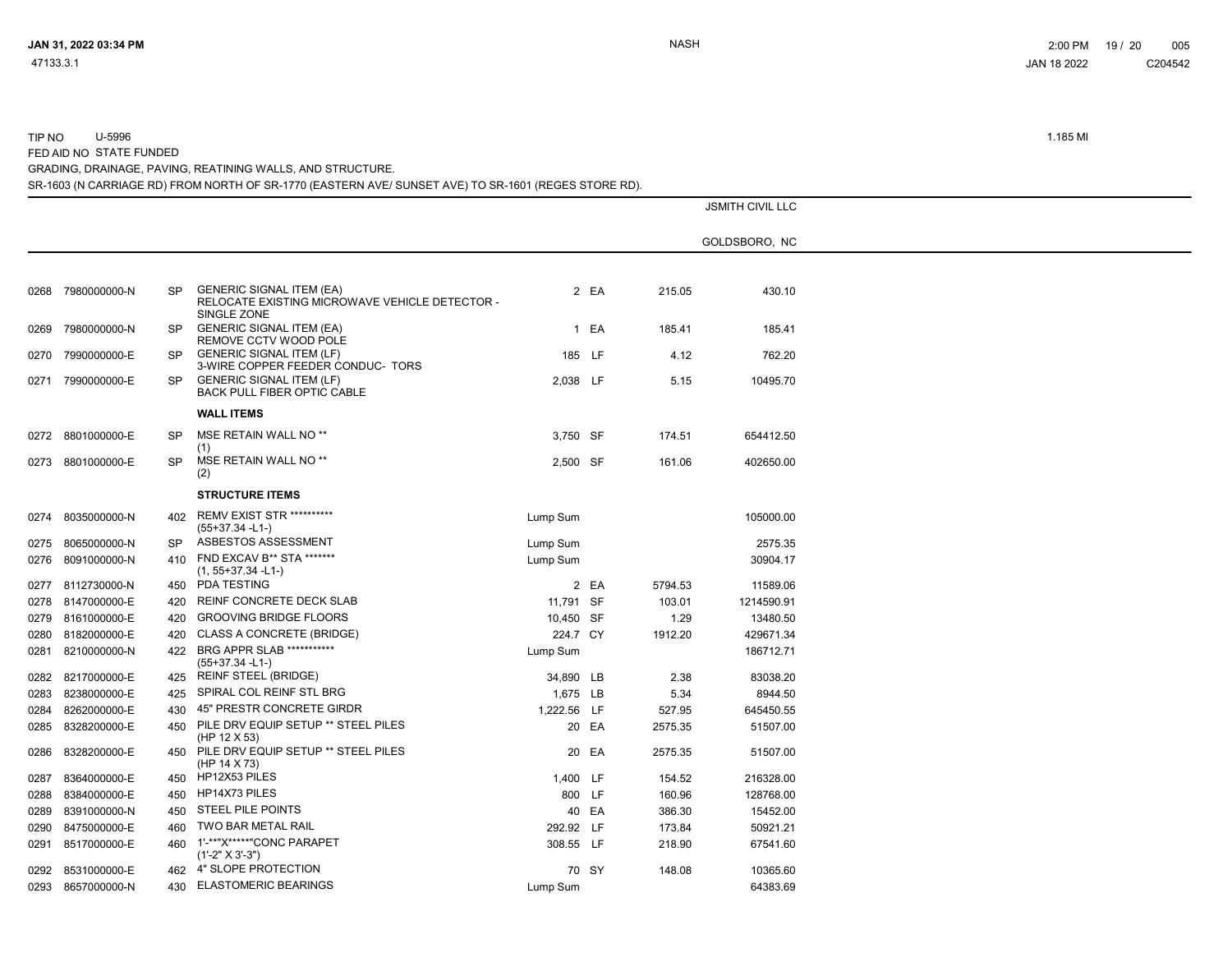TIP NO U-5996 1.185 MI

FED AID NO STATE FUNDED

GRADING, DRAINAGE, PAVING, REATINING WALLS, AND STRUCTURE.

SR-1603 (N CARRIAGE RD) FROM NORTH OF SR-1770 (EASTERN AVE/ SUNSET AVE) TO SR-1601 (REGES STORE RD).

JSMITH CIVIL LLC

GOLDSBORO, NC

| Line | Item No. | Sec | Description | Quantity | Unit | Unit Price | Amount |
|---|---|---|---|---|---|---|---|
| 0268 | 7980000000-N | SP | GENERIC SIGNAL ITEM (EA) RELOCATE EXISTING MICROWAVE VEHICLE DETECTOR - SINGLE ZONE | 2 | EA | 215.05 | 430.10 |
| 0269 | 7980000000-N | SP | GENERIC SIGNAL ITEM (EA) REMOVE CCTV WOOD POLE | 1 | EA | 185.41 | 185.41 |
| 0270 | 7990000000-E | SP | GENERIC SIGNAL ITEM (LF) 3-WIRE COPPER FEEDER CONDUC- TORS | 185 | LF | 4.12 | 762.20 |
| 0271 | 7990000000-E | SP | GENERIC SIGNAL ITEM (LF) BACK PULL FIBER OPTIC CABLE | 2,038 | LF | 5.15 | 10495.70 |
| | | | **WALL ITEMS** | | | | |
| 0272 | 8801000000-E | SP | MSE RETAIN WALL NO ** (1) | 3,750 | SF | 174.51 | 654412.50 |
| 0273 | 8801000000-E | SP | MSE RETAIN WALL NO ** (2) | 2,500 | SF | 161.06 | 402650.00 |
| | | | **STRUCTURE ITEMS** | | | | |
| 0274 | 8035000000-N | 402 | REMV EXIST STR ********** (55+37.34 -L1-) | Lump Sum | | | 105000.00 |
| 0275 | 8065000000-N | SP | ASBESTOS ASSESSMENT | Lump Sum | | | 2575.35 |
| 0276 | 8091000000-N | 410 | FND EXCAV B** STA ******* (1, 55+37.34 -L1-) | Lump Sum | | | 30904.17 |
| 0277 | 8112730000-N | 450 | PDA TESTING | 2 | EA | 5794.53 | 11589.06 |
| 0278 | 8147000000-E | 420 | REINF CONCRETE DECK SLAB | 11,791 | SF | 103.01 | 1214590.91 |
| 0279 | 8161000000-E | 420 | GROOVING BRIDGE FLOORS | 10,450 | SF | 1.29 | 13480.50 |
| 0280 | 8182000000-E | 420 | CLASS A CONCRETE (BRIDGE) | 224.7 | CY | 1912.20 | 429671.34 |
| 0281 | 8210000000-N | 422 | BRG APPR SLAB *********** (55+37.34 -L1-) | Lump Sum | | | 186712.71 |
| 0282 | 8217000000-E | 425 | REINF STEEL (BRIDGE) | 34,890 | LB | 2.38 | 83038.20 |
| 0283 | 8238000000-E | 425 | SPIRAL COL REINF STL BRG | 1,675 | LB | 5.34 | 8944.50 |
| 0284 | 8262000000-E | 430 | 45" PRESTR CONCRETE GIRDR | 1,222.56 | LF | 527.95 | 645450.55 |
| 0285 | 8328200000-E | 450 | PILE DRV EQUIP SETUP ** STEEL PILES (HP 12 X 53) | 20 | EA | 2575.35 | 51507.00 |
| 0286 | 8328200000-E | 450 | PILE DRV EQUIP SETUP ** STEEL PILES (HP 14 X 73) | 20 | EA | 2575.35 | 51507.00 |
| 0287 | 8364000000-E | 450 | HP12X53 PILES | 1,400 | LF | 154.52 | 216328.00 |
| 0288 | 8384000000-E | 450 | HP14X73 PILES | 800 | LF | 160.96 | 128768.00 |
| 0289 | 8391000000-N | 450 | STEEL PILE POINTS | 40 | EA | 386.30 | 15452.00 |
| 0290 | 8475000000-E | 460 | TWO BAR METAL RAIL | 292.92 | LF | 173.84 | 50921.21 |
| 0291 | 8517000000-E | 460 | 1'-**"X*****"CONC PARAPET (1'-2" X 3'-3") | 308.55 | LF | 218.90 | 67541.60 |
| 0292 | 8531000000-E | 462 | 4" SLOPE PROTECTION | 70 | SY | 148.08 | 10365.60 |
| 0293 | 8657000000-N | 430 | ELASTOMERIC BEARINGS | Lump Sum | | | 64383.69 |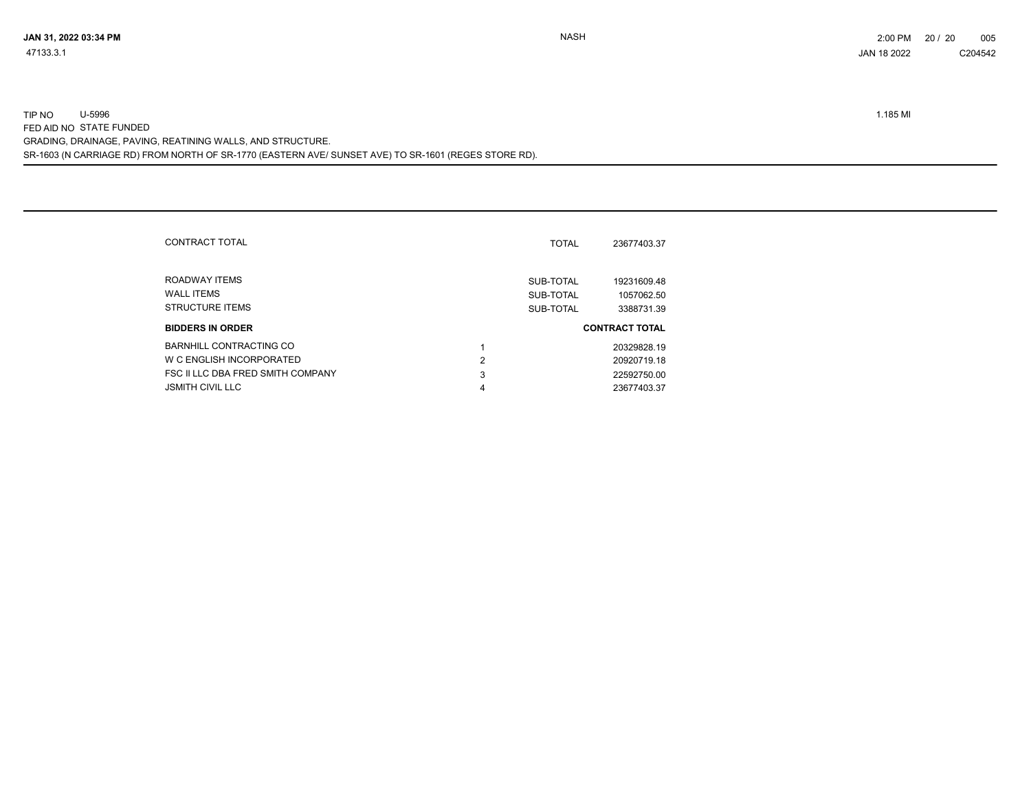TIP NO U-5996 1.185 MI

FED AID NO STATE FUNDED

GRADING, DRAINAGE, PAVING, REATINING WALLS, AND STRUCTURE.

SR-1603 (N CARRIAGE RD) FROM NORTH OF SR-1770 (EASTERN AVE/ SUNSET AVE) TO SR-1601 (REGES STORE RD).

---

| | | | |
|---|---|---|---|
| CONTRACT TOTAL | | TOTAL | 23677403.37 |
| ROADWAY ITEMS | | SUB-TOTAL | 19231609.48 |
| WALL ITEMS | | SUB-TOTAL | 1057062.50 |
| STRUCTURE ITEMS | | SUB-TOTAL | 3388731.39 |

| **BIDDERS IN ORDER** | | **CONTRACT TOTAL** |
|---|---|---|
| BARNHILL CONTRACTING CO | 1 | 20329828.19 |
| W C ENGLISH INCORPORATED | 2 | 20920719.18 |
| FSC II LLC DBA FRED SMITH COMPANY | 3 | 22592750.00 |
| JSMITH CIVIL LLC | 4 | 23677403.37 |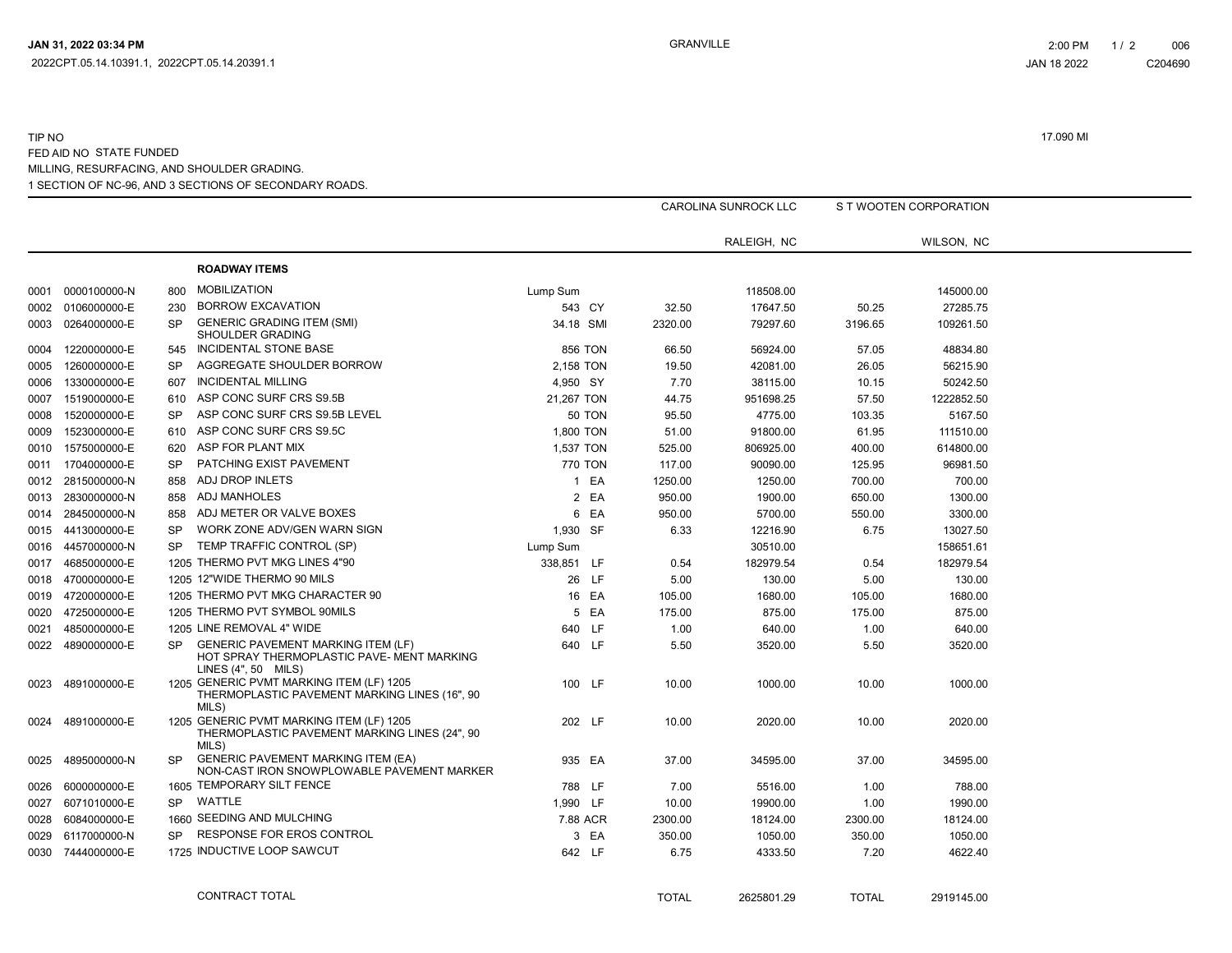JAN 31, 2022 03:34 PM
2022CPT.05.14.10391.1, 2022CPT.05.14.20391.1

GRANVILLE

2:00 PM 1 / 2 006
JAN 18 2022 C204690

TIP NO
FED AID NO STATE FUNDED
MILLING, RESURFACING, AND SHOULDER GRADING.
1 SECTION OF NC-96, AND 3 SECTIONS OF SECONDARY ROADS.

17.090 MI

| | | | | | | CAROLINA SUNROCK LLC | | S T WOOTEN CORPORATION | |
|---|---|---|---|---|---|---|---|---|---|
| | | | | | | RALEIGH, NC | | WILSON, NC | |
| | | | **ROADWAY ITEMS** | | | | | | |
| 0001 | 0000100000-N | 800 | MOBILIZATION | Lump Sum | | | 118508.00 | | 145000.00 |
| 0002 | 0106000000-E | 230 | BORROW EXCAVATION | 543 | CY | 32.50 | 17647.50 | 50.25 | 27285.75 |
| 0003 | 0264000000-E | SP | GENERIC GRADING ITEM (SMI) SHOULDER GRADING | 34.18 | SMI | 2320.00 | 79297.60 | 3196.65 | 109261.50 |
| 0004 | 1220000000-E | 545 | INCIDENTAL STONE BASE | 856 | TON | 66.50 | 56924.00 | 57.05 | 48834.80 |
| 0005 | 1260000000-E | SP | AGGREGATE SHOULDER BORROW | 2,158 | TON | 19.50 | 42081.00 | 26.05 | 56215.90 |
| 0006 | 1330000000-E | 607 | INCIDENTAL MILLING | 4,950 | SY | 7.70 | 38115.00 | 10.15 | 50242.50 |
| 0007 | 1519000000-E | 610 | ASP CONC SURF CRS S9.5B | 21,267 | TON | 44.75 | 951698.25 | 57.50 | 1222852.50 |
| 0008 | 1520000000-E | SP | ASP CONC SURF CRS S9.5B LEVEL | 50 | TON | 95.50 | 4775.00 | 103.35 | 5167.50 |
| 0009 | 1523000000-E | 610 | ASP CONC SURF CRS S9.5C | 1,800 | TON | 51.00 | 91800.00 | 61.95 | 111510.00 |
| 0010 | 1575000000-E | 620 | ASP FOR PLANT MIX | 1,537 | TON | 525.00 | 806925.00 | 400.00 | 614800.00 |
| 0011 | 1704000000-E | SP | PATCHING EXIST PAVEMENT | 770 | TON | 117.00 | 90090.00 | 125.95 | 96981.50 |
| 0012 | 2815000000-N | 858 | ADJ DROP INLETS | 1 | EA | 1250.00 | 1250.00 | 700.00 | 700.00 |
| 0013 | 2830000000-N | 858 | ADJ MANHOLES | 2 | EA | 950.00 | 1900.00 | 650.00 | 1300.00 |
| 0014 | 2845000000-N | 858 | ADJ METER OR VALVE BOXES | 6 | EA | 950.00 | 5700.00 | 550.00 | 3300.00 |
| 0015 | 4413000000-E | SP | WORK ZONE ADV/GEN WARN SIGN | 1,930 | SF | 6.33 | 12216.90 | 6.75 | 13027.50 |
| 0016 | 4457000000-N | SP | TEMP TRAFFIC CONTROL (SP) | Lump Sum | | | 30510.00 | | 158651.61 |
| 0017 | 4685000000-E | 1205 | THERMO PVT MKG LINES 4"90 | 338,851 | LF | 0.54 | 182979.54 | 0.54 | 182979.54 |
| 0018 | 4700000000-E | 1205 | 12"WIDE THERMO 90 MILS | 26 | LF | 5.00 | 130.00 | 5.00 | 130.00 |
| 0019 | 4720000000-E | 1205 | THERMO PVT MKG CHARACTER 90 | 16 | EA | 105.00 | 1680.00 | 105.00 | 1680.00 |
| 0020 | 4725000000-E | 1205 | THERMO PVT SYMBOL 90MILS | 5 | EA | 175.00 | 875.00 | 175.00 | 875.00 |
| 0021 | 4850000000-E | 1205 | LINE REMOVAL 4" WIDE | 640 | LF | 1.00 | 640.00 | 1.00 | 640.00 |
| 0022 | 4890000000-E | SP | GENERIC PAVEMENT MARKING ITEM (LF) HOT SPRAY THERMOPLASTIC PAVE- MENT MARKING LINES (4", 50 MILS) | 640 | LF | 5.50 | 3520.00 | 5.50 | 3520.00 |
| 0023 | 4891000000-E | 1205 | GENERIC PVMT MARKING ITEM (LF) 1205 THERMOPLASTIC PAVEMENT MARKING LINES (16", 90 MILS) | 100 | LF | 10.00 | 1000.00 | 10.00 | 1000.00 |
| 0024 | 4891000000-E | 1205 | GENERIC PVMT MARKING ITEM (LF) 1205 THERMOPLASTIC PAVEMENT MARKING LINES (24", 90 MILS) | 202 | LF | 10.00 | 2020.00 | 10.00 | 2020.00 |
| 0025 | 4895000000-N | SP | GENERIC PAVEMENT MARKING ITEM (EA) NON-CAST IRON SNOWPLOWABLE PAVEMENT MARKER | 935 | EA | 37.00 | 34595.00 | 37.00 | 34595.00 |
| 0026 | 6000000000-E | 1605 | TEMPORARY SILT FENCE | 788 | LF | 7.00 | 5516.00 | 1.00 | 788.00 |
| 0027 | 6071010000-E | SP | WATTLE | 1,990 | LF | 10.00 | 19900.00 | 1.00 | 1990.00 |
| 0028 | 6084000000-E | 1660 | SEEDING AND MULCHING | 7.88 | ACR | 2300.00 | 18124.00 | 2300.00 | 18124.00 |
| 0029 | 6117000000-N | SP | RESPONSE FOR EROS CONTROL | 3 | EA | 350.00 | 1050.00 | 350.00 | 1050.00 |
| 0030 | 7444000000-E | 1725 | INDUCTIVE LOOP SAWCUT | 642 | LF | 6.75 | 4333.50 | 7.20 | 4622.40 |
| | | | CONTRACT TOTAL | | | TOTAL | 2625801.29 | TOTAL | 2919145.00 |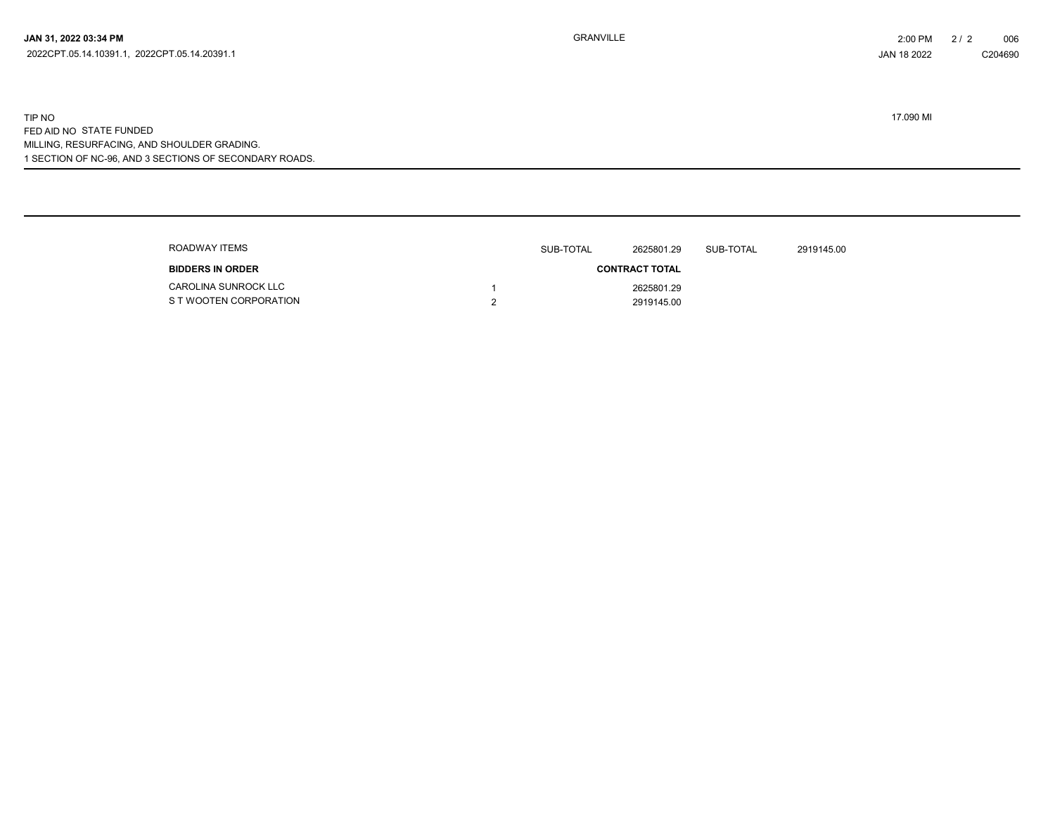**JAN 31, 2022 03:34 PM** GRANVILLE 2:00 PM 006

2022CPT.05.14.10391.1, 2022CPT.05.14.20391.1 JAN 18 2022 C204690

TIP NO 17.090 MI

FED AID NO STATE FUNDED

MILLING, RESURFACING, AND SHOULDER GRADING.

1 SECTION OF NC-96, AND 3 SECTIONS OF SECONDARY ROADS.

---

| ROADWAY ITEMS | | SUB-TOTAL | 2625801.29 | SUB-TOTAL | 2919145.00 |
|---|---|---|---|---|---|
| **BIDDERS IN ORDER** | | | **CONTRACT TOTAL** | | |
| CAROLINA SUNROCK LLC | 1 | | 2625801.29 | | |
| S T WOOTEN CORPORATION | 2 | | 2919145.00 | | |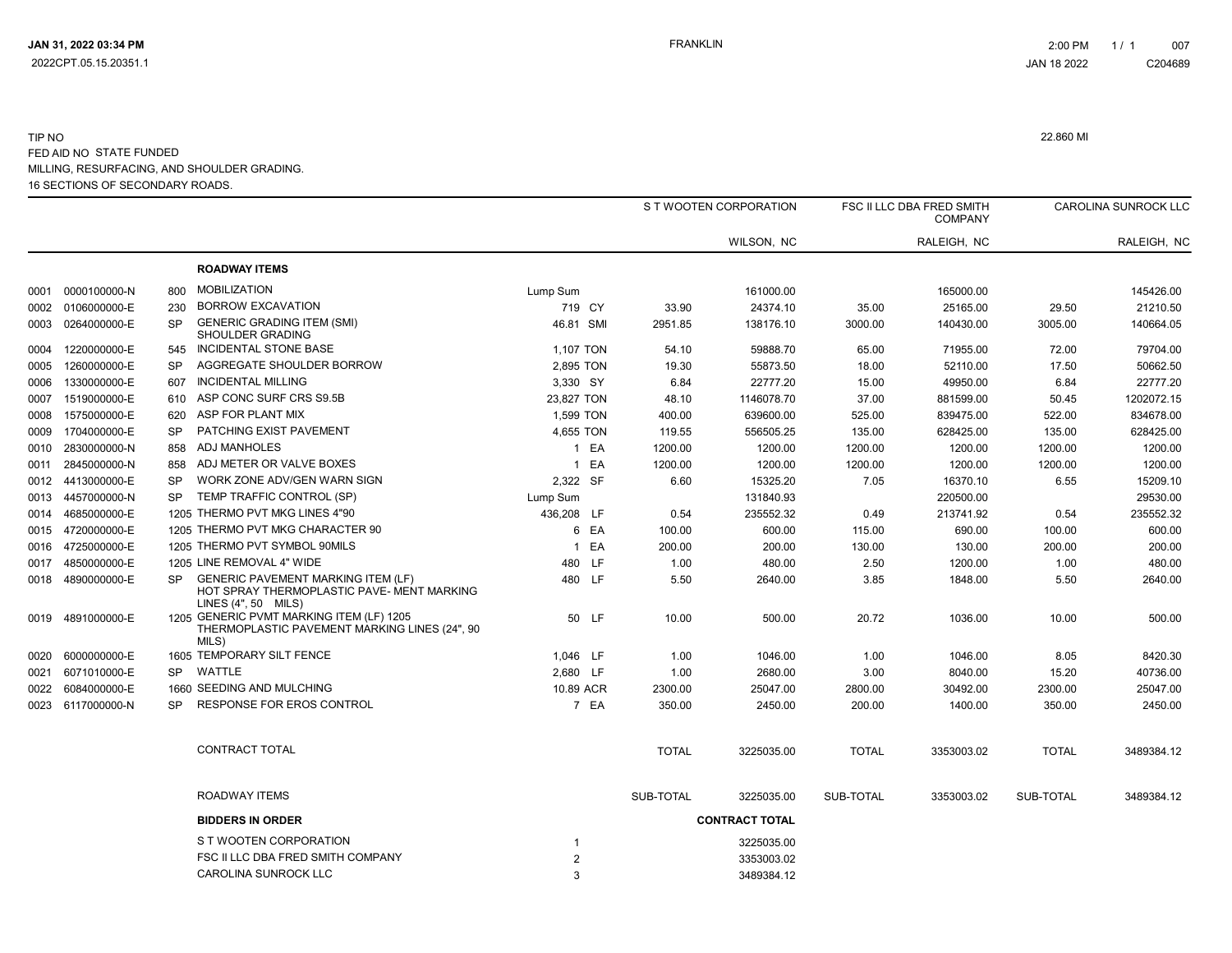TIP NO

FED AID NO STATE FUNDED

MILLING, RESURFACING, AND SHOULDER GRADING.

16 SECTIONS OF SECONDARY ROADS.

22.860 MI

| | | | | | | S T WOOTEN CORPORATION | | FSC II LLC DBA FRED SMITH COMPANY | | CAROLINA SUNROCK LLC | |
|---|---|---|---|---|---|---|---|---|---|---|---|
| | | | | | | | WILSON, NC | | RALEIGH, NC | | RALEIGH, NC |
| | | | **ROADWAY ITEMS** | | | | | | | | |
| 0001 | 0000100000-N | 800 | MOBILIZATION | Lump Sum | | | 161000.00 | | 165000.00 | | 145426.00 |
| 0002 | 0106000000-E | 230 | BORROW EXCAVATION | 719 | CY | 33.90 | 24374.10 | 35.00 | 25165.00 | 29.50 | 21210.50 |
| 0003 | 0264000000-E | SP | GENERIC GRADING ITEM (SMI) SHOULDER GRADING | 46.81 | SMI | 2951.85 | 138176.10 | 3000.00 | 140430.00 | 3005.00 | 140664.05 |
| 0004 | 1220000000-E | 545 | INCIDENTAL STONE BASE | 1,107 | TON | 54.10 | 59888.70 | 65.00 | 71955.00 | 72.00 | 79704.00 |
| 0005 | 1260000000-E | SP | AGGREGATE SHOULDER BORROW | 2,895 | TON | 19.30 | 55873.50 | 18.00 | 52110.00 | 17.50 | 50662.50 |
| 0006 | 1330000000-E | 607 | INCIDENTAL MILLING | 3,330 | SY | 6.84 | 22777.20 | 15.00 | 49950.00 | 6.84 | 22777.20 |
| 0007 | 1519000000-E | 610 | ASP CONC SURF CRS S9.5B | 23,827 | TON | 48.10 | 1146078.70 | 37.00 | 881599.00 | 50.45 | 1202072.15 |
| 0008 | 1575000000-E | 620 | ASP FOR PLANT MIX | 1,599 | TON | 400.00 | 639600.00 | 525.00 | 839475.00 | 522.00 | 834678.00 |
| 0009 | 1704000000-E | SP | PATCHING EXIST PAVEMENT | 4,655 | TON | 119.55 | 556505.25 | 135.00 | 628425.00 | 135.00 | 628425.00 |
| 0010 | 2830000000-N | 858 | ADJ MANHOLES | 1 | EA | 1200.00 | 1200.00 | 1200.00 | 1200.00 | 1200.00 | 1200.00 |
| 0011 | 2845000000-N | 858 | ADJ METER OR VALVE BOXES | 1 | EA | 1200.00 | 1200.00 | 1200.00 | 1200.00 | 1200.00 | 1200.00 |
| 0012 | 4413000000-E | SP | WORK ZONE ADV/GEN WARN SIGN | 2,322 | SF | 6.60 | 15325.20 | 7.05 | 16370.10 | 6.55 | 15209.10 |
| 0013 | 4457000000-N | SP | TEMP TRAFFIC CONTROL (SP) | Lump Sum | | | 131840.93 | | 220500.00 | | 29530.00 |
| 0014 | 4685000000-E | 1205 | THERMO PVT MKG LINES 4"90 | 436,208 | LF | 0.54 | 235552.32 | 0.49 | 213741.92 | 0.54 | 235552.32 |
| 0015 | 4720000000-E | 1205 | THERMO PVT MKG CHARACTER 90 | 6 | EA | 100.00 | 600.00 | 115.00 | 690.00 | 100.00 | 600.00 |
| 0016 | 4725000000-E | 1205 | THERMO PVT SYMBOL 90MILS | 1 | EA | 200.00 | 200.00 | 130.00 | 130.00 | 200.00 | 200.00 |
| 0017 | 4850000000-E | 1205 | LINE REMOVAL 4" WIDE | 480 | LF | 1.00 | 480.00 | 2.50 | 1200.00 | 1.00 | 480.00 |
| 0018 | 4890000000-E | SP | GENERIC PAVEMENT MARKING ITEM (LF) HOT SPRAY THERMOPLASTIC PAVE- MENT MARKING LINES (4", 50 MILS) | 480 | LF | 5.50 | 2640.00 | 3.85 | 1848.00 | 5.50 | 2640.00 |
| 0019 | 4891000000-E | 1205 | GENERIC PVMT MARKING ITEM (LF) 1205 THERMOPLASTIC PAVEMENT MARKING LINES (24", 90 MILS) | 50 | LF | 10.00 | 500.00 | 20.72 | 1036.00 | 10.00 | 500.00 |
| 0020 | 6000000000-E | 1605 | TEMPORARY SILT FENCE | 1,046 | LF | 1.00 | 1046.00 | 1.00 | 1046.00 | 8.05 | 8420.30 |
| 0021 | 6071010000-E | SP | WATTLE | 2,680 | LF | 1.00 | 2680.00 | 3.00 | 8040.00 | 15.20 | 40736.00 |
| 0022 | 6084000000-E | 1660 | SEEDING AND MULCHING | 10.89 | ACR | 2300.00 | 25047.00 | 2800.00 | 30492.00 | 2300.00 | 25047.00 |
| 0023 | 6117000000-N | SP | RESPONSE FOR EROS CONTROL | 7 | EA | 350.00 | 2450.00 | 200.00 | 1400.00 | 350.00 | 2450.00 |
| | | | CONTRACT TOTAL | | | TOTAL | 3225035.00 | TOTAL | 3353003.02 | TOTAL | 3489384.12 |
| | | | ROADWAY ITEMS | | | SUB-TOTAL | 3225035.00 | SUB-TOTAL | 3353003.02 | SUB-TOTAL | 3489384.12 |

| BIDDERS IN ORDER | | CONTRACT TOTAL |
|---|---|---|
| S T WOOTEN CORPORATION | 1 | 3225035.00 |
| FSC II LLC DBA FRED SMITH COMPANY | 2 | 3353003.02 |
| CAROLINA SUNROCK LLC | 3 | 3489384.12 |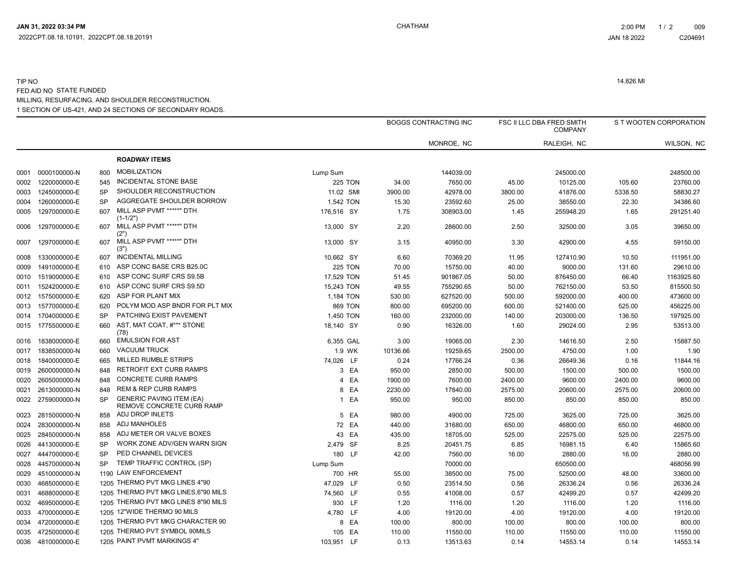JAN 31, 2022 03:34 PM
2022CPT.08.18.10191, 2022CPT.08.18.20191

CHATHAM

2:00 PM 1 / 2 009
JAN 18 2022 C204691

TIP NO
FED AID NO STATE FUNDED
MILLING, RESURFACING, AND SHOULDER RECONSTRUCTION.
1 SECTION OF US-421, AND 24 SECTIONS OF SECONDARY ROADS.

14.826 MI

| | | | | | | BOGGS CONTRACTING INC | | FSC II LLC DBA FRED SMITH COMPANY | | S T WOOTEN CORPORATION | |
|---|---|---|---|---|---|---|---|---|---|---|---|
| | | | | | | | MONROE, NC | | RALEIGH, NC | | WILSON, NC |
| | | | **ROADWAY ITEMS** | | | | | | | | |
| 0001 | 0000100000-N | 800 | MOBILIZATION | Lump Sum | | | 144039.00 | | 245000.00 | | 248500.00 |
| 0002 | 1220000000-E | 545 | INCIDENTAL STONE BASE | 225 | TON | 34.00 | 7650.00 | 45.00 | 10125.00 | 105.60 | 23760.00 |
| 0003 | 1245000000-E | SP | SHOULDER RECONSTRUCTION | 11.02 | SMI | 3900.00 | 42978.00 | 3800.00 | 41876.00 | 5338.50 | 58830.27 |
| 0004 | 1260000000-E | SP | AGGREGATE SHOULDER BORROW | 1,542 | TON | 15.30 | 23592.60 | 25.00 | 38550.00 | 22.30 | 34386.60 |
| 0005 | 1297000000-E | 607 | MILL ASP PVMT *****" DTH (1-1/2") | 176,516 | SY | 1.75 | 308903.00 | 1.45 | 255948.20 | 1.65 | 291251.40 |
| 0006 | 1297000000-E | 607 | MILL ASP PVMT *****" DTH (2") | 13,000 | SY | 2.20 | 28600.00 | 2.50 | 32500.00 | 3.05 | 39650.00 |
| 0007 | 1297000000-E | 607 | MILL ASP PVMT *****" DTH (3") | 13,000 | SY | 3.15 | 40950.00 | 3.30 | 42900.00 | 4.55 | 59150.00 |
| 0008 | 1330000000-E | 607 | INCIDENTAL MILLING | 10,662 | SY | 6.60 | 70369.20 | 11.95 | 127410.90 | 10.50 | 111951.00 |
| 0009 | 1491000000-E | 610 | ASP CONC BASE CRS B25.0C | 225 | TON | 70.00 | 15750.00 | 40.00 | 9000.00 | 131.60 | 29610.00 |
| 0010 | 1519000000-E | 610 | ASP CONC SURF CRS S9.5B | 17,529 | TON | 51.45 | 901867.05 | 50.00 | 876450.00 | 66.40 | 1163925.60 |
| 0011 | 1524200000-E | 610 | ASP CONC SURF CRS S9.5D | 15,243 | TON | 49.55 | 755290.65 | 50.00 | 762150.00 | 53.50 | 815500.50 |
| 0012 | 1575000000-E | 620 | ASP FOR PLANT MIX | 1,184 | TON | 530.00 | 627520.00 | 500.00 | 592000.00 | 400.00 | 473600.00 |
| 0013 | 1577000000-E | 620 | POLYM MOD ASP BNDR FOR PLT MIX | 869 | TON | 800.00 | 695200.00 | 600.00 | 521400.00 | 525.00 | 456225.00 |
| 0014 | 1704000000-E | SP | PATCHING EXIST PAVEMENT | 1,450 | TON | 160.00 | 232000.00 | 140.00 | 203000.00 | 136.50 | 197925.00 |
| 0015 | 1775500000-E | 660 | AST, MAT COAT, #*** STONE (78) | 18,140 | SY | 0.90 | 16326.00 | 1.60 | 29024.00 | 2.95 | 53513.00 |
| 0016 | 1838000000-E | 660 | EMULSION FOR AST | 6,355 | GAL | 3.00 | 19065.00 | 2.30 | 14616.50 | 2.50 | 15887.50 |
| 0017 | 1838500000-N | 660 | VACUUM TRUCK | 1.9 | WK | 10136.66 | 19259.65 | 2500.00 | 4750.00 | 1.00 | 1.90 |
| 0018 | 1840000000-E | 665 | MILLED RUMBLE STRIPS | 74,026 | LF | 0.24 | 17766.24 | 0.36 | 26649.36 | 0.16 | 11844.16 |
| 0019 | 2600000000-N | 848 | RETROFIT EXT CURB RAMPS | 3 | EA | 950.00 | 2850.00 | 500.00 | 1500.00 | 500.00 | 1500.00 |
| 0020 | 2605000000-N | 848 | CONCRETE CURB RAMPS | 4 | EA | 1900.00 | 7600.00 | 2400.00 | 9600.00 | 2400.00 | 9600.00 |
| 0021 | 2613000000-N | 848 | REM & REP CURB RAMPS | 8 | EA | 2230.00 | 17840.00 | 2575.00 | 20600.00 | 2575.00 | 20600.00 |
| 0022 | 2759000000-N | SP | GENERIC PAVING ITEM (EA) REMOVE CONCRETE CURB RAMP | 1 | EA | 950.00 | 950.00 | 850.00 | 850.00 | 850.00 | 850.00 |
| 0023 | 2815000000-N | 858 | ADJ DROP INLETS | 5 | EA | 980.00 | 4900.00 | 725.00 | 3625.00 | 725.00 | 3625.00 |
| 0024 | 2830000000-N | 858 | ADJ MANHOLES | 72 | EA | 440.00 | 31680.00 | 650.00 | 46800.00 | 650.00 | 46800.00 |
| 0025 | 2845000000-N | 858 | ADJ METER OR VALVE BOXES | 43 | EA | 435.00 | 18705.00 | 525.00 | 22575.00 | 525.00 | 22575.00 |
| 0026 | 4413000000-E | SP | WORK ZONE ADV/GEN WARN SIGN | 2,479 | SF | 8.25 | 20451.75 | 6.85 | 16981.15 | 6.40 | 15865.60 |
| 0027 | 4447000000-E | SP | PED CHANNEL DEVICES | 180 | LF | 42.00 | 7560.00 | 16.00 | 2880.00 | 16.00 | 2880.00 |
| 0028 | 4457000000-N | SP | TEMP TRAFFIC CONTROL (SP) | Lump Sum | | | 70000.00 | | 650500.00 | | 468056.99 |
| 0029 | 4510000000-N | 1190 | LAW ENFORCEMENT | 700 | HR | 55.00 | 38500.00 | 75.00 | 52500.00 | 48.00 | 33600.00 |
| 0030 | 4685000000-E | 1205 | THERMO PVT MKG LINES 4"90 | 47,029 | LF | 0.50 | 23514.50 | 0.56 | 26336.24 | 0.56 | 26336.24 |
| 0031 | 4688000000-E | 1205 | THERMO PVT MKG LINES,6"90 MILS | 74,560 | LF | 0.55 | 41008.00 | 0.57 | 42499.20 | 0.57 | 42499.20 |
| 0032 | 4695000000-E | 1205 | THERMO PVT MKG LINES 8"90 MILS | 930 | LF | 1.20 | 1116.00 | 1.20 | 1116.00 | 1.20 | 1116.00 |
| 0033 | 4700000000-E | 1205 | 12"WIDE THERMO 90 MILS | 4,780 | LF | 4.00 | 19120.00 | 4.00 | 19120.00 | 4.00 | 19120.00 |
| 0034 | 4720000000-E | 1205 | THERMO PVT MKG CHARACTER 90 | 8 | EA | 100.00 | 800.00 | 100.00 | 800.00 | 100.00 | 800.00 |
| 0035 | 4725000000-E | 1205 | THERMO PVT SYMBOL 90MILS | 105 | EA | 110.00 | 11550.00 | 110.00 | 11550.00 | 110.00 | 11550.00 |
| 0036 | 4810000000-E | 1205 | PAINT PVMT MARKINGS 4" | 103,951 | LF | 0.13 | 13513.63 | 0.14 | 14553.14 | 0.14 | 14553.14 |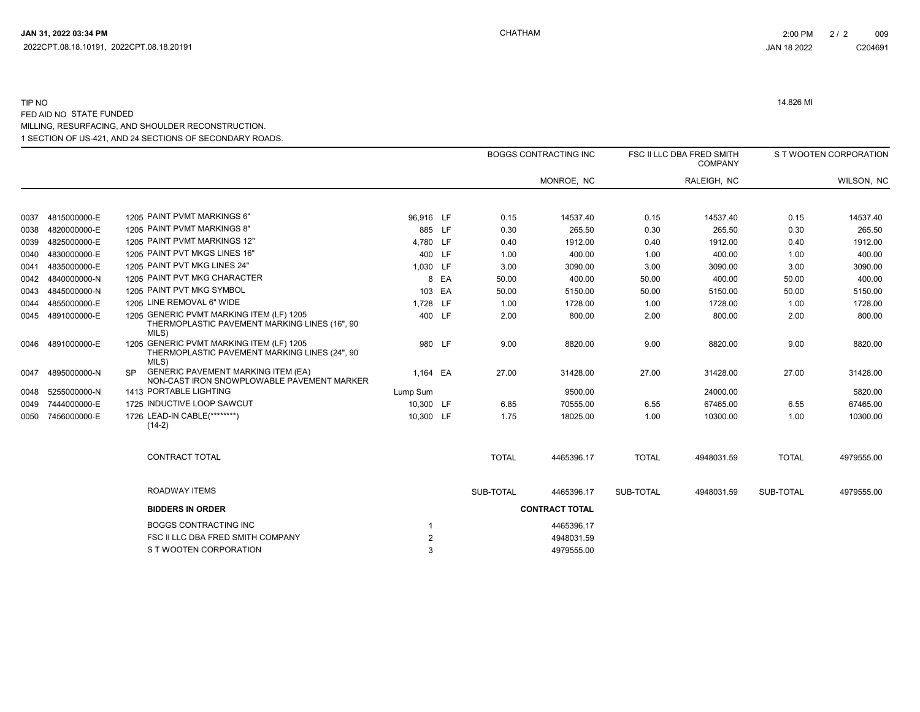TIP NO

FED AID NO STATE FUNDED

MILLING, RESURFACING, AND SHOULDER RECONSTRUCTION.

1 SECTION OF US-421, AND 24 SECTIONS OF SECONDARY ROADS.

14.826 MI

| | | | | | | BOGGS CONTRACTING INC | | FSC II LLC DBA FRED SMITH COMPANY | | S T WOOTEN CORPORATION | |
|---|---|---|---|---|---|---|---|---|---|---|---|
| | | | | | | | MONROE, NC | | RALEIGH, NC | | WILSON, NC |
| 0037 | 4815000000-E | | 1205 PAINT PVMT MARKINGS 6" | 96,916 | LF | 0.15 | 14537.40 | 0.15 | 14537.40 | 0.15 | 14537.40 |
| 0038 | 4820000000-E | | 1205 PAINT PVMT MARKINGS 8" | 885 | LF | 0.30 | 265.50 | 0.30 | 265.50 | 0.30 | 265.50 |
| 0039 | 4825000000-E | | 1205 PAINT PVMT MARKINGS 12" | 4,780 | LF | 0.40 | 1912.00 | 0.40 | 1912.00 | 0.40 | 1912.00 |
| 0040 | 4830000000-E | | 1205 PAINT PVT MKGS LINES 16" | 400 | LF | 1.00 | 400.00 | 1.00 | 400.00 | 1.00 | 400.00 |
| 0041 | 4835000000-E | | 1205 PAINT PVT MKG LINES 24" | 1,030 | LF | 3.00 | 3090.00 | 3.00 | 3090.00 | 3.00 | 3090.00 |
| 0042 | 4840000000-N | | 1205 PAINT PVT MKG CHARACTER | 8 | EA | 50.00 | 400.00 | 50.00 | 400.00 | 50.00 | 400.00 |
| 0043 | 4845000000-N | | 1205 PAINT PVT MKG SYMBOL | 103 | EA | 50.00 | 5150.00 | 50.00 | 5150.00 | 50.00 | 5150.00 |
| 0044 | 4855000000-E | | 1205 LINE REMOVAL 6" WIDE | 1,728 | LF | 1.00 | 1728.00 | 1.00 | 1728.00 | 1.00 | 1728.00 |
| 0045 | 4891000000-E | | 1205 GENERIC PVMT MARKING ITEM (LF) 1205 THERMOPLASTIC PAVEMENT MARKING LINES (16", 90 MILS) | 400 | LF | 2.00 | 800.00 | 2.00 | 800.00 | 2.00 | 800.00 |
| 0046 | 4891000000-E | | 1205 GENERIC PVMT MARKING ITEM (LF) 1205 THERMOPLASTIC PAVEMENT MARKING LINES (24", 90 MILS) | 980 | LF | 9.00 | 8820.00 | 9.00 | 8820.00 | 9.00 | 8820.00 |
| 0047 | 4895000000-N | SP | GENERIC PAVEMENT MARKING ITEM (EA) NON-CAST IRON SNOWPLOWABLE PAVEMENT MARKER | 1,164 | EA | 27.00 | 31428.00 | 27.00 | 31428.00 | 27.00 | 31428.00 |
| 0048 | 5255000000-N | | 1413 PORTABLE LIGHTING | Lump Sum | | | 9500.00 | | 24000.00 | | 5820.00 |
| 0049 | 7444000000-E | | 1725 INDUCTIVE LOOP SAWCUT | 10,300 | LF | 6.85 | 70555.00 | 6.55 | 67465.00 | 6.55 | 67465.00 |
| 0050 | 7456000000-E | | 1726 LEAD-IN CABLE(********) (14-2) | 10,300 | LF | 1.75 | 18025.00 | 1.00 | 10300.00 | 1.00 | 10300.00 |
| | | | CONTRACT TOTAL | | | TOTAL | 4465396.17 | TOTAL | 4948031.59 | TOTAL | 4979555.00 |
| | | | ROADWAY ITEMS | | | SUB-TOTAL | 4465396.17 | SUB-TOTAL | 4948031.59 | SUB-TOTAL | 4979555.00 |

| BIDDERS IN ORDER | | CONTRACT TOTAL |
|---|---|---|
| BOGGS CONTRACTING INC | 1 | 4465396.17 |
| FSC II LLC DBA FRED SMITH COMPANY | 2 | 4948031.59 |
| S T WOOTEN CORPORATION | 3 | 4979555.00 |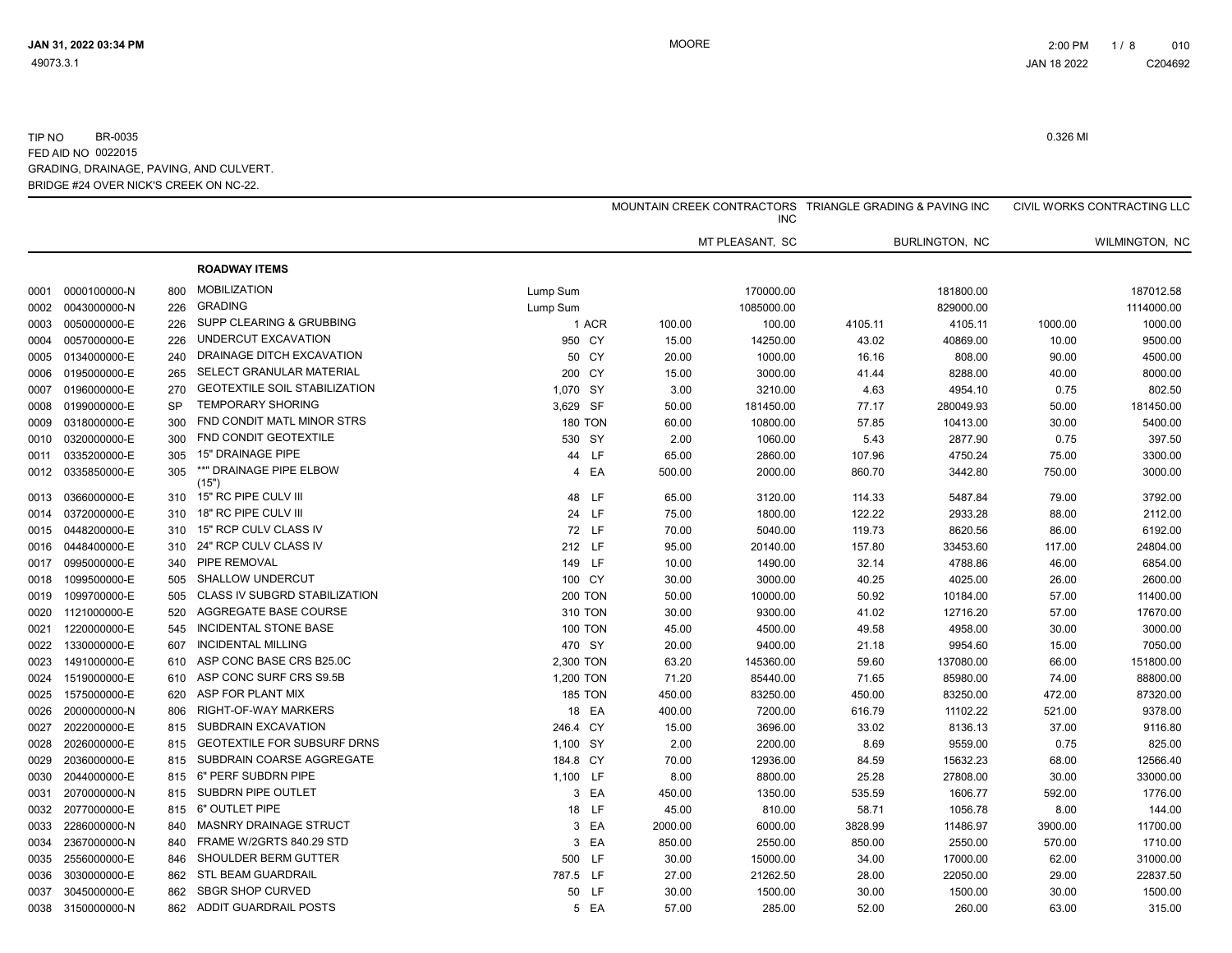TIP NO BR-0035 0.326 MI
FED AID NO 0022015
GRADING, DRAINAGE, PAVING, AND CULVERT.
BRIDGE #24 OVER NICK'S CREEK ON NC-22.

| | | | | | | MOUNTAIN CREEK CONTRACTORS INC | | TRIANGLE GRADING & PAVING INC | | CIVIL WORKS CONTRACTING LLC | |
|---|---|---|---|---|---|---|---|---|---|---|---|
| | | | | | | MT PLEASANT, SC | | BURLINGTON, NC | | WILMINGTON, NC | |
| | | | **ROADWAY ITEMS** | | | | | | | | |
| 0001 | 0000100000-N | 800 | MOBILIZATION | Lump Sum | | | 170000.00 | | 181800.00 | | 187012.58 |
| 0002 | 0043000000-N | 226 | GRADING | Lump Sum | | | 1085000.00 | | 829000.00 | | 1114000.00 |
| 0003 | 0050000000-E | 226 | SUPP CLEARING & GRUBBING | 1 | ACR | 100.00 | 100.00 | 4105.11 | 4105.11 | 1000.00 | 1000.00 |
| 0004 | 0057000000-E | 226 | UNDERCUT EXCAVATION | 950 | CY | 15.00 | 14250.00 | 43.02 | 40869.00 | 10.00 | 9500.00 |
| 0005 | 0134000000-E | 240 | DRAINAGE DITCH EXCAVATION | 50 | CY | 20.00 | 1000.00 | 16.16 | 808.00 | 90.00 | 4500.00 |
| 0006 | 0195000000-E | 265 | SELECT GRANULAR MATERIAL | 200 | CY | 15.00 | 3000.00 | 41.44 | 8288.00 | 40.00 | 8000.00 |
| 0007 | 0196000000-E | 270 | GEOTEXTILE SOIL STABILIZATION | 1,070 | SY | 3.00 | 3210.00 | 4.63 | 4954.10 | 0.75 | 802.50 |
| 0008 | 0199000000-E | SP | TEMPORARY SHORING | 3,629 | SF | 50.00 | 181450.00 | 77.17 | 280049.93 | 50.00 | 181450.00 |
| 0009 | 0318000000-E | 300 | FND CONDIT MATL MINOR STRS | 180 | TON | 60.00 | 10800.00 | 57.85 | 10413.00 | 30.00 | 5400.00 |
| 0010 | 0320000000-E | 300 | FND CONDIT GEOTEXTILE | 530 | SY | 2.00 | 1060.00 | 5.43 | 2877.90 | 0.75 | 397.50 |
| 0011 | 0335200000-E | 305 | 15" DRAINAGE PIPE | 44 | LF | 65.00 | 2860.00 | 107.96 | 4750.24 | 75.00 | 3300.00 |
| 0012 | 0335850000-E | 305 | **" DRAINAGE PIPE ELBOW (15") | 4 | EA | 500.00 | 2000.00 | 860.70 | 3442.80 | 750.00 | 3000.00 |
| 0013 | 0366000000-E | 310 | 15" RC PIPE CULV III | 48 | LF | 65.00 | 3120.00 | 114.33 | 5487.84 | 79.00 | 3792.00 |
| 0014 | 0372000000-E | 310 | 18" RC PIPE CULV III | 24 | LF | 75.00 | 1800.00 | 122.22 | 2933.28 | 88.00 | 2112.00 |
| 0015 | 0448200000-E | 310 | 15" RCP CULV CLASS IV | 72 | LF | 70.00 | 5040.00 | 119.73 | 8620.56 | 86.00 | 6192.00 |
| 0016 | 0448400000-E | 310 | 24" RCP CULV CLASS IV | 212 | LF | 95.00 | 20140.00 | 157.80 | 33453.60 | 117.00 | 24804.00 |
| 0017 | 0995000000-E | 340 | PIPE REMOVAL | 149 | LF | 10.00 | 1490.00 | 32.14 | 4788.86 | 46.00 | 6854.00 |
| 0018 | 1099500000-E | 505 | SHALLOW UNDERCUT | 100 | CY | 30.00 | 3000.00 | 40.25 | 4025.00 | 26.00 | 2600.00 |
| 0019 | 1099700000-E | 505 | CLASS IV SUBGRD STABILIZATION | 200 | TON | 50.00 | 10000.00 | 50.92 | 10184.00 | 57.00 | 11400.00 |
| 0020 | 1121000000-E | 520 | AGGREGATE BASE COURSE | 310 | TON | 30.00 | 9300.00 | 41.02 | 12716.20 | 57.00 | 17670.00 |
| 0021 | 1220000000-E | 545 | INCIDENTAL STONE BASE | 100 | TON | 45.00 | 4500.00 | 49.58 | 4958.00 | 30.00 | 3000.00 |
| 0022 | 1330000000-E | 607 | INCIDENTAL MILLING | 470 | SY | 20.00 | 9400.00 | 21.18 | 9954.60 | 15.00 | 7050.00 |
| 0023 | 1491000000-E | 610 | ASP CONC BASE CRS B25.0C | 2,300 | TON | 63.20 | 145360.00 | 59.60 | 137080.00 | 66.00 | 151800.00 |
| 0024 | 1519000000-E | 610 | ASP CONC SURF CRS S9.5B | 1,200 | TON | 71.20 | 85440.00 | 71.65 | 85980.00 | 74.00 | 88800.00 |
| 0025 | 1575000000-E | 620 | ASP FOR PLANT MIX | 185 | TON | 450.00 | 83250.00 | 450.00 | 83250.00 | 472.00 | 87320.00 |
| 0026 | 2000000000-N | 806 | RIGHT-OF-WAY MARKERS | 18 | EA | 400.00 | 7200.00 | 616.79 | 11102.22 | 521.00 | 9378.00 |
| 0027 | 2022000000-E | 815 | SUBDRAIN EXCAVATION | 246.4 | CY | 15.00 | 3696.00 | 33.02 | 8136.13 | 37.00 | 9116.80 |
| 0028 | 2026000000-E | 815 | GEOTEXTILE FOR SUBSURF DRNS | 1,100 | SY | 2.00 | 2200.00 | 8.69 | 9559.00 | 0.75 | 825.00 |
| 0029 | 2036000000-E | 815 | SUBDRAIN COARSE AGGREGATE | 184.8 | CY | 70.00 | 12936.00 | 84.59 | 15632.23 | 68.00 | 12566.40 |
| 0030 | 2044000000-E | 815 | 6" PERF SUBDRN PIPE | 1,100 | LF | 8.00 | 8800.00 | 25.28 | 27808.00 | 30.00 | 33000.00 |
| 0031 | 2070000000-N | 815 | SUBDRN PIPE OUTLET | 3 | EA | 450.00 | 1350.00 | 535.59 | 1606.77 | 592.00 | 1776.00 |
| 0032 | 2077000000-E | 815 | 6" OUTLET PIPE | 18 | LF | 45.00 | 810.00 | 58.71 | 1056.78 | 8.00 | 144.00 |
| 0033 | 2286000000-N | 840 | MASNRY DRAINAGE STRUCT | 3 | EA | 2000.00 | 6000.00 | 3828.99 | 11486.97 | 3900.00 | 11700.00 |
| 0034 | 2367000000-N | 840 | FRAME W/2GRTS 840.29 STD | 3 | EA | 850.00 | 2550.00 | 850.00 | 2550.00 | 570.00 | 1710.00 |
| 0035 | 2556000000-E | 846 | SHOULDER BERM GUTTER | 500 | LF | 30.00 | 15000.00 | 34.00 | 17000.00 | 62.00 | 31000.00 |
| 0036 | 3030000000-E | 862 | STL BEAM GUARDRAIL | 787.5 | LF | 27.00 | 21262.50 | 28.00 | 22050.00 | 29.00 | 22837.50 |
| 0037 | 3045000000-E | 862 | SBGR SHOP CURVED | 50 | LF | 30.00 | 1500.00 | 30.00 | 1500.00 | 30.00 | 1500.00 |
| 0038 | 3150000000-N | 862 | ADDIT GUARDRAIL POSTS | 5 | EA | 57.00 | 285.00 | 52.00 | 260.00 | 63.00 | 315.00 |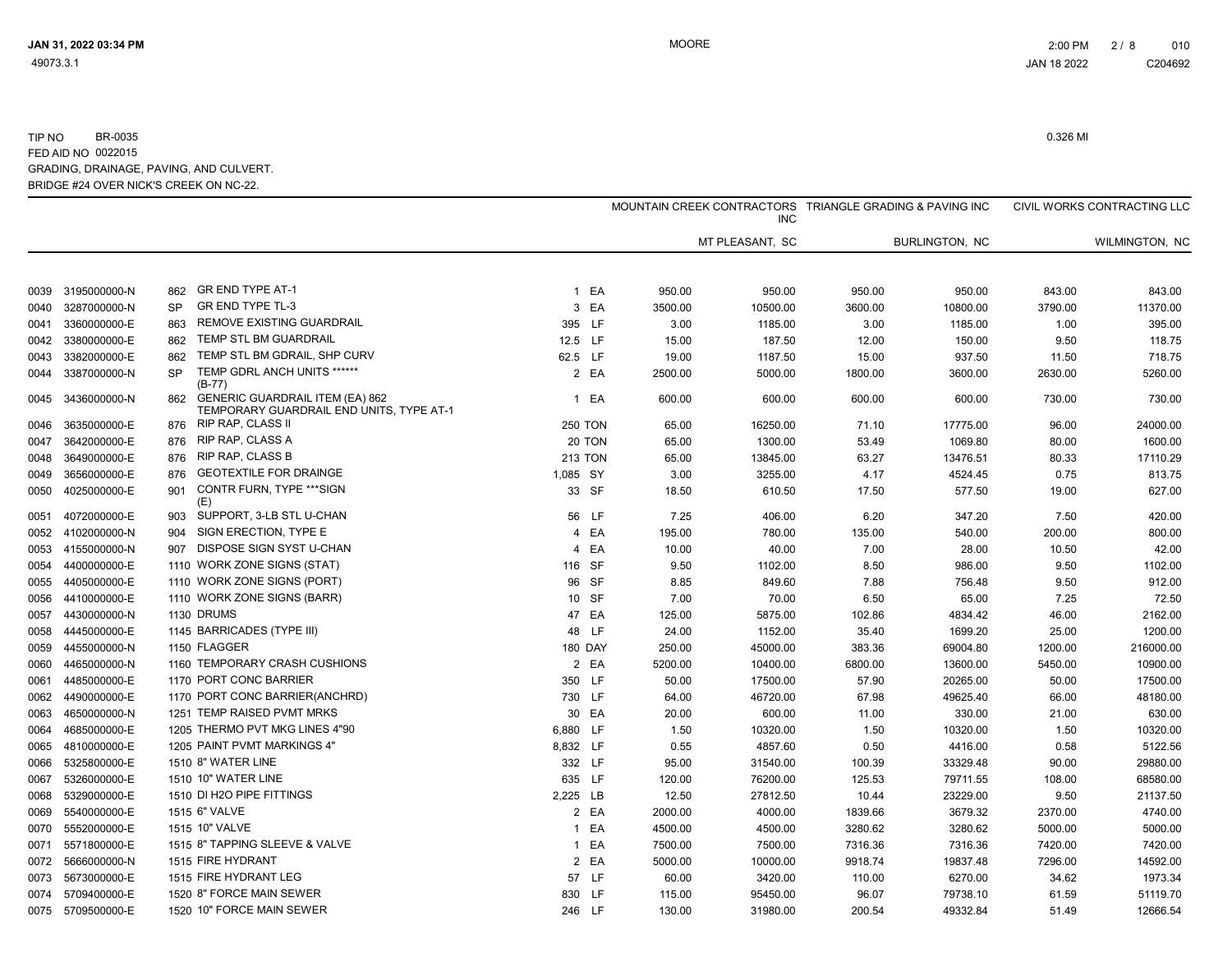TIP NO BR-0035 0.326 MI
FED AID NO 0022015
GRADING, DRAINAGE, PAVING, AND CULVERT.
BRIDGE #24 OVER NICK'S CREEK ON NC-22.

| | | | | | | MOUNTAIN CREEK CONTRACTORS INC | | TRIANGLE GRADING & PAVING INC | | CIVIL WORKS CONTRACTING LLC | |
|---|---|---|---|---|---|---|---|---|---|---|---|
| | | | | | | MT PLEASANT, SC | | BURLINGTON, NC | | WILMINGTON, NC | |
| 0039 | 3195000000-N | 862 | GR END TYPE AT-1 | 1 | EA | 950.00 | 950.00 | 950.00 | 950.00 | 843.00 | 843.00 |
| 0040 | 3287000000-N | SP | GR END TYPE TL-3 | 3 | EA | 3500.00 | 10500.00 | 3600.00 | 10800.00 | 3790.00 | 11370.00 |
| 0041 | 3360000000-E | 863 | REMOVE EXISTING GUARDRAIL | 395 | LF | 3.00 | 1185.00 | 3.00 | 1185.00 | 1.00 | 395.00 |
| 0042 | 3380000000-E | 862 | TEMP STL BM GUARDRAIL | 12.5 | LF | 15.00 | 187.50 | 12.00 | 150.00 | 9.50 | 118.75 |
| 0043 | 3382000000-E | 862 | TEMP STL BM GDRAIL, SHP CURV | 62.5 | LF | 19.00 | 1187.50 | 15.00 | 937.50 | 11.50 | 718.75 |
| 0044 | 3387000000-N | SP | TEMP GDRL ANCH UNITS ****** (B-77) | 2 | EA | 2500.00 | 5000.00 | 1800.00 | 3600.00 | 2630.00 | 5260.00 |
| 0045 | 3436000000-N | 862 | GENERIC GUARDRAIL ITEM (EA) 862 TEMPORARY GUARDRAIL END UNITS, TYPE AT-1 | 1 | EA | 600.00 | 600.00 | 600.00 | 600.00 | 730.00 | 730.00 |
| 0046 | 3635000000-E | 876 | RIP RAP, CLASS II | 250 | TON | 65.00 | 16250.00 | 71.10 | 17775.00 | 96.00 | 24000.00 |
| 0047 | 3642000000-E | 876 | RIP RAP, CLASS A | 20 | TON | 65.00 | 1300.00 | 53.49 | 1069.80 | 80.00 | 1600.00 |
| 0048 | 3649000000-E | 876 | RIP RAP, CLASS B | 213 | TON | 65.00 | 13845.00 | 63.27 | 13476.51 | 80.33 | 17110.29 |
| 0049 | 3656000000-E | 876 | GEOTEXTILE FOR DRAINGE | 1,085 | SY | 3.00 | 3255.00 | 4.17 | 4524.45 | 0.75 | 813.75 |
| 0050 | 4025000000-E | 901 | CONTR FURN, TYPE ***SIGN (E) | 33 | SF | 18.50 | 610.50 | 17.50 | 577.50 | 19.00 | 627.00 |
| 0051 | 4072000000-E | 903 | SUPPORT, 3-LB STL U-CHAN | 56 | LF | 7.25 | 406.00 | 6.20 | 347.20 | 7.50 | 420.00 |
| 0052 | 4102000000-N | 904 | SIGN ERECTION, TYPE E | 4 | EA | 195.00 | 780.00 | 135.00 | 540.00 | 200.00 | 800.00 |
| 0053 | 4155000000-N | 907 | DISPOSE SIGN SYST U-CHAN | 4 | EA | 10.00 | 40.00 | 7.00 | 28.00 | 10.50 | 42.00 |
| 0054 | 4400000000-E | 1110 | WORK ZONE SIGNS (STAT) | 116 | SF | 9.50 | 1102.00 | 8.50 | 986.00 | 9.50 | 1102.00 |
| 0055 | 4405000000-E | 1110 | WORK ZONE SIGNS (PORT) | 96 | SF | 8.85 | 849.60 | 7.88 | 756.48 | 9.50 | 912.00 |
| 0056 | 4410000000-E | 1110 | WORK ZONE SIGNS (BARR) | 10 | SF | 7.00 | 70.00 | 6.50 | 65.00 | 7.25 | 72.50 |
| 0057 | 4430000000-N | 1130 | DRUMS | 47 | EA | 125.00 | 5875.00 | 102.86 | 4834.42 | 46.00 | 2162.00 |
| 0058 | 4445000000-E | 1145 | BARRICADES (TYPE III) | 48 | LF | 24.00 | 1152.00 | 35.40 | 1699.20 | 25.00 | 1200.00 |
| 0059 | 4455000000-N | 1150 | FLAGGER | 180 | DAY | 250.00 | 45000.00 | 383.36 | 69004.80 | 1200.00 | 216000.00 |
| 0060 | 4465000000-N | 1160 | TEMPORARY CRASH CUSHIONS | 2 | EA | 5200.00 | 10400.00 | 6800.00 | 13600.00 | 5450.00 | 10900.00 |
| 0061 | 4485000000-E | 1170 | PORT CONC BARRIER | 350 | LF | 50.00 | 17500.00 | 57.90 | 20265.00 | 50.00 | 17500.00 |
| 0062 | 4490000000-E | 1170 | PORT CONC BARRIER(ANCHRD) | 730 | LF | 64.00 | 46720.00 | 67.98 | 49625.40 | 66.00 | 48180.00 |
| 0063 | 4650000000-N | 1251 | TEMP RAISED PVMT MRKS | 30 | EA | 20.00 | 600.00 | 11.00 | 330.00 | 21.00 | 630.00 |
| 0064 | 4685000000-E | 1205 | THERMO PVT MKG LINES 4"90 | 6,880 | LF | 1.50 | 10320.00 | 1.50 | 10320.00 | 1.50 | 10320.00 |
| 0065 | 4810000000-E | 1205 | PAINT PVMT MARKINGS 4" | 8,832 | LF | 0.55 | 4857.60 | 0.50 | 4416.00 | 0.58 | 5122.56 |
| 0066 | 5325800000-E | 1510 | 8" WATER LINE | 332 | LF | 95.00 | 31540.00 | 100.39 | 33329.48 | 90.00 | 29880.00 |
| 0067 | 5326000000-E | 1510 | 10" WATER LINE | 635 | LF | 120.00 | 76200.00 | 125.53 | 79711.55 | 108.00 | 68580.00 |
| 0068 | 5329000000-E | 1510 | DI H2O PIPE FITTINGS | 2,225 | LB | 12.50 | 27812.50 | 10.44 | 23229.00 | 9.50 | 21137.50 |
| 0069 | 5540000000-E | 1515 | 6" VALVE | 2 | EA | 2000.00 | 4000.00 | 1839.66 | 3679.32 | 2370.00 | 4740.00 |
| 0070 | 5552000000-E | 1515 | 10" VALVE | 1 | EA | 4500.00 | 4500.00 | 3280.62 | 3280.62 | 5000.00 | 5000.00 |
| 0071 | 5571800000-E | 1515 | 8" TAPPING SLEEVE & VALVE | 1 | EA | 7500.00 | 7500.00 | 7316.36 | 7316.36 | 7420.00 | 7420.00 |
| 0072 | 5666000000-N | 1515 | FIRE HYDRANT | 2 | EA | 5000.00 | 10000.00 | 9918.74 | 19837.48 | 7296.00 | 14592.00 |
| 0073 | 5673000000-E | 1515 | FIRE HYDRANT LEG | 57 | LF | 60.00 | 3420.00 | 110.00 | 6270.00 | 34.62 | 1973.34 |
| 0074 | 5709400000-E | 1520 | 8" FORCE MAIN SEWER | 830 | LF | 115.00 | 95450.00 | 96.07 | 79738.10 | 61.59 | 51119.70 |
| 0075 | 5709500000-E | 1520 | 10" FORCE MAIN SEWER | 246 | LF | 130.00 | 31980.00 | 200.54 | 49332.84 | 51.49 | 12666.54 |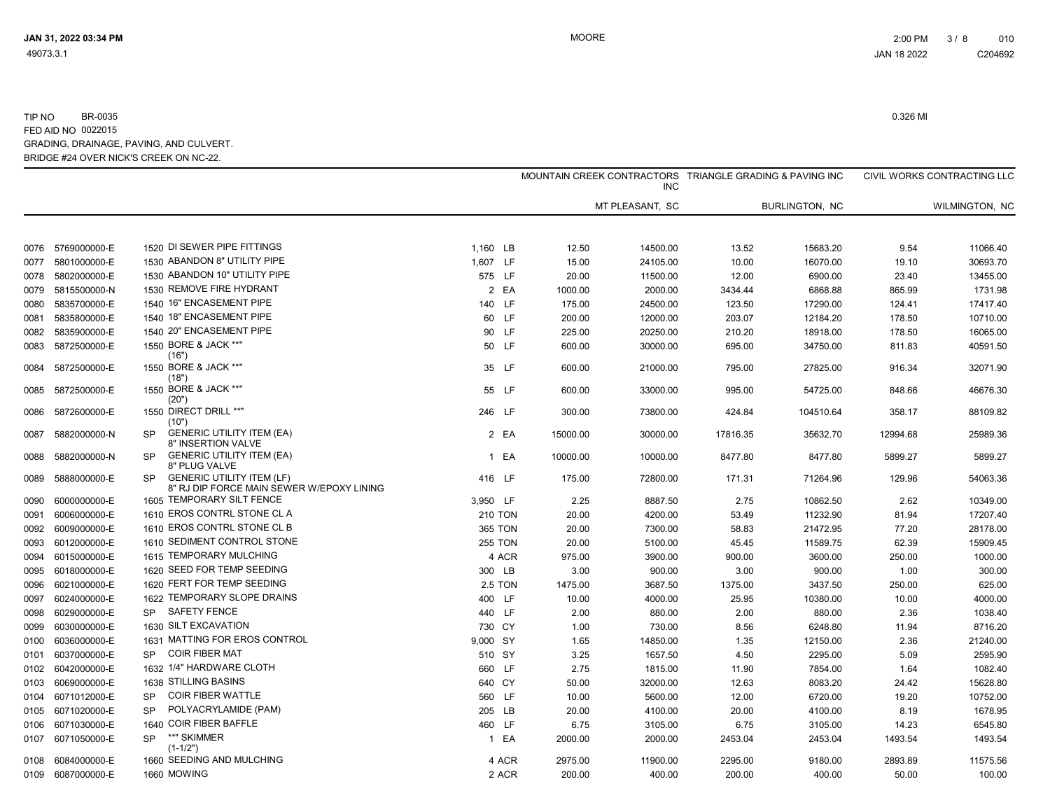TIP NO BR-0035
FED AID NO 0022015
GRADING, DRAINAGE, PAVING, AND CULVERT.
BRIDGE #24 OVER NICK'S CREEK ON NC-22.

0.326 MI

| | | | | | | MOUNTAIN CREEK CONTRACTORS INC | | TRIANGLE GRADING & PAVING INC | | CIVIL WORKS CONTRACTING LLC | |
|---|---|---|---|---|---|---|---|---|---|---|---|
| | | | | | | MT PLEASANT, SC | | BURLINGTON, NC | | WILMINGTON, NC | |
| 0076 | 5769000000-E | 1520 | DI SEWER PIPE FITTINGS | 1,160 | LB | 12.50 | 14500.00 | 13.52 | 15683.20 | 9.54 | 11066.40 |
| 0077 | 5801000000-E | 1530 | ABANDON 8" UTILITY PIPE | 1,607 | LF | 15.00 | 24105.00 | 10.00 | 16070.00 | 19.10 | 30693.70 |
| 0078 | 5802000000-E | 1530 | ABANDON 10" UTILITY PIPE | 575 | LF | 20.00 | 11500.00 | 12.00 | 6900.00 | 23.40 | 13455.00 |
| 0079 | 5815500000-N | 1530 | REMOVE FIRE HYDRANT | 2 | EA | 1000.00 | 2000.00 | 3434.44 | 6868.88 | 865.99 | 1731.98 |
| 0080 | 5835700000-E | 1540 | 16" ENCASEMENT PIPE | 140 | LF | 175.00 | 24500.00 | 123.50 | 17290.00 | 124.41 | 17417.40 |
| 0081 | 5835800000-E | 1540 | 18" ENCASEMENT PIPE | 60 | LF | 200.00 | 12000.00 | 203.07 | 12184.20 | 178.50 | 10710.00 |
| 0082 | 5835900000-E | 1540 | 20" ENCASEMENT PIPE | 90 | LF | 225.00 | 20250.00 | 210.20 | 18918.00 | 178.50 | 16065.00 |
| 0083 | 5872500000-E | 1550 | BORE & JACK **" (16") | 50 | LF | 600.00 | 30000.00 | 695.00 | 34750.00 | 811.83 | 40591.50 |
| 0084 | 5872500000-E | 1550 | BORE & JACK **" (18") | 35 | LF | 600.00 | 21000.00 | 795.00 | 27825.00 | 916.34 | 32071.90 |
| 0085 | 5872500000-E | 1550 | BORE & JACK **" (20") | 55 | LF | 600.00 | 33000.00 | 995.00 | 54725.00 | 848.66 | 46676.30 |
| 0086 | 5872600000-E | 1550 | DIRECT DRILL **" (10") | 246 | LF | 300.00 | 73800.00 | 424.84 | 104510.64 | 358.17 | 88109.82 |
| 0087 | 5882000000-N | SP | GENERIC UTILITY ITEM (EA) 8" INSERTION VALVE | 2 | EA | 15000.00 | 30000.00 | 17816.35 | 35632.70 | 12994.68 | 25989.36 |
| 0088 | 5882000000-N | SP | GENERIC UTILITY ITEM (EA) 8" PLUG VALVE | 1 | EA | 10000.00 | 10000.00 | 8477.80 | 8477.80 | 5899.27 | 5899.27 |
| 0089 | 5888000000-E | SP | GENERIC UTILITY ITEM (LF) 8" RJ DIP FORCE MAIN SEWER W/EPOXY LINING | 416 | LF | 175.00 | 72800.00 | 171.31 | 71264.96 | 129.96 | 54063.36 |
| 0090 | 6000000000-E | 1605 | TEMPORARY SILT FENCE | 3,950 | LF | 2.25 | 8887.50 | 2.75 | 10862.50 | 2.62 | 10349.00 |
| 0091 | 6006000000-E | 1610 | EROS CONTRL STONE CL A | 210 | TON | 20.00 | 4200.00 | 53.49 | 11232.90 | 81.94 | 17207.40 |
| 0092 | 6009000000-E | 1610 | EROS CONTRL STONE CL B | 365 | TON | 20.00 | 7300.00 | 58.83 | 21472.95 | 77.20 | 28178.00 |
| 0093 | 6012000000-E | 1610 | SEDIMENT CONTROL STONE | 255 | TON | 20.00 | 5100.00 | 45.45 | 11589.75 | 62.39 | 15909.45 |
| 0094 | 6015000000-E | 1615 | TEMPORARY MULCHING | 4 | ACR | 975.00 | 3900.00 | 900.00 | 3600.00 | 250.00 | 1000.00 |
| 0095 | 6018000000-E | 1620 | SEED FOR TEMP SEEDING | 300 | LB | 3.00 | 900.00 | 3.00 | 900.00 | 1.00 | 300.00 |
| 0096 | 6021000000-E | 1620 | FERT FOR TEMP SEEDING | 2.5 | TON | 1475.00 | 3687.50 | 1375.00 | 3437.50 | 250.00 | 625.00 |
| 0097 | 6024000000-E | 1622 | TEMPORARY SLOPE DRAINS | 400 | LF | 10.00 | 4000.00 | 25.95 | 10380.00 | 10.00 | 4000.00 |
| 0098 | 6029000000-E | SP | SAFETY FENCE | 440 | LF | 2.00 | 880.00 | 2.00 | 880.00 | 2.36 | 1038.40 |
| 0099 | 6030000000-E | 1630 | SILT EXCAVATION | 730 | CY | 1.00 | 730.00 | 8.56 | 6248.80 | 11.94 | 8716.20 |
| 0100 | 6036000000-E | 1631 | MATTING FOR EROS CONTROL | 9,000 | SY | 1.65 | 14850.00 | 1.35 | 12150.00 | 2.36 | 21240.00 |
| 0101 | 6037000000-E | SP | COIR FIBER MAT | 510 | SY | 3.25 | 1657.50 | 4.50 | 2295.00 | 5.09 | 2595.90 |
| 0102 | 6042000000-E | 1632 | 1/4" HARDWARE CLOTH | 660 | LF | 2.75 | 1815.00 | 11.90 | 7854.00 | 1.64 | 1082.40 |
| 0103 | 6069000000-E | 1638 | STILLING BASINS | 640 | CY | 50.00 | 32000.00 | 12.63 | 8083.20 | 24.42 | 15628.80 |
| 0104 | 6071012000-E | SP | COIR FIBER WATTLE | 560 | LF | 10.00 | 5600.00 | 12.00 | 6720.00 | 19.20 | 10752.00 |
| 0105 | 6071020000-E | SP | POLYACRYLAMIDE (PAM) | 205 | LB | 20.00 | 4100.00 | 20.00 | 4100.00 | 8.19 | 1678.95 |
| 0106 | 6071030000-E | 1640 | COIR FIBER BAFFLE | 460 | LF | 6.75 | 3105.00 | 6.75 | 3105.00 | 14.23 | 6545.80 |
| 0107 | 6071050000-E | SP | **" SKIMMER (1-1/2") | 1 | EA | 2000.00 | 2000.00 | 2453.04 | 2453.04 | 1493.54 | 1493.54 |
| 0108 | 6084000000-E | 1660 | SEEDING AND MULCHING | 4 | ACR | 2975.00 | 11900.00 | 2295.00 | 9180.00 | 2893.89 | 11575.56 |
| 0109 | 6087000000-E | 1660 | MOWING | 2 | ACR | 200.00 | 400.00 | 200.00 | 400.00 | 50.00 | 100.00 |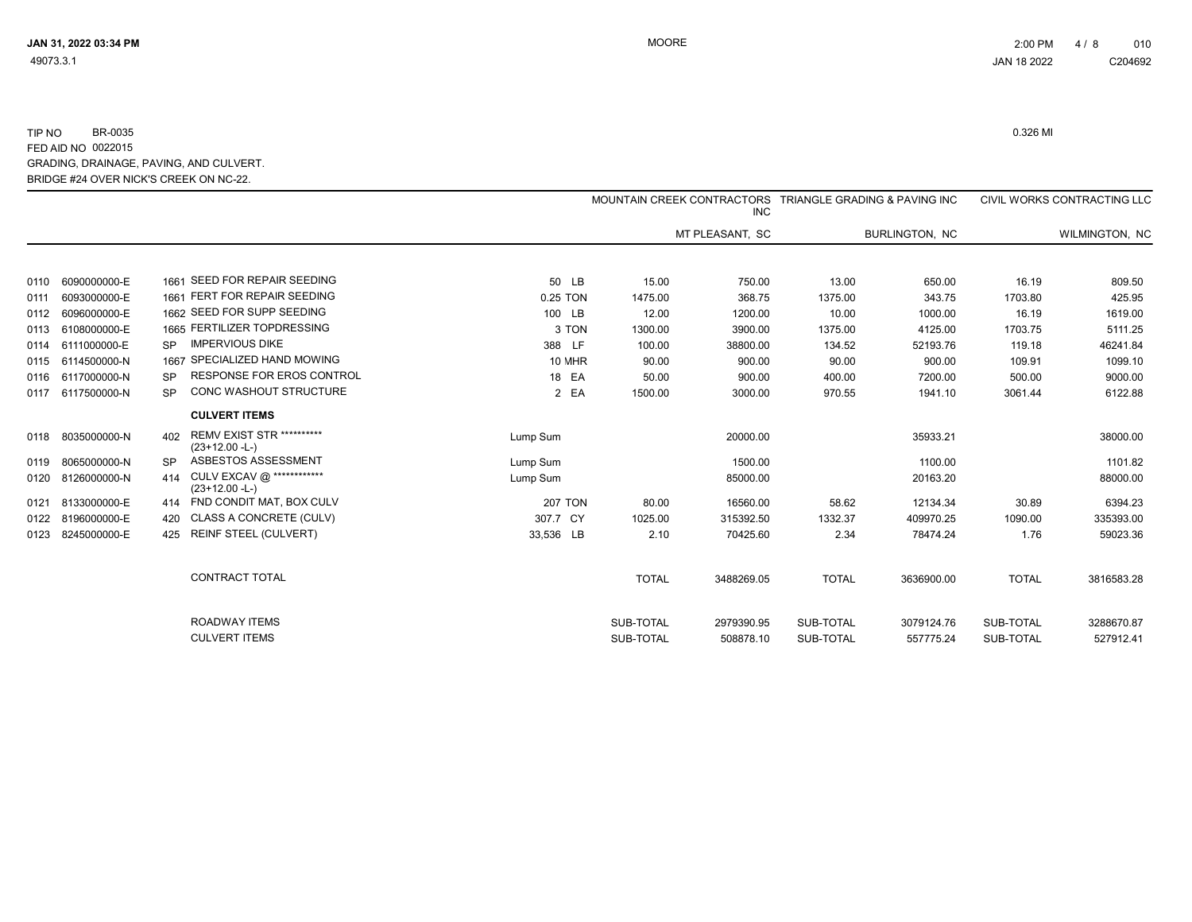TIP NO BR-0035
FED AID NO 0022015
GRADING, DRAINAGE, PAVING, AND CULVERT.
BRIDGE #24 OVER NICK'S CREEK ON NC-22.

0.326 MI

| | | | | | | MOUNTAIN CREEK CONTRACTORS INC | | TRIANGLE GRADING & PAVING INC | | CIVIL WORKS CONTRACTING LLC | |
|---|---|---|---|---|---|---|---|---|---|---|---|
| | | | | | | | MT PLEASANT, SC | | BURLINGTON, NC | | WILMINGTON, NC |
| 0110 | 6090000000-E | 1661 | SEED FOR REPAIR SEEDING | 50 | LB | 15.00 | 750.00 | 13.00 | 650.00 | 16.19 | 809.50 |
| 0111 | 6093000000-E | 1661 | FERT FOR REPAIR SEEDING | 0.25 | TON | 1475.00 | 368.75 | 1375.00 | 343.75 | 1703.80 | 425.95 |
| 0112 | 6096000000-E | 1662 | SEED FOR SUPP SEEDING | 100 | LB | 12.00 | 1200.00 | 10.00 | 1000.00 | 16.19 | 1619.00 |
| 0113 | 6108000000-E | 1665 | FERTILIZER TOPDRESSING | 3 | TON | 1300.00 | 3900.00 | 1375.00 | 4125.00 | 1703.75 | 5111.25 |
| 0114 | 6111000000-E | SP | IMPERVIOUS DIKE | 388 | LF | 100.00 | 38800.00 | 134.52 | 52193.76 | 119.18 | 46241.84 |
| 0115 | 6114500000-N | 1667 | SPECIALIZED HAND MOWING | 10 | MHR | 90.00 | 900.00 | 90.00 | 900.00 | 109.91 | 1099.10 |
| 0116 | 6117000000-N | SP | RESPONSE FOR EROS CONTROL | 18 | EA | 50.00 | 900.00 | 400.00 | 7200.00 | 500.00 | 9000.00 |
| 0117 | 6117500000-N | SP | CONC WASHOUT STRUCTURE | 2 | EA | 1500.00 | 3000.00 | 970.55 | 1941.10 | 3061.44 | 6122.88 |
| | | | **CULVERT ITEMS** | | | | | | | | |
| 0118 | 8035000000-N | 402 | REMV EXIST STR ********** (23+12.00 -L-) | Lump Sum | | | 20000.00 | | 35933.21 | | 38000.00 |
| 0119 | 8065000000-N | SP | ASBESTOS ASSESSMENT | Lump Sum | | | 1500.00 | | 1100.00 | | 1101.82 |
| 0120 | 8126000000-N | 414 | CULV EXCAV @ ************ (23+12.00 -L-) | Lump Sum | | | 85000.00 | | 20163.20 | | 88000.00 |
| 0121 | 8133000000-E | 414 | FND CONDIT MAT, BOX CULV | 207 | TON | 80.00 | 16560.00 | 58.62 | 12134.34 | 30.89 | 6394.23 |
| 0122 | 8196000000-E | 420 | CLASS A CONCRETE (CULV) | 307.7 | CY | 1025.00 | 315392.50 | 1332.37 | 409970.25 | 1090.00 | 335393.00 |
| 0123 | 8245000000-E | 425 | REINF STEEL (CULVERT) | 33,536 | LB | 2.10 | 70425.60 | 2.34 | 78474.24 | 1.76 | 59023.36 |
| | | | CONTRACT TOTAL | | | TOTAL | 3488269.05 | TOTAL | 3636900.00 | TOTAL | 3816583.28 |
| | | | ROADWAY ITEMS | | | SUB-TOTAL | 2979390.95 | SUB-TOTAL | 3079124.76 | SUB-TOTAL | 3288670.87 |
| | | | CULVERT ITEMS | | | SUB-TOTAL | 508878.10 | SUB-TOTAL | 557775.24 | SUB-TOTAL | 527912.41 |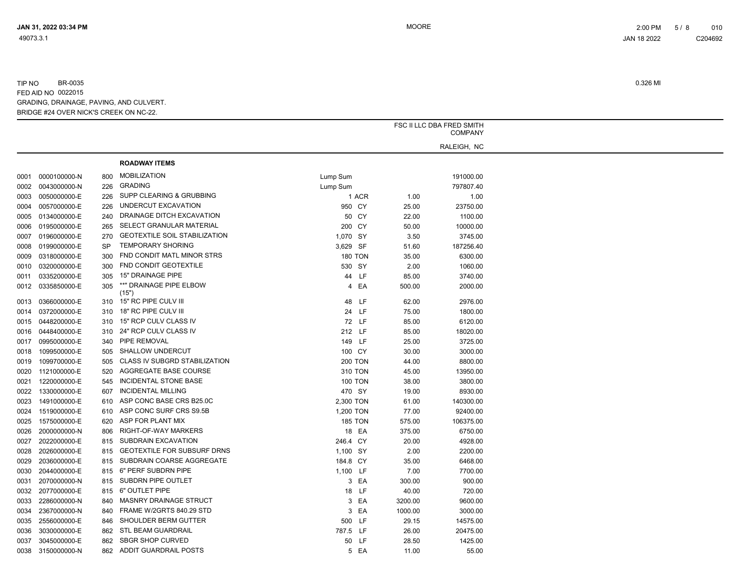TIP NO BR-0035 0.326 MI

FED AID NO 0022015

GRADING, DRAINAGE, PAVING, AND CULVERT.

BRIDGE #24 OVER NICK'S CREEK ON NC-22.

| | | | | | | FSC II LLC DBA FRED SMITH COMPANY RALEIGH, NC | |
|---|---|---|---|---|---|---|---|
| | | | **ROADWAY ITEMS** | | | | |
| 0001 | 0000100000-N | 800 | MOBILIZATION | Lump Sum | | | 191000.00 |
| 0002 | 0043000000-N | 226 | GRADING | Lump Sum | | | 797807.40 |
| 0003 | 0050000000-E | 226 | SUPP CLEARING & GRUBBING | 1 | ACR | 1.00 | 1.00 |
| 0004 | 0057000000-E | 226 | UNDERCUT EXCAVATION | 950 | CY | 25.00 | 23750.00 |
| 0005 | 0134000000-E | 240 | DRAINAGE DITCH EXCAVATION | 50 | CY | 22.00 | 1100.00 |
| 0006 | 0195000000-E | 265 | SELECT GRANULAR MATERIAL | 200 | CY | 50.00 | 10000.00 |
| 0007 | 0196000000-E | 270 | GEOTEXTILE SOIL STABILIZATION | 1,070 | SY | 3.50 | 3745.00 |
| 0008 | 0199000000-E | SP | TEMPORARY SHORING | 3,629 | SF | 51.60 | 187256.40 |
| 0009 | 0318000000-E | 300 | FND CONDIT MATL MINOR STRS | 180 | TON | 35.00 | 6300.00 |
| 0010 | 0320000000-E | 300 | FND CONDIT GEOTEXTILE | 530 | SY | 2.00 | 1060.00 |
| 0011 | 0335200000-E | 305 | 15" DRAINAGE PIPE | 44 | LF | 85.00 | 3740.00 |
| 0012 | 0335850000-E | 305 | **" DRAINAGE PIPE ELBOW (15") | 4 | EA | 500.00 | 2000.00 |
| 0013 | 0366000000-E | 310 | 15" RC PIPE CULV III | 48 | LF | 62.00 | 2976.00 |
| 0014 | 0372000000-E | 310 | 18" RC PIPE CULV III | 24 | LF | 75.00 | 1800.00 |
| 0015 | 0448200000-E | 310 | 15" RCP CULV CLASS IV | 72 | LF | 85.00 | 6120.00 |
| 0016 | 0448400000-E | 310 | 24" RCP CULV CLASS IV | 212 | LF | 85.00 | 18020.00 |
| 0017 | 0995000000-E | 340 | PIPE REMOVAL | 149 | LF | 25.00 | 3725.00 |
| 0018 | 1099500000-E | 505 | SHALLOW UNDERCUT | 100 | CY | 30.00 | 3000.00 |
| 0019 | 1099700000-E | 505 | CLASS IV SUBGRD STABILIZATION | 200 | TON | 44.00 | 8800.00 |
| 0020 | 1121000000-E | 520 | AGGREGATE BASE COURSE | 310 | TON | 45.00 | 13950.00 |
| 0021 | 1220000000-E | 545 | INCIDENTAL STONE BASE | 100 | TON | 38.00 | 3800.00 |
| 0022 | 1330000000-E | 607 | INCIDENTAL MILLING | 470 | SY | 19.00 | 8930.00 |
| 0023 | 1491000000-E | 610 | ASP CONC BASE CRS B25.0C | 2,300 | TON | 61.00 | 140300.00 |
| 0024 | 1519000000-E | 610 | ASP CONC SURF CRS S9.5B | 1,200 | TON | 77.00 | 92400.00 |
| 0025 | 1575000000-E | 620 | ASP FOR PLANT MIX | 185 | TON | 575.00 | 106375.00 |
| 0026 | 2000000000-N | 806 | RIGHT-OF-WAY MARKERS | 18 | EA | 375.00 | 6750.00 |
| 0027 | 2022000000-E | 815 | SUBDRAIN EXCAVATION | 246.4 | CY | 20.00 | 4928.00 |
| 0028 | 2026000000-E | 815 | GEOTEXTILE FOR SUBSURF DRNS | 1,100 | SY | 2.00 | 2200.00 |
| 0029 | 2036000000-E | 815 | SUBDRAIN COARSE AGGREGATE | 184.8 | CY | 35.00 | 6468.00 |
| 0030 | 2044000000-E | 815 | 6" PERF SUBDRN PIPE | 1,100 | LF | 7.00 | 7700.00 |
| 0031 | 2070000000-N | 815 | SUBDRN PIPE OUTLET | 3 | EA | 300.00 | 900.00 |
| 0032 | 2077000000-E | 815 | 6" OUTLET PIPE | 18 | LF | 40.00 | 720.00 |
| 0033 | 2286000000-N | 840 | MASNRY DRAINAGE STRUCT | 3 | EA | 3200.00 | 9600.00 |
| 0034 | 2367000000-N | 840 | FRAME W/2GRTS 840.29 STD | 3 | EA | 1000.00 | 3000.00 |
| 0035 | 2556000000-E | 846 | SHOULDER BERM GUTTER | 500 | LF | 29.15 | 14575.00 |
| 0036 | 3030000000-E | 862 | STL BEAM GUARDRAIL | 787.5 | LF | 26.00 | 20475.00 |
| 0037 | 3045000000-E | 862 | SBGR SHOP CURVED | 50 | LF | 28.50 | 1425.00 |
| 0038 | 3150000000-N | 862 | ADDIT GUARDRAIL POSTS | 5 | EA | 11.00 | 55.00 |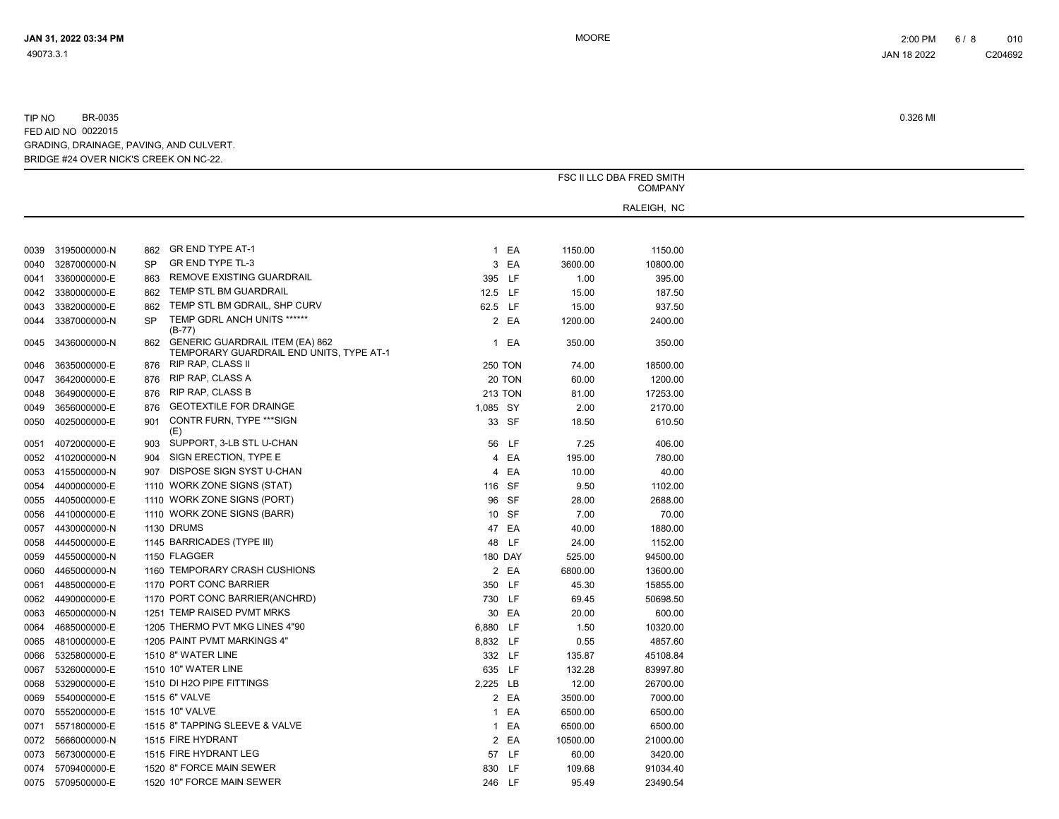TIP NO BR-0035 0.326 MI
FED AID NO 0022015
GRADING, DRAINAGE, PAVING, AND CULVERT.
BRIDGE #24 OVER NICK'S CREEK ON NC-22.

| | | | | | | FSC II LLC DBA FRED SMITH COMPANY RALEIGH, NC | |
|---|---|---|---|---|---|---|---|
| 0039 | 3195000000-N | 862 | GR END TYPE AT-1 | 1 | EA | 1150.00 | 1150.00 |
| 0040 | 3287000000-N | SP | GR END TYPE TL-3 | 3 | EA | 3600.00 | 10800.00 |
| 0041 | 3360000000-E | 863 | REMOVE EXISTING GUARDRAIL | 395 | LF | 1.00 | 395.00 |
| 0042 | 3380000000-E | 862 | TEMP STL BM GUARDRAIL | 12.5 | LF | 15.00 | 187.50 |
| 0043 | 3382000000-E | 862 | TEMP STL BM GDRAIL, SHP CURV | 62.5 | LF | 15.00 | 937.50 |
| 0044 | 3387000000-N | SP | TEMP GDRL ANCH UNITS ****** (B-77) | 2 | EA | 1200.00 | 2400.00 |
| 0045 | 3436000000-N | 862 | GENERIC GUARDRAIL ITEM (EA) 862 TEMPORARY GUARDRAIL END UNITS, TYPE AT-1 | 1 | EA | 350.00 | 350.00 |
| 0046 | 3635000000-E | 876 | RIP RAP, CLASS II | 250 | TON | 74.00 | 18500.00 |
| 0047 | 3642000000-E | 876 | RIP RAP, CLASS A | 20 | TON | 60.00 | 1200.00 |
| 0048 | 3649000000-E | 876 | RIP RAP, CLASS B | 213 | TON | 81.00 | 17253.00 |
| 0049 | 3656000000-E | 876 | GEOTEXTILE FOR DRAINGE | 1,085 | SY | 2.00 | 2170.00 |
| 0050 | 4025000000-E | 901 | CONTR FURN, TYPE ***SIGN (E) | 33 | SF | 18.50 | 610.50 |
| 0051 | 4072000000-E | 903 | SUPPORT, 3-LB STL U-CHAN | 56 | LF | 7.25 | 406.00 |
| 0052 | 4102000000-N | 904 | SIGN ERECTION, TYPE E | 4 | EA | 195.00 | 780.00 |
| 0053 | 4155000000-N | 907 | DISPOSE SIGN SYST U-CHAN | 4 | EA | 10.00 | 40.00 |
| 0054 | 4400000000-E | 1110 | WORK ZONE SIGNS (STAT) | 116 | SF | 9.50 | 1102.00 |
| 0055 | 4405000000-E | 1110 | WORK ZONE SIGNS (PORT) | 96 | SF | 28.00 | 2688.00 |
| 0056 | 4410000000-E | 1110 | WORK ZONE SIGNS (BARR) | 10 | SF | 7.00 | 70.00 |
| 0057 | 4430000000-N | 1130 | DRUMS | 47 | EA | 40.00 | 1880.00 |
| 0058 | 4445000000-E | 1145 | BARRICADES (TYPE III) | 48 | LF | 24.00 | 1152.00 |
| 0059 | 4455000000-N | 1150 | FLAGGER | 180 | DAY | 525.00 | 94500.00 |
| 0060 | 4465000000-N | 1160 | TEMPORARY CRASH CUSHIONS | 2 | EA | 6800.00 | 13600.00 |
| 0061 | 4485000000-E | 1170 | PORT CONC BARRIER | 350 | LF | 45.30 | 15855.00 |
| 0062 | 4490000000-E | 1170 | PORT CONC BARRIER(ANCHRD) | 730 | LF | 69.45 | 50698.50 |
| 0063 | 4650000000-N | 1251 | TEMP RAISED PVMT MRKS | 30 | EA | 20.00 | 600.00 |
| 0064 | 4685000000-E | 1205 | THERMO PVT MKG LINES 4"90 | 6,880 | LF | 1.50 | 10320.00 |
| 0065 | 4810000000-E | 1205 | PAINT PVMT MARKINGS 4" | 8,832 | LF | 0.55 | 4857.60 |
| 0066 | 5325800000-E | 1510 | 8" WATER LINE | 332 | LF | 135.87 | 45108.84 |
| 0067 | 5326000000-E | 1510 | 10" WATER LINE | 635 | LF | 132.28 | 83997.80 |
| 0068 | 5329000000-E | 1510 | DI H2O PIPE FITTINGS | 2,225 | LB | 12.00 | 26700.00 |
| 0069 | 5540000000-E | 1515 | 6" VALVE | 2 | EA | 3500.00 | 7000.00 |
| 0070 | 5552000000-E | 1515 | 10" VALVE | 1 | EA | 6500.00 | 6500.00 |
| 0071 | 5571800000-E | 1515 | 8" TAPPING SLEEVE & VALVE | 1 | EA | 6500.00 | 6500.00 |
| 0072 | 5666000000-N | 1515 | FIRE HYDRANT | 2 | EA | 10500.00 | 21000.00 |
| 0073 | 5673000000-E | 1515 | FIRE HYDRANT LEG | 57 | LF | 60.00 | 3420.00 |
| 0074 | 5709400000-E | 1520 | 8" FORCE MAIN SEWER | 830 | LF | 109.68 | 91034.40 |
| 0075 | 5709500000-E | 1520 | 10" FORCE MAIN SEWER | 246 | LF | 95.49 | 23490.54 |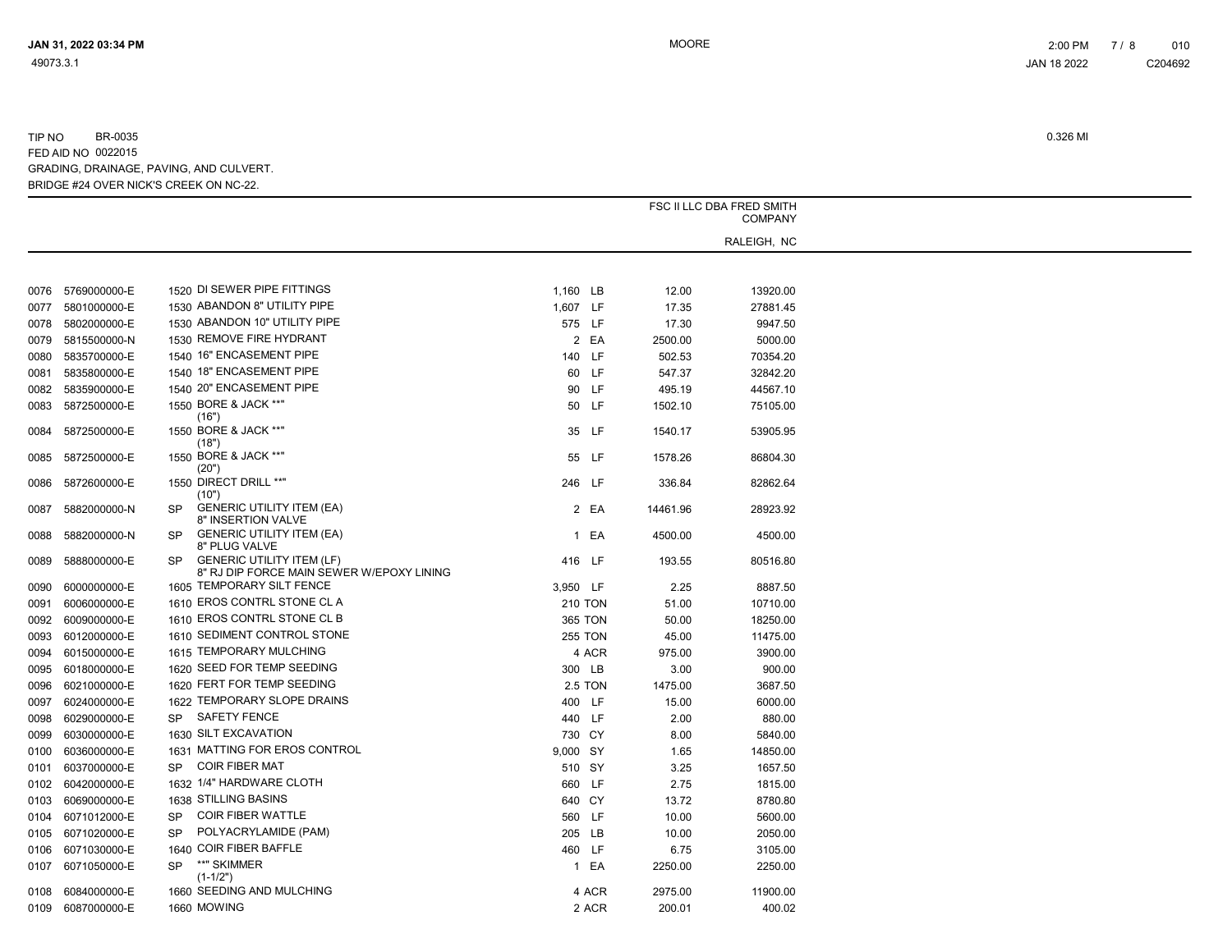TIP NO BR-0035
FED AID NO 0022015
GRADING, DRAINAGE, PAVING, AND CULVERT.
BRIDGE #24 OVER NICK'S CREEK ON NC-22.

0.326 MI

| | | | | | | FSC II LLC DBA FRED SMITH COMPANY RALEIGH, NC | |
|---|---|---|---|---|---|---|---|
| 0076 | 5769000000-E | 1520 | DI SEWER PIPE FITTINGS | 1,160 | LB | 12.00 | 13920.00 |
| 0077 | 5801000000-E | 1530 | ABANDON 8" UTILITY PIPE | 1,607 | LF | 17.35 | 27881.45 |
| 0078 | 5802000000-E | 1530 | ABANDON 10" UTILITY PIPE | 575 | LF | 17.30 | 9947.50 |
| 0079 | 5815500000-N | 1530 | REMOVE FIRE HYDRANT | 2 | EA | 2500.00 | 5000.00 |
| 0080 | 5835700000-E | 1540 | 16" ENCASEMENT PIPE | 140 | LF | 502.53 | 70354.20 |
| 0081 | 5835800000-E | 1540 | 18" ENCASEMENT PIPE | 60 | LF | 547.37 | 32842.20 |
| 0082 | 5835900000-E | 1540 | 20" ENCASEMENT PIPE | 90 | LF | 495.19 | 44567.10 |
| 0083 | 5872500000-E | 1550 | BORE & JACK **" (16") | 50 | LF | 1502.10 | 75105.00 |
| 0084 | 5872500000-E | 1550 | BORE & JACK **" (18") | 35 | LF | 1540.17 | 53905.95 |
| 0085 | 5872500000-E | 1550 | BORE & JACK **" (20") | 55 | LF | 1578.26 | 86804.30 |
| 0086 | 5872600000-E | 1550 | DIRECT DRILL **" (10") | 246 | LF | 336.84 | 82862.64 |
| 0087 | 5882000000-N | SP | GENERIC UTILITY ITEM (EA) 8" INSERTION VALVE | 2 | EA | 14461.96 | 28923.92 |
| 0088 | 5882000000-N | SP | GENERIC UTILITY ITEM (EA) 8" PLUG VALVE | 1 | EA | 4500.00 | 4500.00 |
| 0089 | 5888000000-E | SP | GENERIC UTILITY ITEM (LF) 8" RJ DIP FORCE MAIN SEWER W/EPOXY LINING | 416 | LF | 193.55 | 80516.80 |
| 0090 | 6000000000-E | 1605 | TEMPORARY SILT FENCE | 3,950 | LF | 2.25 | 8887.50 |
| 0091 | 6006000000-E | 1610 | EROS CONTRL STONE CL A | 210 | TON | 51.00 | 10710.00 |
| 0092 | 6009000000-E | 1610 | EROS CONTRL STONE CL B | 365 | TON | 50.00 | 18250.00 |
| 0093 | 6012000000-E | 1610 | SEDIMENT CONTROL STONE | 255 | TON | 45.00 | 11475.00 |
| 0094 | 6015000000-E | 1615 | TEMPORARY MULCHING | 4 | ACR | 975.00 | 3900.00 |
| 0095 | 6018000000-E | 1620 | SEED FOR TEMP SEEDING | 300 | LB | 3.00 | 900.00 |
| 0096 | 6021000000-E | 1620 | FERT FOR TEMP SEEDING | 2.5 | TON | 1475.00 | 3687.50 |
| 0097 | 6024000000-E | 1622 | TEMPORARY SLOPE DRAINS | 400 | LF | 15.00 | 6000.00 |
| 0098 | 6029000000-E | SP | SAFETY FENCE | 440 | LF | 2.00 | 880.00 |
| 0099 | 6030000000-E | 1630 | SILT EXCAVATION | 730 | CY | 8.00 | 5840.00 |
| 0100 | 6036000000-E | 1631 | MATTING FOR EROS CONTROL | 9,000 | SY | 1.65 | 14850.00 |
| 0101 | 6037000000-E | SP | COIR FIBER MAT | 510 | SY | 3.25 | 1657.50 |
| 0102 | 6042000000-E | 1632 | 1/4" HARDWARE CLOTH | 660 | LF | 2.75 | 1815.00 |
| 0103 | 6069000000-E | 1638 | STILLING BASINS | 640 | CY | 13.72 | 8780.80 |
| 0104 | 6071012000-E | SP | COIR FIBER WATTLE | 560 | LF | 10.00 | 5600.00 |
| 0105 | 6071020000-E | SP | POLYACRYLAMIDE (PAM) | 205 | LB | 10.00 | 2050.00 |
| 0106 | 6071030000-E | 1640 | COIR FIBER BAFFLE | 460 | LF | 6.75 | 3105.00 |
| 0107 | 6071050000-E | SP | **" SKIMMER (1-1/2") | 1 | EA | 2250.00 | 2250.00 |
| 0108 | 6084000000-E | 1660 | SEEDING AND MULCHING | 4 | ACR | 2975.00 | 11900.00 |
| 0109 | 6087000000-E | 1660 | MOWING | 2 | ACR | 200.01 | 400.02 |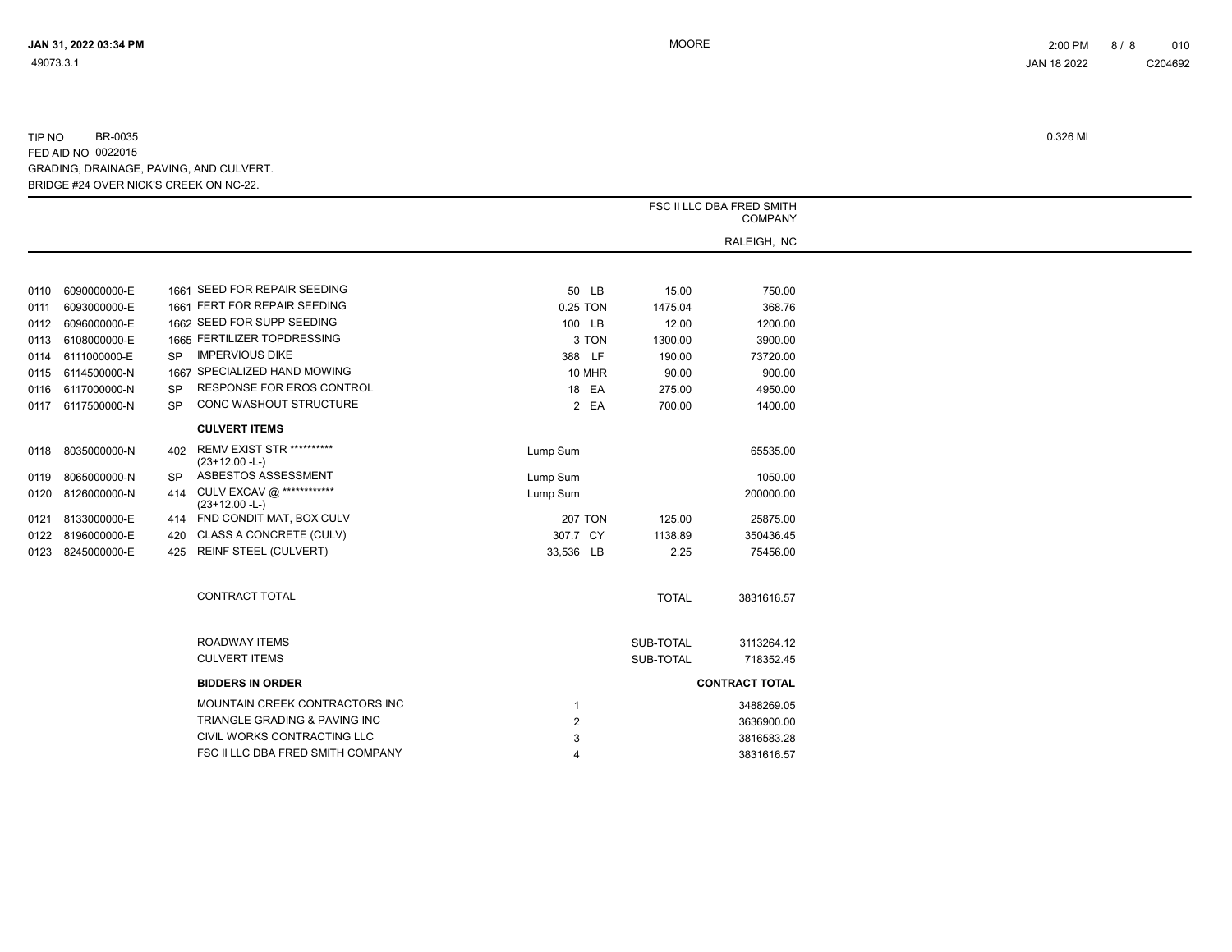TIP NO BR-0035

FED AID NO 0022015

GRADING, DRAINAGE, PAVING, AND CULVERT.

BRIDGE #24 OVER NICK'S CREEK ON NC-22.

0.326 MI

**FSC II LLC DBA FRED SMITH COMPANY**

RALEIGH, NC

| | | | | | | |
|---|---|---|---|---|---|---|
| 0110 | 6090000000-E | 1661 | SEED FOR REPAIR SEEDING | 50 LB | 15.00 | 750.00 |
| 0111 | 6093000000-E | 1661 | FERT FOR REPAIR SEEDING | 0.25 TON | 1475.04 | 368.76 |
| 0112 | 6096000000-E | 1662 | SEED FOR SUPP SEEDING | 100 LB | 12.00 | 1200.00 |
| 0113 | 6108000000-E | 1665 | FERTILIZER TOPDRESSING | 3 TON | 1300.00 | 3900.00 |
| 0114 | 6111000000-E | SP | IMPERVIOUS DIKE | 388 LF | 190.00 | 73720.00 |
| 0115 | 6114500000-N | 1667 | SPECIALIZED HAND MOWING | 10 MHR | 90.00 | 900.00 |
| 0116 | 6117000000-N | SP | RESPONSE FOR EROS CONTROL | 18 EA | 275.00 | 4950.00 |
| 0117 | 6117500000-N | SP | CONC WASHOUT STRUCTURE | 2 EA | 700.00 | 1400.00 |
| | | | **CULVERT ITEMS** | | | |
| 0118 | 8035000000-N | 402 | REMV EXIST STR ********** (23+12.00 -L-) | Lump Sum | | 65535.00 |
| 0119 | 8065000000-N | SP | ASBESTOS ASSESSMENT | Lump Sum | | 1050.00 |
| 0120 | 8126000000-N | 414 | CULV EXCAV @ ************ (23+12.00 -L-) | Lump Sum | | 200000.00 |
| 0121 | 8133000000-E | 414 | FND CONDIT MAT, BOX CULV | 207 TON | 125.00 | 25875.00 |
| 0122 | 8196000000-E | 420 | CLASS A CONCRETE (CULV) | 307.7 CY | 1138.89 | 350436.45 |
| 0123 | 8245000000-E | 425 | REINF STEEL (CULVERT) | 33,536 LB | 2.25 | 75456.00 |

| | | |
|---|---|---|
| CONTRACT TOTAL | TOTAL | 3831616.57 |
| ROADWAY ITEMS | SUB-TOTAL | 3113264.12 |
| CULVERT ITEMS | SUB-TOTAL | 718352.45 |

| **BIDDERS IN ORDER** | | **CONTRACT TOTAL** |
|---|---|---|
| MOUNTAIN CREEK CONTRACTORS INC | 1 | 3488269.05 |
| TRIANGLE GRADING & PAVING INC | 2 | 3636900.00 |
| CIVIL WORKS CONTRACTING LLC | 3 | 3816583.28 |
| FSC II LLC DBA FRED SMITH COMPANY | 4 | 3831616.57 |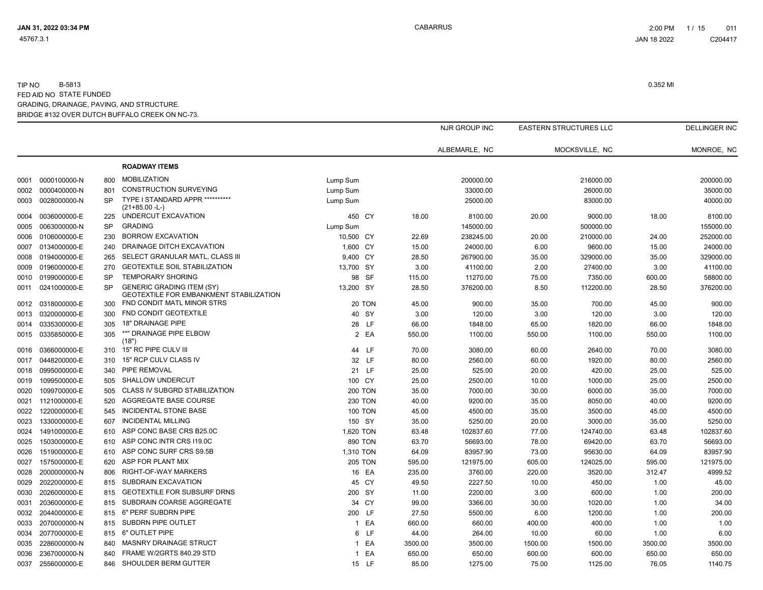TIP NO B-5813 0.352 MI
FED AID NO STATE FUNDED
GRADING, DRAINAGE, PAVING, AND STRUCTURE.
BRIDGE #132 OVER DUTCH BUFFALO CREEK ON NC-73.

| | | | | | | NJR GROUP INC | | EASTERN STRUCTURES LLC | | DELLINGER INC | |
|---|---|---|---|---|---|---|---|---|---|---|---|
| | | | | | | ALBEMARLE, NC | | MOCKSVILLE, NC | | MONROE, NC | |
| | | | **ROADWAY ITEMS** | | | | | | | | |
| 0001 | 0000100000-N | 800 | MOBILIZATION | Lump Sum | | | 200000.00 | | 216000.00 | | 200000.00 |
| 0002 | 0000400000-N | 801 | CONSTRUCTION SURVEYING | Lump Sum | | | 33000.00 | | 26000.00 | | 35000.00 |
| 0003 | 0028000000-N | SP | TYPE I STANDARD APPR ********** (21+85.00 -L-) | Lump Sum | | | 25000.00 | | 83000.00 | | 40000.00 |
| 0004 | 0036000000-E | 225 | UNDERCUT EXCAVATION | 450 | CY | 18.00 | 8100.00 | 20.00 | 9000.00 | 18.00 | 8100.00 |
| 0005 | 0063000000-N | SP | GRADING | Lump Sum | | | 145000.00 | | 500000.00 | | 155000.00 |
| 0006 | 0106000000-E | 230 | BORROW EXCAVATION | 10,500 | CY | 22.69 | 238245.00 | 20.00 | 210000.00 | 24.00 | 252000.00 |
| 0007 | 0134000000-E | 240 | DRAINAGE DITCH EXCAVATION | 1,600 | CY | 15.00 | 24000.00 | 6.00 | 9600.00 | 15.00 | 24000.00 |
| 0008 | 0194000000-E | 265 | SELECT GRANULAR MATL, CLASS III | 9,400 | CY | 28.50 | 267900.00 | 35.00 | 329000.00 | 35.00 | 329000.00 |
| 0009 | 0196000000-E | 270 | GEOTEXTILE SOIL STABILIZATION | 13,700 | SY | 3.00 | 41100.00 | 2.00 | 27400.00 | 3.00 | 41100.00 |
| 0010 | 0199000000-E | SP | TEMPORARY SHORING | 98 | SF | 115.00 | 11270.00 | 75.00 | 7350.00 | 600.00 | 58800.00 |
| 0011 | 0241000000-E | SP | GENERIC GRADING ITEM (SY) GEOTEXTILE FOR EMBANKMENT STABILIZATION | 13,200 | SY | 28.50 | 376200.00 | 8.50 | 112200.00 | 28.50 | 376200.00 |
| 0012 | 0318000000-E | 300 | FND CONDIT MATL MINOR STRS | 20 | TON | 45.00 | 900.00 | 35.00 | 700.00 | 45.00 | 900.00 |
| 0013 | 0320000000-E | 300 | FND CONDIT GEOTEXTILE | 40 | SY | 3.00 | 120.00 | 3.00 | 120.00 | 3.00 | 120.00 |
| 0014 | 0335300000-E | 305 | 18" DRAINAGE PIPE | 28 | LF | 66.00 | 1848.00 | 65.00 | 1820.00 | 66.00 | 1848.00 |
| 0015 | 0335850000-E | 305 | **" DRAINAGE PIPE ELBOW (18") | 2 | EA | 550.00 | 1100.00 | 550.00 | 1100.00 | 550.00 | 1100.00 |
| 0016 | 0366000000-E | 310 | 15" RC PIPE CULV III | 44 | LF | 70.00 | 3080.00 | 60.00 | 2640.00 | 70.00 | 3080.00 |
| 0017 | 0448200000-E | 310 | 15" RCP CULV CLASS IV | 32 | LF | 80.00 | 2560.00 | 60.00 | 1920.00 | 80.00 | 2560.00 |
| 0018 | 0995000000-E | 340 | PIPE REMOVAL | 21 | LF | 25.00 | 525.00 | 20.00 | 420.00 | 25.00 | 525.00 |
| 0019 | 1099500000-E | 505 | SHALLOW UNDERCUT | 100 | CY | 25.00 | 2500.00 | 10.00 | 1000.00 | 25.00 | 2500.00 |
| 0020 | 1099700000-E | 505 | CLASS IV SUBGRD STABILIZATION | 200 | TON | 35.00 | 7000.00 | 30.00 | 6000.00 | 35.00 | 7000.00 |
| 0021 | 1121000000-E | 520 | AGGREGATE BASE COURSE | 230 | TON | 40.00 | 9200.00 | 35.00 | 8050.00 | 40.00 | 9200.00 |
| 0022 | 1220000000-E | 545 | INCIDENTAL STONE BASE | 100 | TON | 45.00 | 4500.00 | 35.00 | 3500.00 | 45.00 | 4500.00 |
| 0023 | 1330000000-E | 607 | INCIDENTAL MILLING | 150 | SY | 35.00 | 5250.00 | 20.00 | 3000.00 | 35.00 | 5250.00 |
| 0024 | 1491000000-E | 610 | ASP CONC BASE CRS B25.0C | 1,620 | TON | 63.48 | 102837.60 | 77.00 | 124740.00 | 63.48 | 102837.60 |
| 0025 | 1503000000-E | 610 | ASP CONC INTR CRS I19.0C | 890 | TON | 63.70 | 56693.00 | 78.00 | 69420.00 | 63.70 | 56693.00 |
| 0026 | 1519000000-E | 610 | ASP CONC SURF CRS S9.5B | 1,310 | TON | 64.09 | 83957.90 | 73.00 | 95630.00 | 64.09 | 83957.90 |
| 0027 | 1575000000-E | 620 | ASP FOR PLANT MIX | 205 | TON | 595.00 | 121975.00 | 605.00 | 124025.00 | 595.00 | 121975.00 |
| 0028 | 2000000000-N | 806 | RIGHT-OF-WAY MARKERS | 16 | EA | 235.00 | 3760.00 | 220.00 | 3520.00 | 312.47 | 4999.52 |
| 0029 | 2022000000-E | 815 | SUBDRAIN EXCAVATION | 45 | CY | 49.50 | 2227.50 | 10.00 | 450.00 | 1.00 | 45.00 |
| 0030 | 2026000000-E | 815 | GEOTEXTILE FOR SUBSURF DRNS | 200 | SY | 11.00 | 2200.00 | 3.00 | 600.00 | 1.00 | 200.00 |
| 0031 | 2036000000-E | 815 | SUBDRAIN COARSE AGGREGATE | 34 | CY | 99.00 | 3366.00 | 30.00 | 1020.00 | 1.00 | 34.00 |
| 0032 | 2044000000-E | 815 | 6" PERF SUBDRN PIPE | 200 | LF | 27.50 | 5500.00 | 6.00 | 1200.00 | 1.00 | 200.00 |
| 0033 | 2070000000-N | 815 | SUBDRN PIPE OUTLET | 1 | EA | 660.00 | 660.00 | 400.00 | 400.00 | 1.00 | 1.00 |
| 0034 | 2077000000-E | 815 | 6" OUTLET PIPE | 6 | LF | 44.00 | 264.00 | 10.00 | 60.00 | 1.00 | 6.00 |
| 0035 | 2286000000-N | 840 | MASNRY DRAINAGE STRUCT | 1 | EA | 3500.00 | 3500.00 | 1500.00 | 1500.00 | 3500.00 | 3500.00 |
| 0036 | 2367000000-N | 840 | FRAME W/2GRTS 840.29 STD | 1 | EA | 650.00 | 650.00 | 600.00 | 600.00 | 650.00 | 650.00 |
| 0037 | 2556000000-E | 846 | SHOULDER BERM GUTTER | 15 | LF | 85.00 | 1275.00 | 75.00 | 1125.00 | 76.05 | 1140.75 |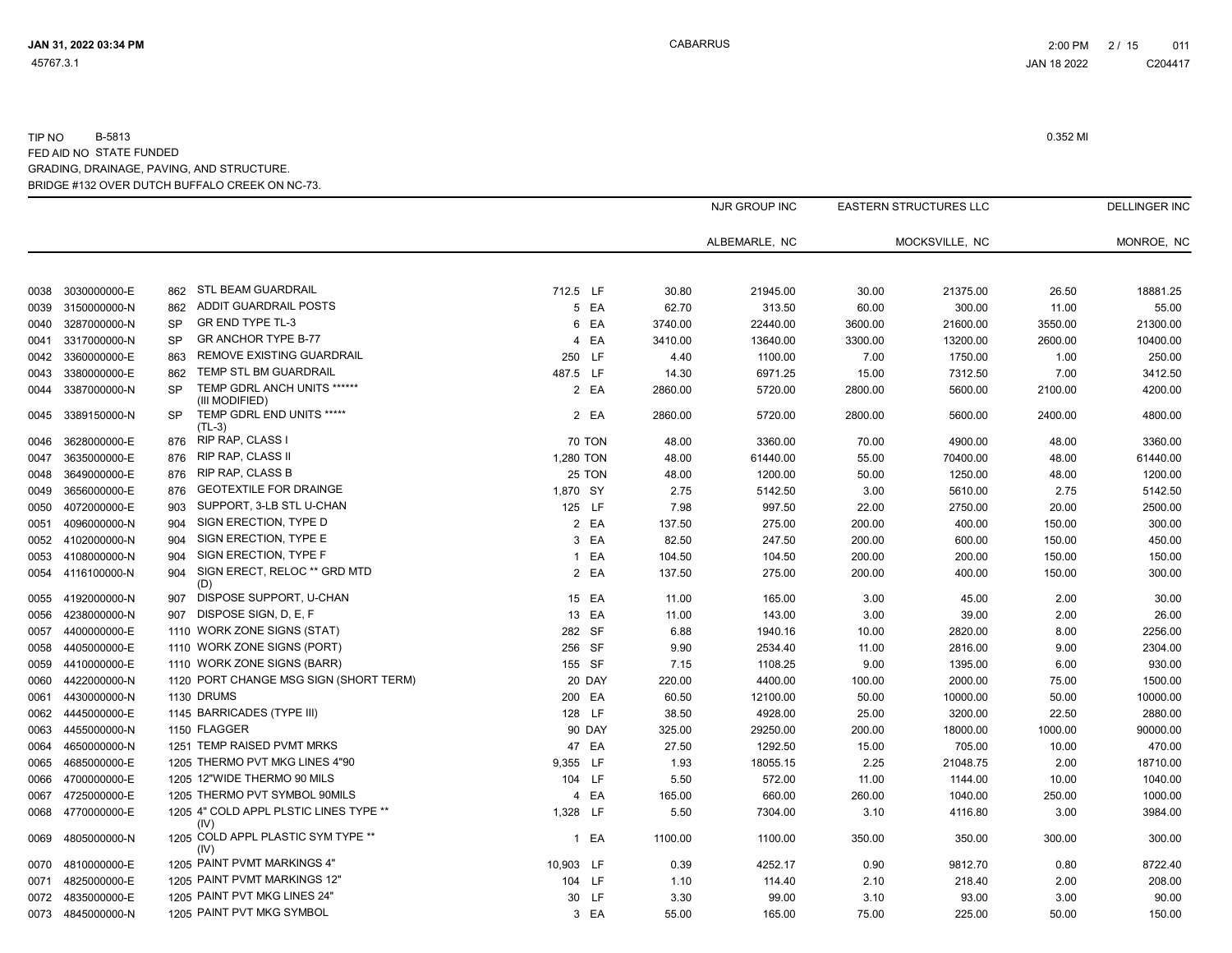TIP NO B-5813 0.352 MI
FED AID NO STATE FUNDED
GRADING, DRAINAGE, PAVING, AND STRUCTURE.
BRIDGE #132 OVER DUTCH BUFFALO CREEK ON NC-73.

| | | | | | | NJR GROUP INC | | EASTERN STRUCTURES LLC | | DELLINGER INC | |
|---|---|---|---|---|---|---|---|---|---|---|---|
| | | | | | | ALBEMARLE, NC | | MOCKSVILLE, NC | | MONROE, NC | |
| 0038 | 3030000000-E | 862 | STL BEAM GUARDRAIL | 712.5 | LF | 30.80 | 21945.00 | 30.00 | 21375.00 | 26.50 | 18881.25 |
| 0039 | 3150000000-N | 862 | ADDIT GUARDRAIL POSTS | 5 | EA | 62.70 | 313.50 | 60.00 | 300.00 | 11.00 | 55.00 |
| 0040 | 3287000000-N | SP | GR END TYPE TL-3 | 6 | EA | 3740.00 | 22440.00 | 3600.00 | 21600.00 | 3550.00 | 21300.00 |
| 0041 | 3317000000-N | SP | GR ANCHOR TYPE B-77 | 4 | EA | 3410.00 | 13640.00 | 3300.00 | 13200.00 | 2600.00 | 10400.00 |
| 0042 | 3360000000-E | 863 | REMOVE EXISTING GUARDRAIL | 250 | LF | 4.40 | 1100.00 | 7.00 | 1750.00 | 1.00 | 250.00 |
| 0043 | 3380000000-E | 862 | TEMP STL BM GUARDRAIL | 487.5 | LF | 14.30 | 6971.25 | 15.00 | 7312.50 | 7.00 | 3412.50 |
| 0044 | 3387000000-N | SP | TEMP GDRL ANCH UNITS ****** (III MODIFIED) | 2 | EA | 2860.00 | 5720.00 | 2800.00 | 5600.00 | 2100.00 | 4200.00 |
| 0045 | 3389150000-N | SP | TEMP GDRL END UNITS ***** (TL-3) | 2 | EA | 2860.00 | 5720.00 | 2800.00 | 5600.00 | 2400.00 | 4800.00 |
| 0046 | 3628000000-E | 876 | RIP RAP, CLASS I | 70 | TON | 48.00 | 3360.00 | 70.00 | 4900.00 | 48.00 | 3360.00 |
| 0047 | 3635000000-E | 876 | RIP RAP, CLASS II | 1,280 | TON | 48.00 | 61440.00 | 55.00 | 70400.00 | 48.00 | 61440.00 |
| 0048 | 3649000000-E | 876 | RIP RAP, CLASS B | 25 | TON | 48.00 | 1200.00 | 50.00 | 1250.00 | 48.00 | 1200.00 |
| 0049 | 3656000000-E | 876 | GEOTEXTILE FOR DRAINGE | 1,870 | SY | 2.75 | 5142.50 | 3.00 | 5610.00 | 2.75 | 5142.50 |
| 0050 | 4072000000-E | 903 | SUPPORT, 3-LB STL U-CHAN | 125 | LF | 7.98 | 997.50 | 22.00 | 2750.00 | 20.00 | 2500.00 |
| 0051 | 4096000000-N | 904 | SIGN ERECTION, TYPE D | 2 | EA | 137.50 | 275.00 | 200.00 | 400.00 | 150.00 | 300.00 |
| 0052 | 4102000000-N | 904 | SIGN ERECTION, TYPE E | 3 | EA | 82.50 | 247.50 | 200.00 | 600.00 | 150.00 | 450.00 |
| 0053 | 4108000000-N | 904 | SIGN ERECTION, TYPE F | 1 | EA | 104.50 | 104.50 | 200.00 | 200.00 | 150.00 | 150.00 |
| 0054 | 4116100000-N | 904 | SIGN ERECT, RELOC ** GRD MTD (D) | 2 | EA | 137.50 | 275.00 | 200.00 | 400.00 | 150.00 | 300.00 |
| 0055 | 4192000000-N | 907 | DISPOSE SUPPORT, U-CHAN | 15 | EA | 11.00 | 165.00 | 3.00 | 45.00 | 2.00 | 30.00 |
| 0056 | 4238000000-N | 907 | DISPOSE SIGN, D, E, F | 13 | EA | 11.00 | 143.00 | 3.00 | 39.00 | 2.00 | 26.00 |
| 0057 | 4400000000-E | 1110 | WORK ZONE SIGNS (STAT) | 282 | SF | 6.88 | 1940.16 | 10.00 | 2820.00 | 8.00 | 2256.00 |
| 0058 | 4405000000-E | 1110 | WORK ZONE SIGNS (PORT) | 256 | SF | 9.90 | 2534.40 | 11.00 | 2816.00 | 9.00 | 2304.00 |
| 0059 | 4410000000-E | 1110 | WORK ZONE SIGNS (BARR) | 155 | SF | 7.15 | 1108.25 | 9.00 | 1395.00 | 6.00 | 930.00 |
| 0060 | 4422000000-N | 1120 | PORT CHANGE MSG SIGN (SHORT TERM) | 20 | DAY | 220.00 | 4400.00 | 100.00 | 2000.00 | 75.00 | 1500.00 |
| 0061 | 4430000000-N | 1130 | DRUMS | 200 | EA | 60.50 | 12100.00 | 50.00 | 10000.00 | 50.00 | 10000.00 |
| 0062 | 4445000000-E | 1145 | BARRICADES (TYPE III) | 128 | LF | 38.50 | 4928.00 | 25.00 | 3200.00 | 22.50 | 2880.00 |
| 0063 | 4455000000-N | 1150 | FLAGGER | 90 | DAY | 325.00 | 29250.00 | 200.00 | 18000.00 | 1000.00 | 90000.00 |
| 0064 | 4650000000-N | 1251 | TEMP RAISED PVMT MRKS | 47 | EA | 27.50 | 1292.50 | 15.00 | 705.00 | 10.00 | 470.00 |
| 0065 | 4685000000-E | 1205 | THERMO PVT MKG LINES 4"90 | 9,355 | LF | 1.93 | 18055.15 | 2.25 | 21048.75 | 2.00 | 18710.00 |
| 0066 | 4700000000-E | 1205 | 12"WIDE THERMO 90 MILS | 104 | LF | 5.50 | 572.00 | 11.00 | 1144.00 | 10.00 | 1040.00 |
| 0067 | 4725000000-E | 1205 | THERMO PVT SYMBOL 90MILS | 4 | EA | 165.00 | 660.00 | 260.00 | 1040.00 | 250.00 | 1000.00 |
| 0068 | 4770000000-E | 1205 | 4" COLD APPL PLSTIC LINES TYPE ** (IV) | 1,328 | LF | 5.50 | 7304.00 | 3.10 | 4116.80 | 3.00 | 3984.00 |
| 0069 | 4805000000-N | 1205 | COLD APPL PLASTIC SYM TYPE ** (IV) | 1 | EA | 1100.00 | 1100.00 | 350.00 | 350.00 | 300.00 | 300.00 |
| 0070 | 4810000000-E | 1205 | PAINT PVMT MARKINGS 4" | 10,903 | LF | 0.39 | 4252.17 | 0.90 | 9812.70 | 0.80 | 8722.40 |
| 0071 | 4825000000-E | 1205 | PAINT PVMT MARKINGS 12" | 104 | LF | 1.10 | 114.40 | 2.10 | 218.40 | 2.00 | 208.00 |
| 0072 | 4835000000-E | 1205 | PAINT PVT MKG LINES 24" | 30 | LF | 3.30 | 99.00 | 3.10 | 93.00 | 3.00 | 90.00 |
| 0073 | 4845000000-N | 1205 | PAINT PVT MKG SYMBOL | 3 | EA | 55.00 | 165.00 | 75.00 | 225.00 | 50.00 | 150.00 |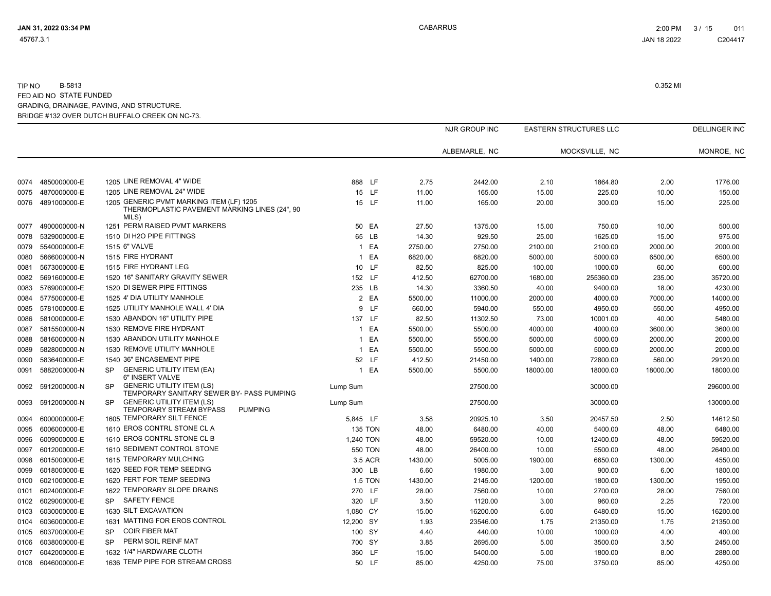TIP NO B-5813

FED AID NO STATE FUNDED

GRADING, DRAINAGE, PAVING, AND STRUCTURE.

BRIDGE #132 OVER DUTCH BUFFALO CREEK ON NC-73.

0.352 MI

| | | | | | NJR GROUP INC | | EASTERN STRUCTURES LLC | | DELLINGER INC | |
|---|---|---|---|---|---|---|---|---|---|---|
| | | | | | ALBEMARLE, NC | | MOCKSVILLE, NC | | MONROE, NC | |
| 0074 | 4850000000-E | 1205 LINE REMOVAL 4" WIDE | 888 | LF | 2.75 | 2442.00 | 2.10 | 1864.80 | 2.00 | 1776.00 |
| 0075 | 4870000000-E | 1205 LINE REMOVAL 24" WIDE | 15 | LF | 11.00 | 165.00 | 15.00 | 225.00 | 10.00 | 150.00 |
| 0076 | 4891000000-E | 1205 GENERIC PVMT MARKING ITEM (LF) 1205 THERMOPLASTIC PAVEMENT MARKING LINES (24", 90 MILS) | 15 | LF | 11.00 | 165.00 | 20.00 | 300.00 | 15.00 | 225.00 |
| 0077 | 4900000000-N | 1251 PERM RAISED PVMT MARKERS | 50 | EA | 27.50 | 1375.00 | 15.00 | 750.00 | 10.00 | 500.00 |
| 0078 | 5329000000-E | 1510 DI H2O PIPE FITTINGS | 65 | LB | 14.30 | 929.50 | 25.00 | 1625.00 | 15.00 | 975.00 |
| 0079 | 5540000000-E | 1515 6" VALVE | 1 | EA | 2750.00 | 2750.00 | 2100.00 | 2100.00 | 2000.00 | 2000.00 |
| 0080 | 5666000000-N | 1515 FIRE HYDRANT | 1 | EA | 6820.00 | 6820.00 | 5000.00 | 5000.00 | 6500.00 | 6500.00 |
| 0081 | 5673000000-E | 1515 FIRE HYDRANT LEG | 10 | LF | 82.50 | 825.00 | 100.00 | 1000.00 | 60.00 | 600.00 |
| 0082 | 5691600000-E | 1520 16" SANITARY GRAVITY SEWER | 152 | LF | 412.50 | 62700.00 | 1680.00 | 255360.00 | 235.00 | 35720.00 |
| 0083 | 5769000000-E | 1520 DI SEWER PIPE FITTINGS | 235 | LB | 14.30 | 3360.50 | 40.00 | 9400.00 | 18.00 | 4230.00 |
| 0084 | 5775000000-E | 1525 4' DIA UTILITY MANHOLE | 2 | EA | 5500.00 | 11000.00 | 2000.00 | 4000.00 | 7000.00 | 14000.00 |
| 0085 | 5781000000-E | 1525 UTILITY MANHOLE WALL 4' DIA | 9 | LF | 660.00 | 5940.00 | 550.00 | 4950.00 | 550.00 | 4950.00 |
| 0086 | 5810000000-E | 1530 ABANDON 16" UTILITY PIPE | 137 | LF | 82.50 | 11302.50 | 73.00 | 10001.00 | 40.00 | 5480.00 |
| 0087 | 5815500000-N | 1530 REMOVE FIRE HYDRANT | 1 | EA | 5500.00 | 5500.00 | 4000.00 | 4000.00 | 3600.00 | 3600.00 |
| 0088 | 5816000000-N | 1530 ABANDON UTILITY MANHOLE | 1 | EA | 5500.00 | 5500.00 | 5000.00 | 5000.00 | 2000.00 | 2000.00 |
| 0089 | 5828000000-N | 1530 REMOVE UTILITY MANHOLE | 1 | EA | 5500.00 | 5500.00 | 5000.00 | 5000.00 | 2000.00 | 2000.00 |
| 0090 | 5836400000-E | 1540 36" ENCASEMENT PIPE | 52 | LF | 412.50 | 21450.00 | 1400.00 | 72800.00 | 560.00 | 29120.00 |
| 0091 | 5882000000-N | SP GENERIC UTILITY ITEM (EA) 6" INSERT VALVE | 1 | EA | 5500.00 | 5500.00 | 18000.00 | 18000.00 | 18000.00 | 18000.00 |
| 0092 | 5912000000-N | SP GENERIC UTILITY ITEM (LS) TEMPORARY SANITARY SEWER BY- PASS PUMPING | Lump Sum | | | 27500.00 | | 30000.00 | | 296000.00 |
| 0093 | 5912000000-N | SP GENERIC UTILITY ITEM (LS) TEMPORARY STREAM BYPASS PUMPING | Lump Sum | | | 27500.00 | | 30000.00 | | 130000.00 |
| 0094 | 6000000000-E | 1605 TEMPORARY SILT FENCE | 5,845 | LF | 3.58 | 20925.10 | 3.50 | 20457.50 | 2.50 | 14612.50 |
| 0095 | 6006000000-E | 1610 EROS CONTRL STONE CL A | 135 | TON | 48.00 | 6480.00 | 40.00 | 5400.00 | 48.00 | 6480.00 |
| 0096 | 6009000000-E | 1610 EROS CONTRL STONE CL B | 1,240 | TON | 48.00 | 59520.00 | 10.00 | 12400.00 | 48.00 | 59520.00 |
| 0097 | 6012000000-E | 1610 SEDIMENT CONTROL STONE | 550 | TON | 48.00 | 26400.00 | 10.00 | 5500.00 | 48.00 | 26400.00 |
| 0098 | 6015000000-E | 1615 TEMPORARY MULCHING | 3.5 | ACR | 1430.00 | 5005.00 | 1900.00 | 6650.00 | 1300.00 | 4550.00 |
| 0099 | 6018000000-E | 1620 SEED FOR TEMP SEEDING | 300 | LB | 6.60 | 1980.00 | 3.00 | 900.00 | 6.00 | 1800.00 |
| 0100 | 6021000000-E | 1620 FERT FOR TEMP SEEDING | 1.5 | TON | 1430.00 | 2145.00 | 1200.00 | 1800.00 | 1300.00 | 1950.00 |
| 0101 | 6024000000-E | 1622 TEMPORARY SLOPE DRAINS | 270 | LF | 28.00 | 7560.00 | 10.00 | 2700.00 | 28.00 | 7560.00 |
| 0102 | 6029000000-E | SP SAFETY FENCE | 320 | LF | 3.50 | 1120.00 | 3.00 | 960.00 | 2.25 | 720.00 |
| 0103 | 6030000000-E | 1630 SILT EXCAVATION | 1,080 | CY | 15.00 | 16200.00 | 6.00 | 6480.00 | 15.00 | 16200.00 |
| 0104 | 6036000000-E | 1631 MATTING FOR EROS CONTROL | 12,200 | SY | 1.93 | 23546.00 | 1.75 | 21350.00 | 1.75 | 21350.00 |
| 0105 | 6037000000-E | SP COIR FIBER MAT | 100 | SY | 4.40 | 440.00 | 10.00 | 1000.00 | 4.00 | 400.00 |
| 0106 | 6038000000-E | SP PERM SOIL REINF MAT | 700 | SY | 3.85 | 2695.00 | 5.00 | 3500.00 | 3.50 | 2450.00 |
| 0107 | 6042000000-E | 1632 1/4" HARDWARE CLOTH | 360 | LF | 15.00 | 5400.00 | 5.00 | 1800.00 | 8.00 | 2880.00 |
| 0108 | 6046000000-E | 1636 TEMP PIPE FOR STREAM CROSS | 50 | LF | 85.00 | 4250.00 | 75.00 | 3750.00 | 85.00 | 4250.00 |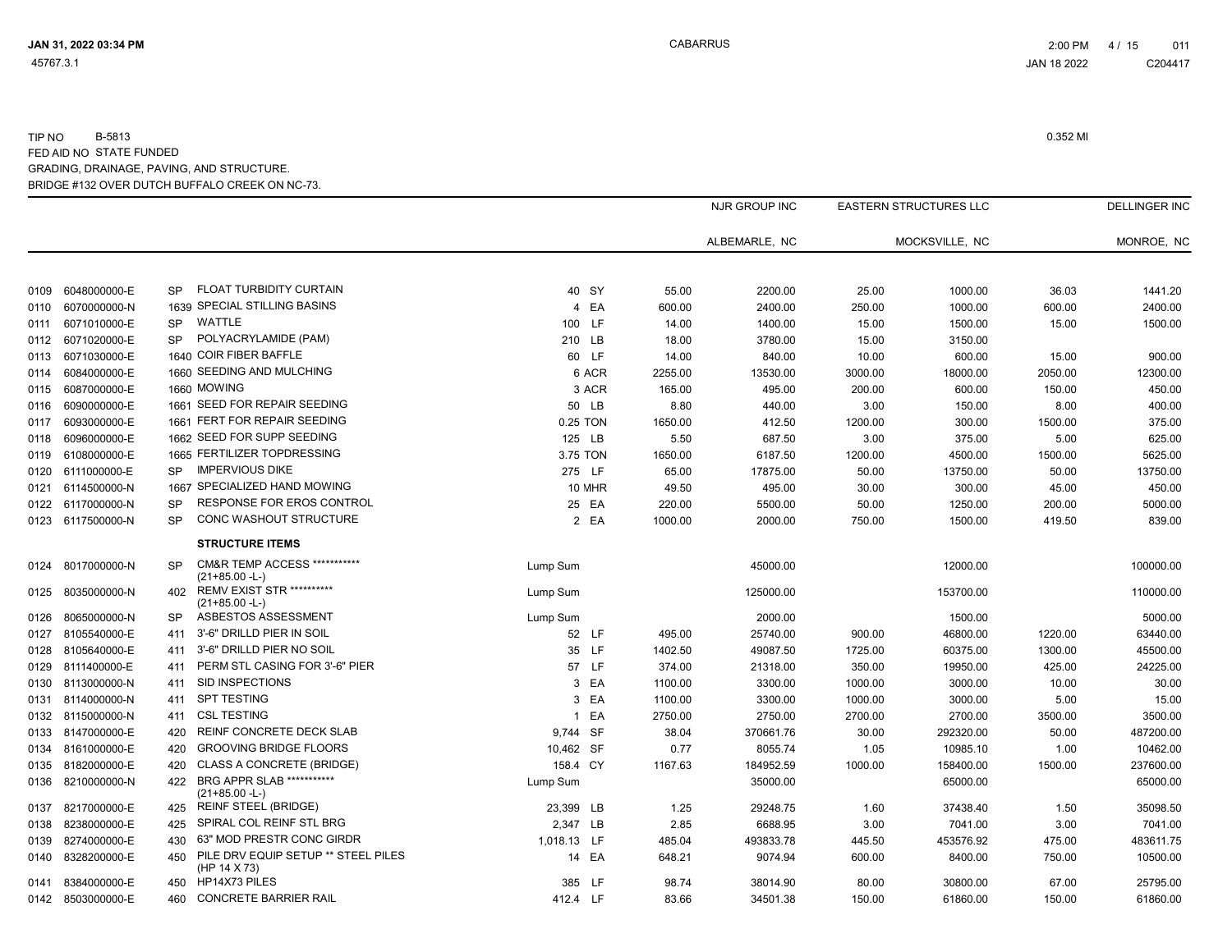TIP NO B-5813 0.352 MI
FED AID NO STATE FUNDED
GRADING, DRAINAGE, PAVING, AND STRUCTURE.
BRIDGE #132 OVER DUTCH BUFFALO CREEK ON NC-73.

| | | | | | | NJR GROUP INC | | EASTERN STRUCTURES LLC | | DELLINGER INC | |
|---|---|---|---|---|---|---|---|---|---|---|---|
| | | | | | | ALBEMARLE, NC | | MOCKSVILLE, NC | | MONROE, NC | |
| 0109 | 6048000000-E | SP | FLOAT TURBIDITY CURTAIN | 40 | SY | 55.00 | 2200.00 | 25.00 | 1000.00 | 36.03 | 1441.20 |
| 0110 | 6070000000-N | 1639 | SPECIAL STILLING BASINS | 4 | EA | 600.00 | 2400.00 | 250.00 | 1000.00 | 600.00 | 2400.00 |
| 0111 | 6071010000-E | SP | WATTLE | 100 | LF | 14.00 | 1400.00 | 15.00 | 1500.00 | 15.00 | 1500.00 |
| 0112 | 6071020000-E | SP | POLYACRYLAMIDE (PAM) | 210 | LB | 18.00 | 3780.00 | 15.00 | 3150.00 | | |
| 0113 | 6071030000-E | 1640 | COIR FIBER BAFFLE | 60 | LF | 14.00 | 840.00 | 10.00 | 600.00 | 15.00 | 900.00 |
| 0114 | 6084000000-E | 1660 | SEEDING AND MULCHING | 6 | ACR | 2255.00 | 13530.00 | 3000.00 | 18000.00 | 2050.00 | 12300.00 |
| 0115 | 6087000000-E | 1660 | MOWING | 3 | ACR | 165.00 | 495.00 | 200.00 | 600.00 | 150.00 | 450.00 |
| 0116 | 6090000000-E | 1661 | SEED FOR REPAIR SEEDING | 50 | LB | 8.80 | 440.00 | 3.00 | 150.00 | 8.00 | 400.00 |
| 0117 | 6093000000-E | 1661 | FERT FOR REPAIR SEEDING | 0.25 | TON | 1650.00 | 412.50 | 1200.00 | 300.00 | 1500.00 | 375.00 |
| 0118 | 6096000000-E | 1662 | SEED FOR SUPP SEEDING | 125 | LB | 5.50 | 687.50 | 3.00 | 375.00 | 5.00 | 625.00 |
| 0119 | 6108000000-E | 1665 | FERTILIZER TOPDRESSING | 3.75 | TON | 1650.00 | 6187.50 | 1200.00 | 4500.00 | 1500.00 | 5625.00 |
| 0120 | 6111000000-E | SP | IMPERVIOUS DIKE | 275 | LF | 65.00 | 17875.00 | 50.00 | 13750.00 | 50.00 | 13750.00 |
| 0121 | 6114500000-N | 1667 | SPECIALIZED HAND MOWING | 10 | MHR | 49.50 | 495.00 | 30.00 | 300.00 | 45.00 | 450.00 |
| 0122 | 6117000000-N | SP | RESPONSE FOR EROS CONTROL | 25 | EA | 220.00 | 5500.00 | 50.00 | 1250.00 | 200.00 | 5000.00 |
| 0123 | 6117500000-N | SP | CONC WASHOUT STRUCTURE | 2 | EA | 1000.00 | 2000.00 | 750.00 | 1500.00 | 419.50 | 839.00 |
| | | | **STRUCTURE ITEMS** | | | | | | | | |
| 0124 | 8017000000-N | SP | CM&R TEMP ACCESS *********** (21+85.00 -L-) | Lump Sum | | | 45000.00 | | 12000.00 | | 100000.00 |
| 0125 | 8035000000-N | 402 | REMV EXIST STR ********** (21+85.00 -L-) | Lump Sum | | | 125000.00 | | 153700.00 | | 110000.00 |
| 0126 | 8065000000-N | SP | ASBESTOS ASSESSMENT | Lump Sum | | | 2000.00 | | 1500.00 | | 5000.00 |
| 0127 | 8105540000-E | 411 | 3'-6" DRILLD PIER IN SOIL | 52 | LF | 495.00 | 25740.00 | 900.00 | 46800.00 | 1220.00 | 63440.00 |
| 0128 | 8105640000-E | 411 | 3'-6" DRILLD PIER NO SOIL | 35 | LF | 1402.50 | 49087.50 | 1725.00 | 60375.00 | 1300.00 | 45500.00 |
| 0129 | 8111400000-E | 411 | PERM STL CASING FOR 3'-6" PIER | 57 | LF | 374.00 | 21318.00 | 350.00 | 19950.00 | 425.00 | 24225.00 |
| 0130 | 8113000000-N | 411 | SID INSPECTIONS | 3 | EA | 1100.00 | 3300.00 | 1000.00 | 3000.00 | 10.00 | 30.00 |
| 0131 | 8114000000-N | 411 | SPT TESTING | 3 | EA | 1100.00 | 3300.00 | 1000.00 | 3000.00 | 5.00 | 15.00 |
| 0132 | 8115000000-N | 411 | CSL TESTING | 1 | EA | 2750.00 | 2750.00 | 2700.00 | 2700.00 | 3500.00 | 3500.00 |
| 0133 | 8147000000-E | 420 | REINF CONCRETE DECK SLAB | 9,744 | SF | 38.04 | 370661.76 | 30.00 | 292320.00 | 50.00 | 487200.00 |
| 0134 | 8161000000-E | 420 | GROOVING BRIDGE FLOORS | 10,462 | SF | 0.77 | 8055.74 | 1.05 | 10985.10 | 1.00 | 10462.00 |
| 0135 | 8182000000-E | 420 | CLASS A CONCRETE (BRIDGE) | 158.4 | CY | 1167.63 | 184952.59 | 1000.00 | 158400.00 | 1500.00 | 237600.00 |
| 0136 | 8210000000-N | 422 | BRG APPR SLAB *********** (21+85.00 -L-) | Lump Sum | | | 35000.00 | | 65000.00 | | 65000.00 |
| 0137 | 8217000000-E | 425 | REINF STEEL (BRIDGE) | 23,399 | LB | 1.25 | 29248.75 | 1.60 | 37438.40 | 1.50 | 35098.50 |
| 0138 | 8238000000-E | 425 | SPIRAL COL REINF STL BRG | 2,347 | LB | 2.85 | 6688.95 | 3.00 | 7041.00 | 3.00 | 7041.00 |
| 0139 | 8274000000-E | 430 | 63" MOD PRESTR CONC GIRDR | 1,018.13 | LF | 485.04 | 493833.78 | 445.50 | 453576.92 | 475.00 | 483611.75 |
| 0140 | 8328200000-E | 450 | PILE DRV EQUIP SETUP ** STEEL PILES (HP 14 X 73) | 14 | EA | 648.21 | 9074.94 | 600.00 | 8400.00 | 750.00 | 10500.00 |
| 0141 | 8384000000-E | 450 | HP14X73 PILES | 385 | LF | 98.74 | 38014.90 | 80.00 | 30800.00 | 67.00 | 25795.00 |
| 0142 | 8503000000-E | 460 | CONCRETE BARRIER RAIL | 412.4 | LF | 83.66 | 34501.38 | 150.00 | 61860.00 | 150.00 | 61860.00 |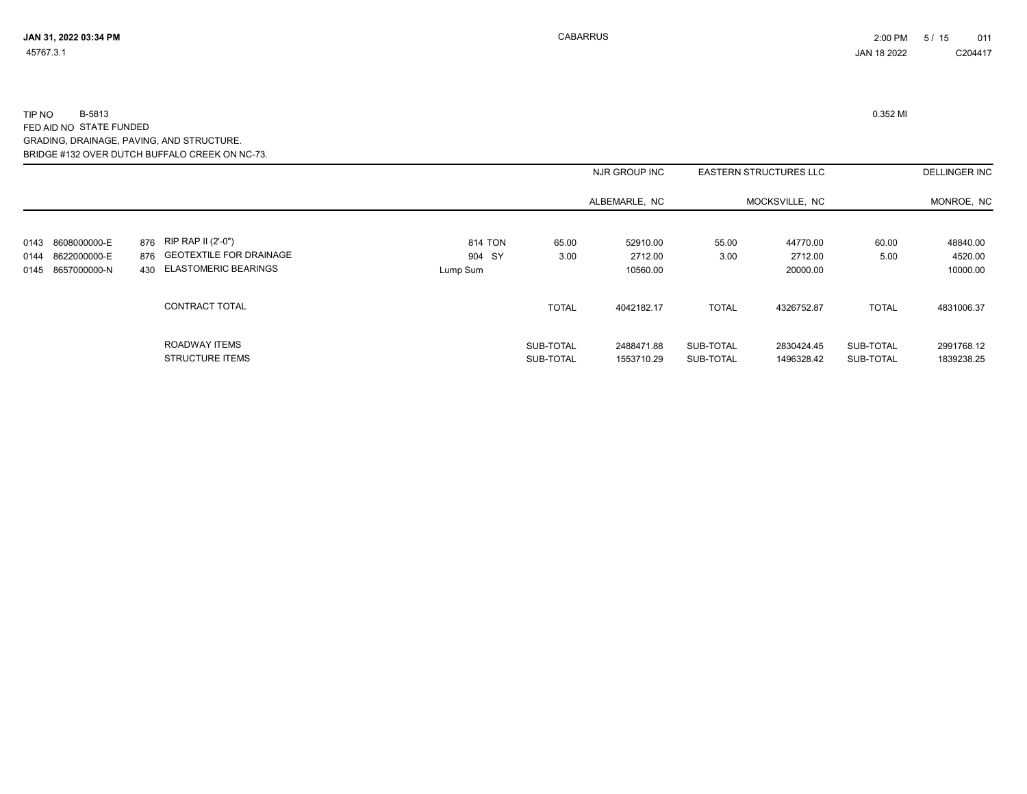TIP NO B-5813 — 0.352 MI

FED AID NO STATE FUNDED

GRADING, DRAINAGE, PAVING, AND STRUCTURE.

BRIDGE #132 OVER DUTCH BUFFALO CREEK ON NC-73.

| | | | | | NJR GROUP INC | | EASTERN STRUCTURES LLC | | DELLINGER INC | |
|---|---|---|---|---|---|---|---|---|---|---|
| | | | | | ALBEMARLE, NC | | MOCKSVILLE, NC | | MONROE, NC | |
| 0143 | 8608000000-E | 876 | RIP RAP II (2'-0") | 814 TON | 65.00 | 52910.00 | 55.00 | 44770.00 | 60.00 | 48840.00 |
| 0144 | 8622000000-E | 876 | GEOTEXTILE FOR DRAINAGE | 904 SY | 3.00 | 2712.00 | 3.00 | 2712.00 | 5.00 | 4520.00 |
| 0145 | 8657000000-N | 430 | ELASTOMERIC BEARINGS | Lump Sum | | 10560.00 | | 20000.00 | | 10000.00 |
| | | | CONTRACT TOTAL | | TOTAL | 4042182.17 | TOTAL | 4326752.87 | TOTAL | 4831006.37 |
| | | | ROADWAY ITEMS | | SUB-TOTAL | 2488471.88 | SUB-TOTAL | 2830424.45 | SUB-TOTAL | 2991768.12 |
| | | | STRUCTURE ITEMS | | SUB-TOTAL | 1553710.29 | SUB-TOTAL | 1496328.42 | SUB-TOTAL | 1839238.25 |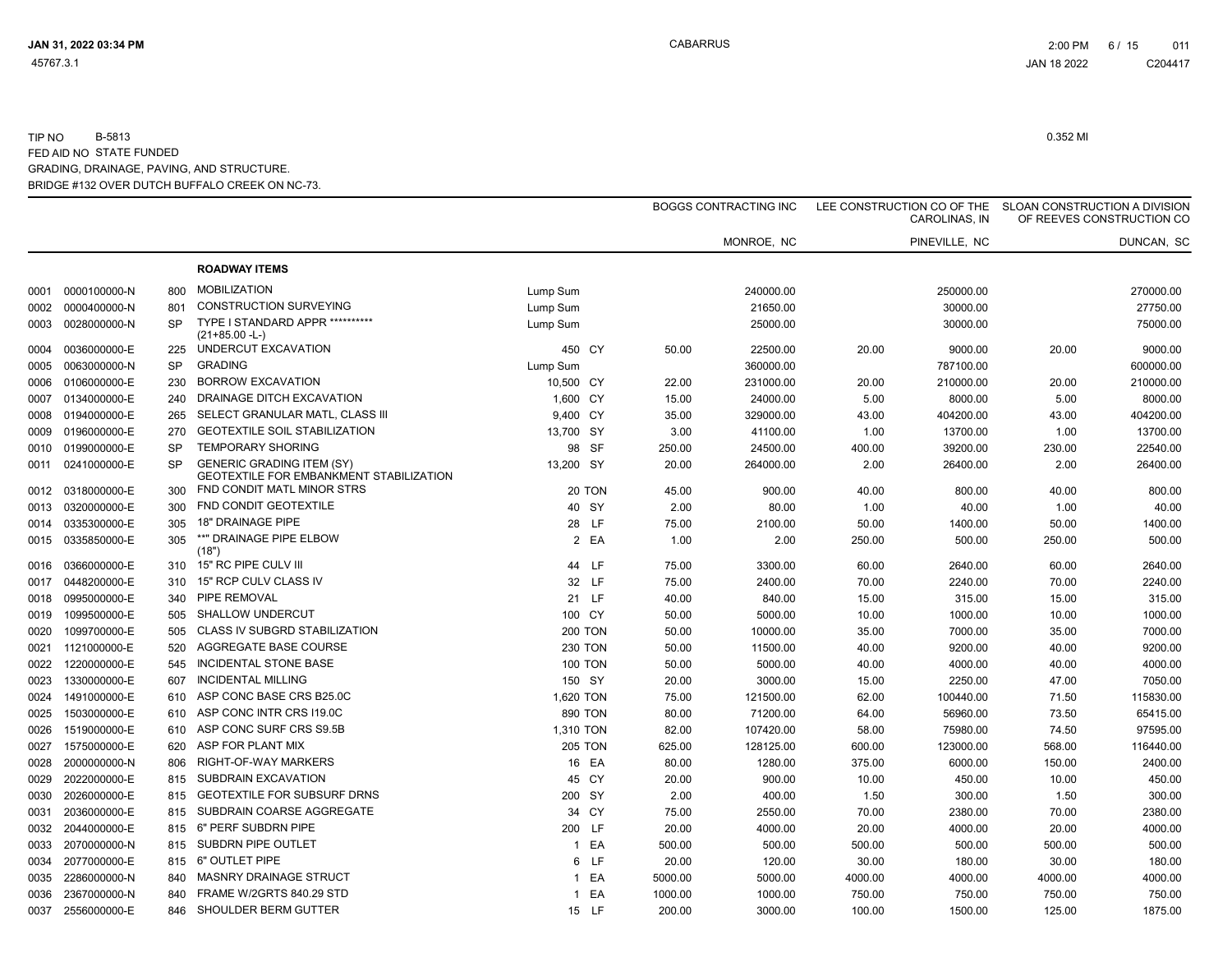TIP NO B-5813 0.352 MI
FED AID NO STATE FUNDED
GRADING, DRAINAGE, PAVING, AND STRUCTURE.
BRIDGE #132 OVER DUTCH BUFFALO CREEK ON NC-73.

| | | | | | | BOGGS CONTRACTING INC | | LEE CONSTRUCTION CO OF THE CAROLINAS, IN | | SLOAN CONSTRUCTION A DIVISION OF REEVES CONSTRUCTION CO | |
|---|---|---|---|---|---|---|---|---|---|---|---|
| | | | | | | | MONROE, NC | | PINEVILLE, NC | | DUNCAN, SC |
| | | | **ROADWAY ITEMS** | | | | | | | | |
| 0001 | 0000100000-N | 800 | MOBILIZATION | Lump Sum | | | 240000.00 | | 250000.00 | | 270000.00 |
| 0002 | 0000400000-N | 801 | CONSTRUCTION SURVEYING | Lump Sum | | | 21650.00 | | 30000.00 | | 27750.00 |
| 0003 | 0028000000-N | SP | TYPE I STANDARD APPR ********** (21+85.00 -L-) | Lump Sum | | | 25000.00 | | 30000.00 | | 75000.00 |
| 0004 | 0036000000-E | 225 | UNDERCUT EXCAVATION | 450 | CY | 50.00 | 22500.00 | 20.00 | 9000.00 | 20.00 | 9000.00 |
| 0005 | 0063000000-N | SP | GRADING | Lump Sum | | | 360000.00 | | 787100.00 | | 600000.00 |
| 0006 | 0106000000-E | 230 | BORROW EXCAVATION | 10,500 | CY | 22.00 | 231000.00 | 20.00 | 210000.00 | 20.00 | 210000.00 |
| 0007 | 0134000000-E | 240 | DRAINAGE DITCH EXCAVATION | 1,600 | CY | 15.00 | 24000.00 | 5.00 | 8000.00 | 5.00 | 8000.00 |
| 0008 | 0194000000-E | 265 | SELECT GRANULAR MATL, CLASS III | 9,400 | CY | 35.00 | 329000.00 | 43.00 | 404200.00 | 43.00 | 404200.00 |
| 0009 | 0196000000-E | 270 | GEOTEXTILE SOIL STABILIZATION | 13,700 | SY | 3.00 | 41100.00 | 1.00 | 13700.00 | 1.00 | 13700.00 |
| 0010 | 0199000000-E | SP | TEMPORARY SHORING | 98 | SF | 250.00 | 24500.00 | 400.00 | 39200.00 | 230.00 | 22540.00 |
| 0011 | 0241000000-E | SP | GENERIC GRADING ITEM (SY) GEOTEXTILE FOR EMBANKMENT STABILIZATION | 13,200 | SY | 20.00 | 264000.00 | 2.00 | 26400.00 | 2.00 | 26400.00 |
| 0012 | 0318000000-E | 300 | FND CONDIT MATL MINOR STRS | 20 | TON | 45.00 | 900.00 | 40.00 | 800.00 | 40.00 | 800.00 |
| 0013 | 0320000000-E | 300 | FND CONDIT GEOTEXTILE | 40 | SY | 2.00 | 80.00 | 1.00 | 40.00 | 1.00 | 40.00 |
| 0014 | 0335300000-E | 305 | 18" DRAINAGE PIPE | 28 | LF | 75.00 | 2100.00 | 50.00 | 1400.00 | 50.00 | 1400.00 |
| 0015 | 0335850000-E | 305 | **" DRAINAGE PIPE ELBOW (18") | 2 | EA | 1.00 | 2.00 | 250.00 | 500.00 | 250.00 | 500.00 |
| 0016 | 0366000000-E | 310 | 15" RC PIPE CULV III | 44 | LF | 75.00 | 3300.00 | 60.00 | 2640.00 | 60.00 | 2640.00 |
| 0017 | 0448200000-E | 310 | 15" RCP CULV CLASS IV | 32 | LF | 75.00 | 2400.00 | 70.00 | 2240.00 | 70.00 | 2240.00 |
| 0018 | 0995000000-E | 340 | PIPE REMOVAL | 21 | LF | 40.00 | 840.00 | 15.00 | 315.00 | 15.00 | 315.00 |
| 0019 | 1099500000-E | 505 | SHALLOW UNDERCUT | 100 | CY | 50.00 | 5000.00 | 10.00 | 1000.00 | 10.00 | 1000.00 |
| 0020 | 1099700000-E | 505 | CLASS IV SUBGRD STABILIZATION | 200 | TON | 50.00 | 10000.00 | 35.00 | 7000.00 | 35.00 | 7000.00 |
| 0021 | 1121000000-E | 520 | AGGREGATE BASE COURSE | 230 | TON | 50.00 | 11500.00 | 40.00 | 9200.00 | 40.00 | 9200.00 |
| 0022 | 1220000000-E | 545 | INCIDENTAL STONE BASE | 100 | TON | 50.00 | 5000.00 | 40.00 | 4000.00 | 40.00 | 4000.00 |
| 0023 | 1330000000-E | 607 | INCIDENTAL MILLING | 150 | SY | 20.00 | 3000.00 | 15.00 | 2250.00 | 47.00 | 7050.00 |
| 0024 | 1491000000-E | 610 | ASP CONC BASE CRS B25.0C | 1,620 | TON | 75.00 | 121500.00 | 62.00 | 100440.00 | 71.50 | 115830.00 |
| 0025 | 1503000000-E | 610 | ASP CONC INTR CRS I19.0C | 890 | TON | 80.00 | 71200.00 | 64.00 | 56960.00 | 73.50 | 65415.00 |
| 0026 | 1519000000-E | 610 | ASP CONC SURF CRS S9.5B | 1,310 | TON | 82.00 | 107420.00 | 58.00 | 75980.00 | 74.50 | 97595.00 |
| 0027 | 1575000000-E | 620 | ASP FOR PLANT MIX | 205 | TON | 625.00 | 128125.00 | 600.00 | 123000.00 | 568.00 | 116440.00 |
| 0028 | 2000000000-N | 806 | RIGHT-OF-WAY MARKERS | 16 | EA | 80.00 | 1280.00 | 375.00 | 6000.00 | 150.00 | 2400.00 |
| 0029 | 2022000000-E | 815 | SUBDRAIN EXCAVATION | 45 | CY | 20.00 | 900.00 | 10.00 | 450.00 | 10.00 | 450.00 |
| 0030 | 2026000000-E | 815 | GEOTEXTILE FOR SUBSURF DRNS | 200 | SY | 2.00 | 400.00 | 1.50 | 300.00 | 1.50 | 300.00 |
| 0031 | 2036000000-E | 815 | SUBDRAIN COARSE AGGREGATE | 34 | CY | 75.00 | 2550.00 | 70.00 | 2380.00 | 70.00 | 2380.00 |
| 0032 | 2044000000-E | 815 | 6" PERF SUBDRN PIPE | 200 | LF | 20.00 | 4000.00 | 20.00 | 4000.00 | 20.00 | 4000.00 |
| 0033 | 2070000000-N | 815 | SUBDRN PIPE OUTLET | 1 | EA | 500.00 | 500.00 | 500.00 | 500.00 | 500.00 | 500.00 |
| 0034 | 2077000000-E | 815 | 6" OUTLET PIPE | 6 | LF | 20.00 | 120.00 | 30.00 | 180.00 | 30.00 | 180.00 |
| 0035 | 2286000000-N | 840 | MASNRY DRAINAGE STRUCT | 1 | EA | 5000.00 | 5000.00 | 4000.00 | 4000.00 | 4000.00 | 4000.00 |
| 0036 | 2367000000-N | 840 | FRAME W/2GRTS 840.29 STD | 1 | EA | 1000.00 | 1000.00 | 750.00 | 750.00 | 750.00 | 750.00 |
| 0037 | 2556000000-E | 846 | SHOULDER BERM GUTTER | 15 | LF | 200.00 | 3000.00 | 100.00 | 1500.00 | 125.00 | 1875.00 |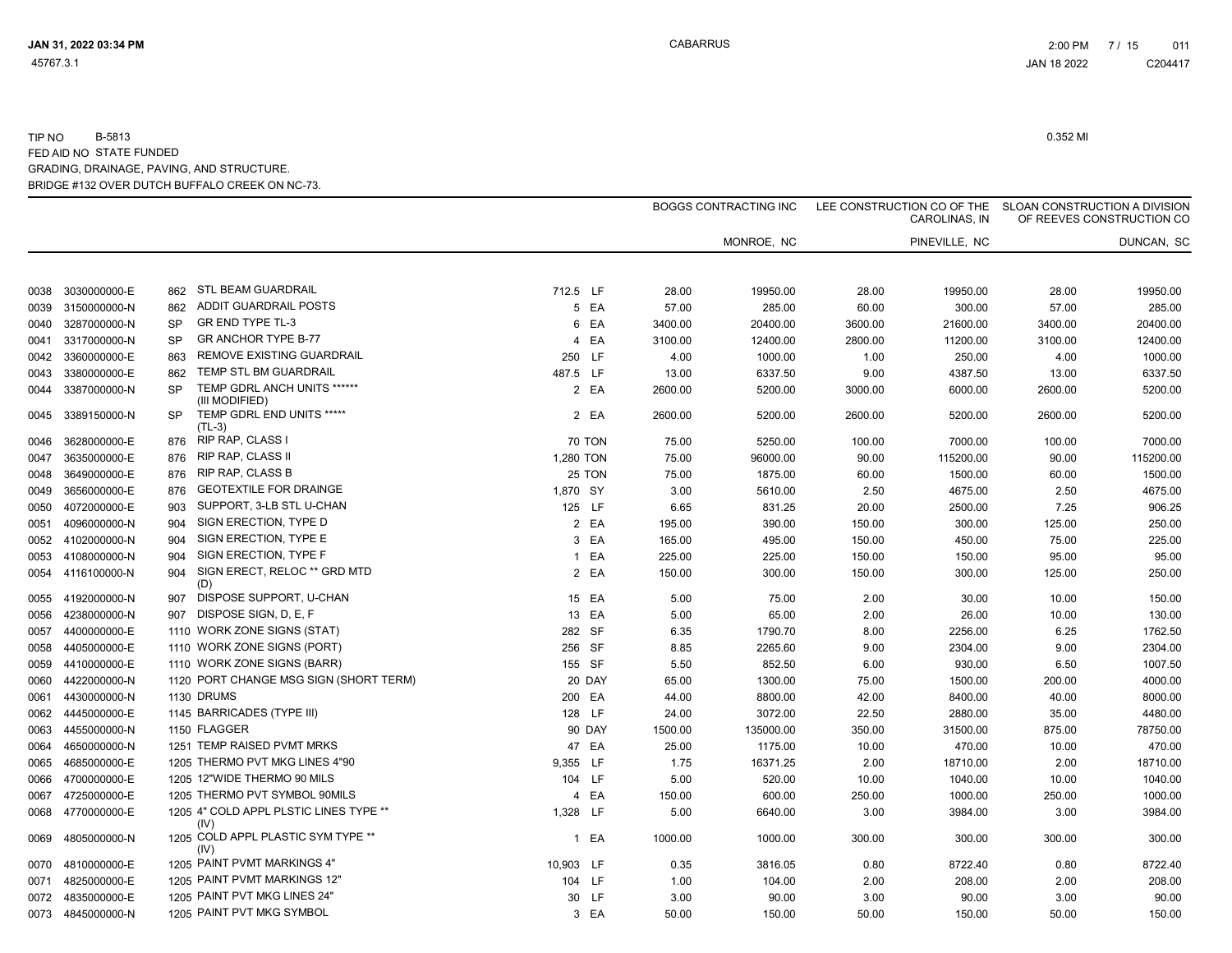TIP NO B-5813 — 0.352 MI

FED AID NO STATE FUNDED

GRADING, DRAINAGE, PAVING, AND STRUCTURE.

BRIDGE #132 OVER DUTCH BUFFALO CREEK ON NC-73.

| | | | | | | BOGGS CONTRACTING INC | | LEE CONSTRUCTION CO OF THE CAROLINAS, IN | | SLOAN CONSTRUCTION A DIVISION OF REEVES CONSTRUCTION CO | |
|---|---|---|---|---|---|---|---|---|---|---|---|
| | | | | | | | MONROE, NC | | PINEVILLE, NC | | DUNCAN, SC |
| 0038 | 3030000000-E | 862 | STL BEAM GUARDRAIL | 712.5 | LF | 28.00 | 19950.00 | 28.00 | 19950.00 | 28.00 | 19950.00 |
| 0039 | 3150000000-N | 862 | ADDIT GUARDRAIL POSTS | 5 | EA | 57.00 | 285.00 | 60.00 | 300.00 | 57.00 | 285.00 |
| 0040 | 3287000000-N | SP | GR END TYPE TL-3 | 6 | EA | 3400.00 | 20400.00 | 3600.00 | 21600.00 | 3400.00 | 20400.00 |
| 0041 | 3317000000-N | SP | GR ANCHOR TYPE B-77 | 4 | EA | 3100.00 | 12400.00 | 2800.00 | 11200.00 | 3100.00 | 12400.00 |
| 0042 | 3360000000-E | 863 | REMOVE EXISTING GUARDRAIL | 250 | LF | 4.00 | 1000.00 | 1.00 | 250.00 | 4.00 | 1000.00 |
| 0043 | 3380000000-E | 862 | TEMP STL BM GUARDRAIL | 487.5 | LF | 13.00 | 6337.50 | 9.00 | 4387.50 | 13.00 | 6337.50 |
| 0044 | 3387000000-N | SP | TEMP GDRL ANCH UNITS ****** (III MODIFIED) | 2 | EA | 2600.00 | 5200.00 | 3000.00 | 6000.00 | 2600.00 | 5200.00 |
| 0045 | 3389150000-N | SP | TEMP GDRL END UNITS ***** (TL-3) | 2 | EA | 2600.00 | 5200.00 | 2600.00 | 5200.00 | 2600.00 | 5200.00 |
| 0046 | 3628000000-E | 876 | RIP RAP, CLASS I | 70 | TON | 75.00 | 5250.00 | 100.00 | 7000.00 | 100.00 | 7000.00 |
| 0047 | 3635000000-E | 876 | RIP RAP, CLASS II | 1,280 | TON | 75.00 | 96000.00 | 90.00 | 115200.00 | 90.00 | 115200.00 |
| 0048 | 3649000000-E | 876 | RIP RAP, CLASS B | 25 | TON | 75.00 | 1875.00 | 60.00 | 1500.00 | 60.00 | 1500.00 |
| 0049 | 3656000000-E | 876 | GEOTEXTILE FOR DRAINGE | 1,870 | SY | 3.00 | 5610.00 | 2.50 | 4675.00 | 2.50 | 4675.00 |
| 0050 | 4072000000-E | 903 | SUPPORT, 3-LB STL U-CHAN | 125 | LF | 6.65 | 831.25 | 20.00 | 2500.00 | 7.25 | 906.25 |
| 0051 | 4096000000-N | 904 | SIGN ERECTION, TYPE D | 2 | EA | 195.00 | 390.00 | 150.00 | 300.00 | 125.00 | 250.00 |
| 0052 | 4102000000-N | 904 | SIGN ERECTION, TYPE E | 3 | EA | 165.00 | 495.00 | 150.00 | 450.00 | 75.00 | 225.00 |
| 0053 | 4108000000-N | 904 | SIGN ERECTION, TYPE F | 1 | EA | 225.00 | 225.00 | 150.00 | 150.00 | 95.00 | 95.00 |
| 0054 | 4116100000-N | 904 | SIGN ERECT, RELOC ** GRD MTD (D) | 2 | EA | 150.00 | 300.00 | 150.00 | 300.00 | 125.00 | 250.00 |
| 0055 | 4192000000-N | 907 | DISPOSE SUPPORT, U-CHAN | 15 | EA | 5.00 | 75.00 | 2.00 | 30.00 | 10.00 | 150.00 |
| 0056 | 4238000000-N | 907 | DISPOSE SIGN, D, E, F | 13 | EA | 5.00 | 65.00 | 2.00 | 26.00 | 10.00 | 130.00 |
| 0057 | 4400000000-E | 1110 | WORK ZONE SIGNS (STAT) | 282 | SF | 6.35 | 1790.70 | 8.00 | 2256.00 | 6.25 | 1762.50 |
| 0058 | 4405000000-E | 1110 | WORK ZONE SIGNS (PORT) | 256 | SF | 8.85 | 2265.60 | 9.00 | 2304.00 | 9.00 | 2304.00 |
| 0059 | 4410000000-E | 1110 | WORK ZONE SIGNS (BARR) | 155 | SF | 5.50 | 852.50 | 6.00 | 930.00 | 6.50 | 1007.50 |
| 0060 | 4422000000-N | 1120 | PORT CHANGE MSG SIGN (SHORT TERM) | 20 | DAY | 65.00 | 1300.00 | 75.00 | 1500.00 | 200.00 | 4000.00 |
| 0061 | 4430000000-N | 1130 | DRUMS | 200 | EA | 44.00 | 8800.00 | 42.00 | 8400.00 | 40.00 | 8000.00 |
| 0062 | 4445000000-E | 1145 | BARRICADES (TYPE III) | 128 | LF | 24.00 | 3072.00 | 22.50 | 2880.00 | 35.00 | 4480.00 |
| 0063 | 4455000000-N | 1150 | FLAGGER | 90 | DAY | 1500.00 | 135000.00 | 350.00 | 31500.00 | 875.00 | 78750.00 |
| 0064 | 4650000000-N | 1251 | TEMP RAISED PVMT MRKS | 47 | EA | 25.00 | 1175.00 | 10.00 | 470.00 | 10.00 | 470.00 |
| 0065 | 4685000000-E | 1205 | THERMO PVT MKG LINES 4"90 | 9,355 | LF | 1.75 | 16371.25 | 2.00 | 18710.00 | 2.00 | 18710.00 |
| 0066 | 4700000000-E | 1205 | 12"WIDE THERMO 90 MILS | 104 | LF | 5.00 | 520.00 | 10.00 | 1040.00 | 10.00 | 1040.00 |
| 0067 | 4725000000-E | 1205 | THERMO PVT SYMBOL 90MILS | 4 | EA | 150.00 | 600.00 | 250.00 | 1000.00 | 250.00 | 1000.00 |
| 0068 | 4770000000-E | 1205 | 4" COLD APPL PLSTIC LINES TYPE ** (IV) | 1,328 | LF | 5.00 | 6640.00 | 3.00 | 3984.00 | 3.00 | 3984.00 |
| 0069 | 4805000000-N | 1205 | COLD APPL PLASTIC SYM TYPE ** (IV) | 1 | EA | 1000.00 | 1000.00 | 300.00 | 300.00 | 300.00 | 300.00 |
| 0070 | 4810000000-E | 1205 | PAINT PVMT MARKINGS 4" | 10,903 | LF | 0.35 | 3816.05 | 0.80 | 8722.40 | 0.80 | 8722.40 |
| 0071 | 4825000000-E | 1205 | PAINT PVMT MARKINGS 12" | 104 | LF | 1.00 | 104.00 | 2.00 | 208.00 | 2.00 | 208.00 |
| 0072 | 4835000000-E | 1205 | PAINT PVT MKG LINES 24" | 30 | LF | 3.00 | 90.00 | 3.00 | 90.00 | 3.00 | 90.00 |
| 0073 | 4845000000-N | 1205 | PAINT PVT MKG SYMBOL | 3 | EA | 50.00 | 150.00 | 50.00 | 150.00 | 50.00 | 150.00 |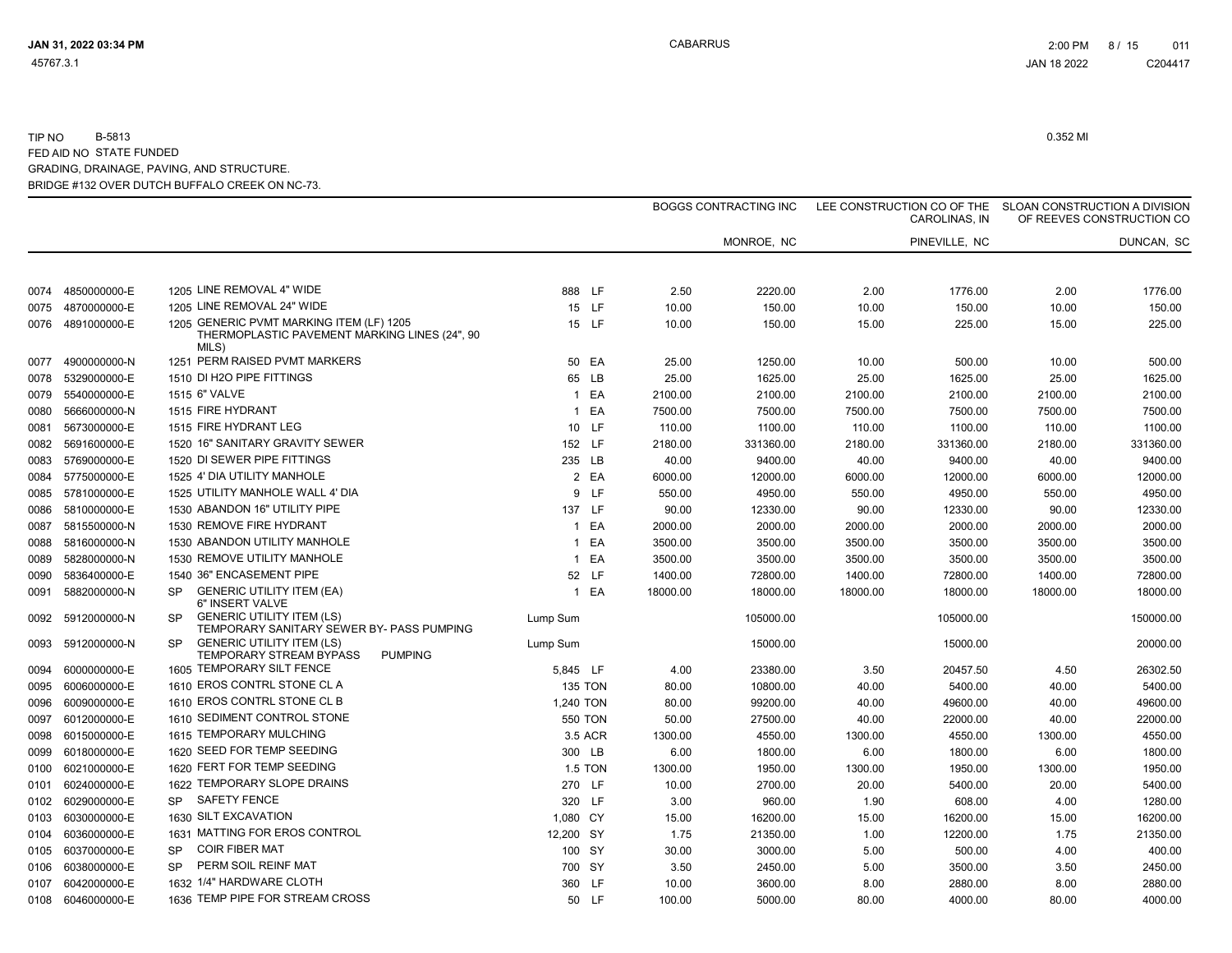TIP NO B-5813

FED AID NO STATE FUNDED

GRADING, DRAINAGE, PAVING, AND STRUCTURE.

BRIDGE #132 OVER DUTCH BUFFALO CREEK ON NC-73.

0.352 MI

| | | | | | | BOGGS CONTRACTING INC | | LEE CONSTRUCTION CO OF THE CAROLINAS, IN | | SLOAN CONSTRUCTION A DIVISION OF REEVES CONSTRUCTION CO | |
|---|---|---|---|---|---|---|---|---|---|---|---|
| | | | | | | | MONROE, NC | | PINEVILLE, NC | | DUNCAN, SC |
| 0074 | 4850000000-E | 1205 | LINE REMOVAL 4" WIDE | 888 | LF | 2.50 | 2220.00 | 2.00 | 1776.00 | 2.00 | 1776.00 |
| 0075 | 4870000000-E | 1205 | LINE REMOVAL 24" WIDE | 15 | LF | 10.00 | 150.00 | 10.00 | 150.00 | 10.00 | 150.00 |
| 0076 | 4891000000-E | 1205 | GENERIC PVMT MARKING ITEM (LF) 1205 THERMOPLASTIC PAVEMENT MARKING LINES (24", 90 MILS) | 15 | LF | 10.00 | 150.00 | 15.00 | 225.00 | 15.00 | 225.00 |
| 0077 | 4900000000-N | 1251 | PERM RAISED PVMT MARKERS | 50 | EA | 25.00 | 1250.00 | 10.00 | 500.00 | 10.00 | 500.00 |
| 0078 | 5329000000-E | 1510 | DI H2O PIPE FITTINGS | 65 | LB | 25.00 | 1625.00 | 25.00 | 1625.00 | 25.00 | 1625.00 |
| 0079 | 5540000000-E | 1515 | 6" VALVE | 1 | EA | 2100.00 | 2100.00 | 2100.00 | 2100.00 | 2100.00 | 2100.00 |
| 0080 | 5666000000-N | 1515 | FIRE HYDRANT | 1 | EA | 7500.00 | 7500.00 | 7500.00 | 7500.00 | 7500.00 | 7500.00 |
| 0081 | 5673000000-E | 1515 | FIRE HYDRANT LEG | 10 | LF | 110.00 | 1100.00 | 110.00 | 1100.00 | 110.00 | 1100.00 |
| 0082 | 5691600000-E | 1520 | 16" SANITARY GRAVITY SEWER | 152 | LF | 2180.00 | 331360.00 | 2180.00 | 331360.00 | 2180.00 | 331360.00 |
| 0083 | 5769000000-E | 1520 | DI SEWER PIPE FITTINGS | 235 | LB | 40.00 | 9400.00 | 40.00 | 9400.00 | 40.00 | 9400.00 |
| 0084 | 5775000000-E | 1525 | 4' DIA UTILITY MANHOLE | 2 | EA | 6000.00 | 12000.00 | 6000.00 | 12000.00 | 6000.00 | 12000.00 |
| 0085 | 5781000000-E | 1525 | UTILITY MANHOLE WALL 4' DIA | 9 | LF | 550.00 | 4950.00 | 550.00 | 4950.00 | 550.00 | 4950.00 |
| 0086 | 5810000000-E | 1530 | ABANDON 16" UTILITY PIPE | 137 | LF | 90.00 | 12330.00 | 90.00 | 12330.00 | 90.00 | 12330.00 |
| 0087 | 5815500000-N | 1530 | REMOVE FIRE HYDRANT | 1 | EA | 2000.00 | 2000.00 | 2000.00 | 2000.00 | 2000.00 | 2000.00 |
| 0088 | 5816000000-N | 1530 | ABANDON UTILITY MANHOLE | 1 | EA | 3500.00 | 3500.00 | 3500.00 | 3500.00 | 3500.00 | 3500.00 |
| 0089 | 5828000000-N | 1530 | REMOVE UTILITY MANHOLE | 1 | EA | 3500.00 | 3500.00 | 3500.00 | 3500.00 | 3500.00 | 3500.00 |
| 0090 | 5836400000-E | 1540 | 36" ENCASEMENT PIPE | 52 | LF | 1400.00 | 72800.00 | 1400.00 | 72800.00 | 1400.00 | 72800.00 |
| 0091 | 5882000000-N | SP | GENERIC UTILITY ITEM (EA) 6" INSERT VALVE | 1 | EA | 18000.00 | 18000.00 | 18000.00 | 18000.00 | 18000.00 | 18000.00 |
| 0092 | 5912000000-N | SP | GENERIC UTILITY ITEM (LS) TEMPORARY SANITARY SEWER BY- PASS PUMPING | Lump Sum | | | 105000.00 | | 105000.00 | | 150000.00 |
| 0093 | 5912000000-N | SP | GENERIC UTILITY ITEM (LS) TEMPORARY STREAM BYPASS PUMPING | Lump Sum | | | 15000.00 | | 15000.00 | | 20000.00 |
| 0094 | 6000000000-E | 1605 | TEMPORARY SILT FENCE | 5,845 | LF | 4.00 | 23380.00 | 3.50 | 20457.50 | 4.50 | 26302.50 |
| 0095 | 6006000000-E | 1610 | EROS CONTRL STONE CL A | 135 | TON | 80.00 | 10800.00 | 40.00 | 5400.00 | 40.00 | 5400.00 |
| 0096 | 6009000000-E | 1610 | EROS CONTRL STONE CL B | 1,240 | TON | 80.00 | 99200.00 | 40.00 | 49600.00 | 40.00 | 49600.00 |
| 0097 | 6012000000-E | 1610 | SEDIMENT CONTROL STONE | 550 | TON | 50.00 | 27500.00 | 40.00 | 22000.00 | 40.00 | 22000.00 |
| 0098 | 6015000000-E | 1615 | TEMPORARY MULCHING | 3.5 | ACR | 1300.00 | 4550.00 | 1300.00 | 4550.00 | 1300.00 | 4550.00 |
| 0099 | 6018000000-E | 1620 | SEED FOR TEMP SEEDING | 300 | LB | 6.00 | 1800.00 | 6.00 | 1800.00 | 6.00 | 1800.00 |
| 0100 | 6021000000-E | 1620 | FERT FOR TEMP SEEDING | 1.5 | TON | 1300.00 | 1950.00 | 1300.00 | 1950.00 | 1300.00 | 1950.00 |
| 0101 | 6024000000-E | 1622 | TEMPORARY SLOPE DRAINS | 270 | LF | 10.00 | 2700.00 | 20.00 | 5400.00 | 20.00 | 5400.00 |
| 0102 | 6029000000-E | SP | SAFETY FENCE | 320 | LF | 3.00 | 960.00 | 1.90 | 608.00 | 4.00 | 1280.00 |
| 0103 | 6030000000-E | 1630 | SILT EXCAVATION | 1,080 | CY | 15.00 | 16200.00 | 15.00 | 16200.00 | 15.00 | 16200.00 |
| 0104 | 6036000000-E | 1631 | MATTING FOR EROS CONTROL | 12,200 | SY | 1.75 | 21350.00 | 1.00 | 12200.00 | 1.75 | 21350.00 |
| 0105 | 6037000000-E | SP | COIR FIBER MAT | 100 | SY | 30.00 | 3000.00 | 5.00 | 500.00 | 4.00 | 400.00 |
| 0106 | 6038000000-E | SP | PERM SOIL REINF MAT | 700 | SY | 3.50 | 2450.00 | 5.00 | 3500.00 | 3.50 | 2450.00 |
| 0107 | 6042000000-E | 1632 | 1/4" HARDWARE CLOTH | 360 | LF | 10.00 | 3600.00 | 8.00 | 2880.00 | 8.00 | 2880.00 |
| 0108 | 6046000000-E | 1636 | TEMP PIPE FOR STREAM CROSS | 50 | LF | 100.00 | 5000.00 | 80.00 | 4000.00 | 80.00 | 4000.00 |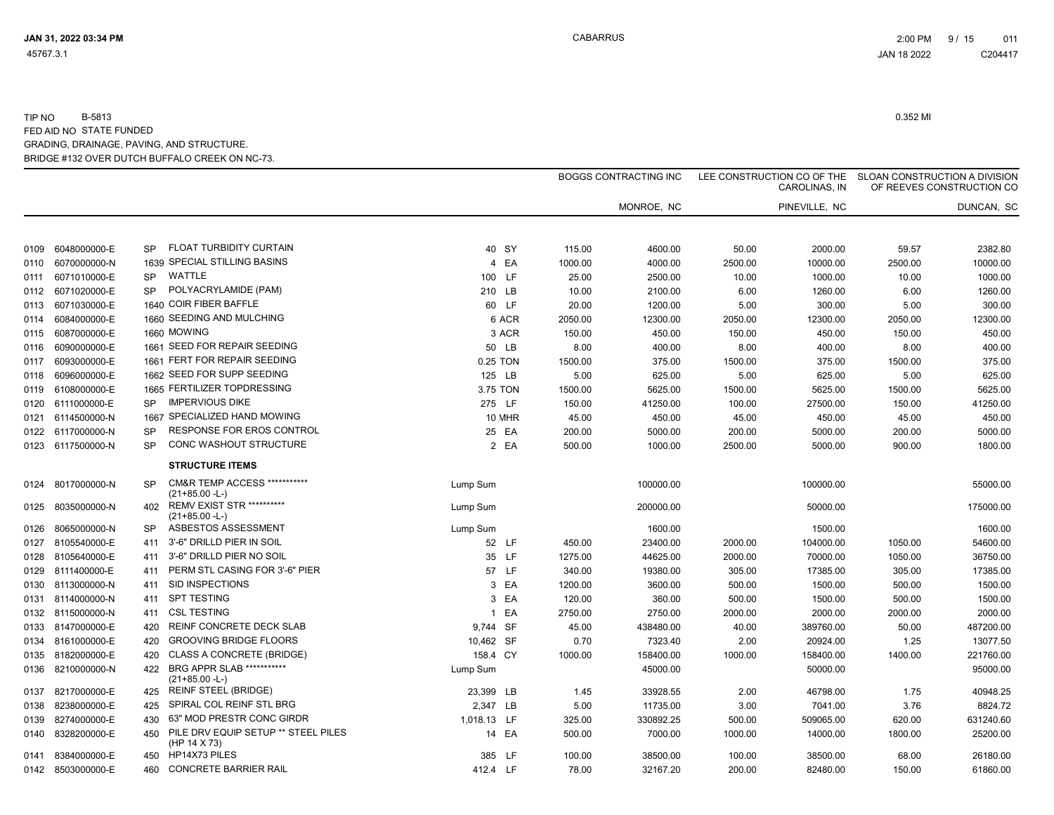TIP NO B-5813

FED AID NO STATE FUNDED

GRADING, DRAINAGE, PAVING, AND STRUCTURE.

BRIDGE #132 OVER DUTCH BUFFALO CREEK ON NC-73.

0.352 MI

| | | | | | | BOGGS CONTRACTING INC | | LEE CONSTRUCTION CO OF THE CAROLINAS, IN | | SLOAN CONSTRUCTION A DIVISION OF REEVES CONSTRUCTION CO | |
|---|---|---|---|---|---|---|---|---|---|---|---|
| | | | | | | | MONROE, NC | | PINEVILLE, NC | | DUNCAN, SC |
| 0109 | 6048000000-E | SP | FLOAT TURBIDITY CURTAIN | 40 | SY | 115.00 | 4600.00 | 50.00 | 2000.00 | 59.57 | 2382.80 |
| 0110 | 6070000000-N | 1639 | SPECIAL STILLING BASINS | 4 | EA | 1000.00 | 4000.00 | 2500.00 | 10000.00 | 2500.00 | 10000.00 |
| 0111 | 6071010000-E | SP | WATTLE | 100 | LF | 25.00 | 2500.00 | 10.00 | 1000.00 | 10.00 | 1000.00 |
| 0112 | 6071020000-E | SP | POLYACRYLAMIDE (PAM) | 210 | LB | 10.00 | 2100.00 | 6.00 | 1260.00 | 6.00 | 1260.00 |
| 0113 | 6071030000-E | 1640 | COIR FIBER BAFFLE | 60 | LF | 20.00 | 1200.00 | 5.00 | 300.00 | 5.00 | 300.00 |
| 0114 | 6084000000-E | 1660 | SEEDING AND MULCHING | 6 | ACR | 2050.00 | 12300.00 | 2050.00 | 12300.00 | 2050.00 | 12300.00 |
| 0115 | 6087000000-E | 1660 | MOWING | 3 | ACR | 150.00 | 450.00 | 150.00 | 450.00 | 150.00 | 450.00 |
| 0116 | 6090000000-E | 1661 | SEED FOR REPAIR SEEDING | 50 | LB | 8.00 | 400.00 | 8.00 | 400.00 | 8.00 | 400.00 |
| 0117 | 6093000000-E | 1661 | FERT FOR REPAIR SEEDING | 0.25 | TON | 1500.00 | 375.00 | 1500.00 | 375.00 | 1500.00 | 375.00 |
| 0118 | 6096000000-E | 1662 | SEED FOR SUPP SEEDING | 125 | LB | 5.00 | 625.00 | 5.00 | 625.00 | 5.00 | 625.00 |
| 0119 | 6108000000-E | 1665 | FERTILIZER TOPDRESSING | 3.75 | TON | 1500.00 | 5625.00 | 1500.00 | 5625.00 | 1500.00 | 5625.00 |
| 0120 | 6111000000-E | SP | IMPERVIOUS DIKE | 275 | LF | 150.00 | 41250.00 | 100.00 | 27500.00 | 150.00 | 41250.00 |
| 0121 | 6114500000-N | 1667 | SPECIALIZED HAND MOWING | 10 | MHR | 45.00 | 450.00 | 45.00 | 450.00 | 45.00 | 450.00 |
| 0122 | 6117000000-N | SP | RESPONSE FOR EROS CONTROL | 25 | EA | 200.00 | 5000.00 | 200.00 | 5000.00 | 200.00 | 5000.00 |
| 0123 | 6117500000-N | SP | CONC WASHOUT STRUCTURE | 2 | EA | 500.00 | 1000.00 | 2500.00 | 5000.00 | 900.00 | 1800.00 |
| | | | **STRUCTURE ITEMS** | | | | | | | | |
| 0124 | 8017000000-N | SP | CM&R TEMP ACCESS *********** (21+85.00 -L-) | Lump Sum | | | 100000.00 | | 100000.00 | | 55000.00 |
| 0125 | 8035000000-N | 402 | REMV EXIST STR ********** (21+85.00 -L-) | Lump Sum | | | 200000.00 | | 50000.00 | | 175000.00 |
| 0126 | 8065000000-N | SP | ASBESTOS ASSESSMENT | Lump Sum | | | 1600.00 | | 1500.00 | | 1600.00 |
| 0127 | 8105540000-E | 411 | 3'-6" DRILLD PIER IN SOIL | 52 | LF | 450.00 | 23400.00 | 2000.00 | 104000.00 | 1050.00 | 54600.00 |
| 0128 | 8105640000-E | 411 | 3'-6" DRILLD PIER NO SOIL | 35 | LF | 1275.00 | 44625.00 | 2000.00 | 70000.00 | 1050.00 | 36750.00 |
| 0129 | 8111400000-E | 411 | PERM STL CASING FOR 3'-6" PIER | 57 | LF | 340.00 | 19380.00 | 305.00 | 17385.00 | 305.00 | 17385.00 |
| 0130 | 8113000000-N | 411 | SID INSPECTIONS | 3 | EA | 1200.00 | 3600.00 | 500.00 | 1500.00 | 500.00 | 1500.00 |
| 0131 | 8114000000-N | 411 | SPT TESTING | 3 | EA | 120.00 | 360.00 | 500.00 | 1500.00 | 500.00 | 1500.00 |
| 0132 | 8115000000-N | 411 | CSL TESTING | 1 | EA | 2750.00 | 2750.00 | 2000.00 | 2000.00 | 2000.00 | 2000.00 |
| 0133 | 8147000000-E | 420 | REINF CONCRETE DECK SLAB | 9,744 | SF | 45.00 | 438480.00 | 40.00 | 389760.00 | 50.00 | 487200.00 |
| 0134 | 8161000000-E | 420 | GROOVING BRIDGE FLOORS | 10,462 | SF | 0.70 | 7323.40 | 2.00 | 20924.00 | 1.25 | 13077.50 |
| 0135 | 8182000000-E | 420 | CLASS A CONCRETE (BRIDGE) | 158.4 | CY | 1000.00 | 158400.00 | 1000.00 | 158400.00 | 1400.00 | 221760.00 |
| 0136 | 8210000000-N | 422 | BRG APPR SLAB *********** (21+85.00 -L-) | Lump Sum | | | 45000.00 | | 50000.00 | | 95000.00 |
| 0137 | 8217000000-E | 425 | REINF STEEL (BRIDGE) | 23,399 | LB | 1.45 | 33928.55 | 2.00 | 46798.00 | 1.75 | 40948.25 |
| 0138 | 8238000000-E | 425 | SPIRAL COL REINF STL BRG | 2,347 | LB | 5.00 | 11735.00 | 3.00 | 7041.00 | 3.76 | 8824.72 |
| 0139 | 8274000000-E | 430 | 63" MOD PRESTR CONC GIRDR | 1,018.13 | LF | 325.00 | 330892.25 | 500.00 | 509065.00 | 620.00 | 631240.60 |
| 0140 | 8328200000-E | 450 | PILE DRV EQUIP SETUP ** STEEL PILES (HP 14 X 73) | 14 | EA | 500.00 | 7000.00 | 1000.00 | 14000.00 | 1800.00 | 25200.00 |
| 0141 | 8384000000-E | 450 | HP14X73 PILES | 385 | LF | 100.00 | 38500.00 | 100.00 | 38500.00 | 68.00 | 26180.00 |
| 0142 | 8503000000-E | 460 | CONCRETE BARRIER RAIL | 412.4 | LF | 78.00 | 32167.20 | 200.00 | 82480.00 | 150.00 | 61860.00 |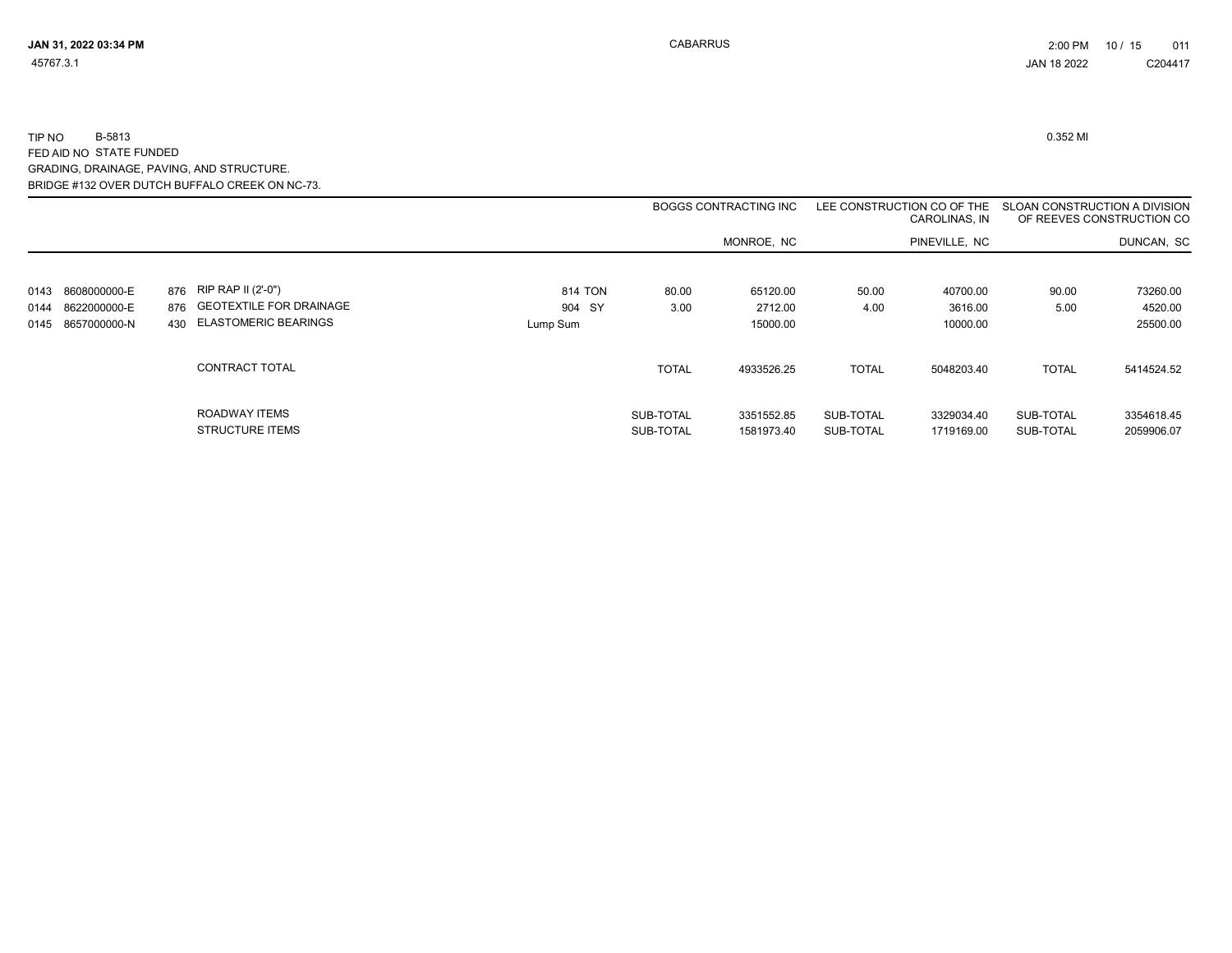TIP NO B-5813

0.352 MI

FED AID NO STATE FUNDED

GRADING, DRAINAGE, PAVING, AND STRUCTURE.

BRIDGE #132 OVER DUTCH BUFFALO CREEK ON NC-73.

| | | | | | BOGGS CONTRACTING INC | | LEE CONSTRUCTION CO OF THE CAROLINAS, IN | | SLOAN CONSTRUCTION A DIVISION OF REEVES CONSTRUCTION CO | |
|---|---|---|---|---|---|---|---|---|---|---|
| | | | | | | MONROE, NC | | PINEVILLE, NC | | DUNCAN, SC |
| 0143 | 8608000000-E | 876 | RIP RAP II (2'-0") | 814 TON | 80.00 | 65120.00 | 50.00 | 40700.00 | 90.00 | 73260.00 |
| 0144 | 8622000000-E | 876 | GEOTEXTILE FOR DRAINAGE | 904 SY | 3.00 | 2712.00 | 4.00 | 3616.00 | 5.00 | 4520.00 |
| 0145 | 8657000000-N | 430 | ELASTOMERIC BEARINGS | Lump Sum | | 15000.00 | | 10000.00 | | 25500.00 |
| | | | CONTRACT TOTAL | | TOTAL | 4933526.25 | TOTAL | 5048203.40 | TOTAL | 5414524.52 |
| | | | ROADWAY ITEMS | | SUB-TOTAL | 3351552.85 | SUB-TOTAL | 3329034.40 | SUB-TOTAL | 3354618.45 |
| | | | STRUCTURE ITEMS | | SUB-TOTAL | 1581973.40 | SUB-TOTAL | 1719169.00 | SUB-TOTAL | 2059906.07 |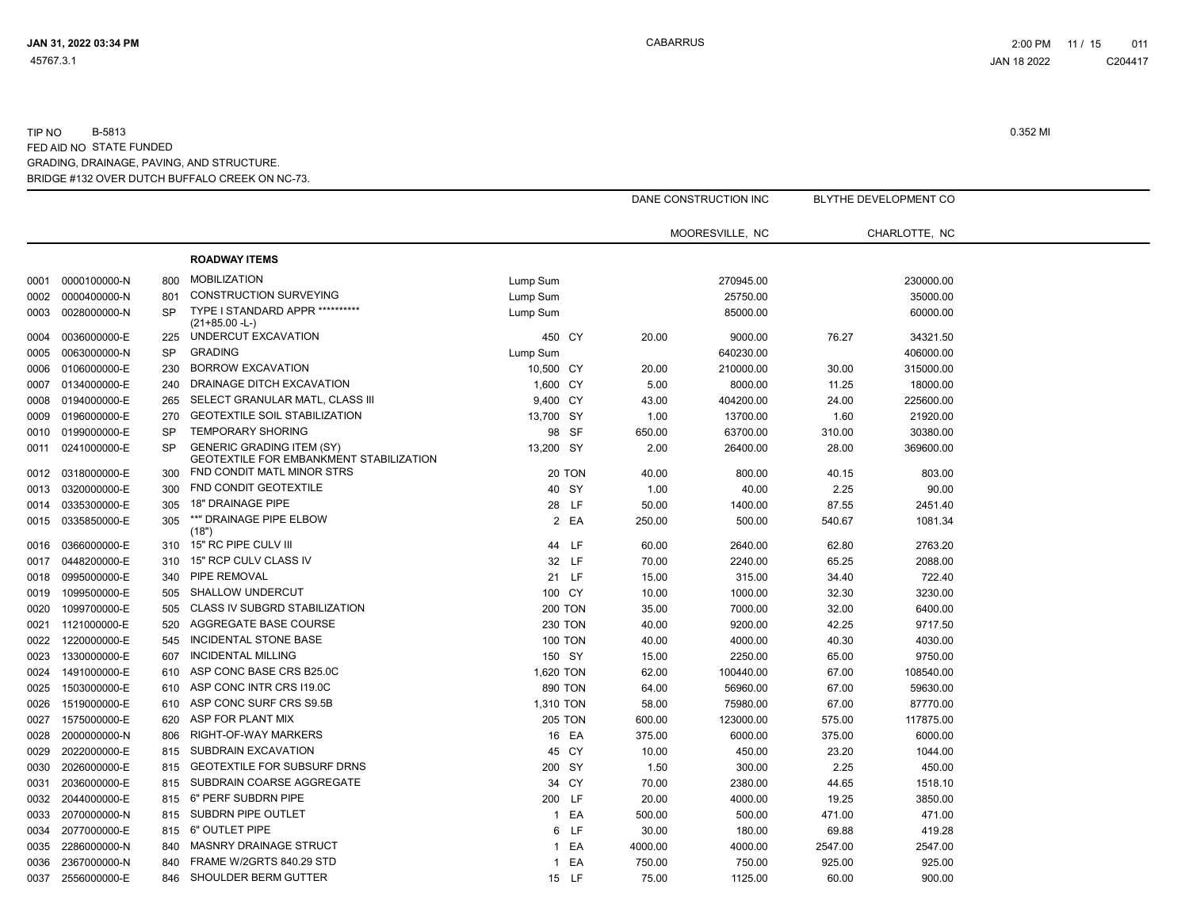TIP NO B-5813 0.352 MI
FED AID NO STATE FUNDED
GRADING, DRAINAGE, PAVING, AND STRUCTURE.
BRIDGE #132 OVER DUTCH BUFFALO CREEK ON NC-73.

| | | | | | | DANE CONSTRUCTION INC | | BLYTHE DEVELOPMENT CO | |
|---|---|---|---|---|---|---|---|---|---|
| | | | | | | MOORESVILLE, NC | | CHARLOTTE, NC | |
| | | | **ROADWAY ITEMS** | | | | | | |
| 0001 | 0000100000-N | 800 | MOBILIZATION | Lump Sum | | | 270945.00 | | 230000.00 |
| 0002 | 0000400000-N | 801 | CONSTRUCTION SURVEYING | Lump Sum | | | 25750.00 | | 35000.00 |
| 0003 | 0028000000-N | SP | TYPE I STANDARD APPR ********** (21+85.00 -L-) | Lump Sum | | | 85000.00 | | 60000.00 |
| 0004 | 0036000000-E | 225 | UNDERCUT EXCAVATION | 450 | CY | 20.00 | 9000.00 | 76.27 | 34321.50 |
| 0005 | 0063000000-N | SP | GRADING | Lump Sum | | | 640230.00 | | 406000.00 |
| 0006 | 0106000000-E | 230 | BORROW EXCAVATION | 10,500 | CY | 20.00 | 210000.00 | 30.00 | 315000.00 |
| 0007 | 0134000000-E | 240 | DRAINAGE DITCH EXCAVATION | 1,600 | CY | 5.00 | 8000.00 | 11.25 | 18000.00 |
| 0008 | 0194000000-E | 265 | SELECT GRANULAR MATL, CLASS III | 9,400 | CY | 43.00 | 404200.00 | 24.00 | 225600.00 |
| 0009 | 0196000000-E | 270 | GEOTEXTILE SOIL STABILIZATION | 13,700 | SY | 1.00 | 13700.00 | 1.60 | 21920.00 |
| 0010 | 0199000000-E | SP | TEMPORARY SHORING | 98 | SF | 650.00 | 63700.00 | 310.00 | 30380.00 |
| 0011 | 0241000000-E | SP | GENERIC GRADING ITEM (SY) GEOTEXTILE FOR EMBANKMENT STABILIZATION | 13,200 | SY | 2.00 | 26400.00 | 28.00 | 369600.00 |
| 0012 | 0318000000-E | 300 | FND CONDIT MATL MINOR STRS | 20 | TON | 40.00 | 800.00 | 40.15 | 803.00 |
| 0013 | 0320000000-E | 300 | FND CONDIT GEOTEXTILE | 40 | SY | 1.00 | 40.00 | 2.25 | 90.00 |
| 0014 | 0335300000-E | 305 | 18" DRAINAGE PIPE | 28 | LF | 50.00 | 1400.00 | 87.55 | 2451.40 |
| 0015 | 0335850000-E | 305 | **" DRAINAGE PIPE ELBOW (18") | 2 | EA | 250.00 | 500.00 | 540.67 | 1081.34 |
| 0016 | 0366000000-E | 310 | 15" RC PIPE CULV III | 44 | LF | 60.00 | 2640.00 | 62.80 | 2763.20 |
| 0017 | 0448200000-E | 310 | 15" RCP CULV CLASS IV | 32 | LF | 70.00 | 2240.00 | 65.25 | 2088.00 |
| 0018 | 0995000000-E | 340 | PIPE REMOVAL | 21 | LF | 15.00 | 315.00 | 34.40 | 722.40 |
| 0019 | 1099500000-E | 505 | SHALLOW UNDERCUT | 100 | CY | 10.00 | 1000.00 | 32.30 | 3230.00 |
| 0020 | 1099700000-E | 505 | CLASS IV SUBGRD STABILIZATION | 200 | TON | 35.00 | 7000.00 | 32.00 | 6400.00 |
| 0021 | 1121000000-E | 520 | AGGREGATE BASE COURSE | 230 | TON | 40.00 | 9200.00 | 42.25 | 9717.50 |
| 0022 | 1220000000-E | 545 | INCIDENTAL STONE BASE | 100 | TON | 40.00 | 4000.00 | 40.30 | 4030.00 |
| 0023 | 1330000000-E | 607 | INCIDENTAL MILLING | 150 | SY | 15.00 | 2250.00 | 65.00 | 9750.00 |
| 0024 | 1491000000-E | 610 | ASP CONC BASE CRS B25.0C | 1,620 | TON | 62.00 | 100440.00 | 67.00 | 108540.00 |
| 0025 | 1503000000-E | 610 | ASP CONC INTR CRS I19.0C | 890 | TON | 64.00 | 56960.00 | 67.00 | 59630.00 |
| 0026 | 1519000000-E | 610 | ASP CONC SURF CRS S9.5B | 1,310 | TON | 58.00 | 75980.00 | 67.00 | 87770.00 |
| 0027 | 1575000000-E | 620 | ASP FOR PLANT MIX | 205 | TON | 600.00 | 123000.00 | 575.00 | 117875.00 |
| 0028 | 2000000000-N | 806 | RIGHT-OF-WAY MARKERS | 16 | EA | 375.00 | 6000.00 | 375.00 | 6000.00 |
| 0029 | 2022000000-E | 815 | SUBDRAIN EXCAVATION | 45 | CY | 10.00 | 450.00 | 23.20 | 1044.00 |
| 0030 | 2026000000-E | 815 | GEOTEXTILE FOR SUBSURF DRNS | 200 | SY | 1.50 | 300.00 | 2.25 | 450.00 |
| 0031 | 2036000000-E | 815 | SUBDRAIN COARSE AGGREGATE | 34 | CY | 70.00 | 2380.00 | 44.65 | 1518.10 |
| 0032 | 2044000000-E | 815 | 6" PERF SUBDRN PIPE | 200 | LF | 20.00 | 4000.00 | 19.25 | 3850.00 |
| 0033 | 2070000000-N | 815 | SUBDRN PIPE OUTLET | 1 | EA | 500.00 | 500.00 | 471.00 | 471.00 |
| 0034 | 2077000000-E | 815 | 6" OUTLET PIPE | 6 | LF | 30.00 | 180.00 | 69.88 | 419.28 |
| 0035 | 2286000000-N | 840 | MASNRY DRAINAGE STRUCT | 1 | EA | 4000.00 | 4000.00 | 2547.00 | 2547.00 |
| 0036 | 2367000000-N | 840 | FRAME W/2GRTS 840.29 STD | 1 | EA | 750.00 | 750.00 | 925.00 | 925.00 |
| 0037 | 2556000000-E | 846 | SHOULDER BERM GUTTER | 15 | LF | 75.00 | 1125.00 | 60.00 | 900.00 |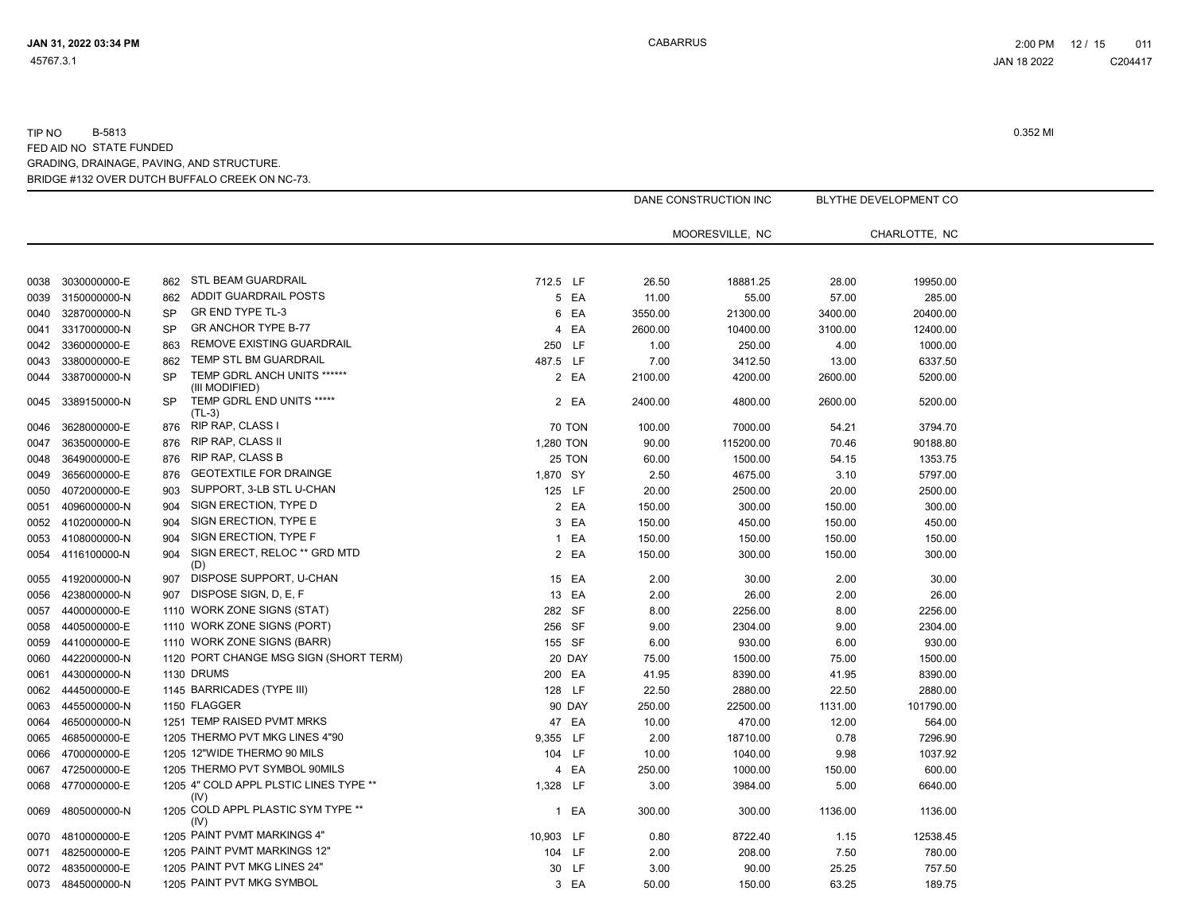TIP NO B-5813

FED AID NO STATE FUNDED

GRADING, DRAINAGE, PAVING, AND STRUCTURE.

BRIDGE #132 OVER DUTCH BUFFALO CREEK ON NC-73.

0.352 MI

| | | | | | | DANE CONSTRUCTION INC | | BLYTHE DEVELOPMENT CO | |
|---|---|---|---|---|---|---|---|---|---|
| | | | | | | MOORESVILLE, NC | | CHARLOTTE, NC | |
| 0038 | 3030000000-E | 862 | STL BEAM GUARDRAIL | 712.5 | LF | 26.50 | 18881.25 | 28.00 | 19950.00 |
| 0039 | 3150000000-N | 862 | ADDIT GUARDRAIL POSTS | 5 | EA | 11.00 | 55.00 | 57.00 | 285.00 |
| 0040 | 3287000000-N | SP | GR END TYPE TL-3 | 6 | EA | 3550.00 | 21300.00 | 3400.00 | 20400.00 |
| 0041 | 3317000000-N | SP | GR ANCHOR TYPE B-77 | 4 | EA | 2600.00 | 10400.00 | 3100.00 | 12400.00 |
| 0042 | 3360000000-E | 863 | REMOVE EXISTING GUARDRAIL | 250 | LF | 1.00 | 250.00 | 4.00 | 1000.00 |
| 0043 | 3380000000-E | 862 | TEMP STL BM GUARDRAIL | 487.5 | LF | 7.00 | 3412.50 | 13.00 | 6337.50 |
| 0044 | 3387000000-N | SP | TEMP GDRL ANCH UNITS ****** (III MODIFIED) | 2 | EA | 2100.00 | 4200.00 | 2600.00 | 5200.00 |
| 0045 | 3389150000-N | SP | TEMP GDRL END UNITS ***** (TL-3) | 2 | EA | 2400.00 | 4800.00 | 2600.00 | 5200.00 |
| 0046 | 3628000000-E | 876 | RIP RAP, CLASS I | 70 | TON | 100.00 | 7000.00 | 54.21 | 3794.70 |
| 0047 | 3635000000-E | 876 | RIP RAP, CLASS II | 1,280 | TON | 90.00 | 115200.00 | 70.46 | 90188.80 |
| 0048 | 3649000000-E | 876 | RIP RAP, CLASS B | 25 | TON | 60.00 | 1500.00 | 54.15 | 1353.75 |
| 0049 | 3656000000-E | 876 | GEOTEXTILE FOR DRAINGE | 1,870 | SY | 2.50 | 4675.00 | 3.10 | 5797.00 |
| 0050 | 4072000000-E | 903 | SUPPORT, 3-LB STL U-CHAN | 125 | LF | 20.00 | 2500.00 | 20.00 | 2500.00 |
| 0051 | 4096000000-N | 904 | SIGN ERECTION, TYPE D | 2 | EA | 150.00 | 300.00 | 150.00 | 300.00 |
| 0052 | 4102000000-N | 904 | SIGN ERECTION, TYPE E | 3 | EA | 150.00 | 450.00 | 150.00 | 450.00 |
| 0053 | 4108000000-N | 904 | SIGN ERECTION, TYPE F | 1 | EA | 150.00 | 150.00 | 150.00 | 150.00 |
| 0054 | 4116100000-N | 904 | SIGN ERECT, RELOC ** GRD MTD (D) | 2 | EA | 150.00 | 300.00 | 150.00 | 300.00 |
| 0055 | 4192000000-N | 907 | DISPOSE SUPPORT, U-CHAN | 15 | EA | 2.00 | 30.00 | 2.00 | 30.00 |
| 0056 | 4238000000-N | 907 | DISPOSE SIGN, D, E, F | 13 | EA | 2.00 | 26.00 | 2.00 | 26.00 |
| 0057 | 4400000000-E | 1110 | WORK ZONE SIGNS (STAT) | 282 | SF | 8.00 | 2256.00 | 8.00 | 2256.00 |
| 0058 | 4405000000-E | 1110 | WORK ZONE SIGNS (PORT) | 256 | SF | 9.00 | 2304.00 | 9.00 | 2304.00 |
| 0059 | 4410000000-E | 1110 | WORK ZONE SIGNS (BARR) | 155 | SF | 6.00 | 930.00 | 6.00 | 930.00 |
| 0060 | 4422000000-N | 1120 | PORT CHANGE MSG SIGN (SHORT TERM) | 20 | DAY | 75.00 | 1500.00 | 75.00 | 1500.00 |
| 0061 | 4430000000-N | 1130 | DRUMS | 200 | EA | 41.95 | 8390.00 | 41.95 | 8390.00 |
| 0062 | 4445000000-E | 1145 | BARRICADES (TYPE III) | 128 | LF | 22.50 | 2880.00 | 22.50 | 2880.00 |
| 0063 | 4455000000-N | 1150 | FLAGGER | 90 | DAY | 250.00 | 22500.00 | 1131.00 | 101790.00 |
| 0064 | 4650000000-N | 1251 | TEMP RAISED PVMT MRKS | 47 | EA | 10.00 | 470.00 | 12.00 | 564.00 |
| 0065 | 4685000000-E | 1205 | THERMO PVT MKG LINES 4"90 | 9,355 | LF | 2.00 | 18710.00 | 0.78 | 7296.90 |
| 0066 | 4700000000-E | 1205 | 12"WIDE THERMO 90 MILS | 104 | LF | 10.00 | 1040.00 | 9.98 | 1037.92 |
| 0067 | 4725000000-E | 1205 | THERMO PVT SYMBOL 90MILS | 4 | EA | 250.00 | 1000.00 | 150.00 | 600.00 |
| 0068 | 4770000000-E | 1205 | 4" COLD APPL PLSTIC LINES TYPE ** (IV) | 1,328 | LF | 3.00 | 3984.00 | 5.00 | 6640.00 |
| 0069 | 4805000000-N | 1205 | COLD APPL PLASTIC SYM TYPE ** (IV) | 1 | EA | 300.00 | 300.00 | 1136.00 | 1136.00 |
| 0070 | 4810000000-E | 1205 | PAINT PVMT MARKINGS 4" | 10,903 | LF | 0.80 | 8722.40 | 1.15 | 12538.45 |
| 0071 | 4825000000-E | 1205 | PAINT PVMT MARKINGS 12" | 104 | LF | 2.00 | 208.00 | 7.50 | 780.00 |
| 0072 | 4835000000-E | 1205 | PAINT PVT MKG LINES 24" | 30 | LF | 3.00 | 90.00 | 25.25 | 757.50 |
| 0073 | 4845000000-N | 1205 | PAINT PVT MKG SYMBOL | 3 | EA | 50.00 | 150.00 | 63.25 | 189.75 |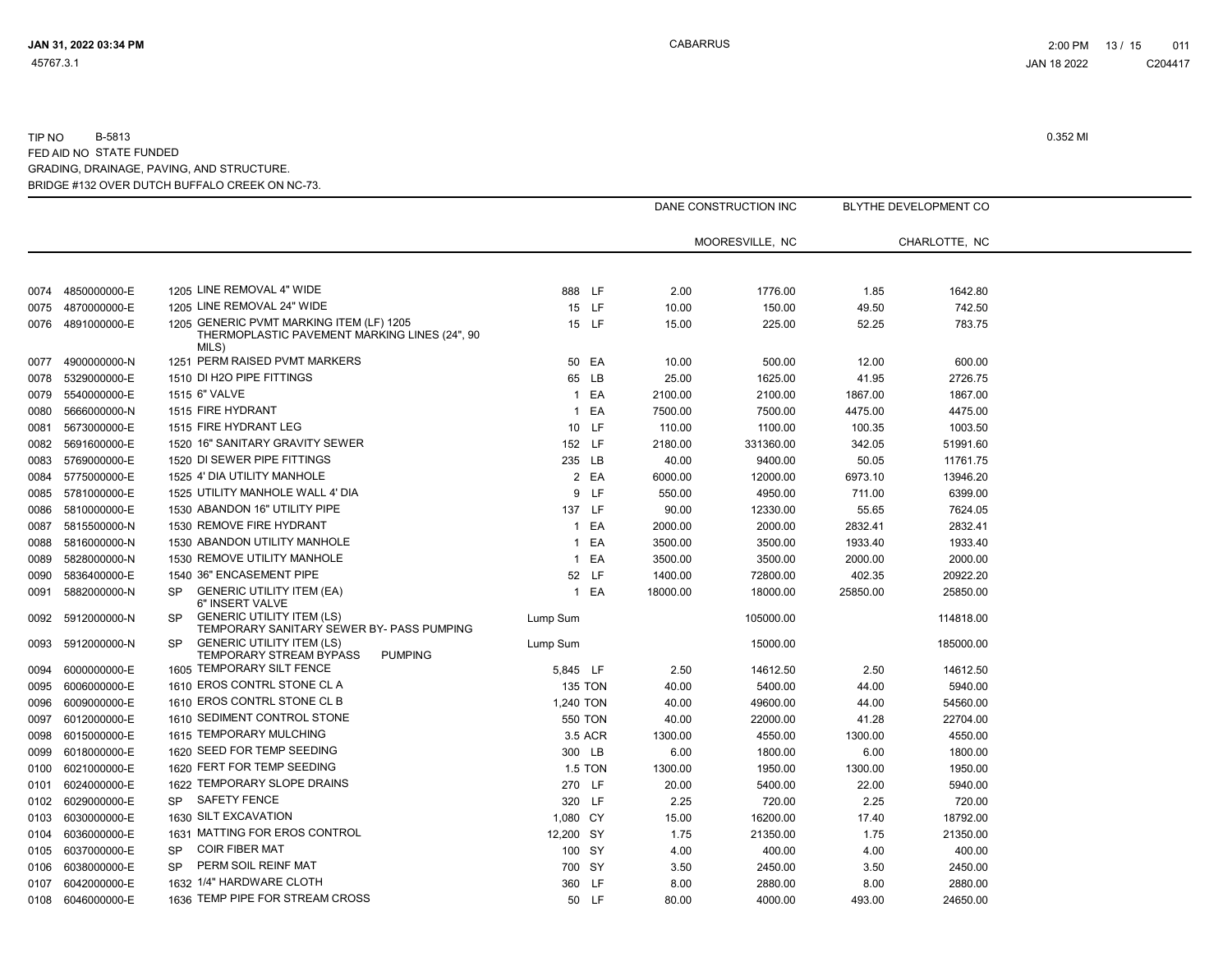TIP NO B-5813
FED AID NO STATE FUNDED
GRADING, DRAINAGE, PAVING, AND STRUCTURE.
BRIDGE #132 OVER DUTCH BUFFALO CREEK ON NC-73.

0.352 MI

| | | | | | DANE CONSTRUCTION INC | | BLYTHE DEVELOPMENT CO | |
|---|---|---|---|---|---|---|---|---|
| | | | | | MOORESVILLE, NC | | CHARLOTTE, NC | |
| 0074 | 4850000000-E | 1205 LINE REMOVAL 4" WIDE | 888 | LF | 2.00 | 1776.00 | 1.85 | 1642.80 |
| 0075 | 4870000000-E | 1205 LINE REMOVAL 24" WIDE | 15 | LF | 10.00 | 150.00 | 49.50 | 742.50 |
| 0076 | 4891000000-E | 1205 GENERIC PVMT MARKING ITEM (LF) 1205 THERMOPLASTIC PAVEMENT MARKING LINES (24", 90 MILS) | 15 | LF | 15.00 | 225.00 | 52.25 | 783.75 |
| 0077 | 4900000000-N | 1251 PERM RAISED PVMT MARKERS | 50 | EA | 10.00 | 500.00 | 12.00 | 600.00 |
| 0078 | 5329000000-E | 1510 DI H2O PIPE FITTINGS | 65 | LB | 25.00 | 1625.00 | 41.95 | 2726.75 |
| 0079 | 5540000000-E | 1515 6" VALVE | 1 | EA | 2100.00 | 2100.00 | 1867.00 | 1867.00 |
| 0080 | 5666000000-N | 1515 FIRE HYDRANT | 1 | EA | 7500.00 | 7500.00 | 4475.00 | 4475.00 |
| 0081 | 5673000000-E | 1515 FIRE HYDRANT LEG | 10 | LF | 110.00 | 1100.00 | 100.35 | 1003.50 |
| 0082 | 5691600000-E | 1520 16" SANITARY GRAVITY SEWER | 152 | LF | 2180.00 | 331360.00 | 342.05 | 51991.60 |
| 0083 | 5769000000-E | 1520 DI SEWER PIPE FITTINGS | 235 | LB | 40.00 | 9400.00 | 50.05 | 11761.75 |
| 0084 | 5775000000-E | 1525 4' DIA UTILITY MANHOLE | 2 | EA | 6000.00 | 12000.00 | 6973.10 | 13946.20 |
| 0085 | 5781000000-E | 1525 UTILITY MANHOLE WALL 4' DIA | 9 | LF | 550.00 | 4950.00 | 711.00 | 6399.00 |
| 0086 | 5810000000-E | 1530 ABANDON 16" UTILITY PIPE | 137 | LF | 90.00 | 12330.00 | 55.65 | 7624.05 |
| 0087 | 5815500000-N | 1530 REMOVE FIRE HYDRANT | 1 | EA | 2000.00 | 2000.00 | 2832.41 | 2832.41 |
| 0088 | 5816000000-N | 1530 ABANDON UTILITY MANHOLE | 1 | EA | 3500.00 | 3500.00 | 1933.40 | 1933.40 |
| 0089 | 5828000000-N | 1530 REMOVE UTILITY MANHOLE | 1 | EA | 3500.00 | 3500.00 | 2000.00 | 2000.00 |
| 0090 | 5836400000-E | 1540 36" ENCASEMENT PIPE | 52 | LF | 1400.00 | 72800.00 | 402.35 | 20922.20 |
| 0091 | 5882000000-N | SP GENERIC UTILITY ITEM (EA) 6" INSERT VALVE | 1 | EA | 18000.00 | 18000.00 | 25850.00 | 25850.00 |
| 0092 | 5912000000-N | SP GENERIC UTILITY ITEM (LS) TEMPORARY SANITARY SEWER BY- PASS PUMPING | Lump Sum | | | 105000.00 | | 114818.00 |
| 0093 | 5912000000-N | SP GENERIC UTILITY ITEM (LS) TEMPORARY STREAM BYPASS PUMPING | Lump Sum | | | 15000.00 | | 185000.00 |
| 0094 | 6000000000-E | 1605 TEMPORARY SILT FENCE | 5,845 | LF | 2.50 | 14612.50 | 2.50 | 14612.50 |
| 0095 | 6006000000-E | 1610 EROS CONTRL STONE CL A | 135 | TON | 40.00 | 5400.00 | 44.00 | 5940.00 |
| 0096 | 6009000000-E | 1610 EROS CONTRL STONE CL B | 1,240 | TON | 40.00 | 49600.00 | 44.00 | 54560.00 |
| 0097 | 6012000000-E | 1610 SEDIMENT CONTROL STONE | 550 | TON | 40.00 | 22000.00 | 41.28 | 22704.00 |
| 0098 | 6015000000-E | 1615 TEMPORARY MULCHING | 3.5 | ACR | 1300.00 | 4550.00 | 1300.00 | 4550.00 |
| 0099 | 6018000000-E | 1620 SEED FOR TEMP SEEDING | 300 | LB | 6.00 | 1800.00 | 6.00 | 1800.00 |
| 0100 | 6021000000-E | 1620 FERT FOR TEMP SEEDING | 1.5 | TON | 1300.00 | 1950.00 | 1300.00 | 1950.00 |
| 0101 | 6024000000-E | 1622 TEMPORARY SLOPE DRAINS | 270 | LF | 20.00 | 5400.00 | 22.00 | 5940.00 |
| 0102 | 6029000000-E | SP SAFETY FENCE | 320 | LF | 2.25 | 720.00 | 2.25 | 720.00 |
| 0103 | 6030000000-E | 1630 SILT EXCAVATION | 1,080 | CY | 15.00 | 16200.00 | 17.40 | 18792.00 |
| 0104 | 6036000000-E | 1631 MATTING FOR EROS CONTROL | 12,200 | SY | 1.75 | 21350.00 | 1.75 | 21350.00 |
| 0105 | 6037000000-E | SP COIR FIBER MAT | 100 | SY | 4.00 | 400.00 | 4.00 | 400.00 |
| 0106 | 6038000000-E | SP PERM SOIL REINF MAT | 700 | SY | 3.50 | 2450.00 | 3.50 | 2450.00 |
| 0107 | 6042000000-E | 1632 1/4" HARDWARE CLOTH | 360 | LF | 8.00 | 2880.00 | 8.00 | 2880.00 |
| 0108 | 6046000000-E | 1636 TEMP PIPE FOR STREAM CROSS | 50 | LF | 80.00 | 4000.00 | 493.00 | 24650.00 |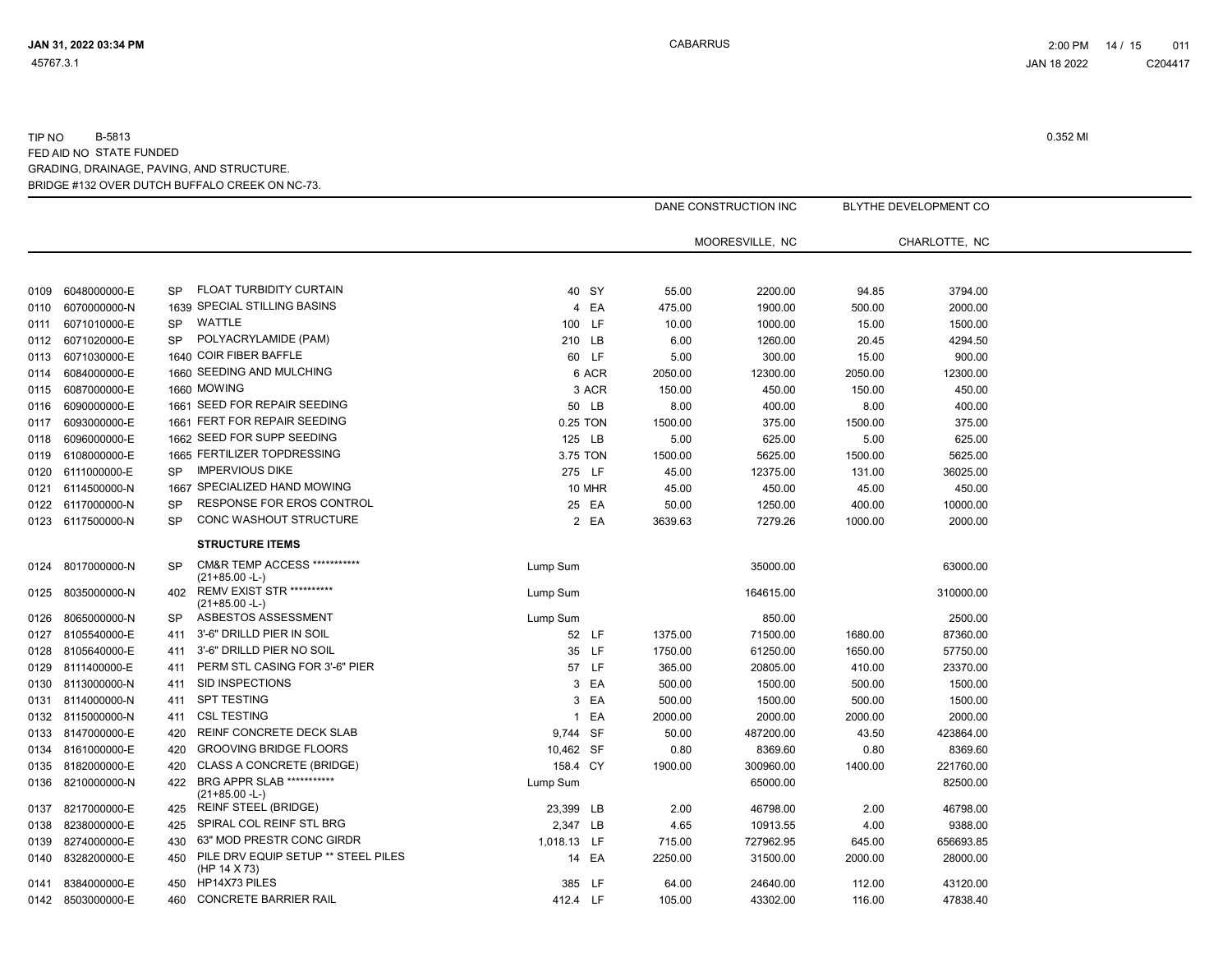TIP NO B-5813

FED AID NO STATE FUNDED

GRADING, DRAINAGE, PAVING, AND STRUCTURE.

BRIDGE #132 OVER DUTCH BUFFALO CREEK ON NC-73.

0.352 MI

| Line | Item No | Sec | Description | Quantity | Unit | DANE CONSTRUCTION INC MOORESVILLE, NC Unit Price | DANE CONSTRUCTION INC MOORESVILLE, NC Amount | BLYTHE DEVELOPMENT CO CHARLOTTE, NC Unit Price | BLYTHE DEVELOPMENT CO CHARLOTTE, NC Amount |
|---|---|---|---|---|---|---|---|---|---|
| 0109 | 6048000000-E | SP | FLOAT TURBIDITY CURTAIN | 40 | SY | 55.00 | 2200.00 | 94.85 | 3794.00 |
| 0110 | 6070000000-N | 1639 | SPECIAL STILLING BASINS | 4 | EA | 475.00 | 1900.00 | 500.00 | 2000.00 |
| 0111 | 6071010000-E | SP | WATTLE | 100 | LF | 10.00 | 1000.00 | 15.00 | 1500.00 |
| 0112 | 6071020000-E | SP | POLYACRYLAMIDE (PAM) | 210 | LB | 6.00 | 1260.00 | 20.45 | 4294.50 |
| 0113 | 6071030000-E | 1640 | COIR FIBER BAFFLE | 60 | LF | 5.00 | 300.00 | 15.00 | 900.00 |
| 0114 | 6084000000-E | 1660 | SEEDING AND MULCHING | 6 | ACR | 2050.00 | 12300.00 | 2050.00 | 12300.00 |
| 0115 | 6087000000-E | 1660 | MOWING | 3 | ACR | 150.00 | 450.00 | 150.00 | 450.00 |
| 0116 | 6090000000-E | 1661 | SEED FOR REPAIR SEEDING | 50 | LB | 8.00 | 400.00 | 8.00 | 400.00 |
| 0117 | 6093000000-E | 1661 | FERT FOR REPAIR SEEDING | 0.25 | TON | 1500.00 | 375.00 | 1500.00 | 375.00 |
| 0118 | 6096000000-E | 1662 | SEED FOR SUPP SEEDING | 125 | LB | 5.00 | 625.00 | 5.00 | 625.00 |
| 0119 | 6108000000-E | 1665 | FERTILIZER TOPDRESSING | 3.75 | TON | 1500.00 | 5625.00 | 1500.00 | 5625.00 |
| 0120 | 6111000000-E | SP | IMPERVIOUS DIKE | 275 | LF | 45.00 | 12375.00 | 131.00 | 36025.00 |
| 0121 | 6114500000-N | 1667 | SPECIALIZED HAND MOWING | 10 | MHR | 45.00 | 450.00 | 45.00 | 450.00 |
| 0122 | 6117000000-N | SP | RESPONSE FOR EROS CONTROL | 25 | EA | 50.00 | 1250.00 | 400.00 | 10000.00 |
| 0123 | 6117500000-N | SP | CONC WASHOUT STRUCTURE | 2 | EA | 3639.63 | 7279.26 | 1000.00 | 2000.00 |
| | | | **STRUCTURE ITEMS** | | | | | | |
| 0124 | 8017000000-N | SP | CM&R TEMP ACCESS *********** (21+85.00 -L-) | Lump Sum | | | 35000.00 | | 63000.00 |
| 0125 | 8035000000-N | 402 | REMV EXIST STR ********** (21+85.00 -L-) | Lump Sum | | | 164615.00 | | 310000.00 |
| 0126 | 8065000000-N | SP | ASBESTOS ASSESSMENT | Lump Sum | | | 850.00 | | 2500.00 |
| 0127 | 8105540000-E | 411 | 3'-6" DRILLD PIER IN SOIL | 52 | LF | 1375.00 | 71500.00 | 1680.00 | 87360.00 |
| 0128 | 8105640000-E | 411 | 3'-6" DRILLD PIER NO SOIL | 35 | LF | 1750.00 | 61250.00 | 1650.00 | 57750.00 |
| 0129 | 8111400000-E | 411 | PERM STL CASING FOR 3'-6" PIER | 57 | LF | 365.00 | 20805.00 | 410.00 | 23370.00 |
| 0130 | 8113000000-N | 411 | SID INSPECTIONS | 3 | EA | 500.00 | 1500.00 | 500.00 | 1500.00 |
| 0131 | 8114000000-N | 411 | SPT TESTING | 3 | EA | 500.00 | 1500.00 | 500.00 | 1500.00 |
| 0132 | 8115000000-N | 411 | CSL TESTING | 1 | EA | 2000.00 | 2000.00 | 2000.00 | 2000.00 |
| 0133 | 8147000000-E | 420 | REINF CONCRETE DECK SLAB | 9,744 | SF | 50.00 | 487200.00 | 43.50 | 423864.00 |
| 0134 | 8161000000-E | 420 | GROOVING BRIDGE FLOORS | 10,462 | SF | 0.80 | 8369.60 | 0.80 | 8369.60 |
| 0135 | 8182000000-E | 420 | CLASS A CONCRETE (BRIDGE) | 158.4 | CY | 1900.00 | 300960.00 | 1400.00 | 221760.00 |
| 0136 | 8210000000-N | 422 | BRG APPR SLAB *********** (21+85.00 -L-) | Lump Sum | | | 65000.00 | | 82500.00 |
| 0137 | 8217000000-E | 425 | REINF STEEL (BRIDGE) | 23,399 | LB | 2.00 | 46798.00 | 2.00 | 46798.00 |
| 0138 | 8238000000-E | 425 | SPIRAL COL REINF STL BRG | 2,347 | LB | 4.65 | 10913.55 | 4.00 | 9388.00 |
| 0139 | 8274000000-E | 430 | 63" MOD PRESTR CONC GIRDR | 1,018.13 | LF | 715.00 | 727962.95 | 645.00 | 656693.85 |
| 0140 | 8328200000-E | 450 | PILE DRV EQUIP SETUP ** STEEL PILES (HP 14 X 73) | 14 | EA | 2250.00 | 31500.00 | 2000.00 | 28000.00 |
| 0141 | 8384000000-E | 450 | HP14X73 PILES | 385 | LF | 64.00 | 24640.00 | 112.00 | 43120.00 |
| 0142 | 8503000000-E | 460 | CONCRETE BARRIER RAIL | 412.4 | LF | 105.00 | 43302.00 | 116.00 | 47838.40 |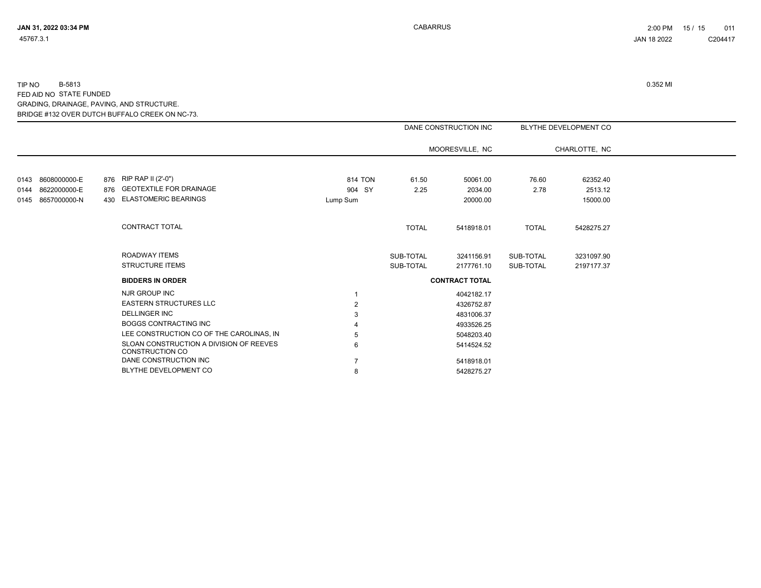TIP NO B-5813 0.352 MI

FED AID NO STATE FUNDED

GRADING, DRAINAGE, PAVING, AND STRUCTURE.

BRIDGE #132 OVER DUTCH BUFFALO CREEK ON NC-73.

| | | | | | | DANE CONSTRUCTION INC | | BLYTHE DEVELOPMENT CO | |
|---|---|---|---|---|---|---|---|---|---|
| | | | | | | MOORESVILLE, NC | | CHARLOTTE, NC | |
| 0143 | 8608000000-E | 876 | RIP RAP II (2'-0") | 814 | TON | 61.50 | 50061.00 | 76.60 | 62352.40 |
| 0144 | 8622000000-E | 876 | GEOTEXTILE FOR DRAINAGE | 904 | SY | 2.25 | 2034.00 | 2.78 | 2513.12 |
| 0145 | 8657000000-N | 430 | ELASTOMERIC BEARINGS | Lump Sum | | | 20000.00 | | 15000.00 |
| | | | CONTRACT TOTAL | | | TOTAL | 5418918.01 | TOTAL | 5428275.27 |
| | | | ROADWAY ITEMS | | | SUB-TOTAL | 3241156.91 | SUB-TOTAL | 3231097.90 |
| | | | STRUCTURE ITEMS | | | SUB-TOTAL | 2177761.10 | SUB-TOTAL | 2197177.37 |

| BIDDERS IN ORDER | | CONTRACT TOTAL |
|---|---|---|
| NJR GROUP INC | 1 | 4042182.17 |
| EASTERN STRUCTURES LLC | 2 | 4326752.87 |
| DELLINGER INC | 3 | 4831006.37 |
| BOGGS CONTRACTING INC | 4 | 4933526.25 |
| LEE CONSTRUCTION CO OF THE CAROLINAS, IN | 5 | 5048203.40 |
| SLOAN CONSTRUCTION A DIVISION OF REEVES CONSTRUCTION CO | 6 | 5414524.52 |
| DANE CONSTRUCTION INC | 7 | 5418918.01 |
| BLYTHE DEVELOPMENT CO | 8 | 5428275.27 |